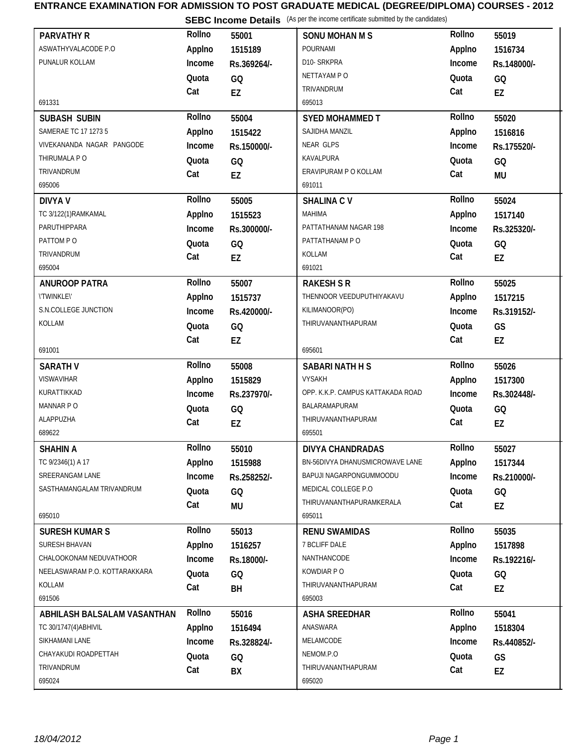# ENTRANCE EXAMINATION FOR ADMISSION TO POST GRADUATE MEDICAL (DEGREE/DIPLOMA) COURSES - 2012

## SEBC Income Details (As per the income certificate submitted by the candidates)

| Name & Address | Rollno | Applno | Income | Quota | Cat |
|---|---|---|---|---|---|
| **PARVATHY R**<br>ASWATHYVALACODE P.O<br>PUNALUR KOLLAM<br>691331 | 55001 | 1515189 | Rs.369264/- | GQ | EZ |
| **SONU MOHAN M S**<br>POURNAMI<br>D10- SRKPRA<br>NETTAYAM P O<br>TRIVANDRUM<br>695013 | 55019 | 1516734 | Rs.148000/- | GQ | EZ |
| **SUBASH SUBIN**<br>SAMERAE TC 17 1273 5<br>VIVEKANANDA NAGAR PANGODE<br>THIRUMALA P O<br>TRIVANDRUM<br>695006 | 55004 | 1515422 | Rs.150000/- | GQ | EZ |
| **SYED MOHAMMED T**<br>SAJIDHA MANZIL<br>NEAR GLPS<br>KAVALPURA<br>ERAVIPURAM P O KOLLAM<br>691011 | 55020 | 1516816 | Rs.175520/- | GQ | MU |
| **DIVYA V**<br>TC 3/122(1)RAMKAMAL<br>PARUTHIPPARA<br>PATTOM P O<br>TRIVANDRUM<br>695004 | 55005 | 1515523 | Rs.300000/- | GQ | EZ |
| **SHALINA C V**<br>MAHIMA<br>PATTATHANAM NAGAR 198<br>PATTATHANAM P O<br>KOLLAM<br>691021 | 55024 | 1517140 | Rs.325320/- | GQ | EZ |
| **ANUROOP PATRA**<br>\'TWINKLE\'<br>S.N.COLLEGE JUNCTION<br>KOLLAM<br>691001 | 55007 | 1515737 | Rs.420000/- | GQ | EZ |
| **RAKESH S R**<br>THENNOOR VEEDUPUTHIYAKAVU<br>KILIMANOOR(PO)<br>THIRUVANANTHAPURAM<br>695601 | 55025 | 1517215 | Rs.319152/- | GS | EZ |
| **SARATH V**<br>VISWAVIHAR<br>KURATTIKKAD<br>MANNAR P O<br>ALAPPUZHA<br>689622 | 55008 | 1515829 | Rs.237970/- | GQ | EZ |
| **SABARI NATH H S**<br>VYSAKH<br>OPP. K.K.P. CAMPUS KATTAKADA ROAD<br>BALARAMAPURAM<br>THIRUVANANTHAPURAM<br>695501 | 55026 | 1517300 | Rs.302448/- | GQ | EZ |
| **SHAHIN A**<br>TC 9/2346(1) A 17<br>SREERANGAM LANE<br>SASTHAMANGALAM TRIVANDRUM<br>695010 | 55010 | 1515988 | Rs.258252/- | GQ | MU |
| **DIVYA CHANDRADAS**<br>BN-56DIVYA DHANUSMICROWAVE LANE<br>BAPUJI NAGARPONGUMMOODU<br>MEDICAL COLLEGE P.O<br>THIRUVANANTHAPURAMKERALA<br>695011 | 55027 | 1517344 | Rs.210000/- | GQ | EZ |
| **SURESH KUMAR S**<br>SURESH BHAVAN<br>CHALOOKONAM NEDUVATHOOR<br>NEELASWARAM P.O. KOTTARAKKARA<br>KOLLAM<br>691506 | 55013 | 1516257 | Rs.18000/- | GQ | BH |
| **RENU SWAMIDAS**<br>7 BCLIFF DALE<br>NANTHANCODE<br>KOWDIAR P O<br>THIRUVANANTHAPURAM<br>695003 | 55035 | 1517898 | Rs.192216/- | GQ | EZ |
| **ABHILASH BALSALAM VASANTHAN**<br>TC 30/1747(4)ABHIVIL<br>SIKHAMANI LANE<br>CHAYAKUDI ROADPETTAH<br>TRIVANDRUM<br>695024 | 55016 | 1516494 | Rs.328824/- | GQ | BX |
| **ASHA SREEDHAR**<br>ANASWARA<br>MELAMCODE<br>NEMOM.P.O<br>THIRUVANANTHAPURAM<br>695020 | 55041 | 1518304 | Rs.440852/- | GS | EZ |

18/04/2012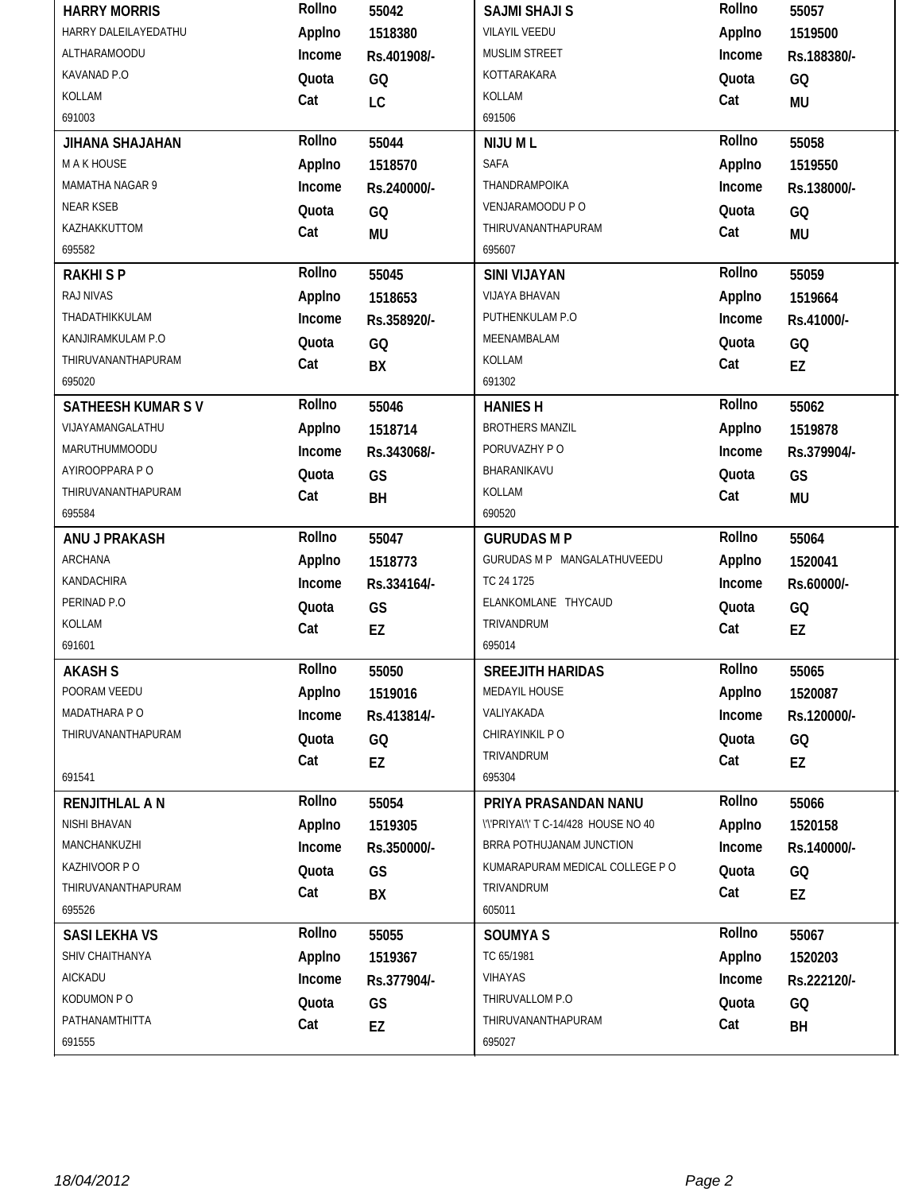| Name / Address | Details | Name / Address | Details |
|---|---|---|---|
| **HARRY MORRIS**<br>HARRY DALEILAYEDATHU<br>ALTHARAMOODU<br>KAVANAD P.O<br>KOLLAM<br>691003 | Rollno 55042<br>Applno 1518380<br>Income Rs.401908/-<br>Quota GQ<br>Cat LC | **SAJMI SHAJI S**<br>VILAYIL VEEDU<br>MUSLIM STREET<br>KOTTARAKARA<br>KOLLAM<br>691506 | Rollno 55057<br>Applno 1519500<br>Income Rs.188380/-<br>Quota GQ<br>Cat MU |
| **JIHANA SHAJAHAN**<br>M A K HOUSE<br>MAMATHA NAGAR 9<br>NEAR KSEB<br>KAZHAKKUTTOM<br>695582 | Rollno 55044<br>Applno 1518570<br>Income Rs.240000/-<br>Quota GQ<br>Cat MU | **NIJU M L**<br>SAFA<br>THANDRAMPOIKA<br>VENJARAMOODU P O<br>THIRUVANANTHAPURAM<br>695607 | Rollno 55058<br>Applno 1519550<br>Income Rs.138000/-<br>Quota GQ<br>Cat MU |
| **RAKHI S P**<br>RAJ NIVAS<br>THADATHIKKULAM<br>KANJIRAMKULAM P.O<br>THIRUVANANTHAPURAM<br>695020 | Rollno 55045<br>Applno 1518653<br>Income Rs.358920/-<br>Quota GQ<br>Cat BX | **SINI VIJAYAN**<br>VIJAYA BHAVAN<br>PUTHENKULAM P.O<br>MEENAMBALAM<br>KOLLAM<br>691302 | Rollno 55059<br>Applno 1519664<br>Income Rs.41000/-<br>Quota GQ<br>Cat EZ |
| **SATHEESH KUMAR S V**<br>VIJAYAMANGALATHU<br>MARUTHUMMOODU<br>AYIROOPPARA P O<br>THIRUVANANTHAPURAM<br>695584 | Rollno 55046<br>Applno 1518714<br>Income Rs.343068/-<br>Quota GS<br>Cat BH | **HANIES H**<br>BROTHERS MANZIL<br>PORUVAZHY P O<br>BHARANIKAVU<br>KOLLAM<br>690520 | Rollno 55062<br>Applno 1519878<br>Income Rs.379904/-<br>Quota GS<br>Cat MU |
| **ANU J PRAKASH**<br>ARCHANA<br>KANDACHIRA<br>PERINAD P.O<br>KOLLAM<br>691601 | Rollno 55047<br>Applno 1518773<br>Income Rs.334164/-<br>Quota GS<br>Cat EZ | **GURUDAS M P**<br>GURUDAS M P MANGALATHUVEEDU<br>TC 24 1725<br>ELANKOMLANE THYCAUD<br>TRIVANDRUM<br>695014 | Rollno 55064<br>Applno 1520041<br>Income Rs.60000/-<br>Quota GQ<br>Cat EZ |
| **AKASH S**<br>POORAM VEEDU<br>MADATHARA P O<br>THIRUVANANTHAPURAM<br>691541 | Rollno 55050<br>Applno 1519016<br>Income Rs.413814/-<br>Quota GQ<br>Cat EZ | **SREEJITH HARIDAS**<br>MEDAYIL HOUSE<br>VALIYAKADA<br>CHIRAYINKIL P O<br>TRIVANDRUM<br>695304 | Rollno 55065<br>Applno 1520087<br>Income Rs.120000/-<br>Quota GQ<br>Cat EZ |
| **RENJITHLAL A N**<br>NISHI BHAVAN<br>MANCHANKUZHI<br>KAZHIVOOR P O<br>THIRUVANANTHAPURAM<br>695526 | Rollno 55054<br>Applno 1519305<br>Income Rs.350000/-<br>Quota GS<br>Cat BX | **PRIYA PRASANDAN NANU**<br>\'\'PRIYA\'\' T C-14/428 HOUSE NO 40<br>BRRA POTHUJANAM JUNCTION<br>KUMARAPURAM MEDICAL COLLEGE P O<br>TRIVANDRUM<br>605011 | Rollno 55066<br>Applno 1520158<br>Income Rs.140000/-<br>Quota GQ<br>Cat EZ |
| **SASI LEKHA VS**<br>SHIV CHAITHANYA<br>AICKADU<br>KODUMON P O<br>PATHANAMTHITTA<br>691555 | Rollno 55055<br>Applno 1519367<br>Income Rs.377904/-<br>Quota GS<br>Cat EZ | **SOUMYA S**<br>TC 65/1981<br>VIHAYAS<br>THIRUVALLOM P.O<br>THIRUVANANTHAPURAM<br>695027 | Rollno 55067<br>Applno 1520203<br>Income Rs.222120/-<br>Quota GQ<br>Cat BH |

*18/04/2012*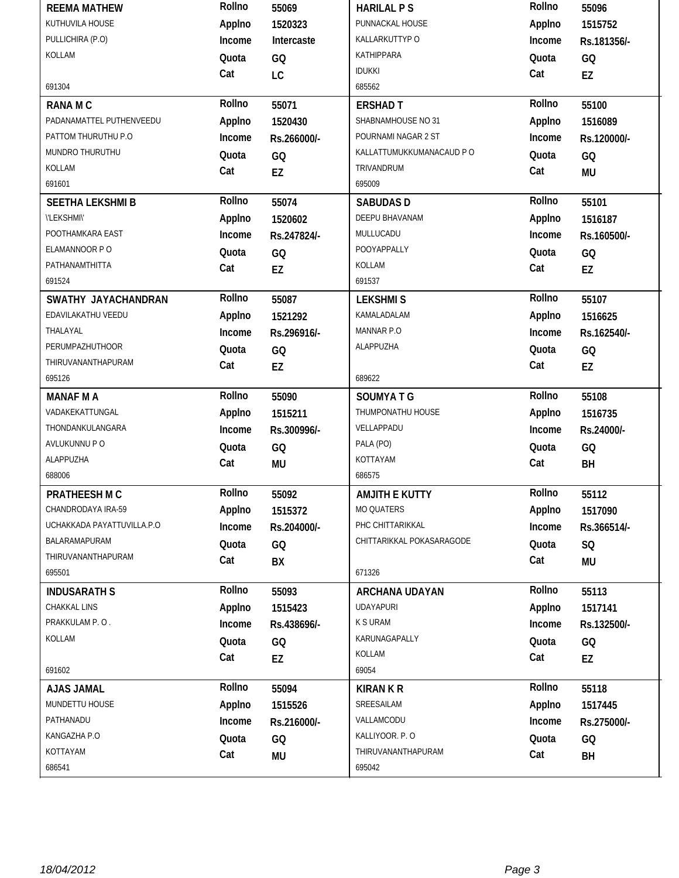| Name / Address | Details | Name / Address | Details |
|---|---|---|---|
| **REEMA MATHEW**<br>KUTHUVILA HOUSE<br>PULLICHIRA (P.O)<br>KOLLAM<br>691304 | **Rollno** 55069<br>**Applno** 1520323<br>**Income** Intercaste<br>**Quota** GQ<br>**Cat** LC | **HARILAL P S**<br>PUNNACKAL HOUSE<br>KALLARKUTTYP O<br>KATHIPPARA<br>IDUKKI<br>685562 | **Rollno** 55096<br>**Applno** 1515752<br>**Income** Rs.181356/-<br>**Quota** GQ<br>**Cat** EZ |
| **RANA M C**<br>PADANAMATTEL PUTHENVEEDU<br>PATTOM THURUTHU P.O<br>MUNDRO THURUTHU<br>KOLLAM<br>691601 | **Rollno** 55071<br>**Applno** 1520430<br>**Income** Rs.266000/-<br>**Quota** GQ<br>**Cat** EZ | **ERSHAD T**<br>SHABNAMHOUSE NO 31<br>POURNAMI NAGAR 2 ST<br>KALLATTUMUKKUMANACAUD P O<br>TRIVANDRUM<br>695009 | **Rollno** 55100<br>**Applno** 1516089<br>**Income** Rs.120000/-<br>**Quota** GQ<br>**Cat** MU |
| **SEETHA LEKSHMI B**<br>\'LEKSHMI\'<br>POOTHAMKARA EAST<br>ELAMANNOOR P O<br>PATHANAMTHITTA<br>691524 | **Rollno** 55074<br>**Applno** 1520602<br>**Income** Rs.247824/-<br>**Quota** GQ<br>**Cat** EZ | **SABUDAS D**<br>DEEPU BHAVANAM<br>MULLUCADU<br>POOYAPPALLY<br>KOLLAM<br>691537 | **Rollno** 55101<br>**Applno** 1516187<br>**Income** Rs.160500/-<br>**Quota** GQ<br>**Cat** EZ |
| **SWATHY JAYACHANDRAN**<br>EDAVILAKATHU VEEDU<br>THALAYAL<br>PERUMPAZHUTHOOR<br>THIRUVANANTHAPURAM<br>695126 | **Rollno** 55087<br>**Applno** 1521292<br>**Income** Rs.296916/-<br>**Quota** GQ<br>**Cat** EZ | **LEKSHMI S**<br>KAMALADALAM<br>MANNAR P.O<br>ALAPPUZHA<br>689622 | **Rollno** 55107<br>**Applno** 1516625<br>**Income** Rs.162540/-<br>**Quota** GQ<br>**Cat** EZ |
| **MANAF M A**<br>VADAKEKATTUNGAL<br>THONDANKULANGARA<br>AVLUKUNNU P O<br>ALAPPUZHA<br>688006 | **Rollno** 55090<br>**Applno** 1515211<br>**Income** Rs.300996/-<br>**Quota** GQ<br>**Cat** MU | **SOUMYA T G**<br>THUMPONATHU HOUSE<br>VELLAPPADU<br>PALA (PO)<br>KOTTAYAM<br>686575 | **Rollno** 55108<br>**Applno** 1516735<br>**Income** Rs.24000/-<br>**Quota** GQ<br>**Cat** BH |
| **PRATHEESH M C**<br>CHANDRODAYA IRA-59<br>UCHAKKADA PAYATTUVILLA.P.O<br>BALARAMAPURAM<br>THIRUVANANTHAPURAM<br>695501 | **Rollno** 55092<br>**Applno** 1515372<br>**Income** Rs.204000/-<br>**Quota** GQ<br>**Cat** BX | **AMJITH E KUTTY**<br>MO QUATERS<br>PHC CHITTARIKKAL<br>CHITTARIKKAL POKASARAGODE<br>671326 | **Rollno** 55112<br>**Applno** 1517090<br>**Income** Rs.366514/-<br>**Quota** SQ<br>**Cat** MU |
| **INDUSARATH S**<br>CHAKKAL LINS<br>PRAKKULAM P. O .<br>KOLLAM<br>691602 | **Rollno** 55093<br>**Applno** 1515423<br>**Income** Rs.438696/-<br>**Quota** GQ<br>**Cat** EZ | **ARCHANA UDAYAN**<br>UDAYAPURI<br>K S URAM<br>KARUNAGAPALLY<br>KOLLAM<br>69054 | **Rollno** 55113<br>**Applno** 1517141<br>**Income** Rs.132500/-<br>**Quota** GQ<br>**Cat** EZ |
| **AJAS JAMAL**<br>MUNDETTU HOUSE<br>PATHANADU<br>KANGAZHA P.O<br>KOTTAYAM<br>686541 | **Rollno** 55094<br>**Applno** 1515526<br>**Income** Rs.216000/-<br>**Quota** GQ<br>**Cat** MU | **KIRAN K R**<br>SREESAILAM<br>VALLAMCODU<br>KALLIYOOR. P. O<br>THIRUVANANTHAPURAM<br>695042 | **Rollno** 55118<br>**Applno** 1517445<br>**Income** Rs.275000/-<br>**Quota** GQ<br>**Cat** BH |

*18/04/2012*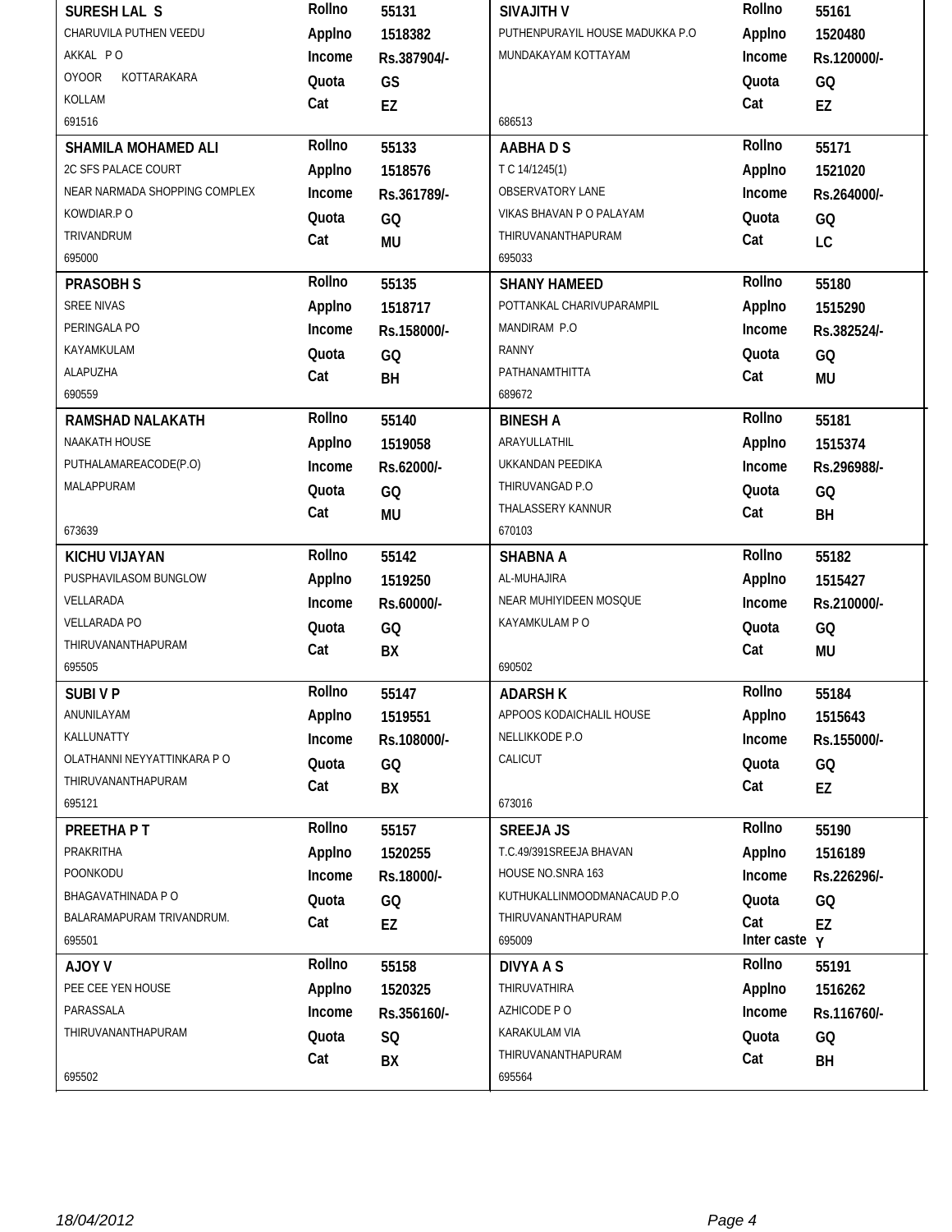| Name / Address | Details | Name / Address | Details |
|---|---|---|---|
| **SURESH LAL S**<br>CHARUVILA PUTHEN VEEDU<br>AKKAL P O<br>OYOOR KOTTARAKARA<br>KOLLAM<br>691516 | **Rollno** 55131<br>**Applno** 1518382<br>**Income** Rs.387904/-<br>**Quota** GS<br>**Cat** EZ | **SIVAJITH V**<br>PUTHENPURAYIL HOUSE MADUKKA P.O<br>MUNDAKAYAM KOTTAYAM<br>686513 | **Rollno** 55161<br>**Applno** 1520480<br>**Income** Rs.120000/-<br>**Quota** GQ<br>**Cat** EZ |
| **SHAMILA MOHAMED ALI**<br>2C SFS PALACE COURT<br>NEAR NARMADA SHOPPING COMPLEX<br>KOWDIAR.P O<br>TRIVANDRUM<br>695000 | **Rollno** 55133<br>**Applno** 1518576<br>**Income** Rs.361789/-<br>**Quota** GQ<br>**Cat** MU | **AABHA D S**<br>T C 14/1245(1)<br>OBSERVATORY LANE<br>VIKAS BHAVAN P O PALAYAM<br>THIRUVANANTHAPURAM<br>695033 | **Rollno** 55171<br>**Applno** 1521020<br>**Income** Rs.264000/-<br>**Quota** GQ<br>**Cat** LC |
| **PRASOBH S**<br>SREE NIVAS<br>PERINGALA PO<br>KAYAMKULAM<br>ALAPUZHA<br>690559 | **Rollno** 55135<br>**Applno** 1518717<br>**Income** Rs.158000/-<br>**Quota** GQ<br>**Cat** BH | **SHANY HAMEED**<br>POTTANKAL CHARIVUPARAMPIL<br>MANDIRAM P.O<br>RANNY<br>PATHANAMTHITTA<br>689672 | **Rollno** 55180<br>**Applno** 1515290<br>**Income** Rs.382524/-<br>**Quota** GQ<br>**Cat** MU |
| **RAMSHAD NALAKATH**<br>NAAKATH HOUSE<br>PUTHALAMAREACODE(P.O)<br>MALAPPURAM<br>673639 | **Rollno** 55140<br>**Applno** 1519058<br>**Income** Rs.62000/-<br>**Quota** GQ<br>**Cat** MU | **BINESH A**<br>ARAYULLATHIL<br>UKKANDAN PEEDIKA<br>THIRUVANGAD P.O<br>THALASSERY KANNUR<br>670103 | **Rollno** 55181<br>**Applno** 1515374<br>**Income** Rs.296988/-<br>**Quota** GQ<br>**Cat** BH |
| **KICHU VIJAYAN**<br>PUSPHAVILASOM BUNGLOW<br>VELLARADA<br>VELLARADA PO<br>THIRUVANANTHAPURAM<br>695505 | **Rollno** 55142<br>**Applno** 1519250<br>**Income** Rs.60000/-<br>**Quota** GQ<br>**Cat** BX | **SHABNA A**<br>AL-MUHAJIRA<br>NEAR MUHIYIDEEN MOSQUE<br>KAYAMKULAM P O<br>690502 | **Rollno** 55182<br>**Applno** 1515427<br>**Income** Rs.210000/-<br>**Quota** GQ<br>**Cat** MU |
| **SUBI V P**<br>ANUNILAYAM<br>KALLUNATTY<br>OLATHANNI NEYYATTINKARA P O<br>THIRUVANANTHAPURAM<br>695121 | **Rollno** 55147<br>**Applno** 1519551<br>**Income** Rs.108000/-<br>**Quota** GQ<br>**Cat** BX | **ADARSH K**<br>APPOOS KODAICHALIL HOUSE<br>NELLIKKODE P.O<br>CALICUT<br>673016 | **Rollno** 55184<br>**Applno** 1515643<br>**Income** Rs.155000/-<br>**Quota** GQ<br>**Cat** EZ |
| **PREETHA P T**<br>PRAKRITHA<br>POONKODU<br>BHAGAVATHINADA P O<br>BALARAMAPURAM TRIVANDRUM.<br>695501 | **Rollno** 55157<br>**Applno** 1520255<br>**Income** Rs.18000/-<br>**Quota** GQ<br>**Cat** EZ | **SREEJA JS**<br>T.C.49/391SREEJA BHAVAN<br>HOUSE NO.SNRA 163<br>KUTHUKALLINMOODMANACAUD P.O<br>THIRUVANANTHAPURAM<br>695009 | **Rollno** 55190<br>**Applno** 1516189<br>**Income** Rs.226296/-<br>**Quota** GQ<br>**Cat** EZ<br>**Inter caste** Y |
| **AJOY V**<br>PEE CEE YEN HOUSE<br>PARASSALA<br>THIRUVANANTHAPURAM<br>695502 | **Rollno** 55158<br>**Applno** 1520325<br>**Income** Rs.356160/-<br>**Quota** SQ<br>**Cat** BX | **DIVYA A S**<br>THIRUVATHIRA<br>AZHICODE P O<br>KARAKULAM VIA<br>THIRUVANANTHAPURAM<br>695564 | **Rollno** 55191<br>**Applno** 1516262<br>**Income** Rs.116760/-<br>**Quota** GQ<br>**Cat** BH |

*18/04/2012*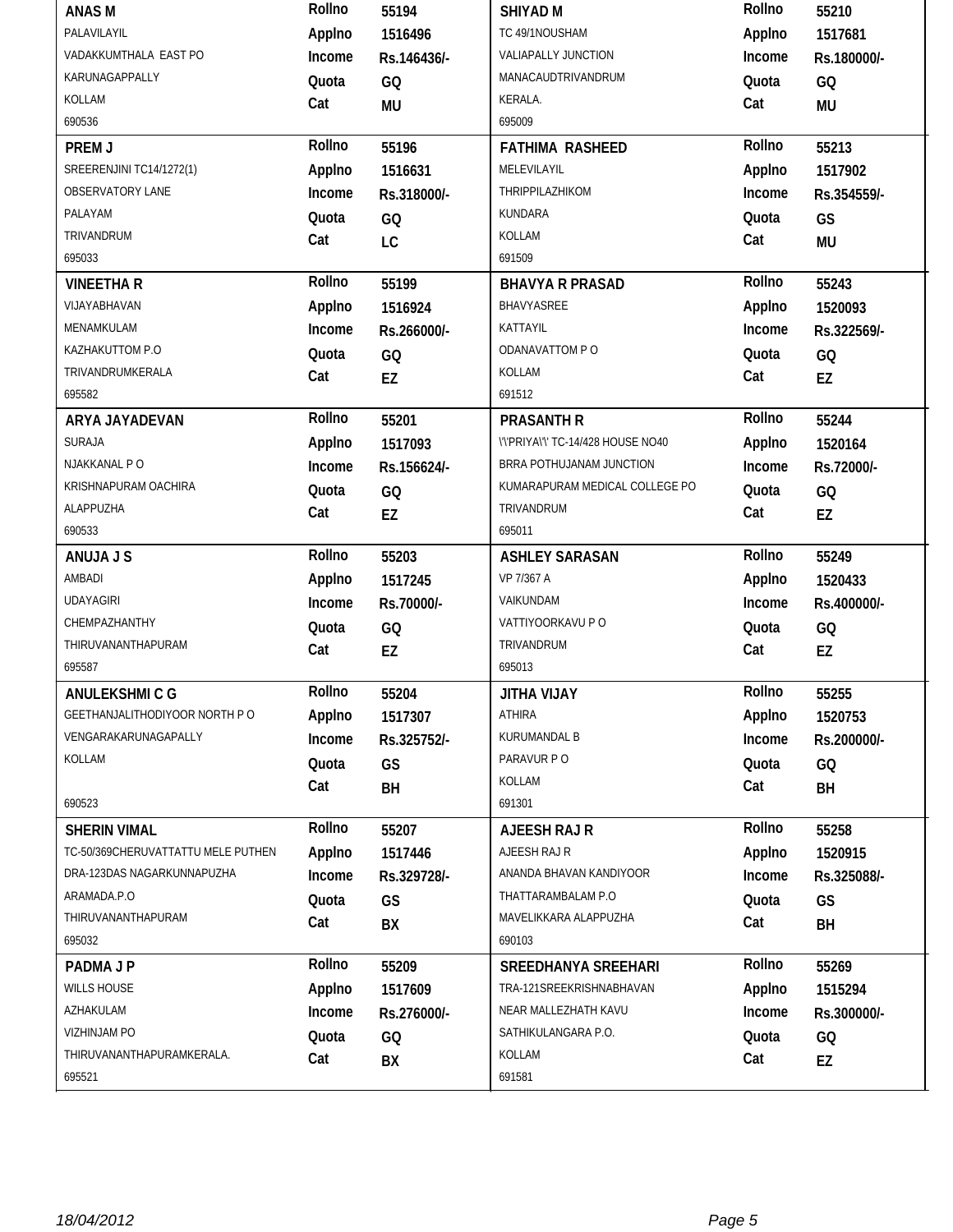| Name / Address | Details | Name / Address | Details |
|---|---|---|---|
| **ANAS M**<br>PALAVILAYIL<br>VADAKKUMTHALA EAST PO<br>KARUNAGAPPALLY<br>KOLLAM<br>690536 | Rollno 55194<br>Applno 1516496<br>Income Rs.146436/-<br>Quota GQ<br>Cat MU | **SHIYAD M**<br>TC 49/1NOUSHAM<br>VALIAPALLY JUNCTION<br>MANACAUDTRIVANDRUM<br>KERALA.<br>695009 | Rollno 55210<br>Applno 1517681<br>Income Rs.180000/-<br>Quota GQ<br>Cat MU |
| **PREM J**<br>SREERENJINI TC14/1272(1)<br>OBSERVATORY LANE<br>PALAYAM<br>TRIVANDRUM<br>695033 | Rollno 55196<br>Applno 1516631<br>Income Rs.318000/-<br>Quota GQ<br>Cat LC | **FATHIMA RASHEED**<br>MELEVILAYIL<br>THRIPPILAZHIKOM<br>KUNDARA<br>KOLLAM<br>691509 | Rollno 55213<br>Applno 1517902<br>Income Rs.354559/-<br>Quota GS<br>Cat MU |
| **VINEETHA R**<br>VIJAYABHAVAN<br>MENAMKULAM<br>KAZHAKUTTOM P.O<br>TRIVANDRUMKERALA<br>695582 | Rollno 55199<br>Applno 1516924<br>Income Rs.266000/-<br>Quota GQ<br>Cat EZ | **BHAVYA R PRASAD**<br>BHAVYASREE<br>KATTAYIL<br>ODANAVATTOM P O<br>KOLLAM<br>691512 | Rollno 55243<br>Applno 1520093<br>Income Rs.322569/-<br>Quota GQ<br>Cat EZ |
| **ARYA JAYADEVAN**<br>SURAJA<br>NJAKKANAL P O<br>KRISHNAPURAM OACHIRA<br>ALAPPUZHA<br>690533 | Rollno 55201<br>Applno 1517093<br>Income Rs.156624/-<br>Quota GQ<br>Cat EZ | **PRASANTH R**<br>\'\'PRIYA\'\' TC-14/428 HOUSE NO40<br>BRRA POTHUJANAM JUNCTION<br>KUMARAPURAM MEDICAL COLLEGE PO<br>TRIVANDRUM<br>695011 | Rollno 55244<br>Applno 1520164<br>Income Rs.72000/-<br>Quota GQ<br>Cat EZ |
| **ANUJA J S**<br>AMBADI<br>UDAYAGIRI<br>CHEMPAZHANTHY<br>THIRUVANANTHAPURAM<br>695587 | Rollno 55203<br>Applno 1517245<br>Income Rs.70000/-<br>Quota GQ<br>Cat EZ | **ASHLEY SARASAN**<br>VP 7/367 A<br>VAIKUNDAM<br>VATTIYOORKAVU P O<br>TRIVANDRUM<br>695013 | Rollno 55249<br>Applno 1520433<br>Income Rs.400000/-<br>Quota GQ<br>Cat EZ |
| **ANULEKSHMI C G**<br>GEETHANJALITHODIYOOR NORTH P O<br>VENGARAKARUNAGAPALLY<br>KOLLAM<br>690523 | Rollno 55204<br>Applno 1517307<br>Income Rs.325752/-<br>Quota GS<br>Cat BH | **JITHA VIJAY**<br>ATHIRA<br>KURUMANDAL B<br>PARAVUR P O<br>KOLLAM<br>691301 | Rollno 55255<br>Applno 1520753<br>Income Rs.200000/-<br>Quota GQ<br>Cat BH |
| **SHERIN VIMAL**<br>TC-50/369CHERUVATTATTU MELE PUTHEN<br>DRA-123DAS NAGARKUNNAPUZHA<br>ARAMADA.P.O<br>THIRUVANANTHAPURAM<br>695032 | Rollno 55207<br>Applno 1517446<br>Income Rs.329728/-<br>Quota GS<br>Cat BX | **AJEESH RAJ R**<br>AJEESH RAJ R<br>ANANDA BHAVAN KANDIYOOR<br>THATTARAMBALAM P.O<br>MAVELIKKARA ALAPPUZHA<br>690103 | Rollno 55258<br>Applno 1520915<br>Income Rs.325088/-<br>Quota GS<br>Cat BH |
| **PADMA J P**<br>WILLS HOUSE<br>AZHAKULAM<br>VIZHINJAM PO<br>THIRUVANANTHAPURAMKERALA.<br>695521 | Rollno 55209<br>Applno 1517609<br>Income Rs.276000/-<br>Quota GQ<br>Cat BX | **SREEDHANYA SREEHARI**<br>TRA-121SREEKRISHNABHAVAN<br>NEAR MALLEZHATH KAVU<br>SATHIKULANGARA P.O.<br>KOLLAM<br>691581 | Rollno 55269<br>Applno 1515294<br>Income Rs.300000/-<br>Quota GQ<br>Cat EZ |

*18/04/2012*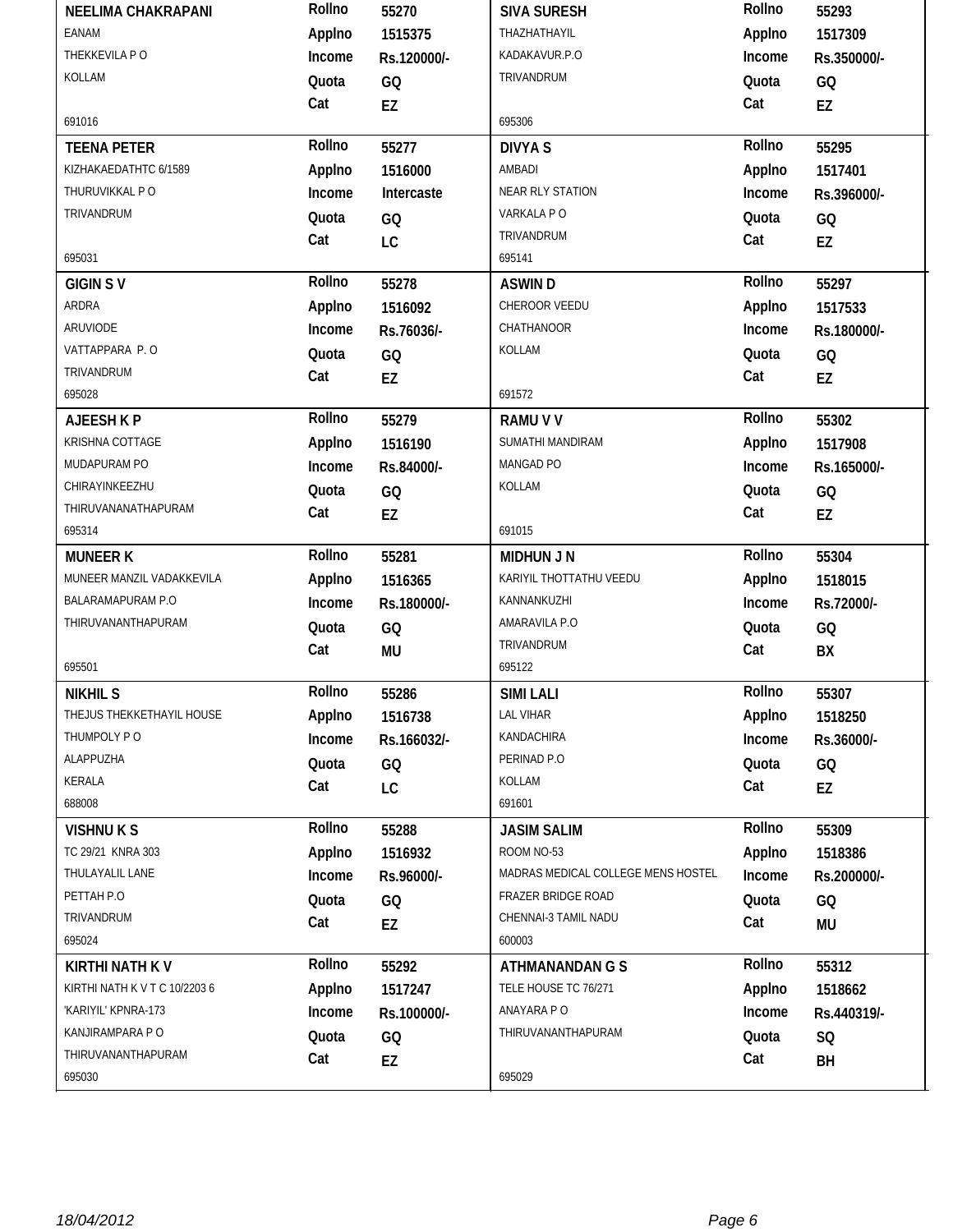| Name / Address | Details | Name / Address | Details |
|---|---|---|---|
| **NEELIMA CHAKRAPANI**<br>EANAM<br>THEKKEVILA P O<br>KOLLAM<br><br>691016 | **Rollno** 55270<br>**Applno** 1515375<br>**Income** Rs.120000/-<br>**Quota** GQ<br>**Cat** EZ | **SIVA SURESH**<br>THAZHATHAYIL<br>KADAKAVUR.P.O<br>TRIVANDRUM<br><br>695306 | **Rollno** 55293<br>**Applno** 1517309<br>**Income** Rs.350000/-<br>**Quota** GQ<br>**Cat** EZ |
| **TEENA PETER**<br>KIZHAKAEDATHTC 6/1589<br>THURUVIKKAL P O<br>TRIVANDRUM<br><br>695031 | **Rollno** 55277<br>**Applno** 1516000<br>**Income** Intercaste<br>**Quota** GQ<br>**Cat** LC | **DIVYA S**<br>AMBADI<br>NEAR RLY STATION<br>VARKALA P O<br>TRIVANDRUM<br>695141 | **Rollno** 55295<br>**Applno** 1517401<br>**Income** Rs.396000/-<br>**Quota** GQ<br>**Cat** EZ |
| **GIGIN S V**<br>ARDRA<br>ARUVIODE<br>VATTAPPARA P. O<br>TRIVANDRUM<br>695028 | **Rollno** 55278<br>**Applno** 1516092<br>**Income** Rs.76036/-<br>**Quota** GQ<br>**Cat** EZ | **ASWIN D**<br>CHEROOR VEEDU<br>CHATHANOOR<br>KOLLAM<br><br>691572 | **Rollno** 55297<br>**Applno** 1517533<br>**Income** Rs.180000/-<br>**Quota** GQ<br>**Cat** EZ |
| **AJEESH K P**<br>KRISHNA COTTAGE<br>MUDAPURAM PO<br>CHIRAYINKEEZHU<br>THIRUVANANATHAPURAM<br>695314 | **Rollno** 55279<br>**Applno** 1516190<br>**Income** Rs.84000/-<br>**Quota** GQ<br>**Cat** EZ | **RAMU V V**<br>SUMATHI MANDIRAM<br>MANGAD PO<br>KOLLAM<br><br>691015 | **Rollno** 55302<br>**Applno** 1517908<br>**Income** Rs.165000/-<br>**Quota** GQ<br>**Cat** EZ |
| **MUNEER K**<br>MUNEER MANZIL VADAKKEVILA<br>BALARAMAPURAM P.O<br>THIRUVANANTHAPURAM<br><br>695501 | **Rollno** 55281<br>**Applno** 1516365<br>**Income** Rs.180000/-<br>**Quota** GQ<br>**Cat** MU | **MIDHUN J N**<br>KARIYIL THOTTATHU VEEDU<br>KANNANKUZHI<br>AMARAVILA P.O<br>TRIVANDRUM<br>695122 | **Rollno** 55304<br>**Applno** 1518015<br>**Income** Rs.72000/-<br>**Quota** GQ<br>**Cat** BX |
| **NIKHIL S**<br>THEJUS THEKKETHAYIL HOUSE<br>THUMPOLY P O<br>ALAPPUZHA<br>KERALA<br>688008 | **Rollno** 55286<br>**Applno** 1516738<br>**Income** Rs.166032/-<br>**Quota** GQ<br>**Cat** LC | **SIMI LALI**<br>LAL VIHAR<br>KANDACHIRA<br>PERINAD P.O<br>KOLLAM<br>691601 | **Rollno** 55307<br>**Applno** 1518250<br>**Income** Rs.36000/-<br>**Quota** GQ<br>**Cat** EZ |
| **VISHNU K S**<br>TC 29/21 KNRA 303<br>THULAYALIL LANE<br>PETTAH P.O<br>TRIVANDRUM<br>695024 | **Rollno** 55288<br>**Applno** 1516932<br>**Income** Rs.96000/-<br>**Quota** GQ<br>**Cat** EZ | **JASIM SALIM**<br>ROOM NO-53<br>MADRAS MEDICAL COLLEGE MENS HOSTEL<br>FRAZER BRIDGE ROAD<br>CHENNAI-3 TAMIL NADU<br>600003 | **Rollno** 55309<br>**Applno** 1518386<br>**Income** Rs.200000/-<br>**Quota** GQ<br>**Cat** MU |
| **KIRTHI NATH K V**<br>KIRTHI NATH K V T C 10/2203 6<br>'KARIYIL' KPNRA-173<br>KANJIRAMPARA P O<br>THIRUVANANTHAPURAM<br>695030 | **Rollno** 55292<br>**Applno** 1517247<br>**Income** Rs.100000/-<br>**Quota** GQ<br>**Cat** EZ | **ATHMANANDAN G S**<br>TELE HOUSE TC 76/271<br>ANAYARA P O<br>THIRUVANANTHAPURAM<br><br>695029 | **Rollno** 55312<br>**Applno** 1518662<br>**Income** Rs.440319/-<br>**Quota** SQ<br>**Cat** BH |

18/04/2012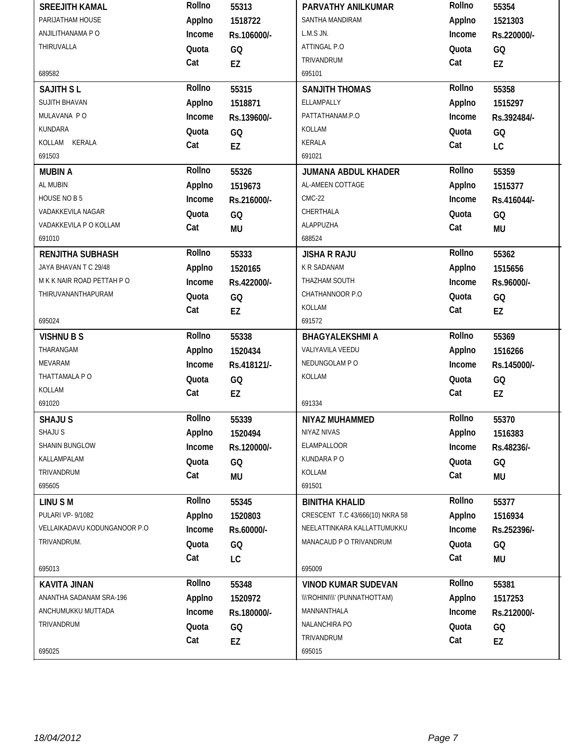| Name / Address | Details | Name / Address | Details |
|---|---|---|---|
| **SREEJITH KAMAL**<br>PARIJATHAM HOUSE<br>ANJILITHANAMA P O<br>THIRUVALLA<br>689582 | Rollno 55313<br>Applno 1518722<br>Income Rs.106000/-<br>Quota GQ<br>Cat EZ | **PARVATHY ANILKUMAR**<br>SANTHA MANDIRAM<br>L.M.S JN.<br>ATTINGAL P.O<br>TRIVANDRUM<br>695101 | Rollno 55354<br>Applno 1521303<br>Income Rs.220000/-<br>Quota GQ<br>Cat EZ |
| **SAJITH S L**<br>SUJITH BHAVAN<br>MULAVANA P O<br>KUNDARA<br>KOLLAM KERALA<br>691503 | Rollno 55315<br>Applno 1518871<br>Income Rs.139600/-<br>Quota GQ<br>Cat EZ | **SANJITH THOMAS**<br>ELLAMPALLY<br>PATTATHANAM.P.O<br>KOLLAM<br>KERALA<br>691021 | Rollno 55358<br>Applno 1515297<br>Income Rs.392484/-<br>Quota GQ<br>Cat LC |
| **MUBIN A**<br>AL MUBIN<br>HOUSE NO B 5<br>VADAKKEVILA NAGAR<br>VADAKKEVILA P O KOLLAM<br>691010 | Rollno 55326<br>Applno 1519673<br>Income Rs.216000/-<br>Quota GQ<br>Cat MU | **JUMANA ABDUL KHADER**<br>AL-AMEEN COTTAGE<br>CMC-22<br>CHERTHALA<br>ALAPPUZHA<br>688524 | Rollno 55359<br>Applno 1515377<br>Income Rs.416044/-<br>Quota GQ<br>Cat MU |
| **RENJITHA SUBHASH**<br>JAYA BHAVAN T C 29/48<br>M K K NAIR ROAD PETTAH P O<br>THIRUVANANTHAPURAM<br>695024 | Rollno 55333<br>Applno 1520165<br>Income Rs.422000/-<br>Quota GQ<br>Cat EZ | **JISHA R RAJU**<br>K R SADANAM<br>THAZHAM SOUTH<br>CHATHANNOOR P.O<br>KOLLAM<br>691572 | Rollno 55362<br>Applno 1515656<br>Income Rs.96000/-<br>Quota GQ<br>Cat EZ |
| **VISHNU B S**<br>THARANGAM<br>MEVARAM<br>THATTAMALA P O<br>KOLLAM<br>691020 | Rollno 55338<br>Applno 1520434<br>Income Rs.418121/-<br>Quota GQ<br>Cat EZ | **BHAGYALEKSHMI A**<br>VALIYAVILA VEEDU<br>NEDUNGOLAM P O<br>KOLLAM<br>691334 | Rollno 55369<br>Applno 1516266<br>Income Rs.145000/-<br>Quota GQ<br>Cat EZ |
| **SHAJU S**<br>SHAJU S<br>SHANIN BUNGLOW<br>KALLAMPALAM<br>TRIVANDRUM<br>695605 | Rollno 55339<br>Applno 1520494<br>Income Rs.120000/-<br>Quota GQ<br>Cat MU | **NIYAZ MUHAMMED**<br>NIYAZ NIVAS<br>ELAMPALLOOR<br>KUNDARA P O<br>KOLLAM<br>691501 | Rollno 55370<br>Applno 1516383<br>Income Rs.48236/-<br>Quota GQ<br>Cat MU |
| **LINU S M**<br>PULARI VP- 9/1082<br>VELLAIKADAVU KODUNGANOOR P.O<br>TRIVANDRUM.<br>695013 | Rollno 55345<br>Applno 1520803<br>Income Rs.60000/-<br>Quota GQ<br>Cat LC | **BINITHA KHALID**<br>CRESCENT T.C 43/666(10) NKRA 58<br>NEELATTINKARA KALLATTUMUKKU<br>MANACAUD P O TRIVANDRUM<br>695009 | Rollno 55377<br>Applno 1516934<br>Income Rs.252396/-<br>Quota GQ<br>Cat MU |
| **KAVITA JINAN**<br>ANANTHA SADANAM SRA-196<br>ANCHUMUKKU MUTTADA<br>TRIVANDRUM<br>695025 | Rollno 55348<br>Applno 1520972<br>Income Rs.180000/-<br>Quota GQ<br>Cat EZ | **VINOD KUMAR SUDEVAN**<br>\\\'ROHINI\\\' (PUNNATHOTTAM)<br>MANNANTHALA<br>NALANCHIRA PO<br>TRIVANDRUM<br>695015 | Rollno 55381<br>Applno 1517253<br>Income Rs.212000/-<br>Quota GQ<br>Cat EZ |

*18/04/2012*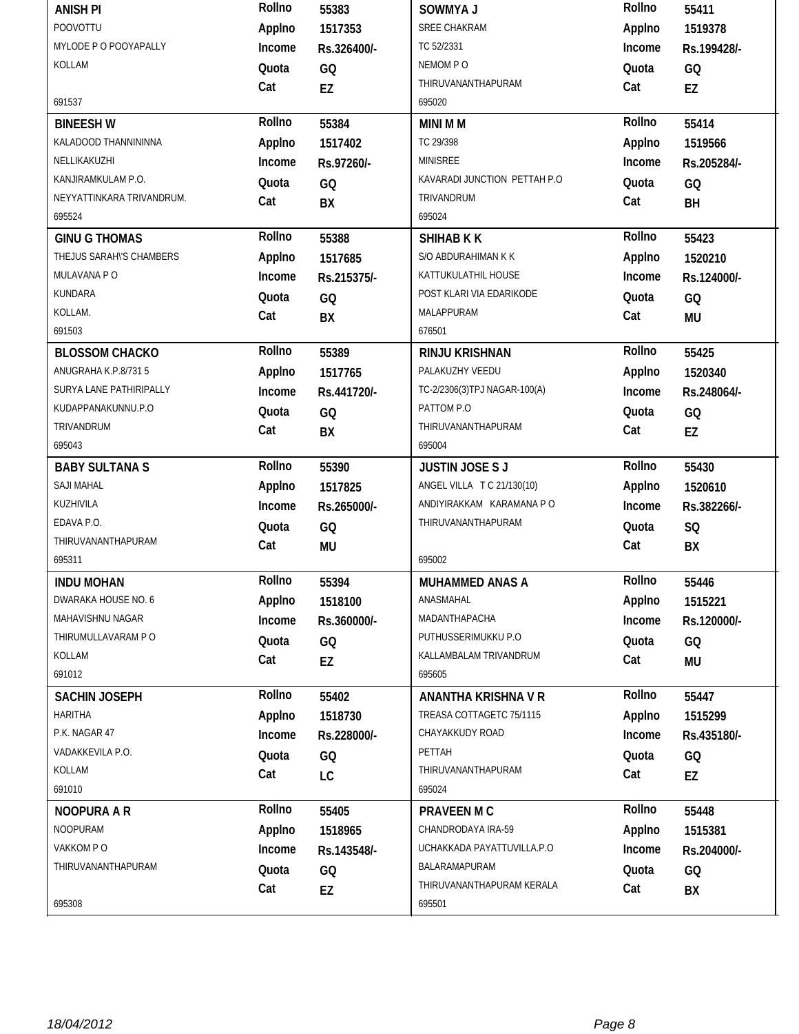| Name & Address | Details | Name & Address | Details |
|---|---|---|---|
| **ANISH PI**<br>POOVOTTU<br>MYLODE P O POOYAPALLY<br>KOLLAM<br><br>691537 | **Rollno** 55383<br>**Applno** 1517353<br>**Income** Rs.326400/-<br>**Quota** GQ<br>**Cat** EZ | **SOWMYA J**<br>SREE CHAKRAM<br>TC 52/2331<br>NEMOM P O<br>THIRUVANANTHAPURAM<br>695020 | **Rollno** 55411<br>**Applno** 1519378<br>**Income** Rs.199428/-<br>**Quota** GQ<br>**Cat** EZ |
| **BINEESH W**<br>KALADOOD THANNININNA<br>NELLIKAKUZHI<br>KANJIRAMKULAM P.O.<br>NEYYATTINKARA TRIVANDRUM.<br>695524 | **Rollno** 55384<br>**Applno** 1517402<br>**Income** Rs.97260/-<br>**Quota** GQ<br>**Cat** BX | **MINI M M**<br>TC 29/398<br>MINISREE<br>KAVARADI JUNCTION PETTAH P.O<br>TRIVANDRUM<br>695024 | **Rollno** 55414<br>**Applno** 1519566<br>**Income** Rs.205284/-<br>**Quota** GQ<br>**Cat** BH |
| **GINU G THOMAS**<br>THEJUS SARAH\'S CHAMBERS<br>MULAVANA P O<br>KUNDARA<br>KOLLAM.<br>691503 | **Rollno** 55388<br>**Applno** 1517685<br>**Income** Rs.215375/-<br>**Quota** GQ<br>**Cat** BX | **SHIHAB K K**<br>S/O ABDURAHIMAN K K<br>KATTUKULATHIL HOUSE<br>POST KLARI VIA EDARIKODE<br>MALAPPURAM<br>676501 | **Rollno** 55423<br>**Applno** 1520210<br>**Income** Rs.124000/-<br>**Quota** GQ<br>**Cat** MU |
| **BLOSSOM CHACKO**<br>ANUGRAHA K.P.8/731 5<br>SURYA LANE PATHIRIPALLY<br>KUDAPPANAKUNNU.P.O<br>TRIVANDRUM<br>695043 | **Rollno** 55389<br>**Applno** 1517765<br>**Income** Rs.441720/-<br>**Quota** GQ<br>**Cat** BX | **RINJU KRISHNAN**<br>PALAKUZHY VEEDU<br>TC-2/2306(3)TPJ NAGAR-100(A)<br>PATTOM P.O<br>THIRUVANANTHAPURAM<br>695004 | **Rollno** 55425<br>**Applno** 1520340<br>**Income** Rs.248064/-<br>**Quota** GQ<br>**Cat** EZ |
| **BABY SULTANA S**<br>SAJI MAHAL<br>KUZHIVILA<br>EDAVA P.O.<br>THIRUVANANTHAPURAM<br>695311 | **Rollno** 55390<br>**Applno** 1517825<br>**Income** Rs.265000/-<br>**Quota** GQ<br>**Cat** MU | **JUSTIN JOSE S J**<br>ANGEL VILLA T C 21/130(10)<br>ANDIYIRAKKAM KARAMANA P O<br>THIRUVANANTHAPURAM<br><br>695002 | **Rollno** 55430<br>**Applno** 1520610<br>**Income** Rs.382266/-<br>**Quota** SQ<br>**Cat** BX |
| **INDU MOHAN**<br>DWARAKA HOUSE NO. 6<br>MAHAVISHNU NAGAR<br>THIRUMULLAVARAM P O<br>KOLLAM<br>691012 | **Rollno** 55394<br>**Applno** 1518100<br>**Income** Rs.360000/-<br>**Quota** GQ<br>**Cat** EZ | **MUHAMMED ANAS A**<br>ANASMAHAL<br>MADANTHAPACHA<br>PUTHUSSERIMUKKU P.O<br>KALLAMBALAM TRIVANDRUM<br>695605 | **Rollno** 55446<br>**Applno** 1515221<br>**Income** Rs.120000/-<br>**Quota** GQ<br>**Cat** MU |
| **SACHIN JOSEPH**<br>HARITHA<br>P.K. NAGAR 47<br>VADAKKEVILA P.O.<br>KOLLAM<br>691010 | **Rollno** 55402<br>**Applno** 1518730<br>**Income** Rs.228000/-<br>**Quota** GQ<br>**Cat** LC | **ANANTHA KRISHNA V R**<br>TREASA COTTAGETC 75/1115<br>CHAYAKKUDY ROAD<br>PETTAH<br>THIRUVANANTHAPURAM<br>695024 | **Rollno** 55447<br>**Applno** 1515299<br>**Income** Rs.435180/-<br>**Quota** GQ<br>**Cat** EZ |
| **NOOPURA A R**<br>NOOPURAM<br>VAKKOM P O<br>THIRUVANANTHAPURAM<br><br>695308 | **Rollno** 55405<br>**Applno** 1518965<br>**Income** Rs.143548/-<br>**Quota** GQ<br>**Cat** EZ | **PRAVEEN M C**<br>CHANDRODAYA IRA-59<br>UCHAKKADA PAYATTUVILLA.P.O<br>BALARAMAPURAM<br>THIRUVANANTHAPURAM KERALA<br>695501 | **Rollno** 55448<br>**Applno** 1515381<br>**Income** Rs.204000/-<br>**Quota** GQ<br>**Cat** BX |

*18/04/2012*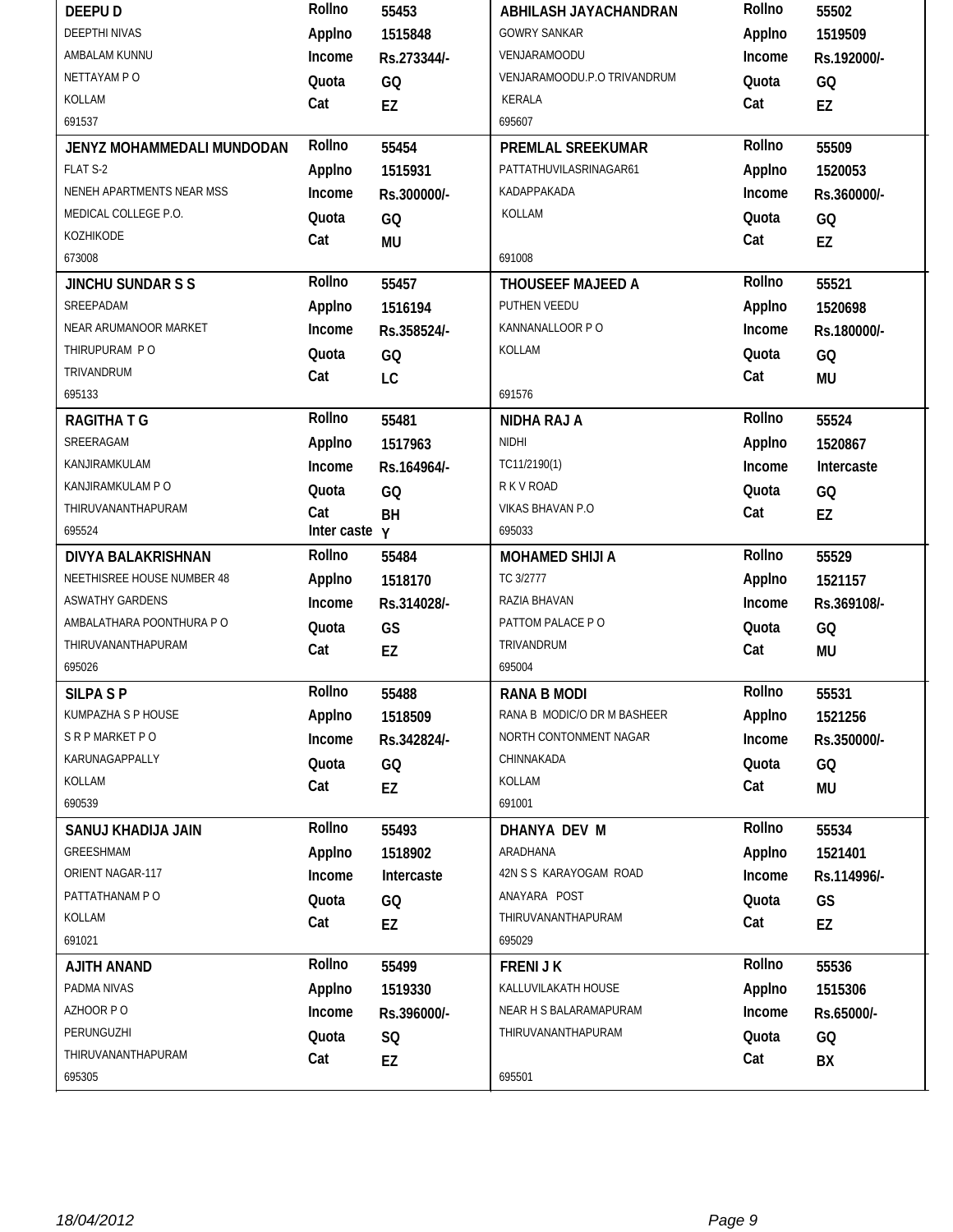| Name / Address | Details | Name / Address | Details |
| --- | --- | --- | --- |
| **DEEPU D**<br>DEEPTHI NIVAS<br>AMBALAM KUNNU<br>NETTAYAM P O<br>KOLLAM<br>691537 | Rollno 55453<br>Applno 1515848<br>Income Rs.273344/-<br>Quota GQ<br>Cat EZ | **ABHILASH JAYACHANDRAN**<br>GOWRY SANKAR<br>VENJARAMOODU<br>VENJARAMOODU.P.O TRIVANDRUM<br>KERALA<br>695607 | Rollno 55502<br>Applno 1519509<br>Income Rs.192000/-<br>Quota GQ<br>Cat EZ |
| **JENYZ MOHAMMEDALI MUNDODAN**<br>FLAT S-2<br>NENEH APARTMENTS NEAR MSS<br>MEDICAL COLLEGE P.O.<br>KOZHIKODE<br>673008 | Rollno 55454<br>Applno 1515931<br>Income Rs.300000/-<br>Quota GQ<br>Cat MU | **PREMLAL SREEKUMAR**<br>PATTATHUVILASRINAGAR61<br>KADAPPAKADA<br>KOLLAM<br>691008 | Rollno 55509<br>Applno 1520053<br>Income Rs.360000/-<br>Quota GQ<br>Cat EZ |
| **JINCHU SUNDAR S S**<br>SREEPADAM<br>NEAR ARUMANOOR MARKET<br>THIRUPURAM P O<br>TRIVANDRUM<br>695133 | Rollno 55457<br>Applno 1516194<br>Income Rs.358524/-<br>Quota GQ<br>Cat LC | **THOUSEEF MAJEED A**<br>PUTHEN VEEDU<br>KANNANALLOOR P O<br>KOLLAM<br>691576 | Rollno 55521<br>Applno 1520698<br>Income Rs.180000/-<br>Quota GQ<br>Cat MU |
| **RAGITHA T G**<br>SREERAGAM<br>KANJIRAMKULAM<br>KANJIRAMKULAM P O<br>THIRUVANANTHAPURAM<br>695524 | Rollno 55481<br>Applno 1517963<br>Income Rs.164964/-<br>Quota GQ<br>Cat BH<br>Inter caste Y | **NIDHA RAJ A**<br>NIDHI<br>TC11/2190(1)<br>R K V ROAD<br>VIKAS BHAVAN P.O<br>695033 | Rollno 55524<br>Applno 1520867<br>Income Intercaste<br>Quota GQ<br>Cat EZ |
| **DIVYA BALAKRISHNAN**<br>NEETHISREE HOUSE NUMBER 48<br>ASWATHY GARDENS<br>AMBALATHARA POONTHURA P O<br>THIRUVANANTHAPURAM<br>695026 | Rollno 55484<br>Applno 1518170<br>Income Rs.314028/-<br>Quota GS<br>Cat EZ | **MOHAMED SHIJI A**<br>TC 3/2777<br>RAZIA BHAVAN<br>PATTOM PALACE P O<br>TRIVANDRUM<br>695004 | Rollno 55529<br>Applno 1521157<br>Income Rs.369108/-<br>Quota GQ<br>Cat MU |
| **SILPA S P**<br>KUMPAZHA S P HOUSE<br>S R P MARKET P O<br>KARUNAGAPPALLY<br>KOLLAM<br>690539 | Rollno 55488<br>Applno 1518509<br>Income Rs.342824/-<br>Quota GQ<br>Cat EZ | **RANA B MODI**<br>RANA B MODIC/O DR M BASHEER<br>NORTH CONTONMENT NAGAR<br>CHINNAKADA<br>KOLLAM<br>691001 | Rollno 55531<br>Applno 1521256<br>Income Rs.350000/-<br>Quota GQ<br>Cat MU |
| **SANUJ KHADIJA JAIN**<br>GREESHMAM<br>ORIENT NAGAR-117<br>PATTATHANAM P O<br>KOLLAM<br>691021 | Rollno 55493<br>Applno 1518902<br>Income Intercaste<br>Quota GQ<br>Cat EZ | **DHANYA DEV M**<br>ARADHANA<br>42N S S KARAYOGAM ROAD<br>ANAYARA POST<br>THIRUVANANTHAPURAM<br>695029 | Rollno 55534<br>Applno 1521401<br>Income Rs.114996/-<br>Quota GS<br>Cat EZ |
| **AJITH ANAND**<br>PADMA NIVAS<br>AZHOOR P O<br>PERUNGUZHI<br>THIRUVANANTHAPURAM<br>695305 | Rollno 55499<br>Applno 1519330<br>Income Rs.396000/-<br>Quota SQ<br>Cat EZ | **FRENI J K**<br>KALLUVILAKATH HOUSE<br>NEAR H S BALARAMAPURAM<br>THIRUVANANTHAPURAM<br>695501 | Rollno 55536<br>Applno 1515306<br>Income Rs.65000/-<br>Quota GQ<br>Cat BX |

18/04/2012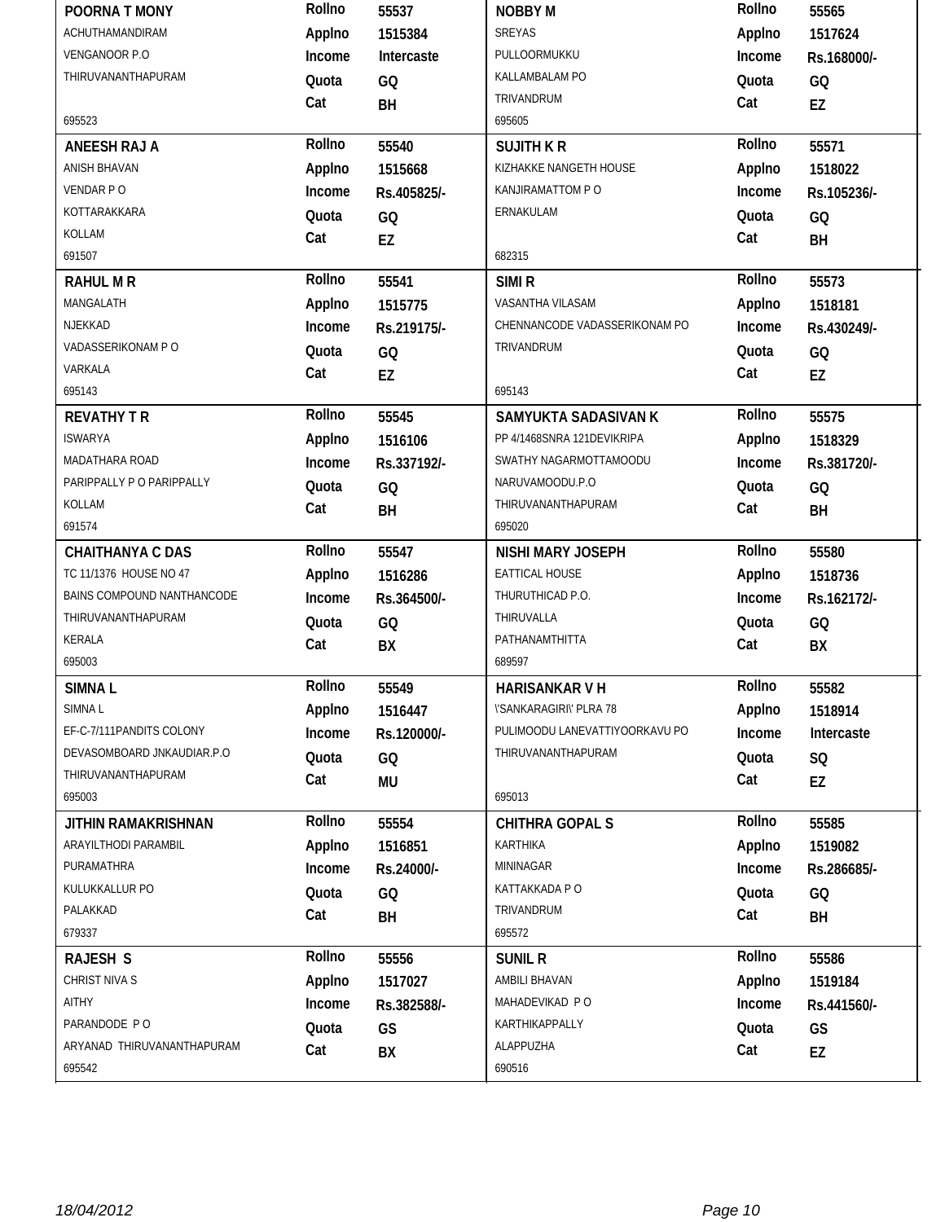| Name / Address | Details | Name / Address | Details |
|---|---|---|---|
| **POORNA T MONY**<br>ACHUTHAMANDIRAM<br>VENGANOOR P.O<br>THIRUVANANTHAPURAM<br>695523 | **Rollno** 55537<br>**Applno** 1515384<br>**Income** Intercaste<br>**Quota** GQ<br>**Cat** BH | **NOBBY M**<br>SREYAS<br>PULLOORMUKKU<br>KALLAMBALAM PO<br>TRIVANDRUM<br>695605 | **Rollno** 55565<br>**Applno** 1517624<br>**Income** Rs.168000/-<br>**Quota** GQ<br>**Cat** EZ |
| **ANEESH RAJ A**<br>ANISH BHAVAN<br>VENDAR P O<br>KOTTARAKKARA<br>KOLLAM<br>691507 | **Rollno** 55540<br>**Applno** 1515668<br>**Income** Rs.405825/-<br>**Quota** GQ<br>**Cat** EZ | **SUJITH K R**<br>KIZHAKKE NANGETH HOUSE<br>KANJIRAMATTOM P O<br>ERNAKULAM<br>682315 | **Rollno** 55571<br>**Applno** 1518022<br>**Income** Rs.105236/-<br>**Quota** GQ<br>**Cat** BH |
| **RAHUL M R**<br>MANGALATH<br>NJEKKAD<br>VADASSERIKONAM P O<br>VARKALA<br>695143 | **Rollno** 55541<br>**Applno** 1515775<br>**Income** Rs.219175/-<br>**Quota** GQ<br>**Cat** EZ | **SIMI R**<br>VASANTHA VILASAM<br>CHENNANCODE VADASSERIKONAM PO<br>TRIVANDRUM<br>695143 | **Rollno** 55573<br>**Applno** 1518181<br>**Income** Rs.430249/-<br>**Quota** GQ<br>**Cat** EZ |
| **REVATHY T R**<br>ISWARYA<br>MADATHARA ROAD<br>PARIPPALLY P O PARIPPALLY<br>KOLLAM<br>691574 | **Rollno** 55545<br>**Applno** 1516106<br>**Income** Rs.337192/-<br>**Quota** GQ<br>**Cat** BH | **SAMYUKTA SADASIVAN K**<br>PP 4/1468SNRA 121DEVIKRIPA<br>SWATHY NAGARMOTTAMOODU<br>NARUVAMOODU.P.O<br>THIRUVANANTHAPURAM<br>695020 | **Rollno** 55575<br>**Applno** 1518329<br>**Income** Rs.381720/-<br>**Quota** GQ<br>**Cat** BH |
| **CHAITHANYA C DAS**<br>TC 11/1376 HOUSE NO 47<br>BAINS COMPOUND NANTHANCODE<br>THIRUVANANTHAPURAM<br>KERALA<br>695003 | **Rollno** 55547<br>**Applno** 1516286<br>**Income** Rs.364500/-<br>**Quota** GQ<br>**Cat** BX | **NISHI MARY JOSEPH**<br>EATTICAL HOUSE<br>THURUTHICAD P.O.<br>THIRUVALLA<br>PATHANAMTHITTA<br>689597 | **Rollno** 55580<br>**Applno** 1518736<br>**Income** Rs.162172/-<br>**Quota** GQ<br>**Cat** BX |
| **SIMNA L**<br>SIMNA L<br>EF-C-7/111PANDITS COLONY<br>DEVASOMBOARD JNKAUDIAR.P.O<br>THIRUVANANTHAPURAM<br>695003 | **Rollno** 55549<br>**Applno** 1516447<br>**Income** Rs.120000/-<br>**Quota** GQ<br>**Cat** MU | **HARISANKAR V H**<br>\'SANKARAGIRI\' PLRA 78<br>PULIMOODU LANEVATTIYOORKAVU PO<br>THIRUVANANTHAPURAM<br>695013 | **Rollno** 55582<br>**Applno** 1518914<br>**Income** Intercaste<br>**Quota** SQ<br>**Cat** EZ |
| **JITHIN RAMAKRISHNAN**<br>ARAYILTHODI PARAMBIL<br>PURAMATHRA<br>KULUKKALLUR PO<br>PALAKKAD<br>679337 | **Rollno** 55554<br>**Applno** 1516851<br>**Income** Rs.24000/-<br>**Quota** GQ<br>**Cat** BH | **CHITHRA GOPAL S**<br>KARTHIKA<br>MININAGAR<br>KATTAKKADA P O<br>TRIVANDRUM<br>695572 | **Rollno** 55585<br>**Applno** 1519082<br>**Income** Rs.286685/-<br>**Quota** GQ<br>**Cat** BH |
| **RAJESH S**<br>CHRIST NIVA S<br>AITHY<br>PARANDODE P O<br>ARYANAD THIRUVANANTHAPURAM<br>695542 | **Rollno** 55556<br>**Applno** 1517027<br>**Income** Rs.382588/-<br>**Quota** GS<br>**Cat** BX | **SUNIL R**<br>AMBILI BHAVAN<br>MAHADEVIKAD P O<br>KARTHIKAPPALLY<br>ALAPPUZHA<br>690516 | **Rollno** 55586<br>**Applno** 1519184<br>**Income** Rs.441560/-<br>**Quota** GS<br>**Cat** EZ |

*18/04/2012*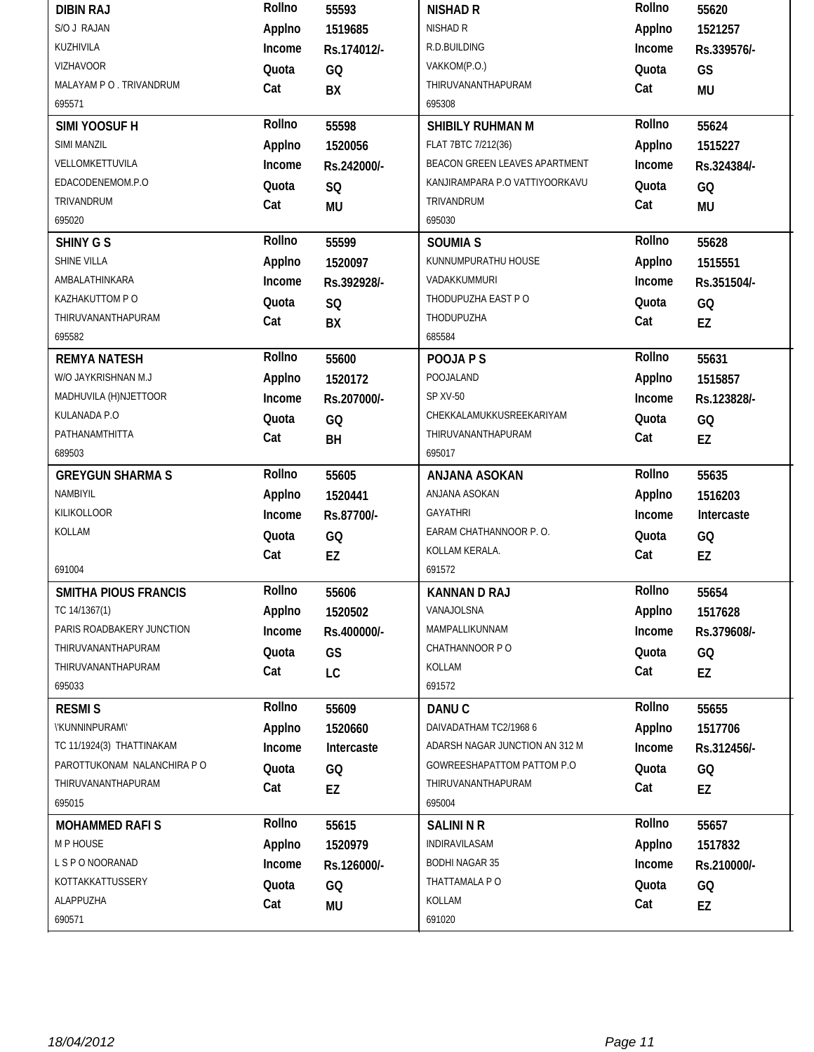| Name / Address | | | Name / Address | | |
|---|---|---|---|---|---|
| **DIBIN RAJ** | **Rollno** | **55593** | **NISHAD R** | **Rollno** | **55620** |
| S/O J RAJAN | **Applno** | **1519685** | NISHAD R | **Applno** | **1521257** |
| KUZHIVILA | **Income** | **Rs.174012/-** | R.D.BUILDING | **Income** | **Rs.339576/-** |
| VIZHAVOOR | **Quota** | **GQ** | VAKKOM(P.O.) | **Quota** | **GS** |
| MALAYAM P O . TRIVANDRUM | **Cat** | **BX** | THIRUVANANTHAPURAM | **Cat** | **MU** |
| 695571 | | | 695308 | | |
| **SIMI YOOSUF H** | **Rollno** | **55598** | **SHIBILY RUHMAN M** | **Rollno** | **55624** |
| SIMI MANZIL | **Applno** | **1520056** | FLAT 7BTC 7/212(36) | **Applno** | **1515227** |
| VELLOMKETTUVILA | **Income** | **Rs.242000/-** | BEACON GREEN LEAVES APARTMENT | **Income** | **Rs.324384/-** |
| EDACODENEMOM.P.O | **Quota** | **SQ** | KANJIRAMPARA P.O VATTIYOORKAVU | **Quota** | **GQ** |
| TRIVANDRUM | **Cat** | **MU** | TRIVANDRUM | **Cat** | **MU** |
| 695020 | | | 695030 | | |
| **SHINY G S** | **Rollno** | **55599** | **SOUMIA S** | **Rollno** | **55628** |
| SHINE VILLA | **Applno** | **1520097** | KUNNUMPURATHU HOUSE | **Applno** | **1515551** |
| AMBALATHINKARA | **Income** | **Rs.392928/-** | VADAKKUMMURI | **Income** | **Rs.351504/-** |
| KAZHAKUTTOM P O | **Quota** | **SQ** | THODUPUZHA EAST P O | **Quota** | **GQ** |
| THIRUVANANTHAPURAM | **Cat** | **BX** | THODUPUZHA | **Cat** | **EZ** |
| 695582 | | | 685584 | | |
| **REMYA NATESH** | **Rollno** | **55600** | **POOJA P S** | **Rollno** | **55631** |
| W/O JAYKRISHNAN M.J | **Applno** | **1520172** | POOJALAND | **Applno** | **1515857** |
| MADHUVILA (H)NJETTOOR | **Income** | **Rs.207000/-** | SP XV-50 | **Income** | **Rs.123828/-** |
| KULANADA P.O | **Quota** | **GQ** | CHEKKALAMUKKUSREEKARIYAM | **Quota** | **GQ** |
| PATHANAMTHITTA | **Cat** | **BH** | THIRUVANANTHAPURAM | **Cat** | **EZ** |
| 689503 | | | 695017 | | |
| **GREYGUN SHARMA S** | **Rollno** | **55605** | **ANJANA ASOKAN** | **Rollno** | **55635** |
| NAMBIYIL | **Applno** | **1520441** | ANJANA ASOKAN | **Applno** | **1516203** |
| KILIKOLLOOR | **Income** | **Rs.87700/-** | GAYATHRI | **Income** | **Intercaste** |
| KOLLAM | **Quota** | **GQ** | EARAM CHATHANNOOR P. O. | **Quota** | **GQ** |
| | **Cat** | **EZ** | KOLLAM KERALA. | **Cat** | **EZ** |
| 691004 | | | 691572 | | |
| **SMITHA PIOUS FRANCIS** | **Rollno** | **55606** | **KANNAN D RAJ** | **Rollno** | **55654** |
| TC 14/1367(1) | **Applno** | **1520502** | VANAJOLSNA | **Applno** | **1517628** |
| PARIS ROADBAKERY JUNCTION | **Income** | **Rs.400000/-** | MAMPALLIKUNNAM | **Income** | **Rs.379608/-** |
| THIRUVANANTHAPURAM | **Quota** | **GS** | CHATHANNOOR P O | **Quota** | **GQ** |
| THIRUVANANTHAPURAM | **Cat** | **LC** | KOLLAM | **Cat** | **EZ** |
| 695033 | | | 691572 | | |
| **RESMI S** | **Rollno** | **55609** | **DANU C** | **Rollno** | **55655** |
| \'KUNNINPURAM\' | **Applno** | **1520660** | DAIVADATHAM TC2/1968 6 | **Applno** | **1517706** |
| TC 11/1924(3) THATTINAKAM | **Income** | **Intercaste** | ADARSH NAGAR JUNCTION AN 312 M | **Income** | **Rs.312456/-** |
| PAROTTUKONAM NALANCHIRA P O | **Quota** | **GQ** | GOWREESHAPATTOM PATTOM P.O | **Quota** | **GQ** |
| THIRUVANANTHAPURAM | **Cat** | **EZ** | THIRUVANANTHAPURAM | **Cat** | **EZ** |
| 695015 | | | 695004 | | |
| **MOHAMMED RAFI S** | **Rollno** | **55615** | **SALINI N R** | **Rollno** | **55657** |
| M P HOUSE | **Applno** | **1520979** | INDIRAVILASAM | **Applno** | **1517832** |
| L S P O NOORANAD | **Income** | **Rs.126000/-** | BODHI NAGAR 35 | **Income** | **Rs.210000/-** |
| KOTTAKKATTUSSERY | **Quota** | **GQ** | THATTAMALA P O | **Quota** | **GQ** |
| ALAPPUZHA | **Cat** | **MU** | KOLLAM | **Cat** | **EZ** |
| 690571 | | | 691020 | | |

*18/04/2012*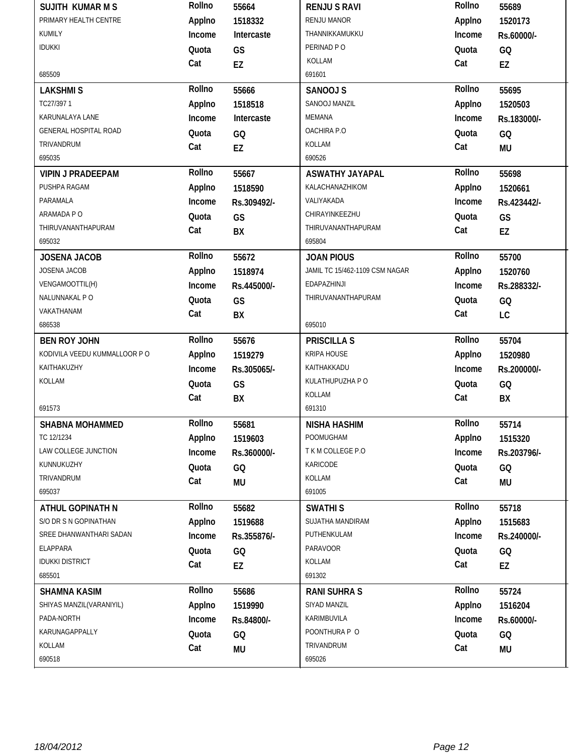| Name / Address | Details | Name / Address | Details |
|---|---|---|---|
| **SUJITH KUMAR M S**<br>PRIMARY HEALTH CENTRE<br>KUMILY<br>IDUKKI<br>685509 | Rollno 55664<br>Applno 1518332<br>Income Intercaste<br>Quota GS<br>Cat EZ | **RENJU S RAVI**<br>RENJU MANOR<br>THANNIKKAMUKKU<br>PERINAD P O<br>KOLLAM<br>691601 | Rollno 55689<br>Applno 1520173<br>Income Rs.60000/-<br>Quota GQ<br>Cat EZ |
| **LAKSHMI S**<br>TC27/397 1<br>KARUNALAYA LANE<br>GENERAL HOSPITAL ROAD<br>TRIVANDRUM<br>695035 | Rollno 55666<br>Applno 1518518<br>Income Intercaste<br>Quota GQ<br>Cat EZ | **SANOOJ S**<br>SANOOJ MANZIL<br>MEMANA<br>OACHIRA P.O<br>KOLLAM<br>690526 | Rollno 55695<br>Applno 1520503<br>Income Rs.183000/-<br>Quota GQ<br>Cat MU |
| **VIPIN J PRADEEPAM**<br>PUSHPA RAGAM<br>PARAMALA<br>ARAMADA P O<br>THIRUVANANTHAPURAM<br>695032 | Rollno 55667<br>Applno 1518590<br>Income Rs.309492/-<br>Quota GS<br>Cat BX | **ASWATHY JAYAPAL**<br>KALACHANAZHIKOM<br>VALIYAKADA<br>CHIRAYINKEEZHU<br>THIRUVANANTHAPURAM<br>695804 | Rollno 55698<br>Applno 1520661<br>Income Rs.423442/-<br>Quota GS<br>Cat EZ |
| **JOSENA JACOB**<br>JOSENA JACOB<br>VENGAMOOTTIL(H)<br>NALUNNAKAL P O<br>VAKATHANAM<br>686538 | Rollno 55672<br>Applno 1518974<br>Income Rs.445000/-<br>Quota GS<br>Cat BX | **JOAN PIOUS**<br>JAMIL TC 15/462-1109 CSM NAGAR<br>EDAPAZHINJI<br>THIRUVANANTHAPURAM<br>695010 | Rollno 55700<br>Applno 1520760<br>Income Rs.288332/-<br>Quota GQ<br>Cat LC |
| **BEN ROY JOHN**<br>KODIVILA VEEDU KUMMALLOOR P O<br>KAITHAKUZHY<br>KOLLAM<br>691573 | Rollno 55676<br>Applno 1519279<br>Income Rs.305065/-<br>Quota GS<br>Cat BX | **PRISCILLA S**<br>KRIPA HOUSE<br>KAITHAKKADU<br>KULATHUPUZHA P O<br>KOLLAM<br>691310 | Rollno 55704<br>Applno 1520980<br>Income Rs.200000/-<br>Quota GQ<br>Cat BX |
| **SHABNA MOHAMMED**<br>TC 12/1234<br>LAW COLLEGE JUNCTION<br>KUNNUKUZHY<br>TRIVANDRUM<br>695037 | Rollno 55681<br>Applno 1519603<br>Income Rs.360000/-<br>Quota GQ<br>Cat MU | **NISHA HASHIM**<br>POOMUGHAM<br>T K M COLLEGE P.O<br>KARICODE<br>KOLLAM<br>691005 | Rollno 55714<br>Applno 1515320<br>Income Rs.203796/-<br>Quota GQ<br>Cat MU |
| **ATHUL GOPINATH N**<br>S/O DR S N GOPINATHAN<br>SREE DHANWANTHARI SADAN<br>ELAPPARA<br>IDUKKI DISTRICT<br>685501 | Rollno 55682<br>Applno 1519688<br>Income Rs.355876/-<br>Quota GQ<br>Cat EZ | **SWATHI S**<br>SUJATHA MANDIRAM<br>PUTHENKULAM<br>PARAVOOR<br>KOLLAM<br>691302 | Rollno 55718<br>Applno 1515683<br>Income Rs.240000/-<br>Quota GQ<br>Cat EZ |
| **SHAMNA KASIM**<br>SHIYAS MANZIL(VARANIYIL)<br>PADA-NORTH<br>KARUNAGAPPALLY<br>KOLLAM<br>690518 | Rollno 55686<br>Applno 1519990<br>Income Rs.84800/-<br>Quota GQ<br>Cat MU | **RANI SUHRA S**<br>SIYAD MANZIL<br>KARIMBUVILA<br>POONTHURA P O<br>TRIVANDRUM<br>695026 | Rollno 55724<br>Applno 1516204<br>Income Rs.60000/-<br>Quota GQ<br>Cat MU |

*18/04/2012*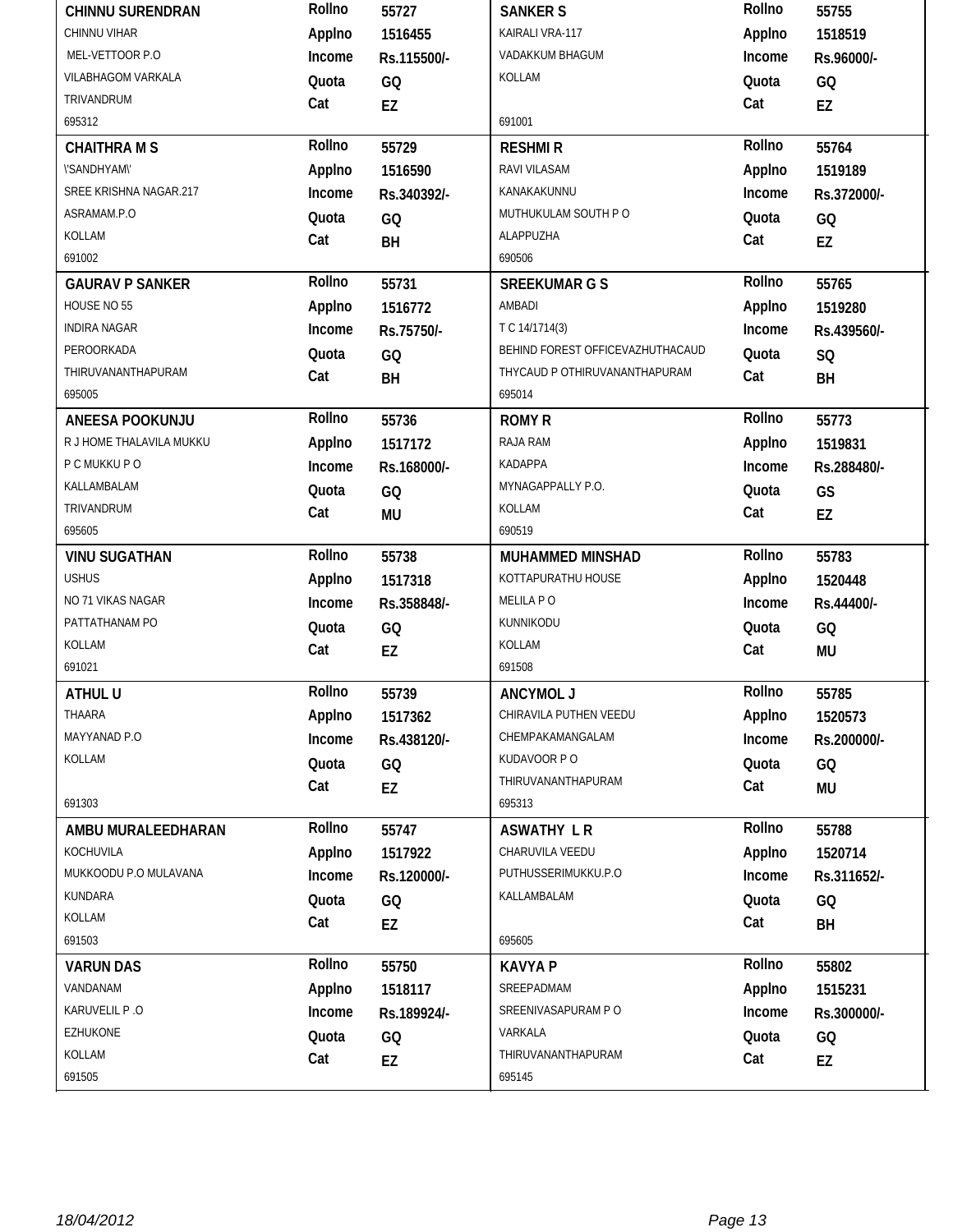| Name / Address | Rollno | Applno | Income | Quota | Cat |
|---|---|---|---|---|---|
| **CHINNU SURENDRAN**<br>CHINNU VIHAR<br>MEL-VETTOOR P.O<br>VILABHAGOM VARKALA<br>TRIVANDRUM<br>695312 | 55727 | 1516455 | Rs.115500/- | GQ | EZ |
| **CHAITHRA M S**<br>\'SANDHYAM\'<br>SREE KRISHNA NAGAR.217<br>ASRAMAM.P.O<br>KOLLAM<br>691002 | 55729 | 1516590 | Rs.340392/- | GQ | BH |
| **GAURAV P SANKER**<br>HOUSE NO 55<br>INDIRA NAGAR<br>PEROORKADA<br>THIRUVANANTHAPURAM<br>695005 | 55731 | 1516772 | Rs.75750/- | GQ | BH |
| **ANEESA POOKUNJU**<br>R J HOME THALAVILA MUKKU<br>P C MUKKU P O<br>KALLAMBALAM<br>TRIVANDRUM<br>695605 | 55736 | 1517172 | Rs.168000/- | GQ | MU |
| **VINU SUGATHAN**<br>USHUS<br>NO 71 VIKAS NAGAR<br>PATTATHANAM PO<br>KOLLAM<br>691021 | 55738 | 1517318 | Rs.358848/- | GQ | EZ |
| **ATHUL U**<br>THAARA<br>MAYYANAD P.O<br>KOLLAM<br>691303 | 55739 | 1517362 | Rs.438120/- | GQ | EZ |
| **AMBU MURALEEDHARAN**<br>KOCHUVILA<br>MUKKOODU P.O MULAVANA<br>KUNDARA<br>KOLLAM<br>691503 | 55747 | 1517922 | Rs.120000/- | GQ | EZ |
| **VARUN DAS**<br>VANDANAM<br>KARUVELIL P .O<br>EZHUKONE<br>KOLLAM<br>691505 | 55750 | 1518117 | Rs.189924/- | GQ | EZ |
| **SANKER S**<br>KAIRALI VRA-117<br>VADAKKUM BHAGUM<br>KOLLAM<br>691001 | 55755 | 1518519 | Rs.96000/- | GQ | EZ |
| **RESHMI R**<br>RAVI VILASAM<br>KANAKAKUNNU<br>MUTHUKULAM SOUTH P O<br>ALAPPUZHA<br>690506 | 55764 | 1519189 | Rs.372000/- | GQ | EZ |
| **SREEKUMAR G S**<br>AMBADI<br>T C 14/1714(3)<br>BEHIND FOREST OFFICEVAZHUTHACAUD<br>THYCAUD P OTHIRUVANANTHAPURAM<br>695014 | 55765 | 1519280 | Rs.439560/- | SQ | BH |
| **ROMY R**<br>RAJA RAM<br>KADAPPA<br>MYNAGAPPALLY P.O.<br>KOLLAM<br>690519 | 55773 | 1519831 | Rs.288480/- | GS | EZ |
| **MUHAMMED MINSHAD**<br>KOTTAPURATHU HOUSE<br>MELILA P O<br>KUNNIKODU<br>KOLLAM<br>691508 | 55783 | 1520448 | Rs.44400/- | GQ | MU |
| **ANCYMOL J**<br>CHIRAVILA PUTHEN VEEDU<br>CHEMPAKAMANGALAM<br>KUDAVOOR P O<br>THIRUVANANTHAPURAM<br>695313 | 55785 | 1520573 | Rs.200000/- | GQ | MU |
| **ASWATHY L R**<br>CHARUVILA VEEDU<br>PUTHUSSERIMUKKU.P.O<br>KALLAMBALAM<br>695605 | 55788 | 1520714 | Rs.311652/- | GQ | BH |
| **KAVYA P**<br>SREEPADMAM<br>SREENIVASAPURAM P O<br>VARKALA<br>THIRUVANANTHAPURAM<br>695145 | 55802 | 1515231 | Rs.300000/- | GQ | EZ |

18/04/2012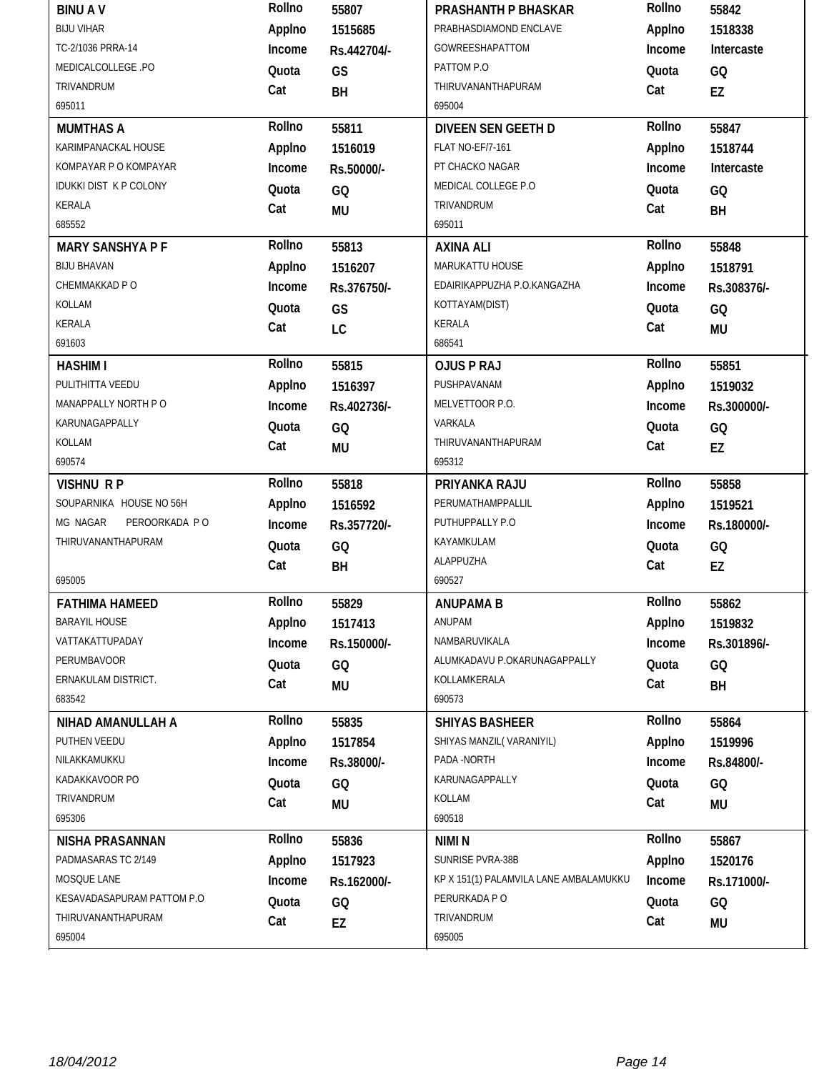| Name / Address | Details | Name / Address | Details |
|---|---|---|---|
| **BINU A V**<br>BIJU VIHAR<br>TC-2/1036 PRRA-14<br>MEDICALCOLLEGE .PO<br>TRIVANDRUM<br>695011 | **Rollno** 55807<br>**Applno** 1515685<br>**Income** Rs.442704/-<br>**Quota** GS<br>**Cat** BH | **PRASHANTH P BHASKAR**<br>PRABHASDIAMOND ENCLAVE<br>GOWREESHAPATTOM<br>PATTOM P.O<br>THIRUVANANTHAPURAM<br>695004 | **Rollno** 55842<br>**Applno** 1518338<br>**Income** Intercaste<br>**Quota** GQ<br>**Cat** EZ |
| **MUMTHAS A**<br>KARIMPANACKAL HOUSE<br>KOMPAYAR P O KOMPAYAR<br>IDUKKI DIST K P COLONY<br>KERALA<br>685552 | **Rollno** 55811<br>**Applno** 1516019<br>**Income** Rs.50000/-<br>**Quota** GQ<br>**Cat** MU | **DIVEEN SEN GEETH D**<br>FLAT NO-EF/7-161<br>PT CHACKO NAGAR<br>MEDICAL COLLEGE P.O<br>TRIVANDRUM<br>695011 | **Rollno** 55847<br>**Applno** 1518744<br>**Income** Intercaste<br>**Quota** GQ<br>**Cat** BH |
| **MARY SANSHYA P F**<br>BIJU BHAVAN<br>CHEMMAKKAD P O<br>KOLLAM<br>KERALA<br>691603 | **Rollno** 55813<br>**Applno** 1516207<br>**Income** Rs.376750/-<br>**Quota** GS<br>**Cat** LC | **AXINA ALI**<br>MARUKATTU HOUSE<br>EDAIRIKAPPUZHA P.O.KANGAZHA<br>KOTTAYAM(DIST)<br>KERALA<br>686541 | **Rollno** 55848<br>**Applno** 1518791<br>**Income** Rs.308376/-<br>**Quota** GQ<br>**Cat** MU |
| **HASHIM I**<br>PULITHITTA VEEDU<br>MANAPPALLY NORTH P O<br>KARUNAGAPPALLY<br>KOLLAM<br>690574 | **Rollno** 55815<br>**Applno** 1516397<br>**Income** Rs.402736/-<br>**Quota** GQ<br>**Cat** MU | **OJUS P RAJ**<br>PUSHPAVANAM<br>MELVETTOOR P.O.<br>VARKALA<br>THIRUVANANTHAPURAM<br>695312 | **Rollno** 55851<br>**Applno** 1519032<br>**Income** Rs.300000/-<br>**Quota** GQ<br>**Cat** EZ |
| **VISHNU R P**<br>SOUPARNIKA HOUSE NO 56H<br>MG NAGAR PEROORKADA P O<br>THIRUVANANTHAPURAM<br>695005 | **Rollno** 55818<br>**Applno** 1516592<br>**Income** Rs.357720/-<br>**Quota** GQ<br>**Cat** BH | **PRIYANKA RAJU**<br>PERUMATHAMPPALLIL<br>PUTHUPPALLY P.O<br>KAYAMKULAM<br>ALAPPUZHA<br>690527 | **Rollno** 55858<br>**Applno** 1519521<br>**Income** Rs.180000/-<br>**Quota** GQ<br>**Cat** EZ |
| **FATHIMA HAMEED**<br>BARAYIL HOUSE<br>VATTAKATTUPADAY<br>PERUMBAVOOR<br>ERNAKULAM DISTRICT.<br>683542 | **Rollno** 55829<br>**Applno** 1517413<br>**Income** Rs.150000/-<br>**Quota** GQ<br>**Cat** MU | **ANUPAMA B**<br>ANUPAM<br>NAMBARUVIKALA<br>ALUMKADAVU P.OKARUNAGAPPALLY<br>KOLLAMKERALA<br>690573 | **Rollno** 55862<br>**Applno** 1519832<br>**Income** Rs.301896/-<br>**Quota** GQ<br>**Cat** BH |
| **NIHAD AMANULLAH A**<br>PUTHEN VEEDU<br>NILAKKAMUKKU<br>KADAKKAVOOR PO<br>TRIVANDRUM<br>695306 | **Rollno** 55835<br>**Applno** 1517854<br>**Income** Rs.38000/-<br>**Quota** GQ<br>**Cat** MU | **SHIYAS BASHEER**<br>SHIYAS MANZIL( VARANIYIL)<br>PADA -NORTH<br>KARUNAGAPPALLY<br>KOLLAM<br>690518 | **Rollno** 55864<br>**Applno** 1519996<br>**Income** Rs.84800/-<br>**Quota** GQ<br>**Cat** MU |
| **NISHA PRASANNAN**<br>PADMASARAS TC 2/149<br>MOSQUE LANE<br>KESAVADASAPURAM PATTOM P.O<br>THIRUVANANTHAPURAM<br>695004 | **Rollno** 55836<br>**Applno** 1517923<br>**Income** Rs.162000/-<br>**Quota** GQ<br>**Cat** EZ | **NIMI N**<br>SUNRISE PVRA-38B<br>KP X 151(1) PALAMVILA LANE AMBALAMUKKU<br>PERURKADA P O<br>TRIVANDRUM<br>695005 | **Rollno** 55867<br>**Applno** 1520176<br>**Income** Rs.171000/-<br>**Quota** GQ<br>**Cat** MU |

*18/04/2012*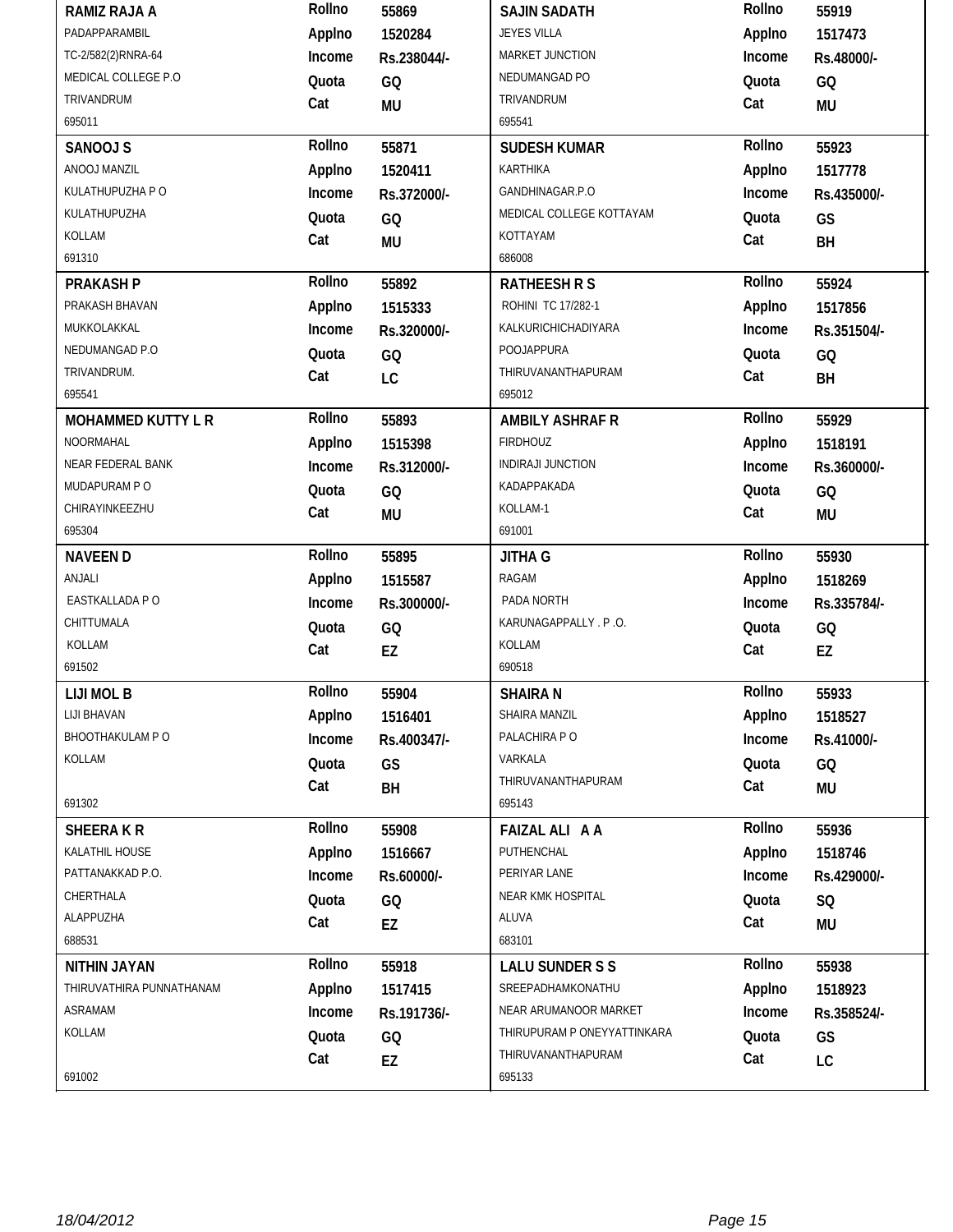| Name / Address | Details | Name / Address | Details |
|---|---|---|---|
| **RAMIZ RAJA A**<br>PADAPPARAMBIL<br>TC-2/582(2)RNRA-64<br>MEDICAL COLLEGE P.O<br>TRIVANDRUM<br>695011 | Rollno 55869<br>Applno 1520284<br>Income Rs.238044/-<br>Quota GQ<br>Cat MU | **SAJIN SADATH**<br>JEYES VILLA<br>MARKET JUNCTION<br>NEDUMANGAD PO<br>TRIVANDRUM<br>695541 | Rollno 55919<br>Applno 1517473<br>Income Rs.48000/-<br>Quota GQ<br>Cat MU |
| **SANOOJ S**<br>ANOOJ MANZIL<br>KULATHUPUZHA P O<br>KULATHUPUZHA<br>KOLLAM<br>691310 | Rollno 55871<br>Applno 1520411<br>Income Rs.372000/-<br>Quota GQ<br>Cat MU | **SUDESH KUMAR**<br>KARTHIKA<br>GANDHINAGAR.P.O<br>MEDICAL COLLEGE KOTTAYAM<br>KOTTAYAM<br>686008 | Rollno 55923<br>Applno 1517778<br>Income Rs.435000/-<br>Quota GS<br>Cat BH |
| **PRAKASH P**<br>PRAKASH BHAVAN<br>MUKKOLAKKAL<br>NEDUMANGAD P.O<br>TRIVANDRUM.<br>695541 | Rollno 55892<br>Applno 1515333<br>Income Rs.320000/-<br>Quota GQ<br>Cat LC | **RATHEESH R S**<br>ROHINI TC 17/282-1<br>KALKURICHICHADIYARA<br>POOJAPPURA<br>THIRUVANANTHAPURAM<br>695012 | Rollno 55924<br>Applno 1517856<br>Income Rs.351504/-<br>Quota GQ<br>Cat BH |
| **MOHAMMED KUTTY L R**<br>NOORMAHAL<br>NEAR FEDERAL BANK<br>MUDAPURAM P O<br>CHIRAYINKEEZHU<br>695304 | Rollno 55893<br>Applno 1515398<br>Income Rs.312000/-<br>Quota GQ<br>Cat MU | **AMBILY ASHRAF R**<br>FIRDHOUZ<br>INDIRAJI JUNCTION<br>KADAPPAKADA<br>KOLLAM-1<br>691001 | Rollno 55929<br>Applno 1518191<br>Income Rs.360000/-<br>Quota GQ<br>Cat MU |
| **NAVEEN D**<br>ANJALI<br>EASTKALLADA P O<br>CHITTUMALA<br>KOLLAM<br>691502 | Rollno 55895<br>Applno 1515587<br>Income Rs.300000/-<br>Quota GQ<br>Cat EZ | **JITHA G**<br>RAGAM<br>PADA NORTH<br>KARUNAGAPPALLY . P .O.<br>KOLLAM<br>690518 | Rollno 55930<br>Applno 1518269<br>Income Rs.335784/-<br>Quota GQ<br>Cat EZ |
| **LIJI MOL B**<br>LIJI BHAVAN<br>BHOOTHAKULAM P O<br>KOLLAM<br>691302 | Rollno 55904<br>Applno 1516401<br>Income Rs.400347/-<br>Quota GS<br>Cat BH | **SHAIRA N**<br>SHAIRA MANZIL<br>PALACHIRA P O<br>VARKALA<br>THIRUVANANTHAPURAM<br>695143 | Rollno 55933<br>Applno 1518527<br>Income Rs.41000/-<br>Quota GQ<br>Cat MU |
| **SHEERA K R**<br>KALATHIL HOUSE<br>PATTANAKKAD P.O.<br>CHERTHALA<br>ALAPPUZHA<br>688531 | Rollno 55908<br>Applno 1516667<br>Income Rs.60000/-<br>Quota GQ<br>Cat EZ | **FAIZAL ALI A A**<br>PUTHENCHAL<br>PERIYAR LANE<br>NEAR KMK HOSPITAL<br>ALUVA<br>683101 | Rollno 55936<br>Applno 1518746<br>Income Rs.429000/-<br>Quota SQ<br>Cat MU |
| **NITHIN JAYAN**<br>THIRUVATHIRA PUNNATHANAM<br>ASRAMAM<br>KOLLAM<br>691002 | Rollno 55918<br>Applno 1517415<br>Income Rs.191736/-<br>Quota GQ<br>Cat EZ | **LALU SUNDER S S**<br>SREEPADHAMKONATHU<br>NEAR ARUMANOOR MARKET<br>THIRUPURAM P ONEYYATTINKARA<br>THIRUVANANTHAPURAM<br>695133 | Rollno 55938<br>Applno 1518923<br>Income Rs.358524/-<br>Quota GS<br>Cat LC |

*18/04/2012*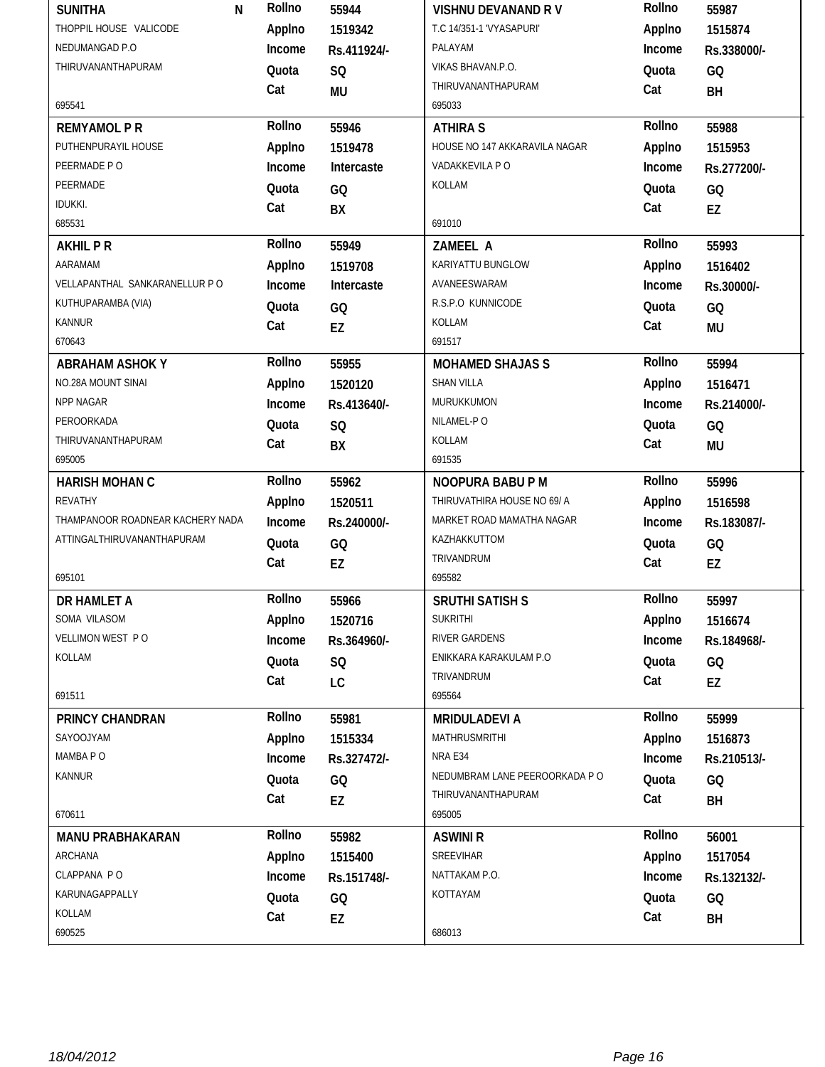| Name / Address | Details | Name / Address | Details |
|---|---|---|---|
| **SUNITHA N**<br>THOPPIL HOUSE VALICODE<br>NEDUMANGAD P.O<br>THIRUVANANTHAPURAM<br>695541 | **Rollno** 55944<br>**Applno** 1519342<br>**Income** Rs.411924/-<br>**Quota** SQ<br>**Cat** MU | **VISHNU DEVANAND R V**<br>T.C 14/351-1 'VYASAPURI'<br>PALAYAM<br>VIKAS BHAVAN.P.O.<br>THIRUVANANTHAPURAM<br>695033 | **Rollno** 55987<br>**Applno** 1515874<br>**Income** Rs.338000/-<br>**Quota** GQ<br>**Cat** BH |
| **REMYAMOL P R**<br>PUTHENPURAYIL HOUSE<br>PEERMADE P O<br>PEERMADE<br>IDUKKI.<br>685531 | **Rollno** 55946<br>**Applno** 1519478<br>**Income** Intercaste<br>**Quota** GQ<br>**Cat** BX | **ATHIRA S**<br>HOUSE NO 147 AKKARAVILA NAGAR<br>VADAKKEVILA P O<br>KOLLAM<br>691010 | **Rollno** 55988<br>**Applno** 1515953<br>**Income** Rs.277200/-<br>**Quota** GQ<br>**Cat** EZ |
| **AKHIL P R**<br>AARAMAM<br>VELLAPANTHAL SANKARANELLUR P O<br>KUTHUPARAMBA (VIA)<br>KANNUR<br>670643 | **Rollno** 55949<br>**Applno** 1519708<br>**Income** Intercaste<br>**Quota** GQ<br>**Cat** EZ | **ZAMEEL A**<br>KARIYATTU BUNGLOW<br>AVANEESWARAM<br>R.S.P.O KUNNICODE<br>KOLLAM<br>691517 | **Rollno** 55993<br>**Applno** 1516402<br>**Income** Rs.30000/-<br>**Quota** GQ<br>**Cat** MU |
| **ABRAHAM ASHOK Y**<br>NO.28A MOUNT SINAI<br>NPP NAGAR<br>PEROORKADA<br>THIRUVANANTHAPURAM<br>695005 | **Rollno** 55955<br>**Applno** 1520120<br>**Income** Rs.413640/-<br>**Quota** SQ<br>**Cat** BX | **MOHAMED SHAJAS S**<br>SHAN VILLA<br>MURUKKUMON<br>NILAMEL-P O<br>KOLLAM<br>691535 | **Rollno** 55994<br>**Applno** 1516471<br>**Income** Rs.214000/-<br>**Quota** GQ<br>**Cat** MU |
| **HARISH MOHAN C**<br>REVATHY<br>THAMPANOOR ROADNEAR KACHERY NADA<br>ATTINGALTHIRUVANANTHAPURAM<br>695101 | **Rollno** 55962<br>**Applno** 1520511<br>**Income** Rs.240000/-<br>**Quota** GQ<br>**Cat** EZ | **NOOPURA BABU P M**<br>THIRUVATHIRA HOUSE NO 69/ A<br>MARKET ROAD MAMATHA NAGAR<br>KAZHAKKUTTOM<br>TRIVANDRUM<br>695582 | **Rollno** 55996<br>**Applno** 1516598<br>**Income** Rs.183087/-<br>**Quota** GQ<br>**Cat** EZ |
| **DR HAMLET A**<br>SOMA VILASOM<br>VELLIMON WEST P O<br>KOLLAM<br>691511 | **Rollno** 55966<br>**Applno** 1520716<br>**Income** Rs.364960/-<br>**Quota** SQ<br>**Cat** LC | **SRUTHI SATISH S**<br>SUKRITHI<br>RIVER GARDENS<br>ENIKKARA KARAKULAM P.O<br>TRIVANDRUM<br>695564 | **Rollno** 55997<br>**Applno** 1516674<br>**Income** Rs.184968/-<br>**Quota** GQ<br>**Cat** EZ |
| **PRINCY CHANDRAN**<br>SAYOOJYAM<br>MAMBA P O<br>KANNUR<br>670611 | **Rollno** 55981<br>**Applno** 1515334<br>**Income** Rs.327472/-<br>**Quota** GQ<br>**Cat** EZ | **MRIDULADEVI A**<br>MATHRUSMRITHI<br>NRA E34<br>NEDUMBRAM LANE PEEROORKADA P O<br>THIRUVANANTHAPURAM<br>695005 | **Rollno** 55999<br>**Applno** 1516873<br>**Income** Rs.210513/-<br>**Quota** GQ<br>**Cat** BH |
| **MANU PRABHAKARAN**<br>ARCHANA<br>CLAPPANA P O<br>KARUNAGAPPALLY<br>KOLLAM<br>690525 | **Rollno** 55982<br>**Applno** 1515400<br>**Income** Rs.151748/-<br>**Quota** GQ<br>**Cat** EZ | **ASWINI R**<br>SREEVIHAR<br>NATTAKAM P.O.<br>KOTTAYAM<br>686013 | **Rollno** 56001<br>**Applno** 1517054<br>**Income** Rs.132132/-<br>**Quota** GQ<br>**Cat** BH |

18/04/2012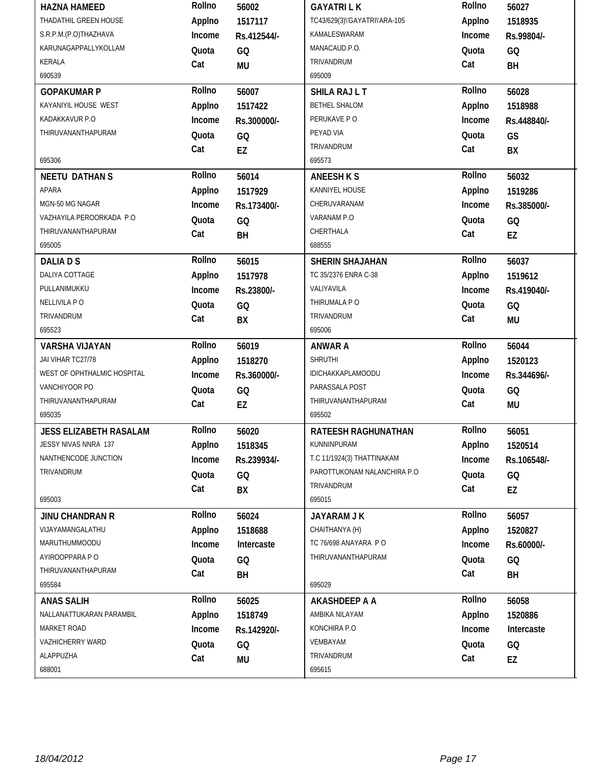| Name / Address | Details | Name / Address | Details |
|---|---|---|---|
| **HAZNA HAMEED**<br>THADATHIL GREEN HOUSE<br>S.R.P.M.(P.O)THAZHAVA<br>KARUNAGAPPALLYKOLLAM<br>KERALA<br>690539 | **Rollno** 56002<br>**Applno** 1517117<br>**Income** Rs.412544/-<br>**Quota** GQ<br>**Cat** MU | **GAYATRI L K**<br>TC43/629(3)\'GAYATRI\'ARA-105<br>KAMALESWARAM<br>MANACAUD.P.O.<br>TRIVANDRUM<br>695009 | **Rollno** 56027<br>**Applno** 1518935<br>**Income** Rs.99804/-<br>**Quota** GQ<br>**Cat** BH |
| **GOPAKUMAR P**<br>KAYANIYIL HOUSE WEST<br>KADAKKAVUR P.O<br>THIRUVANANTHAPURAM<br>695306 | **Rollno** 56007<br>**Applno** 1517422<br>**Income** Rs.300000/-<br>**Quota** GQ<br>**Cat** EZ | **SHILA RAJ L T**<br>BETHEL SHALOM<br>PERUKAVE P O<br>PEYAD VIA<br>TRIVANDRUM<br>695573 | **Rollno** 56028<br>**Applno** 1518988<br>**Income** Rs.448840/-<br>**Quota** GS<br>**Cat** BX |
| **NEETU DATHAN S**<br>APARA<br>MGN-50 MG NAGAR<br>VAZHAYILA PEROORKADA P.O<br>THIRUVANANTHAPURAM<br>695005 | **Rollno** 56014<br>**Applno** 1517929<br>**Income** Rs.173400/-<br>**Quota** GQ<br>**Cat** BH | **ANEESH K S**<br>KANNIYEL HOUSE<br>CHERUVARANAM<br>VARANAM P.O<br>CHERTHALA<br>688555 | **Rollno** 56032<br>**Applno** 1519286<br>**Income** Rs.385000/-<br>**Quota** GQ<br>**Cat** EZ |
| **DALIA D S**<br>DALIYA COTTAGE<br>PULLANIMUKKU<br>NELLIVILA P O<br>TRIVANDRUM<br>695523 | **Rollno** 56015<br>**Applno** 1517978<br>**Income** Rs.23800/-<br>**Quota** GQ<br>**Cat** BX | **SHERIN SHAJAHAN**<br>TC 35/2376 ENRA C-38<br>VALIYAVILA<br>THIRUMALA P O<br>TRIVANDRUM<br>695006 | **Rollno** 56037<br>**Applno** 1519612<br>**Income** Rs.419040/-<br>**Quota** GQ<br>**Cat** MU |
| **VARSHA VIJAYAN**<br>JAI VIHAR TC27/78<br>WEST OF OPHTHALMIC HOSPITAL<br>VANCHIYOOR PO<br>THIRUVANANTHAPURAM<br>695035 | **Rollno** 56019<br>**Applno** 1518270<br>**Income** Rs.360000/-<br>**Quota** GQ<br>**Cat** EZ | **ANWAR A**<br>SHRUTHI<br>IDICHAKKAPLAMOODU<br>PARASSALA POST<br>THIRUVANANTHAPURAM<br>695502 | **Rollno** 56044<br>**Applno** 1520123<br>**Income** Rs.344696/-<br>**Quota** GQ<br>**Cat** MU |
| **JESS ELIZABETH RASALAM**<br>JESSY NIVAS NNRA 137<br>NANTHENCODE JUNCTION<br>TRIVANDRUM<br>695003 | **Rollno** 56020<br>**Applno** 1518345<br>**Income** Rs.239934/-<br>**Quota** GQ<br>**Cat** BX | **RATEESH RAGHUNATHAN**<br>KUNNINPURAM<br>T.C 11/1924(3) THATTINAKAM<br>PAROTTUKONAM NALANCHIRA P.O<br>TRIVANDRUM<br>695015 | **Rollno** 56051<br>**Applno** 1520514<br>**Income** Rs.106548/-<br>**Quota** GQ<br>**Cat** EZ |
| **JINU CHANDRAN R**<br>VIJAYAMANGALATHU<br>MARUTHUMMOODU<br>AYIROOPPARA P O<br>THIRUVANANTHAPURAM<br>695584 | **Rollno** 56024<br>**Applno** 1518688<br>**Income** Intercaste<br>**Quota** GQ<br>**Cat** BH | **JAYARAM J K**<br>CHAITHANYA (H)<br>TC 76/698 ANAYARA P O<br>THIRUVANANTHAPURAM<br>695029 | **Rollno** 56057<br>**Applno** 1520827<br>**Income** Rs.60000/-<br>**Quota** GQ<br>**Cat** BH |
| **ANAS SALIH**<br>NALLANATTUKARAN PARAMBIL<br>MARKET ROAD<br>VAZHICHERRY WARD<br>ALAPPUZHA<br>688001 | **Rollno** 56025<br>**Applno** 1518749<br>**Income** Rs.142920/-<br>**Quota** GQ<br>**Cat** MU | **AKASHDEEP A A**<br>AMBIKA NILAYAM<br>KONCHIRA P.O<br>VEMBAYAM<br>TRIVANDRUM<br>695615 | **Rollno** 56058<br>**Applno** 1520886<br>**Income** Intercaste<br>**Quota** GQ<br>**Cat** EZ |

*18/04/2012*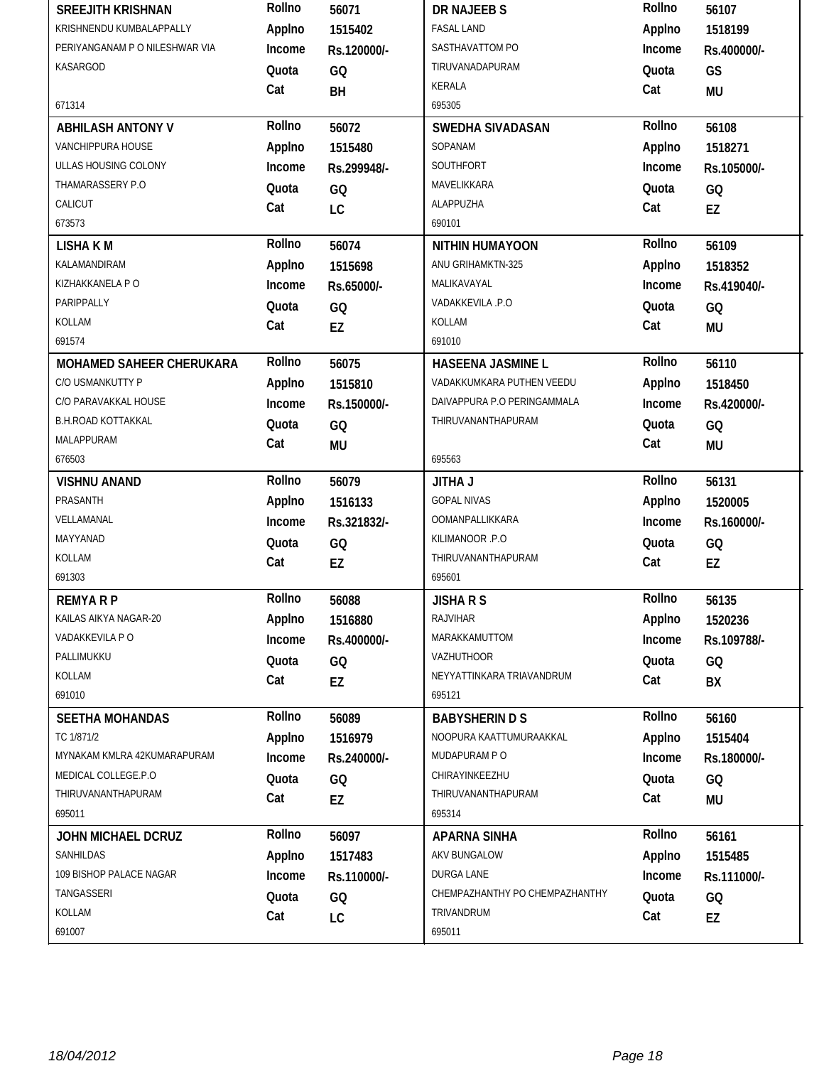| Name / Address | Details | Name / Address | Details |
|---|---|---|---|
| **SREEJITH KRISHNAN**<br>KRISHNENDU KUMBALAPPALLY<br>PERIYANGANAM P O NILESHWAR VIA<br>KASARGOD<br><br>671314 | **Rollno** 56071<br>**Applno** 1515402<br>**Income** Rs.120000/-<br>**Quota** GQ<br>**Cat** BH | **DR NAJEEB S**<br>FASAL LAND<br>SASTHAVATTOM PO<br>TIRUVANADAPURAM<br>KERALA<br>695305 | **Rollno** 56107<br>**Applno** 1518199<br>**Income** Rs.400000/-<br>**Quota** GS<br>**Cat** MU |
| **ABHILASH ANTONY V**<br>VANCHIPPURA HOUSE<br>ULLAS HOUSING COLONY<br>THAMARASSERY P.O<br>CALICUT<br>673573 | **Rollno** 56072<br>**Applno** 1515480<br>**Income** Rs.299948/-<br>**Quota** GQ<br>**Cat** LC | **SWEDHA SIVADASAN**<br>SOPANAM<br>SOUTHFORT<br>MAVELIKKARA<br>ALAPPUZHA<br>690101 | **Rollno** 56108<br>**Applno** 1518271<br>**Income** Rs.105000/-<br>**Quota** GQ<br>**Cat** EZ |
| **LISHA K M**<br>KALAMANDIRAM<br>KIZHAKKANELA P O<br>PARIPPALLY<br>KOLLAM<br>691574 | **Rollno** 56074<br>**Applno** 1515698<br>**Income** Rs.65000/-<br>**Quota** GQ<br>**Cat** EZ | **NITHIN HUMAYOON**<br>ANU GRIHAMKTN-325<br>MALIKAVAYAL<br>VADAKKEVILA .P.O<br>KOLLAM<br>691010 | **Rollno** 56109<br>**Applno** 1518352<br>**Income** Rs.419040/-<br>**Quota** GQ<br>**Cat** MU |
| **MOHAMED SAHEER CHERUKARA**<br>C/O USMANKUTTY P<br>C/O PARAVAKKAL HOUSE<br>B.H.ROAD KOTTAKKAL<br>MALAPPURAM<br>676503 | **Rollno** 56075<br>**Applno** 1515810<br>**Income** Rs.150000/-<br>**Quota** GQ<br>**Cat** MU | **HASEENA JASMINE L**<br>VADAKKUMKARA PUTHEN VEEDU<br>DAIVAPPURA P.O PERINGAMMALA<br>THIRUVANANTHAPURAM<br><br>695563 | **Rollno** 56110<br>**Applno** 1518450<br>**Income** Rs.420000/-<br>**Quota** GQ<br>**Cat** MU |
| **VISHNU ANAND**<br>PRASANTH<br>VELLAMANAL<br>MAYYANAD<br>KOLLAM<br>691303 | **Rollno** 56079<br>**Applno** 1516133<br>**Income** Rs.321832/-<br>**Quota** GQ<br>**Cat** EZ | **JITHA J**<br>GOPAL NIVAS<br>OOMANPALLIKKARA<br>KILIMANOOR .P.O<br>THIRUVANANTHAPURAM<br>695601 | **Rollno** 56131<br>**Applno** 1520005<br>**Income** Rs.160000/-<br>**Quota** GQ<br>**Cat** EZ |
| **REMYA R P**<br>KAILAS AIKYA NAGAR-20<br>VADAKKEVILA P O<br>PALLIMUKKU<br>KOLLAM<br>691010 | **Rollno** 56088<br>**Applno** 1516880<br>**Income** Rs.400000/-<br>**Quota** GQ<br>**Cat** EZ | **JISHA R S**<br>RAJVIHAR<br>MARAKKAMUTTOM<br>VAZHUTHOOR<br>NEYYATTINKARA TRIAVANDRUM<br>695121 | **Rollno** 56135<br>**Applno** 1520236<br>**Income** Rs.109788/-<br>**Quota** GQ<br>**Cat** BX |
| **SEETHA MOHANDAS**<br>TC 1/871/2<br>MYNAKAM KMLRA 42KUMARAPURAM<br>MEDICAL COLLEGE.P.O<br>THIRUVANANTHAPURAM<br>695011 | **Rollno** 56089<br>**Applno** 1516979<br>**Income** Rs.240000/-<br>**Quota** GQ<br>**Cat** EZ | **BABYSHERIN D S**<br>NOOPURA KAATTUMURAAKKAL<br>MUDAPURAM P O<br>CHIRAYINKEEZHU<br>THIRUVANANTHAPURAM<br>695314 | **Rollno** 56160<br>**Applno** 1515404<br>**Income** Rs.180000/-<br>**Quota** GQ<br>**Cat** MU |
| **JOHN MICHAEL DCRUZ**<br>SANHILDAS<br>109 BISHOP PALACE NAGAR<br>TANGASSERI<br>KOLLAM<br>691007 | **Rollno** 56097<br>**Applno** 1517483<br>**Income** Rs.110000/-<br>**Quota** GQ<br>**Cat** LC | **APARNA SINHA**<br>AKV BUNGALOW<br>DURGA LANE<br>CHEMPAZHANTHY PO CHEMPAZHANTHY<br>TRIVANDRUM<br>695011 | **Rollno** 56161<br>**Applno** 1515485<br>**Income** Rs.111000/-<br>**Quota** GQ<br>**Cat** EZ |

*18/04/2012*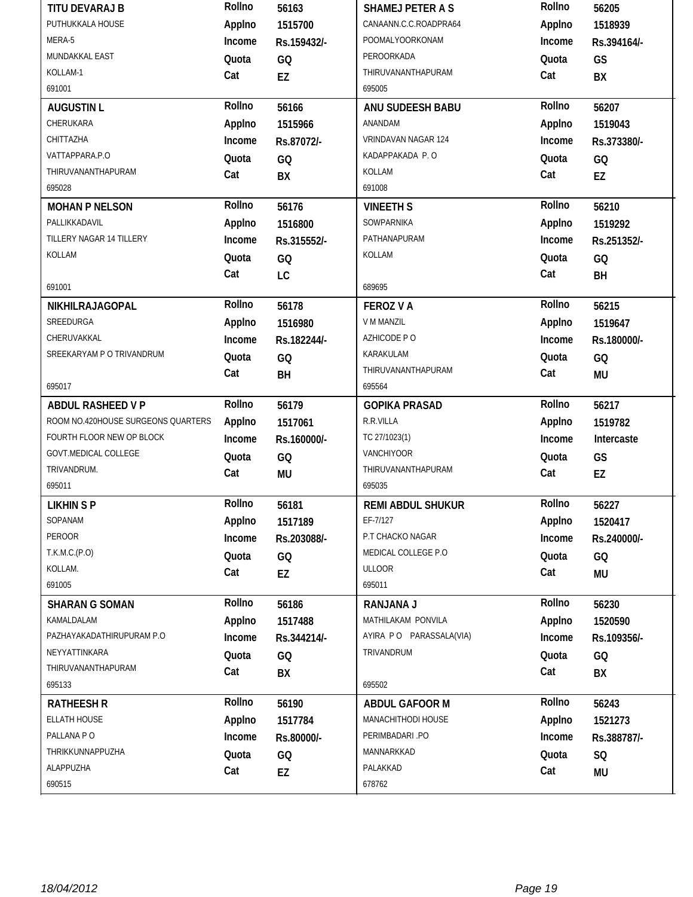| Name / Address | Details | Name / Address | Details |
|---|---|---|---|
| **TITU DEVARAJ B**<br>PUTHUKKALA HOUSE<br>MERA-5<br>MUNDAKKAL EAST<br>KOLLAM-1<br>691001 | Rollno 56163<br>Applno 1515700<br>Income Rs.159432/-<br>Quota GQ<br>Cat EZ | **SHAMEJ PETER A S**<br>CANAANN.C.C.ROADPRA64<br>POOMALYOORKONAM<br>PEROORKADA<br>THIRUVANANTHAPURAM<br>695005 | Rollno 56205<br>Applno 1518939<br>Income Rs.394164/-<br>Quota GS<br>Cat BX |
| **AUGUSTIN L**<br>CHERUKARA<br>CHITTAZHA<br>VATTAPPARA.P.O<br>THIRUVANANTHAPURAM<br>695028 | Rollno 56166<br>Applno 1515966<br>Income Rs.87072/-<br>Quota GQ<br>Cat BX | **ANU SUDEESH BABU**<br>ANANDAM<br>VRINDAVAN NAGAR 124<br>KADAPPAKADA P. O<br>KOLLAM<br>691008 | Rollno 56207<br>Applno 1519043<br>Income Rs.373380/-<br>Quota GQ<br>Cat EZ |
| **MOHAN P NELSON**<br>PALLIKKADAVIL<br>TILLERY NAGAR 14 TILLERY<br>KOLLAM<br>691001 | Rollno 56176<br>Applno 1516800<br>Income Rs.315552/-<br>Quota GQ<br>Cat LC | **VINEETH S**<br>SOWPARNIKA<br>PATHANAPURAM<br>KOLLAM<br>689695 | Rollno 56210<br>Applno 1519292<br>Income Rs.251352/-<br>Quota GQ<br>Cat BH |
| **NIKHILRAJAGOPAL**<br>SREEDURGA<br>CHERUVAKKAL<br>SREEKARYAM P O TRIVANDRUM<br>695017 | Rollno 56178<br>Applno 1516980<br>Income Rs.182244/-<br>Quota GQ<br>Cat BH | **FEROZ V A**<br>V M MANZIL<br>AZHICODE P O<br>KARAKULAM<br>THIRUVANANTHAPURAM<br>695564 | Rollno 56215<br>Applno 1519647<br>Income Rs.180000/-<br>Quota GQ<br>Cat MU |
| **ABDUL RASHEED V P**<br>ROOM NO.420HOUSE SURGEONS QUARTERS<br>FOURTH FLOOR NEW OP BLOCK<br>GOVT.MEDICAL COLLEGE<br>TRIVANDRUM.<br>695011 | Rollno 56179<br>Applno 1517061<br>Income Rs.160000/-<br>Quota GQ<br>Cat MU | **GOPIKA PRASAD**<br>R.R.VILLA<br>TC 27/1023(1)<br>VANCHIYOOR<br>THIRUVANANTHAPURAM<br>695035 | Rollno 56217<br>Applno 1519782<br>Income Intercaste<br>Quota GS<br>Cat EZ |
| **LIKHIN S P**<br>SOPANAM<br>PEROOR<br>T.K.M.C.(P.O)<br>KOLLAM.<br>691005 | Rollno 56181<br>Applno 1517189<br>Income Rs.203088/-<br>Quota GQ<br>Cat EZ | **REMI ABDUL SHUKUR**<br>EF-7/127<br>P.T CHACKO NAGAR<br>MEDICAL COLLEGE P.O<br>ULLOOR<br>695011 | Rollno 56227<br>Applno 1520417<br>Income Rs.240000/-<br>Quota GQ<br>Cat MU |
| **SHARAN G SOMAN**<br>KAMALDALAM<br>PAZHAYAKADATHIRUPURAM P.O<br>NEYYATTINKARA<br>THIRUVANANTHAPURAM<br>695133 | Rollno 56186<br>Applno 1517488<br>Income Rs.344214/-<br>Quota GQ<br>Cat BX | **RANJANA J**<br>MATHILAKAM PONVILA<br>AYIRA P O PARASSALA(VIA)<br>TRIVANDRUM<br>695502 | Rollno 56230<br>Applno 1520590<br>Income Rs.109356/-<br>Quota GQ<br>Cat BX |
| **RATHEESH R**<br>ELLATH HOUSE<br>PALLANA P O<br>THRIKKUNNAPPUZHA<br>ALAPPUZHA<br>690515 | Rollno 56190<br>Applno 1517784<br>Income Rs.80000/-<br>Quota GQ<br>Cat EZ | **ABDUL GAFOOR M**<br>MANACHITHODI HOUSE<br>PERIMBADARI .PO<br>MANNARKKAD<br>PALAKKAD<br>678762 | Rollno 56243<br>Applno 1521273<br>Income Rs.388787/-<br>Quota SQ<br>Cat MU |

18/04/2012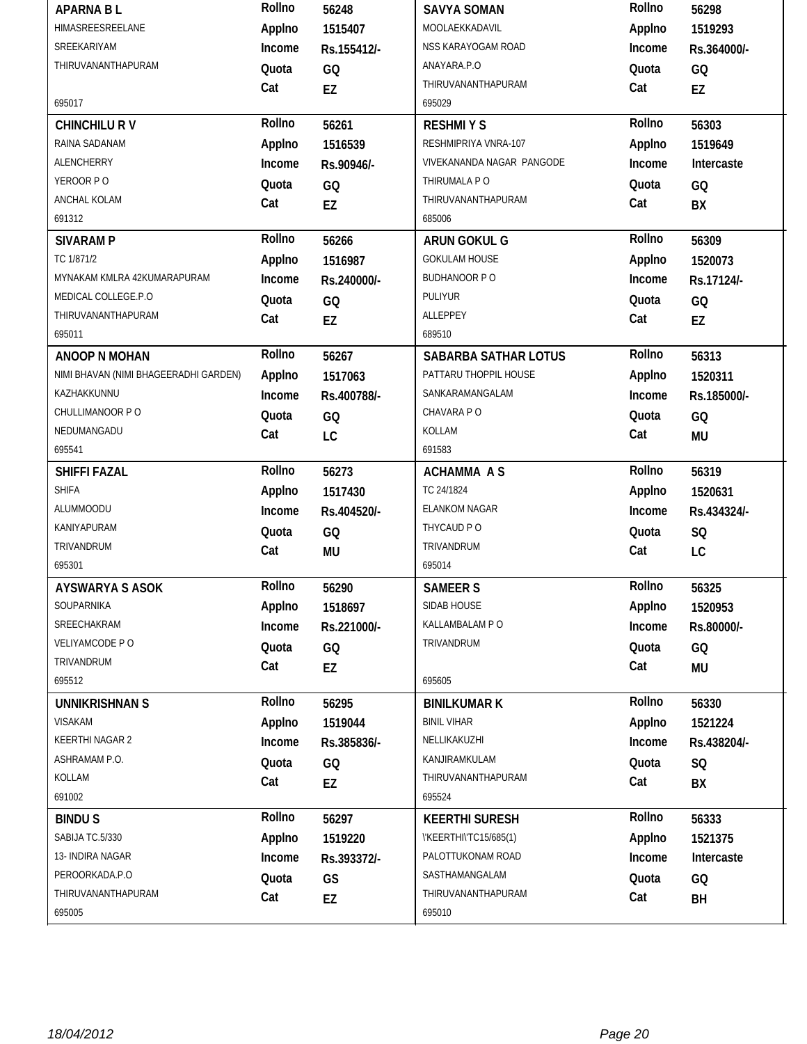| Name / Address | | | Name / Address | | |
|---|---|---|---|---|---|
| **APARNA B L**<br>HIMASREESREELANE<br>SREEKARIYAM<br>THIRUVANANTHAPURAM<br><br>695017 | Rollno<br>Applno<br>Income<br>Quota<br>Cat | 56248<br>1515407<br>Rs.155412/-<br>GQ<br>EZ | **SAVYA SOMAN**<br>MOOLAEKKADAVIL<br>NSS KARAYOGAM ROAD<br>ANAYARA.P.O<br>THIRUVANANTHAPURAM<br>695029 | Rollno<br>Applno<br>Income<br>Quota<br>Cat | 56298<br>1519293<br>Rs.364000/-<br>GQ<br>EZ |
| **CHINCHILU R V**<br>RAINA SADANAM<br>ALENCHERRY<br>YEROOR P O<br>ANCHAL KOLAM<br>691312 | Rollno<br>Applno<br>Income<br>Quota<br>Cat | 56261<br>1516539<br>Rs.90946/-<br>GQ<br>EZ | **RESHMI Y S**<br>RESHMIPRIYA VNRA-107<br>VIVEKANANDA NAGAR PANGODE<br>THIRUMALA P O<br>THIRUVANANTHAPURAM<br>685006 | Rollno<br>Applno<br>Income<br>Quota<br>Cat | 56303<br>1519649<br>Intercaste<br>GQ<br>BX |
| **SIVARAM P**<br>TC 1/871/2<br>MYNAKAM KMLRA 42KUMARAPURAM<br>MEDICAL COLLEGE.P.O<br>THIRUVANANTHAPURAM<br>695011 | Rollno<br>Applno<br>Income<br>Quota<br>Cat | 56266<br>1516987<br>Rs.240000/-<br>GQ<br>EZ | **ARUN GOKUL G**<br>GOKULAM HOUSE<br>BUDHANOOR P O<br>PULIYUR<br>ALLEPPEY<br>689510 | Rollno<br>Applno<br>Income<br>Quota<br>Cat | 56309<br>1520073<br>Rs.17124/-<br>GQ<br>EZ |
| **ANOOP N MOHAN**<br>NIMI BHAVAN (NIMI BHAGEERADHI GARDEN)<br>KAZHAKKUNNU<br>CHULLIMANOOR P O<br>NEDUMANGADU<br>695541 | Rollno<br>Applno<br>Income<br>Quota<br>Cat | 56267<br>1517063<br>Rs.400788/-<br>GQ<br>LC | **SABARBA SATHAR LOTUS**<br>PATTARU THOPPIL HOUSE<br>SANKARAMANGALAM<br>CHAVARA P O<br>KOLLAM<br>691583 | Rollno<br>Applno<br>Income<br>Quota<br>Cat | 56313<br>1520311<br>Rs.185000/-<br>GQ<br>MU |
| **SHIFFI FAZAL**<br>SHIFA<br>ALUMMOODU<br>KANIYAPURAM<br>TRIVANDRUM<br>695301 | Rollno<br>Applno<br>Income<br>Quota<br>Cat | 56273<br>1517430<br>Rs.404520/-<br>GQ<br>MU | **ACHAMMA A S**<br>TC 24/1824<br>ELANKOM NAGAR<br>THYCAUD P O<br>TRIVANDRUM<br>695014 | Rollno<br>Applno<br>Income<br>Quota<br>Cat | 56319<br>1520631<br>Rs.434324/-<br>SQ<br>LC |
| **AYSWARYA S ASOK**<br>SOUPARNIKA<br>SREECHAKRAM<br>VELIYAMCODE P O<br>TRIVANDRUM<br>695512 | Rollno<br>Applno<br>Income<br>Quota<br>Cat | 56290<br>1518697<br>Rs.221000/-<br>GQ<br>EZ | **SAMEER S**<br>SIDAB HOUSE<br>KALLAMBALAM P O<br>TRIVANDRUM<br><br>695605 | Rollno<br>Applno<br>Income<br>Quota<br>Cat | 56325<br>1520953<br>Rs.80000/-<br>GQ<br>MU |
| **UNNIKRISHNAN S**<br>VISAKAM<br>KEERTHI NAGAR 2<br>ASHRAMAM P.O.<br>KOLLAM<br>691002 | Rollno<br>Applno<br>Income<br>Quota<br>Cat | 56295<br>1519044<br>Rs.385836/-<br>GQ<br>EZ | **BINILKUMAR K**<br>BINIL VIHAR<br>NELLIKAKUZHI<br>KANJIRAMKULAM<br>THIRUVANANTHAPURAM<br>695524 | Rollno<br>Applno<br>Income<br>Quota<br>Cat | 56330<br>1521224<br>Rs.438204/-<br>SQ<br>BX |
| **BINDU S**<br>SABIJA TC.5/330<br>13- INDIRA NAGAR<br>PEROORKADA.P.O<br>THIRUVANANTHAPURAM<br>695005 | Rollno<br>Applno<br>Income<br>Quota<br>Cat | 56297<br>1519220<br>Rs.393372/-<br>GS<br>EZ | **KEERTHI SURESH**<br>\'KEERTHI\'TC15/685(1)<br>PALOTTUKONAM ROAD<br>SASTHAMANGALAM<br>THIRUVANANTHAPURAM<br>695010 | Rollno<br>Applno<br>Income<br>Quota<br>Cat | 56333<br>1521375<br>Intercaste<br>GQ<br>BH |

18/04/2012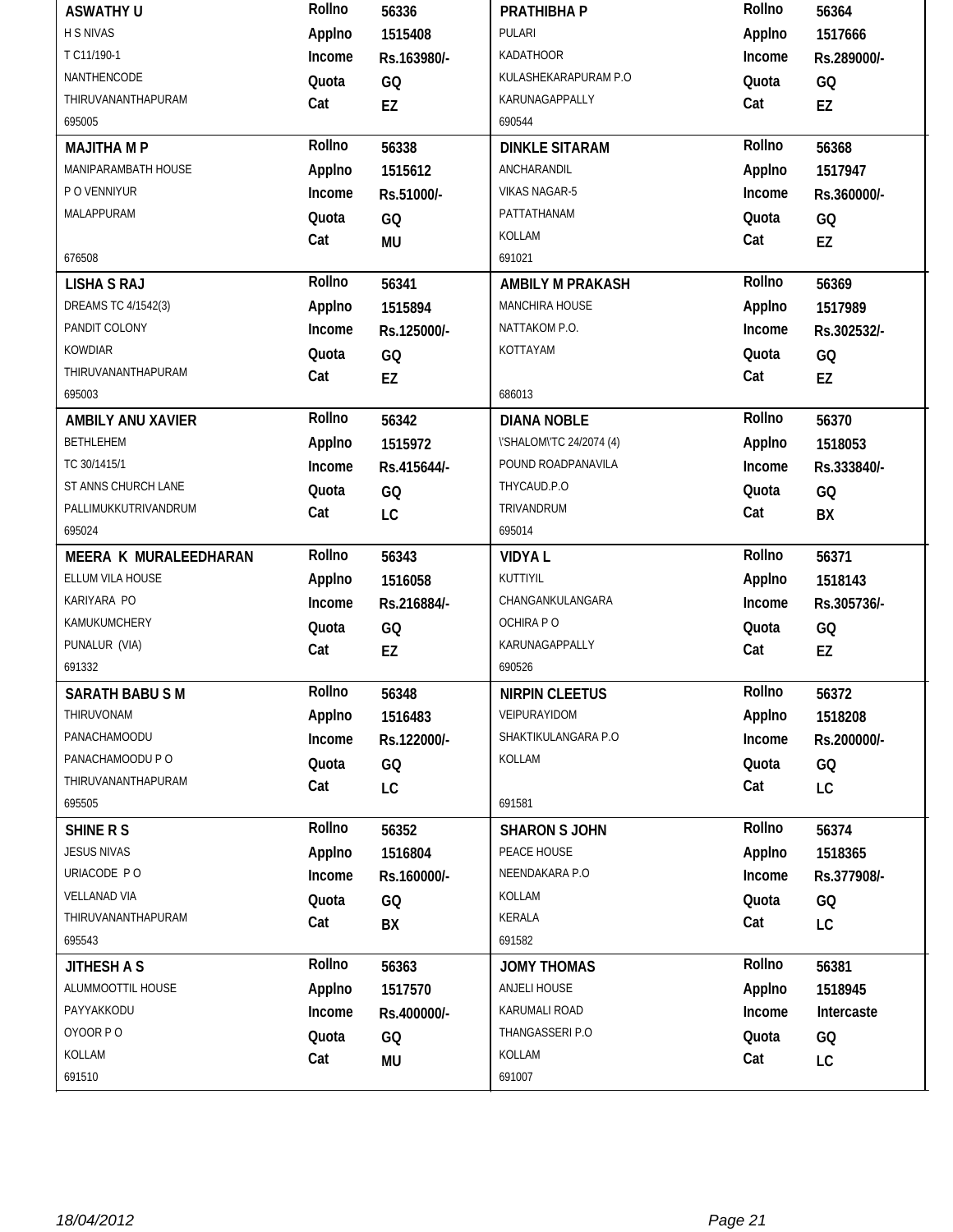| Name / Address | Details | Name / Address | Details |
|---|---|---|---|
| **ASWATHY U**<br>H S NIVAS<br>T C11/190-1<br>NANTHENCODE<br>THIRUVANANTHAPURAM<br>695005 | **Rollno** 56336<br>**Applno** 1515408<br>**Income** Rs.163980/-<br>**Quota** GQ<br>**Cat** EZ | **PRATHIBHA P**<br>PULARI<br>KADATHOOR<br>KULASHEKARAPURAM P.O<br>KARUNAGAPPALLY<br>690544 | **Rollno** 56364<br>**Applno** 1517666<br>**Income** Rs.289000/-<br>**Quota** GQ<br>**Cat** EZ |
| **MAJITHA M P**<br>MANIPARAMBATH HOUSE<br>P O VENNIYUR<br>MALAPPURAM<br>676508 | **Rollno** 56338<br>**Applno** 1515612<br>**Income** Rs.51000/-<br>**Quota** GQ<br>**Cat** MU | **DINKLE SITARAM**<br>ANCHARANDIL<br>VIKAS NAGAR-5<br>PATTATHANAM<br>KOLLAM<br>691021 | **Rollno** 56368<br>**Applno** 1517947<br>**Income** Rs.360000/-<br>**Quota** GQ<br>**Cat** EZ |
| **LISHA S RAJ**<br>DREAMS TC 4/1542(3)<br>PANDIT COLONY<br>KOWDIAR<br>THIRUVANANTHAPURAM<br>695003 | **Rollno** 56341<br>**Applno** 1515894<br>**Income** Rs.125000/-<br>**Quota** GQ<br>**Cat** EZ | **AMBILY M PRAKASH**<br>MANCHIRA HOUSE<br>NATTAKOM P.O.<br>KOTTAYAM<br>686013 | **Rollno** 56369<br>**Applno** 1517989<br>**Income** Rs.302532/-<br>**Quota** GQ<br>**Cat** EZ |
| **AMBILY ANU XAVIER**<br>BETHLEHEM<br>TC 30/1415/1<br>ST ANNS CHURCH LANE<br>PALLIMUKKUTRIVANDRUM<br>695024 | **Rollno** 56342<br>**Applno** 1515972<br>**Income** Rs.415644/-<br>**Quota** GQ<br>**Cat** LC | **DIANA NOBLE**<br>\'SHALOM\'TC 24/2074 (4)<br>POUND ROADPANAVILA<br>THYCAUD.P.O<br>TRIVANDRUM<br>695014 | **Rollno** 56370<br>**Applno** 1518053<br>**Income** Rs.333840/-<br>**Quota** GQ<br>**Cat** BX |
| **MEERA K MURALEEDHARAN**<br>ELLUM VILA HOUSE<br>KARIYARA PO<br>KAMUKUMCHERY<br>PUNALUR (VIA)<br>691332 | **Rollno** 56343<br>**Applno** 1516058<br>**Income** Rs.216884/-<br>**Quota** GQ<br>**Cat** EZ | **VIDYA L**<br>KUTTIYIL<br>CHANGANKULANGARA<br>OCHIRA P O<br>KARUNAGAPPALLY<br>690526 | **Rollno** 56371<br>**Applno** 1518143<br>**Income** Rs.305736/-<br>**Quota** GQ<br>**Cat** EZ |
| **SARATH BABU S M**<br>THIRUVONAM<br>PANACHAMOODU<br>PANACHAMOODU P O<br>THIRUVANANTHAPURAM<br>695505 | **Rollno** 56348<br>**Applno** 1516483<br>**Income** Rs.122000/-<br>**Quota** GQ<br>**Cat** LC | **NIRPIN CLEETUS**<br>VEIPURAYIDOM<br>SHAKTIKULANGARA P.O<br>KOLLAM<br>691581 | **Rollno** 56372<br>**Applno** 1518208<br>**Income** Rs.200000/-<br>**Quota** GQ<br>**Cat** LC |
| **SHINE R S**<br>JESUS NIVAS<br>URIACODE P O<br>VELLANAD VIA<br>THIRUVANANTHAPURAM<br>695543 | **Rollno** 56352<br>**Applno** 1516804<br>**Income** Rs.160000/-<br>**Quota** GQ<br>**Cat** BX | **SHARON S JOHN**<br>PEACE HOUSE<br>NEENDAKARA P.O<br>KOLLAM<br>KERALA<br>691582 | **Rollno** 56374<br>**Applno** 1518365<br>**Income** Rs.377908/-<br>**Quota** GQ<br>**Cat** LC |
| **JITHESH A S**<br>ALUMMOOTTIL HOUSE<br>PAYYAKKODU<br>OYOOR P O<br>KOLLAM<br>691510 | **Rollno** 56363<br>**Applno** 1517570<br>**Income** Rs.400000/-<br>**Quota** GQ<br>**Cat** MU | **JOMY THOMAS**<br>ANJELI HOUSE<br>KARUMALI ROAD<br>THANGASSERI P.O<br>KOLLAM<br>691007 | **Rollno** 56381<br>**Applno** 1518945<br>**Income** Intercaste<br>**Quota** GQ<br>**Cat** LC |

18/04/2012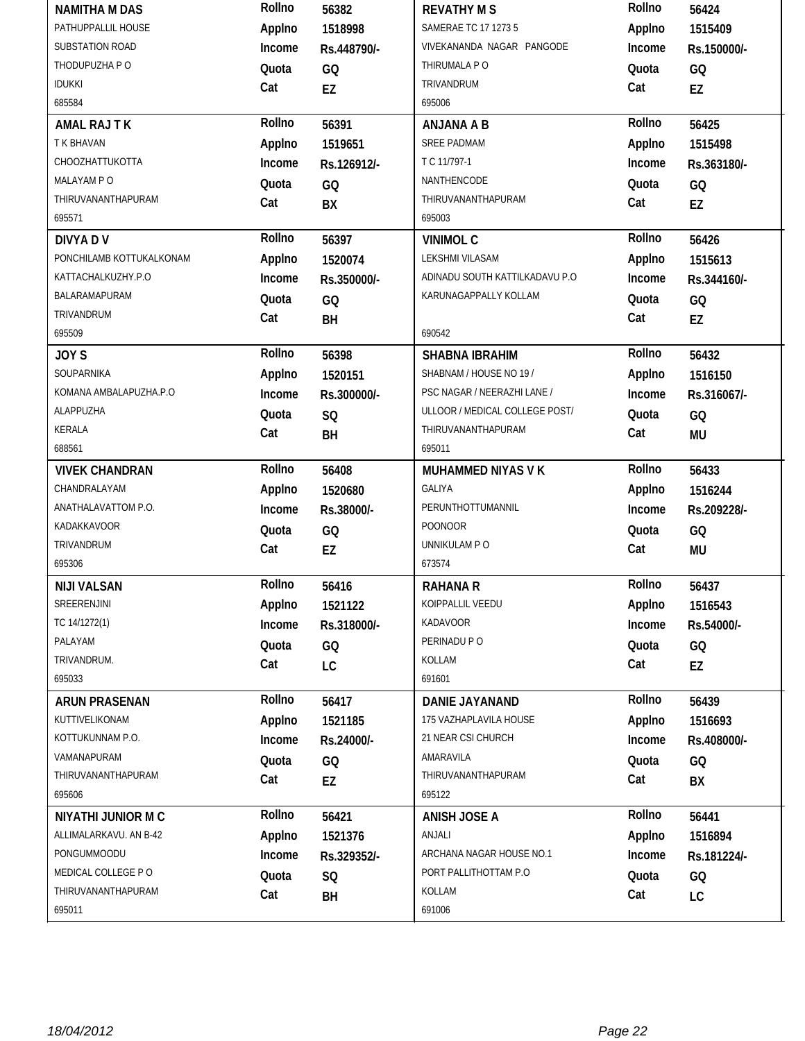| Name / Address | Details | Name / Address | Details |
|---|---|---|---|
| **NAMITHA M DAS**<br>PATHUPPALLIL HOUSE<br>SUBSTATION ROAD<br>THODUPUZHA P O<br>IDUKKI<br>685584 | **Rollno** 56382<br>**Applno** 1518998<br>**Income** Rs.448790/-<br>**Quota** GQ<br>**Cat** EZ | **REVATHY M S**<br>SAMERAE TC 17 1273 5<br>VIVEKANANDA NAGAR PANGODE<br>THIRUMALA P O<br>TRIVANDRUM<br>695006 | **Rollno** 56424<br>**Applno** 1515409<br>**Income** Rs.150000/-<br>**Quota** GQ<br>**Cat** EZ |
| **AMAL RAJ T K**<br>T K BHAVAN<br>CHOOZHATTUKOTTA<br>MALAYAM P O<br>THIRUVANANTHAPURAM<br>695571 | **Rollno** 56391<br>**Applno** 1519651<br>**Income** Rs.126912/-<br>**Quota** GQ<br>**Cat** BX | **ANJANA A B**<br>SREE PADMAM<br>T C 11/797-1<br>NANTHENCODE<br>THIRUVANANTHAPURAM<br>695003 | **Rollno** 56425<br>**Applno** 1515498<br>**Income** Rs.363180/-<br>**Quota** GQ<br>**Cat** EZ |
| **DIVYA D V**<br>PONCHILAMB KOTTUKALKONAM<br>KATTACHALKUZHY.P.O<br>BALARAMAPURAM<br>TRIVANDRUM<br>695509 | **Rollno** 56397<br>**Applno** 1520074<br>**Income** Rs.350000/-<br>**Quota** GQ<br>**Cat** BH | **VINIMOL C**<br>LEKSHMI VILASAM<br>ADINADU SOUTH KATTILKADAVU P.O<br>KARUNAGAPPALLY KOLLAM<br>690542 | **Rollno** 56426<br>**Applno** 1515613<br>**Income** Rs.344160/-<br>**Quota** GQ<br>**Cat** EZ |
| **JOY S**<br>SOUPARNIKA<br>KOMANA AMBALAPUZHA.P.O<br>ALAPPUZHA<br>KERALA<br>688561 | **Rollno** 56398<br>**Applno** 1520151<br>**Income** Rs.300000/-<br>**Quota** SQ<br>**Cat** BH | **SHABNA IBRAHIM**<br>SHABNAM / HOUSE NO 19 /<br>PSC NAGAR / NEERAZHI LANE /<br>ULLOOR / MEDICAL COLLEGE POST/<br>THIRUVANANTHAPURAM<br>695011 | **Rollno** 56432<br>**Applno** 1516150<br>**Income** Rs.316067/-<br>**Quota** GQ<br>**Cat** MU |
| **VIVEK CHANDRAN**<br>CHANDRALAYAM<br>ANATHALAVATTOM P.O.<br>KADAKKAVOOR<br>TRIVANDRUM<br>695306 | **Rollno** 56408<br>**Applno** 1520680<br>**Income** Rs.38000/-<br>**Quota** GQ<br>**Cat** EZ | **MUHAMMED NIYAS V K**<br>GALIYA<br>PERUNTHOTTUMANNIL<br>POONOOR<br>UNNIKULAM P O<br>673574 | **Rollno** 56433<br>**Applno** 1516244<br>**Income** Rs.209228/-<br>**Quota** GQ<br>**Cat** MU |
| **NIJI VALSAN**<br>SREERENJINI<br>TC 14/1272(1)<br>PALAYAM<br>TRIVANDRUM.<br>695033 | **Rollno** 56416<br>**Applno** 1521122<br>**Income** Rs.318000/-<br>**Quota** GQ<br>**Cat** LC | **RAHANA R**<br>KOIPPALLIL VEEDU<br>KADAVOOR<br>PERINADU P O<br>KOLLAM<br>691601 | **Rollno** 56437<br>**Applno** 1516543<br>**Income** Rs.54000/-<br>**Quota** GQ<br>**Cat** EZ |
| **ARUN PRASENAN**<br>KUTTIVELIKONAM<br>KOTTUKUNNAM P.O.<br>VAMANAPURAM<br>THIRUVANANTHAPURAM<br>695606 | **Rollno** 56417<br>**Applno** 1521185<br>**Income** Rs.24000/-<br>**Quota** GQ<br>**Cat** EZ | **DANIE JAYANAND**<br>175 VAZHAPLAVILA HOUSE<br>21 NEAR CSI CHURCH<br>AMARAVILA<br>THIRUVANANTHAPURAM<br>695122 | **Rollno** 56439<br>**Applno** 1516693<br>**Income** Rs.408000/-<br>**Quota** GQ<br>**Cat** BX |
| **NIYATHI JUNIOR M C**<br>ALLIMALARKAVU. AN B-42<br>PONGUMMOODU<br>MEDICAL COLLEGE P O<br>THIRUVANANTHAPURAM<br>695011 | **Rollno** 56421<br>**Applno** 1521376<br>**Income** Rs.329352/-<br>**Quota** SQ<br>**Cat** BH | **ANISH JOSE A**<br>ANJALI<br>ARCHANA NAGAR HOUSE NO.1<br>PORT PALLITHOTTAM P.O<br>KOLLAM<br>691006 | **Rollno** 56441<br>**Applno** 1516894<br>**Income** Rs.181224/-<br>**Quota** GQ<br>**Cat** LC |

18/04/2012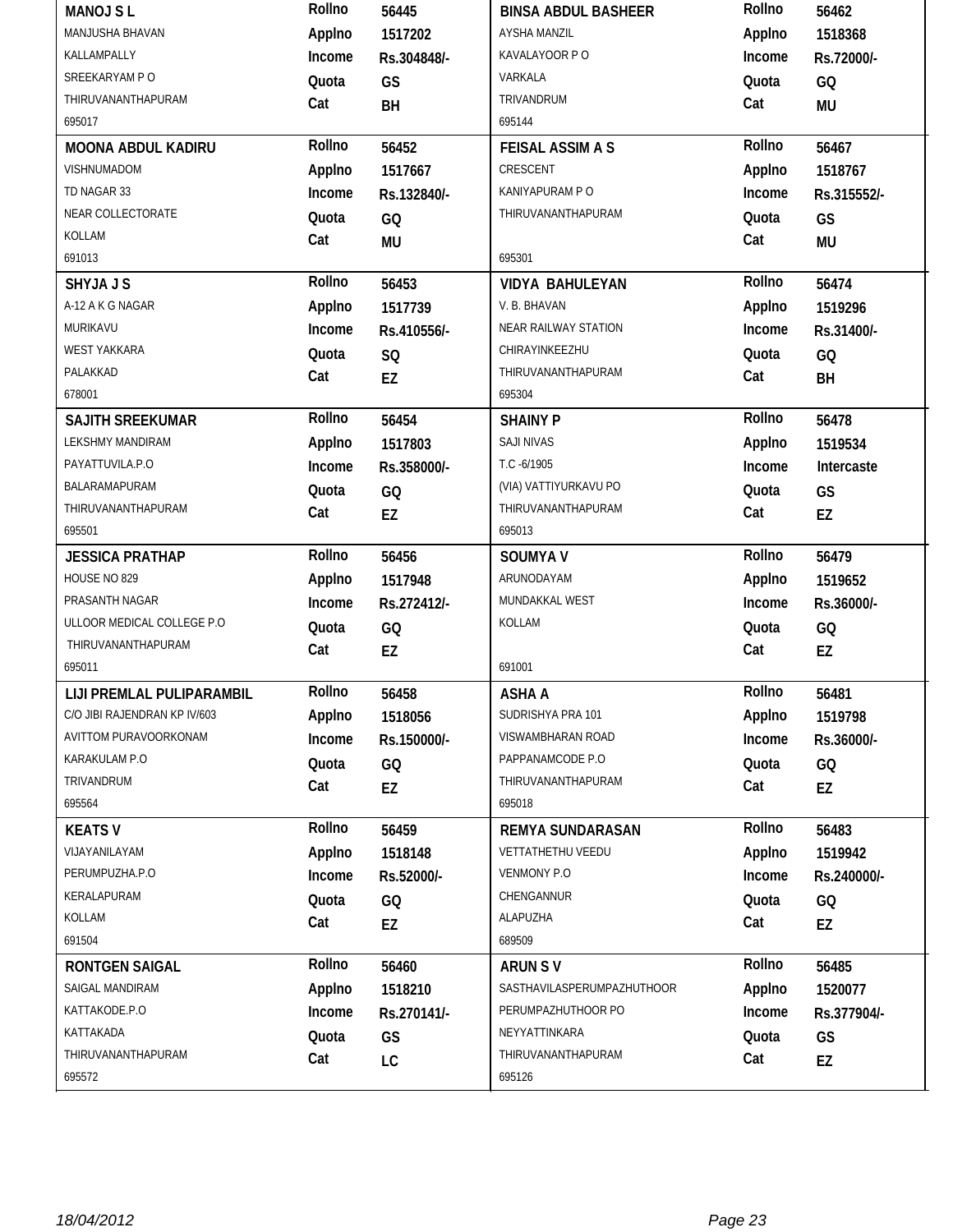| Name & Address | Details | Name & Address | Details |
|---|---|---|---|
| **MANOJ S L**<br>MANJUSHA BHAVAN<br>KALLAMPALLY<br>SREEKARYAM P O<br>THIRUVANANTHAPURAM<br>695017 | **Rollno** 56445<br>**Applno** 1517202<br>**Income** Rs.304848/-<br>**Quota** GS<br>**Cat** BH | **BINSA ABDUL BASHEER**<br>AYSHA MANZIL<br>KAVALAYOOR P O<br>VARKALA<br>TRIVANDRUM<br>695144 | **Rollno** 56462<br>**Applno** 1518368<br>**Income** Rs.72000/-<br>**Quota** GQ<br>**Cat** MU |
| **MOONA ABDUL KADIRU**<br>VISHNUMADOM<br>TD NAGAR 33<br>NEAR COLLECTORATE<br>KOLLAM<br>691013 | **Rollno** 56452<br>**Applno** 1517667<br>**Income** Rs.132840/-<br>**Quota** GQ<br>**Cat** MU | **FEISAL ASSIM A S**<br>CRESCENT<br>KANIYAPURAM P O<br>THIRUVANANTHAPURAM<br>695301 | **Rollno** 56467<br>**Applno** 1518767<br>**Income** Rs.315552/-<br>**Quota** GS<br>**Cat** MU |
| **SHYJA J S**<br>A-12 A K G NAGAR<br>MURIKAVU<br>WEST YAKKARA<br>PALAKKAD<br>678001 | **Rollno** 56453<br>**Applno** 1517739<br>**Income** Rs.410556/-<br>**Quota** SQ<br>**Cat** EZ | **VIDYA BAHULEYAN**<br>V. B. BHAVAN<br>NEAR RAILWAY STATION<br>CHIRAYINKEEZHU<br>THIRUVANANTHAPURAM<br>695304 | **Rollno** 56474<br>**Applno** 1519296<br>**Income** Rs.31400/-<br>**Quota** GQ<br>**Cat** BH |
| **SAJITH SREEKUMAR**<br>LEKSHMY MANDIRAM<br>PAYATTUVILA.P.O<br>BALARAMAPURAM<br>THIRUVANANTHAPURAM<br>695501 | **Rollno** 56454<br>**Applno** 1517803<br>**Income** Rs.358000/-<br>**Quota** GQ<br>**Cat** EZ | **SHAINY P**<br>SAJI NIVAS<br>T.C -6/1905<br>(VIA) VATTIYURKAVU PO<br>THIRUVANANTHAPURAM<br>695013 | **Rollno** 56478<br>**Applno** 1519534<br>**Income** Intercaste<br>**Quota** GS<br>**Cat** EZ |
| **JESSICA PRATHAP**<br>HOUSE NO 829<br>PRASANTH NAGAR<br>ULLOOR MEDICAL COLLEGE P.O<br>THIRUVANANTHAPURAM<br>695011 | **Rollno** 56456<br>**Applno** 1517948<br>**Income** Rs.272412/-<br>**Quota** GQ<br>**Cat** EZ | **SOUMYA V**<br>ARUNODAYAM<br>MUNDAKKAL WEST<br>KOLLAM<br>691001 | **Rollno** 56479<br>**Applno** 1519652<br>**Income** Rs.36000/-<br>**Quota** GQ<br>**Cat** EZ |
| **LIJI PREMLAL PULIPARAMBIL**<br>C/O JIBI RAJENDRAN KP IV/603<br>AVITTOM PURAVOORKONAM<br>KARAKULAM P.O<br>TRIVANDRUM<br>695564 | **Rollno** 56458<br>**Applno** 1518056<br>**Income** Rs.150000/-<br>**Quota** GQ<br>**Cat** EZ | **ASHA A**<br>SUDRISHYA PRA 101<br>VISWAMBHARAN ROAD<br>PAPPANAMCODE P.O<br>THIRUVANANTHAPURAM<br>695018 | **Rollno** 56481<br>**Applno** 1519798<br>**Income** Rs.36000/-<br>**Quota** GQ<br>**Cat** EZ |
| **KEATS V**<br>VIJAYANILAYAM<br>PERUMPUZHA.P.O<br>KERALAPURAM<br>KOLLAM<br>691504 | **Rollno** 56459<br>**Applno** 1518148<br>**Income** Rs.52000/-<br>**Quota** GQ<br>**Cat** EZ | **REMYA SUNDARASAN**<br>VETTATHETHU VEEDU<br>VENMONY P.O<br>CHENGANNUR<br>ALAPUZHA<br>689509 | **Rollno** 56483<br>**Applno** 1519942<br>**Income** Rs.240000/-<br>**Quota** GQ<br>**Cat** EZ |
| **RONTGEN SAIGAL**<br>SAIGAL MANDIRAM<br>KATTAKODE.P.O<br>KATTAKADA<br>THIRUVANANTHAPURAM<br>695572 | **Rollno** 56460<br>**Applno** 1518210<br>**Income** Rs.270141/-<br>**Quota** GS<br>**Cat** LC | **ARUN S V**<br>SASTHAVILASPERUMPAZHUTHOOR<br>PERUMPAZHUTHOOR PO<br>NEYYATTINKARA<br>THIRUVANANTHAPURAM<br>695126 | **Rollno** 56485<br>**Applno** 1520077<br>**Income** Rs.377904/-<br>**Quota** GS<br>**Cat** EZ |

18/04/2012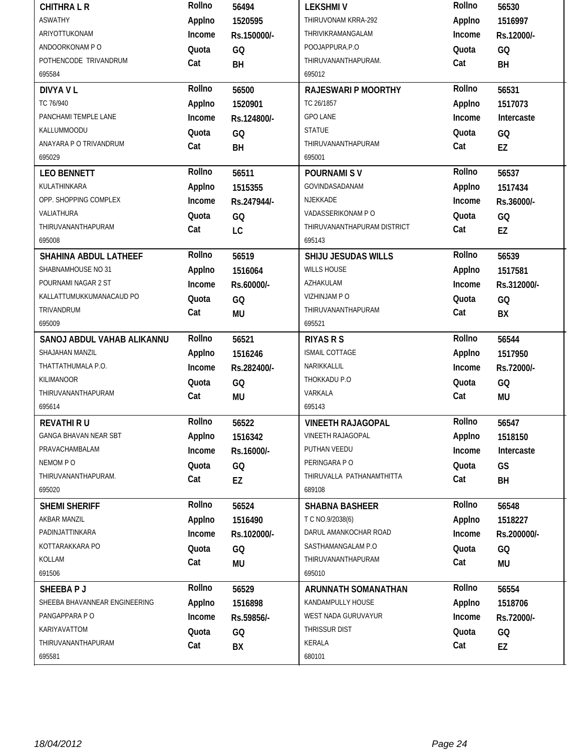| Name / Address | Details | Name / Address | Details |
|---|---|---|---|
| **CHITHRA L R**<br>ASWATHY<br>ARIYOTTUKONAM<br>ANDOORKONAM P O<br>POTHENCODE TRIVANDRUM<br>695584 | **Rollno** 56494<br>**Applno** 1520595<br>**Income** Rs.150000/-<br>**Quota** GQ<br>**Cat** BH | **LEKSHMI V**<br>THIRUVONAM KRRA-292<br>THRIVIKRAMANGALAM<br>POOJAPPURA.P.O<br>THIRUVANANTHAPURAM.<br>695012 | **Rollno** 56530<br>**Applno** 1516997<br>**Income** Rs.12000/-<br>**Quota** GQ<br>**Cat** BH |
| **DIVYA V L**<br>TC 76/940<br>PANCHAMI TEMPLE LANE<br>KALLUMMOODU<br>ANAYARA P O TRIVANDRUM<br>695029 | **Rollno** 56500<br>**Applno** 1520901<br>**Income** Rs.124800/-<br>**Quota** GQ<br>**Cat** BH | **RAJESWARI P MOORTHY**<br>TC 26/1857<br>GPO LANE<br>STATUE<br>THIRUVANANTHAPURAM<br>695001 | **Rollno** 56531<br>**Applno** 1517073<br>**Income** Intercaste<br>**Quota** GQ<br>**Cat** EZ |
| **LEO BENNETT**<br>KULATHINKARA<br>OPP. SHOPPING COMPLEX<br>VALIATHURA<br>THIRUVANANTHAPURAM<br>695008 | **Rollno** 56511<br>**Applno** 1515355<br>**Income** Rs.247944/-<br>**Quota** GQ<br>**Cat** LC | **POURNAMI S V**<br>GOVINDASADANAM<br>NJEKKADE<br>VADASSERIKONAM P O<br>THIRUVANANTHAPURAM DISTRICT<br>695143 | **Rollno** 56537<br>**Applno** 1517434<br>**Income** Rs.36000/-<br>**Quota** GQ<br>**Cat** EZ |
| **SHAHINA ABDUL LATHEEF**<br>SHABNAMHOUSE NO 31<br>POURNAMI NAGAR 2 ST<br>KALLATTUMUKKUMANACAUD PO<br>TRIVANDRUM<br>695009 | **Rollno** 56519<br>**Applno** 1516064<br>**Income** Rs.60000/-<br>**Quota** GQ<br>**Cat** MU | **SHIJU JESUDAS WILLS**<br>WILLS HOUSE<br>AZHAKULAM<br>VIZHINJAM P O<br>THIRUVANANTHAPURAM<br>695521 | **Rollno** 56539<br>**Applno** 1517581<br>**Income** Rs.312000/-<br>**Quota** GQ<br>**Cat** BX |
| **SANOJ ABDUL VAHAB ALIKANNU**<br>SHAJAHAN MANZIL<br>THATTATHUMALA P.O.<br>KILIMANOOR<br>THIRUVANANTHAPURAM<br>695614 | **Rollno** 56521<br>**Applno** 1516246<br>**Income** Rs.282400/-<br>**Quota** GQ<br>**Cat** MU | **RIYAS R S**<br>ISMAIL COTTAGE<br>NARIKKALLIL<br>THOKKADU P.O<br>VARKALA<br>695143 | **Rollno** 56544<br>**Applno** 1517950<br>**Income** Rs.72000/-<br>**Quota** GQ<br>**Cat** MU |
| **REVATHI R U**<br>GANGA BHAVAN NEAR SBT<br>PRAVACHAMBALAM<br>NEMOM P O<br>THIRUVANANTHAPURAM.<br>695020 | **Rollno** 56522<br>**Applno** 1516342<br>**Income** Rs.16000/-<br>**Quota** GQ<br>**Cat** EZ | **VINEETH RAJAGOPAL**<br>VINEETH RAJAGOPAL<br>PUTHAN VEEDU<br>PERINGARA P O<br>THIRUVALLA PATHANAMTHITTA<br>689108 | **Rollno** 56547<br>**Applno** 1518150<br>**Income** Intercaste<br>**Quota** GS<br>**Cat** BH |
| **SHEMI SHERIFF**<br>AKBAR MANZIL<br>PADINJATTINKARA<br>KOTTARAKKARA PO<br>KOLLAM<br>691506 | **Rollno** 56524<br>**Applno** 1516490<br>**Income** Rs.102000/-<br>**Quota** GQ<br>**Cat** MU | **SHABNA BASHEER**<br>T C NO.9/2038(6)<br>DARUL AMANKOCHAR ROAD<br>SASTHAMANGALAM P.O<br>THIRUVANANTHAPURAM<br>695010 | **Rollno** 56548<br>**Applno** 1518227<br>**Income** Rs.200000/-<br>**Quota** GQ<br>**Cat** MU |
| **SHEEBA P J**<br>SHEEBA BHAVANNEAR ENGINEERING<br>PANGAPPARA P O<br>KARIYAVATTOM<br>THIRUVANANTHAPURAM<br>695581 | **Rollno** 56529<br>**Applno** 1516898<br>**Income** Rs.59856/-<br>**Quota** GQ<br>**Cat** BX | **ARUNNATH SOMANATHAN**<br>KANDAMPULLY HOUSE<br>WEST NADA GURUVAYUR<br>THRISSUR DIST<br>KERALA<br>680101 | **Rollno** 56554<br>**Applno** 1518706<br>**Income** Rs.72000/-<br>**Quota** GQ<br>**Cat** EZ |

18/04/2012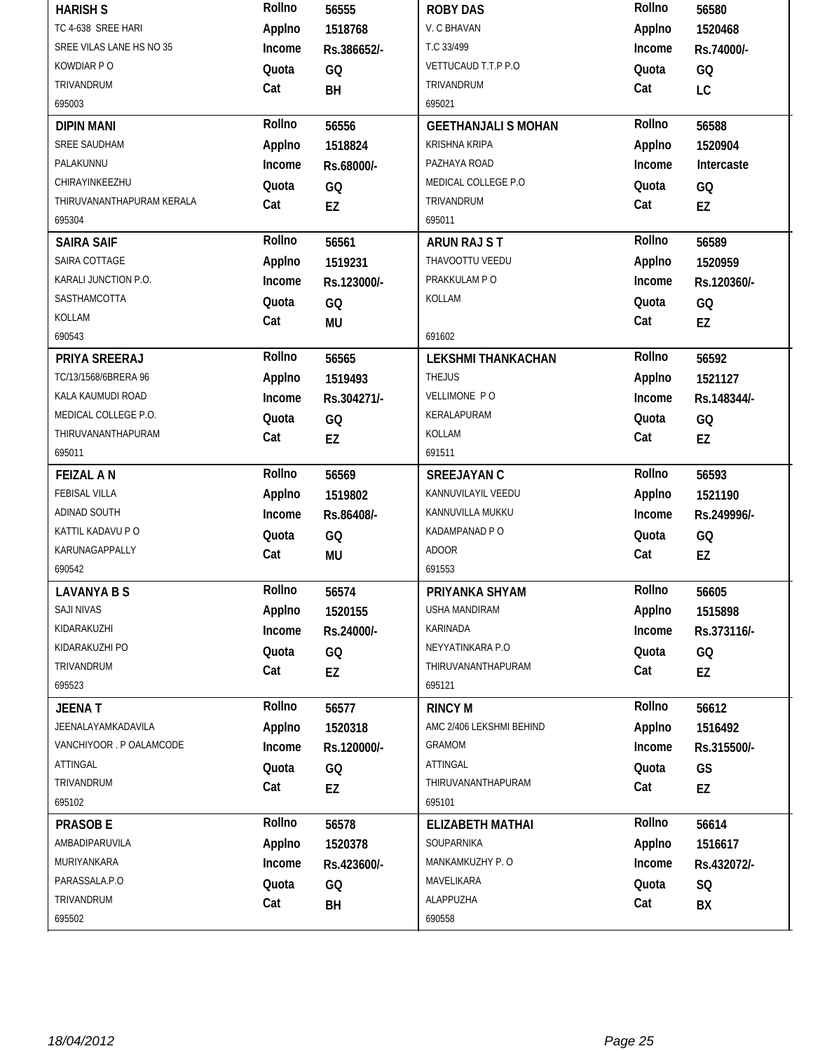| Name / Address | Details | Name / Address | Details |
|---|---|---|---|
| **HARISH S**<br>TC 4-638 SREE HARI<br>SREE VILAS LANE HS NO 35<br>KOWDIAR P O<br>TRIVANDRUM<br>695003 | **Rollno** 56555<br>**Applno** 1518768<br>**Income** Rs.386652/-<br>**Quota** GQ<br>**Cat** BH | **ROBY DAS**<br>V. C BHAVAN<br>T.C 33/499<br>VETTUCAUD T.T.P P.O<br>TRIVANDRUM<br>695021 | **Rollno** 56580<br>**Applno** 1520468<br>**Income** Rs.74000/-<br>**Quota** GQ<br>**Cat** LC |
| **DIPIN MANI**<br>SREE SAUDHAM<br>PALAKUNNU<br>CHIRAYINKEEZHU<br>THIRUVANANTHAPURAM KERALA<br>695304 | **Rollno** 56556<br>**Applno** 1518824<br>**Income** Rs.68000/-<br>**Quota** GQ<br>**Cat** EZ | **GEETHANJALI S MOHAN**<br>KRISHNA KRIPA<br>PAZHAYA ROAD<br>MEDICAL COLLEGE P.O<br>TRIVANDRUM<br>695011 | **Rollno** 56588<br>**Applno** 1520904<br>**Income** Intercaste<br>**Quota** GQ<br>**Cat** EZ |
| **SAIRA SAIF**<br>SAIRA COTTAGE<br>KARALI JUNCTION P.O.<br>SASTHAMCOTTA<br>KOLLAM<br>690543 | **Rollno** 56561<br>**Applno** 1519231<br>**Income** Rs.123000/-<br>**Quota** GQ<br>**Cat** MU | **ARUN RAJ S T**<br>THAVOOTTU VEEDU<br>PRAKKULAM P O<br>KOLLAM<br>691602 | **Rollno** 56589<br>**Applno** 1520959<br>**Income** Rs.120360/-<br>**Quota** GQ<br>**Cat** EZ |
| **PRIYA SREERAJ**<br>TC/13/1568/6BRERA 96<br>KALA KAUMUDI ROAD<br>MEDICAL COLLEGE P.O.<br>THIRUVANANTHAPURAM<br>695011 | **Rollno** 56565<br>**Applno** 1519493<br>**Income** Rs.304271/-<br>**Quota** GQ<br>**Cat** EZ | **LEKSHMI THANKACHAN**<br>THEJUS<br>VELLIMONE P O<br>KERALAPURAM<br>KOLLAM<br>691511 | **Rollno** 56592<br>**Applno** 1521127<br>**Income** Rs.148344/-<br>**Quota** GQ<br>**Cat** EZ |
| **FEIZAL A N**<br>FEBISAL VILLA<br>ADINAD SOUTH<br>KATTIL KADAVU P O<br>KARUNAGAPPALLY<br>690542 | **Rollno** 56569<br>**Applno** 1519802<br>**Income** Rs.86408/-<br>**Quota** GQ<br>**Cat** MU | **SREEJAYAN C**<br>KANNUVILAYIL VEEDU<br>KANNUVILLA MUKKU<br>KADAMPANAD P O<br>ADOOR<br>691553 | **Rollno** 56593<br>**Applno** 1521190<br>**Income** Rs.249996/-<br>**Quota** GQ<br>**Cat** EZ |
| **LAVANYA B S**<br>SAJI NIVAS<br>KIDARAKUZHI<br>KIDARAKUZHI PO<br>TRIVANDRUM<br>695523 | **Rollno** 56574<br>**Applno** 1520155<br>**Income** Rs.24000/-<br>**Quota** GQ<br>**Cat** EZ | **PRIYANKA SHYAM**<br>USHA MANDIRAM<br>KARINADA<br>NEYYATINKARA P.O<br>THIRUVANANTHAPURAM<br>695121 | **Rollno** 56605<br>**Applno** 1515898<br>**Income** Rs.373116/-<br>**Quota** GQ<br>**Cat** EZ |
| **JEENA T**<br>JEENALAYAMKADAVILA<br>VANCHIYOOR . P OALAMCODE<br>ATTINGAL<br>TRIVANDRUM<br>695102 | **Rollno** 56577<br>**Applno** 1520318<br>**Income** Rs.120000/-<br>**Quota** GQ<br>**Cat** EZ | **RINCY M**<br>AMC 2/406 LEKSHMI BEHIND<br>GRAMOM<br>ATTINGAL<br>THIRUVANANTHAPURAM<br>695101 | **Rollno** 56612<br>**Applno** 1516492<br>**Income** Rs.315500/-<br>**Quota** GS<br>**Cat** EZ |
| **PRASOB E**<br>AMBADIPARUVILA<br>MURIYANKARA<br>PARASSALA.P.O<br>TRIVANDRUM<br>695502 | **Rollno** 56578<br>**Applno** 1520378<br>**Income** Rs.423600/-<br>**Quota** GQ<br>**Cat** BH | **ELIZABETH MATHAI**<br>SOUPARNIKA<br>MANKAMKUZHY P. O<br>MAVELIKARA<br>ALAPPUZHA<br>690558 | **Rollno** 56614<br>**Applno** 1516617<br>**Income** Rs.432072/-<br>**Quota** SQ<br>**Cat** BX |

18/04/2012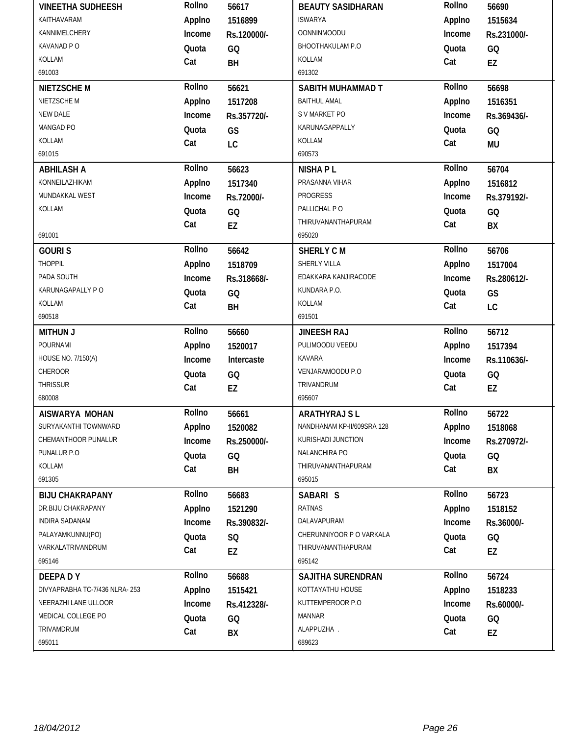| Name / Address | | | Name / Address | | |
|---|---|---|---|---|---|
| **VINEETHA SUDHEESH**<br>KAITHAVARAM<br>KANNIMELCHERY<br>KAVANAD P O<br>KOLLAM<br>691003 | Rollno<br>Applno<br>Income<br>Quota<br>Cat | 56617<br>1516899<br>Rs.120000/-<br>GQ<br>BH | **BEAUTY SASIDHARAN**<br>ISWARYA<br>OONNINMOODU<br>BHOOTHAKULAM P.O<br>KOLLAM<br>691302 | Rollno<br>Applno<br>Income<br>Quota<br>Cat | 56690<br>1515634<br>Rs.231000/-<br>GQ<br>EZ |
| **NIETZSCHE M**<br>NIETZSCHE M<br>NEW DALE<br>MANGAD PO<br>KOLLAM<br>691015 | Rollno<br>Applno<br>Income<br>Quota<br>Cat | 56621<br>1517208<br>Rs.357720/-<br>GS<br>LC | **SABITH MUHAMMAD T**<br>BAITHUL AMAL<br>S V MARKET PO<br>KARUNAGAPPALLY<br>KOLLAM<br>690573 | Rollno<br>Applno<br>Income<br>Quota<br>Cat | 56698<br>1516351<br>Rs.369436/-<br>GQ<br>MU |
| **ABHILASH A**<br>KONNEILAZHIKAM<br>MUNDAKKAL WEST<br>KOLLAM<br><br>691001 | Rollno<br>Applno<br>Income<br>Quota<br>Cat | 56623<br>1517340<br>Rs.72000/-<br>GQ<br>EZ | **NISHA P L**<br>PRASANNA VIHAR<br>PROGRESS<br>PALLICHAL P O<br>THIRUVANANTHAPURAM<br>695020 | Rollno<br>Applno<br>Income<br>Quota<br>Cat | 56704<br>1516812<br>Rs.379192/-<br>GQ<br>BX |
| **GOURI S**<br>THOPPIL<br>PADA SOUTH<br>KARUNAGAPALLY P O<br>KOLLAM<br>690518 | Rollno<br>Applno<br>Income<br>Quota<br>Cat | 56642<br>1518709<br>Rs.318668/-<br>GQ<br>BH | **SHERLY C M**<br>SHERLY VILLA<br>EDAKKARA KANJIRACODE<br>KUNDARA P.O.<br>KOLLAM<br>691501 | Rollno<br>Applno<br>Income<br>Quota<br>Cat | 56706<br>1517004<br>Rs.280612/-<br>GS<br>LC |
| **MITHUN J**<br>POURNAMI<br>HOUSE NO. 7/150(A)<br>CHEROOR<br>THRISSUR<br>680008 | Rollno<br>Applno<br>Income<br>Quota<br>Cat | 56660<br>1520017<br>Intercaste<br>GQ<br>EZ | **JINEESH RAJ**<br>PULIMOODU VEEDU<br>KAVARA<br>VENJARAMOODU P.O<br>TRIVANDRUM<br>695607 | Rollno<br>Applno<br>Income<br>Quota<br>Cat | 56712<br>1517394<br>Rs.110636/-<br>GQ<br>EZ |
| **AISWARYA MOHAN**<br>SURYAKANTHI TOWNWARD<br>CHEMANTHOOR PUNALUR<br>PUNALUR P.O<br>KOLLAM<br>691305 | Rollno<br>Applno<br>Income<br>Quota<br>Cat | 56661<br>1520082<br>Rs.250000/-<br>GQ<br>BH | **ARATHYRAJ S L**<br>NANDHANAM KP-II/609SRA 128<br>KURISHADI JUNCTION<br>NALANCHIRA PO<br>THIRUVANANTHAPURAM<br>695015 | Rollno<br>Applno<br>Income<br>Quota<br>Cat | 56722<br>1518068<br>Rs.270972/-<br>GQ<br>BX |
| **BIJU CHAKRAPANY**<br>DR.BIJU CHAKRAPANY<br>INDIRA SADANAM<br>PALAYAMKUNNU(PO)<br>VARKALATRIVANDRUM<br>695146 | Rollno<br>Applno<br>Income<br>Quota<br>Cat | 56683<br>1521290<br>Rs.390832/-<br>SQ<br>EZ | **SABARI S**<br>RATNAS<br>DALAVAPURAM<br>CHERUNNIYOOR P O VARKALA<br>THIRUVANANTHAPURAM<br>695142 | Rollno<br>Applno<br>Income<br>Quota<br>Cat | 56723<br>1518152<br>Rs.36000/-<br>GQ<br>EZ |
| **DEEPA D Y**<br>DIVYAPRABHA TC-7/436 NLRA- 253<br>NEERAZHI LANE ULLOOR<br>MEDICAL COLLEGE PO<br>TRIVAMDRUM<br>695011 | Rollno<br>Applno<br>Income<br>Quota<br>Cat | 56688<br>1515421<br>Rs.412328/-<br>GQ<br>BX | **SAJITHA SURENDRAN**<br>KOTTAYATHU HOUSE<br>KUTTEMPEROOR P.O<br>MANNAR<br>ALAPPUZHA .<br>689623 | Rollno<br>Applno<br>Income<br>Quota<br>Cat | 56724<br>1518233<br>Rs.60000/-<br>GQ<br>EZ |

18/04/2012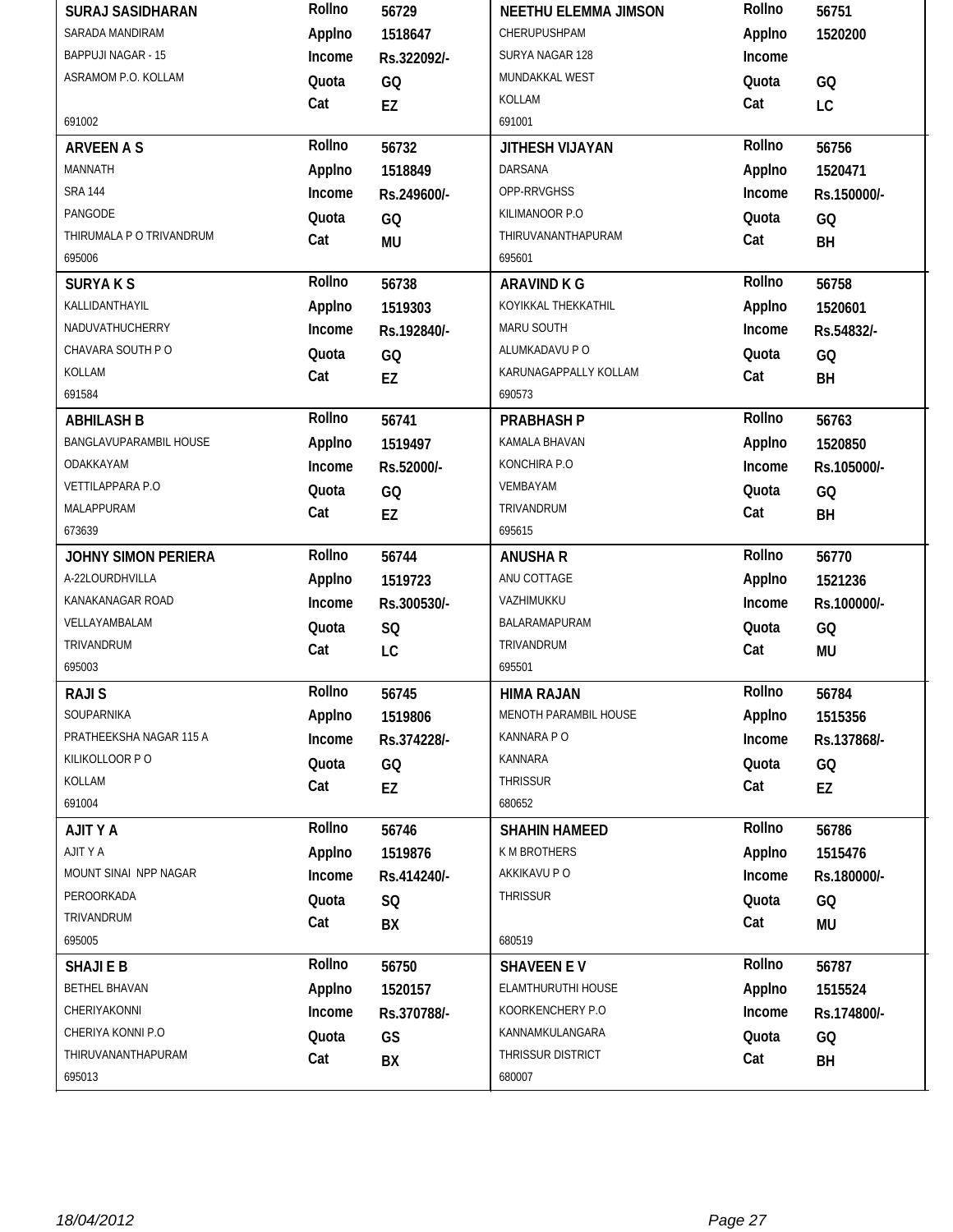| Name / Address | Rollno | Applno | Income | Quota | Cat |
|---|---|---|---|---|---|
| **SURAJ SASIDHARAN**<br>SARADA MANDIRAM<br>BAPPUJI NAGAR - 15<br>ASRAMOM P.O. KOLLAM<br>691002 | 56729 | 1518647 | Rs.322092/- | GQ | EZ |
| **NEETHU ELEMMA JIMSON**<br>CHERUPUSHPAM<br>SURYA NAGAR 128<br>MUNDAKKAL WEST<br>KOLLAM<br>691001 | 56751 | 1520200 | | GQ | LC |
| **ARVEEN A S**<br>MANNATH<br>SRA 144<br>PANGODE<br>THIRUMALA P O TRIVANDRUM<br>695006 | 56732 | 1518849 | Rs.249600/- | GQ | MU |
| **JITHESH VIJAYAN**<br>DARSANA<br>OPP-RRVGHSS<br>KILIMANOOR P.O<br>THIRUVANANTHAPURAM<br>695601 | 56756 | 1520471 | Rs.150000/- | GQ | BH |
| **SURYA K S**<br>KALLIDANTHAYIL<br>NADUVATHUCHERRY<br>CHAVARA SOUTH P O<br>KOLLAM<br>691584 | 56738 | 1519303 | Rs.192840/- | GQ | EZ |
| **ARAVIND K G**<br>KOYIKKAL THEKKATHIL<br>MARU SOUTH<br>ALUMKADAVU P O<br>KARUNAGAPPALLY KOLLAM<br>690573 | 56758 | 1520601 | Rs.54832/- | GQ | BH |
| **ABHILASH B**<br>BANGLAVUPARAMBIL HOUSE<br>ODAKKAYAM<br>VETTILAPPARA P.O<br>MALAPPURAM<br>673639 | 56741 | 1519497 | Rs.52000/- | GQ | EZ |
| **PRABHASH P**<br>KAMALA BHAVAN<br>KONCHIRA P.O<br>VEMBAYAM<br>TRIVANDRUM<br>695615 | 56763 | 1520850 | Rs.105000/- | GQ | BH |
| **JOHNY SIMON PERIERA**<br>A-22LOURDHVILLA<br>KANAKANAGAR ROAD<br>VELLAYAMBALAM<br>TRIVANDRUM<br>695003 | 56744 | 1519723 | Rs.300530/- | SQ | LC |
| **ANUSHA R**<br>ANU COTTAGE<br>VAZHIMUKKU<br>BALARAMAPURAM<br>TRIVANDRUM<br>695501 | 56770 | 1521236 | Rs.100000/- | GQ | MU |
| **RAJI S**<br>SOUPARNIKA<br>PRATHEEKSHA NAGAR 115 A<br>KILIKOLLOOR P O<br>KOLLAM<br>691004 | 56745 | 1519806 | Rs.374228/- | GQ | EZ |
| **HIMA RAJAN**<br>MENOTH PARAMBIL HOUSE<br>KANNARA P O<br>KANNARA<br>THRISSUR<br>680652 | 56784 | 1515356 | Rs.137868/- | GQ | EZ |
| **AJIT Y A**<br>AJIT Y A<br>MOUNT SINAI NPP NAGAR<br>PEROORKADA<br>TRIVANDRUM<br>695005 | 56746 | 1519876 | Rs.414240/- | SQ | BX |
| **SHAHIN HAMEED**<br>K M BROTHERS<br>AKKIKAVU P O<br>THRISSUR<br>680519 | 56786 | 1515476 | Rs.180000/- | GQ | MU |
| **SHAJI E B**<br>BETHEL BHAVAN<br>CHERIYAKONNI<br>CHERIYA KONNI P.O<br>THIRUVANANTHAPURAM<br>695013 | 56750 | 1520157 | Rs.370788/- | GS | BX |
| **SHAVEEN E V**<br>ELAMTHURUTHI HOUSE<br>KOORKENCHERY P.O<br>KANNAMKULANGARA<br>THRISSUR DISTRICT<br>680007 | 56787 | 1515524 | Rs.174800/- | GQ | BH |

*18/04/2012*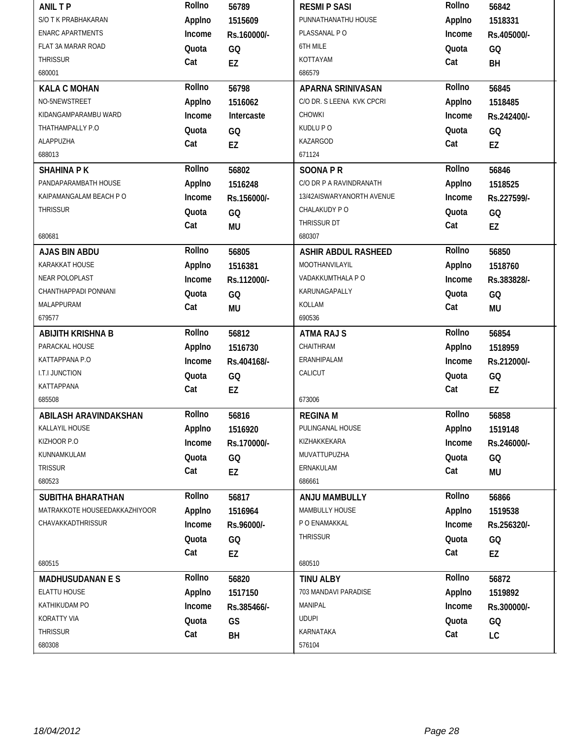| Name / Address | Details | Name / Address | Details |
|---|---|---|---|
| **ANIL T P**<br>S/O T K PRABHAKARAN<br>ENARC APARTMENTS<br>FLAT 3A MARAR ROAD<br>THRISSUR<br>680001 | **Rollno** 56789<br>**Applno** 1515609<br>**Income** Rs.160000/-<br>**Quota** GQ<br>**Cat** EZ | **RESMI P SASI**<br>PUNNATHANATHU HOUSE<br>PLASSANAL P O<br>6TH MILE<br>KOTTAYAM<br>686579 | **Rollno** 56842<br>**Applno** 1518331<br>**Income** Rs.405000/-<br>**Quota** GQ<br>**Cat** BH |
| **KALA C MOHAN**<br>NO-5NEWSTREET<br>KIDANGAMPARAMBU WARD<br>THATHAMPALLY P.O<br>ALAPPUZHA<br>688013 | **Rollno** 56798<br>**Applno** 1516062<br>**Income** Intercaste<br>**Quota** GQ<br>**Cat** EZ | **APARNA SRINIVASAN**<br>C/O DR. S LEENA KVK CPCRI<br>CHOWKI<br>KUDLU P O<br>KAZARGOD<br>671124 | **Rollno** 56845<br>**Applno** 1518485<br>**Income** Rs.242400/-<br>**Quota** GQ<br>**Cat** EZ |
| **SHAHINA P K**<br>PANDAPARAMBATH HOUSE<br>KAIPAMANGALAM BEACH P O<br>THRISSUR<br>680681 | **Rollno** 56802<br>**Applno** 1516248<br>**Income** Rs.156000/-<br>**Quota** GQ<br>**Cat** MU | **SOONA P R**<br>C/O DR P A RAVINDRANATH<br>13/42AISWARYANORTH AVENUE<br>CHALAKUDY P O<br>THRISSUR DT<br>680307 | **Rollno** 56846<br>**Applno** 1518525<br>**Income** Rs.227599/-<br>**Quota** GQ<br>**Cat** EZ |
| **AJAS BIN ABDU**<br>KARAKKAT HOUSE<br>NEAR POLOPLAST<br>CHANTHAPPADI PONNANI<br>MALAPPURAM<br>679577 | **Rollno** 56805<br>**Applno** 1516381<br>**Income** Rs.112000/-<br>**Quota** GQ<br>**Cat** MU | **ASHIR ABDUL RASHEED**<br>MOOTHANVILAYIL<br>VADAKKUMTHALA P O<br>KARUNAGAPALLY<br>KOLLAM<br>690536 | **Rollno** 56850<br>**Applno** 1518760<br>**Income** Rs.383828/-<br>**Quota** GQ<br>**Cat** MU |
| **ABIJITH KRISHNA B**<br>PARACKAL HOUSE<br>KATTAPPANA P.O<br>I.T.I JUNCTION<br>KATTAPPANA<br>685508 | **Rollno** 56812<br>**Applno** 1516730<br>**Income** Rs.404168/-<br>**Quota** GQ<br>**Cat** EZ | **ATMA RAJ S**<br>CHAITHRAM<br>ERANHIPALAM<br>CALICUT<br>673006 | **Rollno** 56854<br>**Applno** 1518959<br>**Income** Rs.212000/-<br>**Quota** GQ<br>**Cat** EZ |
| **ABILASH ARAVINDAKSHAN**<br>KALLAYIL HOUSE<br>KIZHOOR P.O<br>KUNNAMKULAM<br>TRISSUR<br>680523 | **Rollno** 56816<br>**Applno** 1516920<br>**Income** Rs.170000/-<br>**Quota** GQ<br>**Cat** EZ | **REGINA M**<br>PULINGANAL HOUSE<br>KIZHAKKEKARA<br>MUVATTUPUZHA<br>ERNAKULAM<br>686661 | **Rollno** 56858<br>**Applno** 1519148<br>**Income** Rs.246000/-<br>**Quota** GQ<br>**Cat** MU |
| **SUBITHA BHARATHAN**<br>MATRAKKOTE HOUSEEDAKKAZHIYOOR<br>CHAVAKKADTHRISSUR<br>680515 | **Rollno** 56817<br>**Applno** 1516964<br>**Income** Rs.96000/-<br>**Quota** GQ<br>**Cat** EZ | **ANJU MAMBULLY**<br>MAMBULLY HOUSE<br>P O ENAMAKKAL<br>THRISSUR<br>680510 | **Rollno** 56866<br>**Applno** 1519538<br>**Income** Rs.256320/-<br>**Quota** GQ<br>**Cat** EZ |
| **MADHUSUDANAN E S**<br>ELATTU HOUSE<br>KATHIKUDAM PO<br>KORATTY VIA<br>THRISSUR<br>680308 | **Rollno** 56820<br>**Applno** 1517150<br>**Income** Rs.385466/-<br>**Quota** GS<br>**Cat** BH | **TINU ALBY**<br>703 MANDAVI PARADISE<br>MANIPAL<br>UDUPI<br>KARNATAKA<br>576104 | **Rollno** 56872<br>**Applno** 1519892<br>**Income** Rs.300000/-<br>**Quota** GQ<br>**Cat** LC |

18/04/2012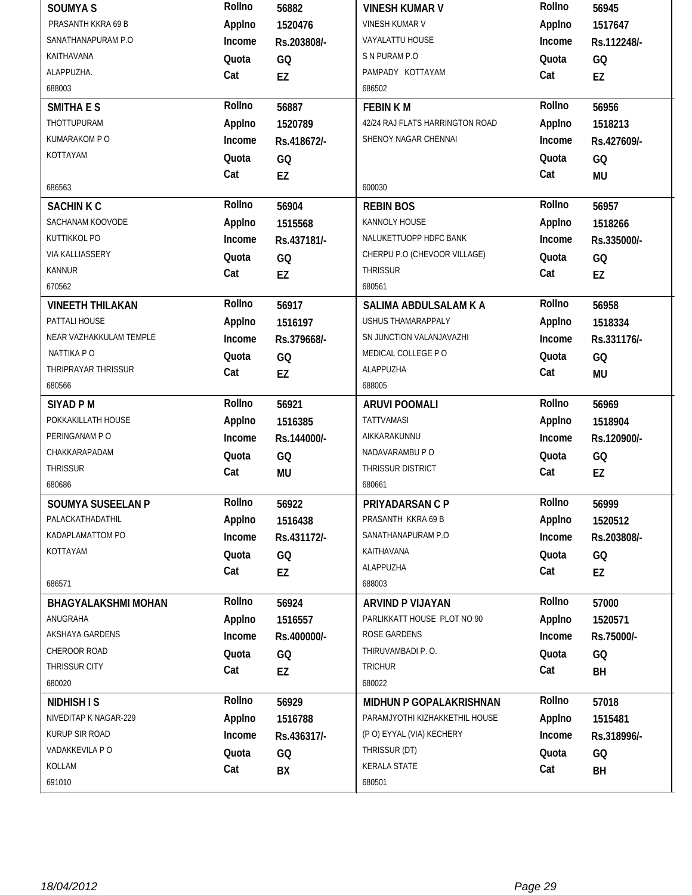| Name / Address | Details | Name / Address | Details |
|---|---|---|---|
| **SOUMYA S**<br>PRASANTH KKRA 69 B<br>SANATHANAPURAM P.O<br>KAITHAVANA<br>ALAPPUZHA.<br>688003 | **Rollno** 56882<br>**Applno** 1520476<br>**Income** Rs.203808/-<br>**Quota** GQ<br>**Cat** EZ | **VINESH KUMAR V**<br>VINESH KUMAR V<br>VAYALATTU HOUSE<br>S N PURAM P.O<br>PAMPADY KOTTAYAM<br>686502 | **Rollno** 56945<br>**Applno** 1517647<br>**Income** Rs.112248/-<br>**Quota** GQ<br>**Cat** EZ |
| **SMITHA E S**<br>THOTTUPURAM<br>KUMARAKOM P O<br>KOTTAYAM<br>686563 | **Rollno** 56887<br>**Applno** 1520789<br>**Income** Rs.418672/-<br>**Quota** GQ<br>**Cat** EZ | **FEBIN K M**<br>42/24 RAJ FLATS HARRINGTON ROAD<br>SHENOY NAGAR CHENNAI<br>600030 | **Rollno** 56956<br>**Applno** 1518213<br>**Income** Rs.427609/-<br>**Quota** GQ<br>**Cat** MU |
| **SACHIN K C**<br>SACHANAM KOOVODE<br>KUTTIKKOL PO<br>VIA KALLIASSERY<br>KANNUR<br>670562 | **Rollno** 56904<br>**Applno** 1515568<br>**Income** Rs.437181/-<br>**Quota** GQ<br>**Cat** EZ | **REBIN BOS**<br>KANNOLY HOUSE<br>NALUKETTUOPP HDFC BANK<br>CHERPU P.O (CHEVOOR VILLAGE)<br>THRISSUR<br>680561 | **Rollno** 56957<br>**Applno** 1518266<br>**Income** Rs.335000/-<br>**Quota** GQ<br>**Cat** EZ |
| **VINEETH THILAKAN**<br>PATTALI HOUSE<br>NEAR VAZHAKKULAM TEMPLE<br>NATTIKA P O<br>THRIPRAYAR THRISSUR<br>680566 | **Rollno** 56917<br>**Applno** 1516197<br>**Income** Rs.379668/-<br>**Quota** GQ<br>**Cat** EZ | **SALIMA ABDULSALAM K A**<br>USHUS THAMARAPPALY<br>SN JUNCTION VALANJAVAZHI<br>MEDICAL COLLEGE P O<br>ALAPPUZHA<br>688005 | **Rollno** 56958<br>**Applno** 1518334<br>**Income** Rs.331176/-<br>**Quota** GQ<br>**Cat** MU |
| **SIYAD P M**<br>POKKAKILLATH HOUSE<br>PERINGANAM P O<br>CHAKKARAPADAM<br>THRISSUR<br>680686 | **Rollno** 56921<br>**Applno** 1516385<br>**Income** Rs.144000/-<br>**Quota** GQ<br>**Cat** MU | **ARUVI POOMALI**<br>TATTVAMASI<br>AIKKARAKUNNU<br>NADAVARAMBU P O<br>THRISSUR DISTRICT<br>680661 | **Rollno** 56969<br>**Applno** 1518904<br>**Income** Rs.120900/-<br>**Quota** GQ<br>**Cat** EZ |
| **SOUMYA SUSEELAN P**<br>PALACKATHADATHIL<br>KADAPLAMATTOM PO<br>KOTTAYAM<br>686571 | **Rollno** 56922<br>**Applno** 1516438<br>**Income** Rs.431172/-<br>**Quota** GQ<br>**Cat** EZ | **PRIYADARSAN C P**<br>PRASANTH KKRA 69 B<br>SANATHANAPURAM P.O<br>KAITHAVANA<br>ALAPPUZHA<br>688003 | **Rollno** 56999<br>**Applno** 1520512<br>**Income** Rs.203808/-<br>**Quota** GQ<br>**Cat** EZ |
| **BHAGYALAKSHMI MOHAN**<br>ANUGRAHA<br>AKSHAYA GARDENS<br>CHEROOR ROAD<br>THRISSUR CITY<br>680020 | **Rollno** 56924<br>**Applno** 1516557<br>**Income** Rs.400000/-<br>**Quota** GQ<br>**Cat** EZ | **ARVIND P VIJAYAN**<br>PARLIKKATT HOUSE PLOT NO 90<br>ROSE GARDENS<br>THIRUVAMBADI P. O.<br>TRICHUR<br>680022 | **Rollno** 57000<br>**Applno** 1520571<br>**Income** Rs.75000/-<br>**Quota** GQ<br>**Cat** BH |
| **NIDHISH I S**<br>NIVEDITAP K NAGAR-229<br>KURUP SIR ROAD<br>VADAKKEVILA P O<br>KOLLAM<br>691010 | **Rollno** 56929<br>**Applno** 1516788<br>**Income** Rs.436317/-<br>**Quota** GQ<br>**Cat** BX | **MIDHUN P GOPALAKRISHNAN**<br>PARAMJYOTHI KIZHAKKETHIL HOUSE<br>(P O) EYYAL (VIA) KECHERY<br>THRISSUR (DT)<br>KERALA STATE<br>680501 | **Rollno** 57018<br>**Applno** 1515481<br>**Income** Rs.318996/-<br>**Quota** GQ<br>**Cat** BH |

*18/04/2012*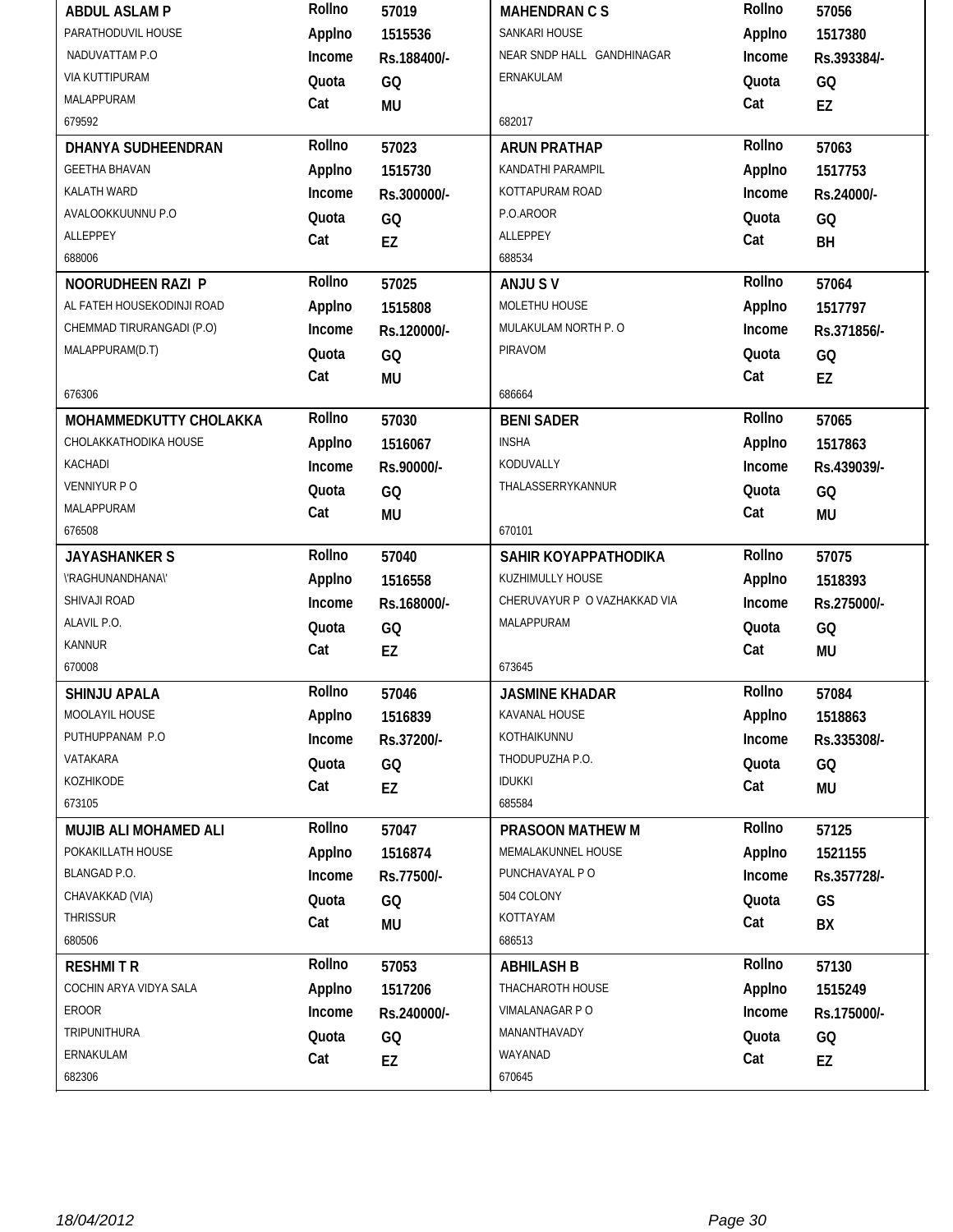| Name / Address | Details | Name / Address | Details |
|---|---|---|---|
| **ABDUL ASLAM P**<br>PARATHODUVIL HOUSE<br>NADUVATTAM P.O<br>VIA KUTTIPURAM<br>MALAPPURAM<br>679592 | **Rollno** 57019<br>**Applno** 1515536<br>**Income** Rs.188400/-<br>**Quota** GQ<br>**Cat** MU | **MAHENDRAN C S**<br>SANKARI HOUSE<br>NEAR SNDP HALL GANDHINAGAR<br>ERNAKULAM<br>682017 | **Rollno** 57056<br>**Applno** 1517380<br>**Income** Rs.393384/-<br>**Quota** GQ<br>**Cat** EZ |
| **DHANYA SUDHEENDRAN**<br>GEETHA BHAVAN<br>KALATH WARD<br>AVALOOKKUUNNU P.O<br>ALLEPPEY<br>688006 | **Rollno** 57023<br>**Applno** 1515730<br>**Income** Rs.300000/-<br>**Quota** GQ<br>**Cat** EZ | **ARUN PRATHAP**<br>KANDATHI PARAMPIL<br>KOTTAPURAM ROAD<br>P.O.AROOR<br>ALLEPPEY<br>688534 | **Rollno** 57063<br>**Applno** 1517753<br>**Income** Rs.24000/-<br>**Quota** GQ<br>**Cat** BH |
| **NOORUDHEEN RAZI P**<br>AL FATEH HOUSEKODINJI ROAD<br>CHEMMAD TIRURANGADI (P.O)<br>MALAPPURAM(D.T)<br>676306 | **Rollno** 57025<br>**Applno** 1515808<br>**Income** Rs.120000/-<br>**Quota** GQ<br>**Cat** MU | **ANJU S V**<br>MOLETHU HOUSE<br>MULAKULAM NORTH P. O<br>PIRAVOM<br>686664 | **Rollno** 57064<br>**Applno** 1517797<br>**Income** Rs.371856/-<br>**Quota** GQ<br>**Cat** EZ |
| **MOHAMMEDKUTTY CHOLAKKA**<br>CHOLAKKATHODIKA HOUSE<br>KACHADI<br>VENNIYUR P O<br>MALAPPURAM<br>676508 | **Rollno** 57030<br>**Applno** 1516067<br>**Income** Rs.90000/-<br>**Quota** GQ<br>**Cat** MU | **BENI SADER**<br>INSHA<br>KODUVALLY<br>THALASSERRYKANNUR<br>670101 | **Rollno** 57065<br>**Applno** 1517863<br>**Income** Rs.439039/-<br>**Quota** GQ<br>**Cat** MU |
| **JAYASHANKER S**<br>\'RAGHUNANDHANA\'<br>SHIVAJI ROAD<br>ALAVIL P.O.<br>KANNUR<br>670008 | **Rollno** 57040<br>**Applno** 1516558<br>**Income** Rs.168000/-<br>**Quota** GQ<br>**Cat** EZ | **SAHIR KOYAPPATHODIKA**<br>KUZHIMULLY HOUSE<br>CHERUVAYUR P O VAZHAKKAD VIA<br>MALAPPURAM<br>673645 | **Rollno** 57075<br>**Applno** 1518393<br>**Income** Rs.275000/-<br>**Quota** GQ<br>**Cat** MU |
| **SHINJU APALA**<br>MOOLAYIL HOUSE<br>PUTHUPPANAM P.O<br>VATAKARA<br>KOZHIKODE<br>673105 | **Rollno** 57046<br>**Applno** 1516839<br>**Income** Rs.37200/-<br>**Quota** GQ<br>**Cat** EZ | **JASMINE KHADAR**<br>KAVANAL HOUSE<br>KOTHAIKUNNU<br>THODUPUZHA P.O.<br>IDUKKI<br>685584 | **Rollno** 57084<br>**Applno** 1518863<br>**Income** Rs.335308/-<br>**Quota** GQ<br>**Cat** MU |
| **MUJIB ALI MOHAMED ALI**<br>POKAKILLATH HOUSE<br>BLANGAD P.O.<br>CHAVAKKAD (VIA)<br>THRISSUR<br>680506 | **Rollno** 57047<br>**Applno** 1516874<br>**Income** Rs.77500/-<br>**Quota** GQ<br>**Cat** MU | **PRASOON MATHEW M**<br>MEMALAKUNNEL HOUSE<br>PUNCHAVAYAL P O<br>504 COLONY<br>KOTTAYAM<br>686513 | **Rollno** 57125<br>**Applno** 1521155<br>**Income** Rs.357728/-<br>**Quota** GS<br>**Cat** BX |
| **RESHMI T R**<br>COCHIN ARYA VIDYA SALA<br>EROOR<br>TRIPUNITHURA<br>ERNAKULAM<br>682306 | **Rollno** 57053<br>**Applno** 1517206<br>**Income** Rs.240000/-<br>**Quota** GQ<br>**Cat** EZ | **ABHILASH B**<br>THACHAROTH HOUSE<br>VIMALANAGAR P O<br>MANANTHAVADY<br>WAYANAD<br>670645 | **Rollno** 57130<br>**Applno** 1515249<br>**Income** Rs.175000/-<br>**Quota** GQ<br>**Cat** EZ |

*18/04/2012*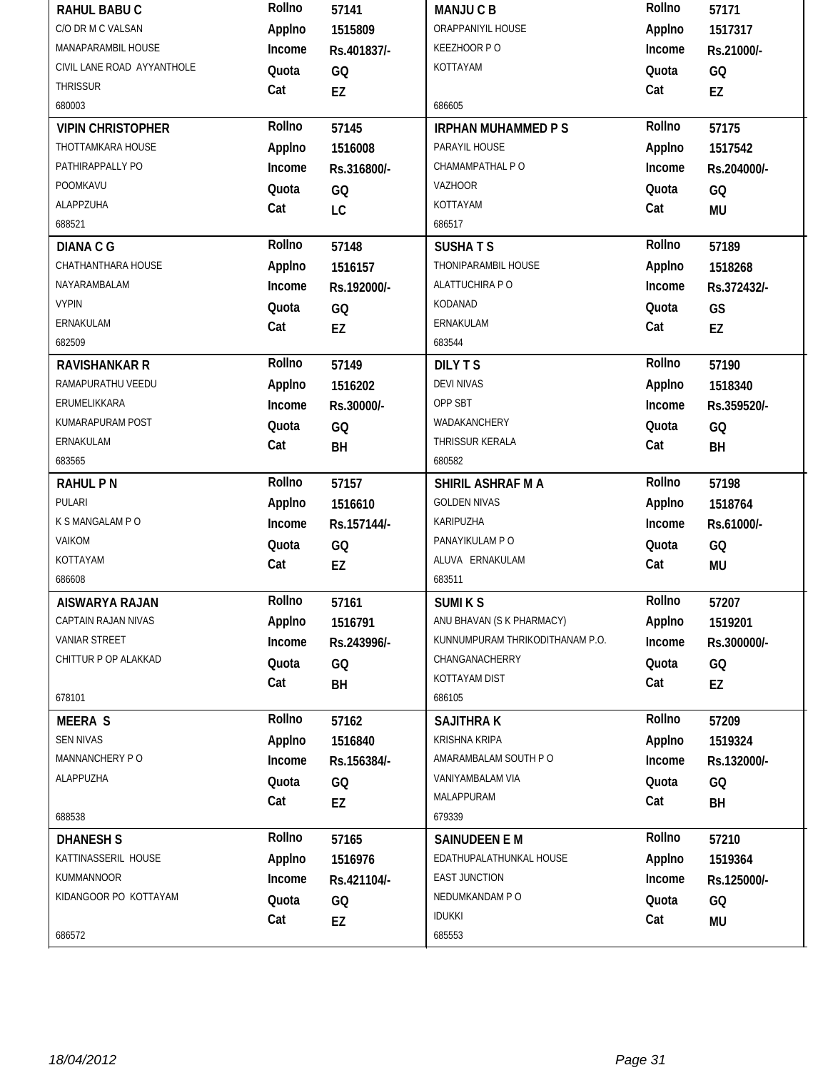| Name / Address | Details | Name / Address | Details |
|---|---|---|---|
| **RAHUL BABU C**<br>C/O DR M C VALSAN<br>MANAPARAMBIL HOUSE<br>CIVIL LANE ROAD AYYANTHOLE<br>THRISSUR<br>680003 | **Rollno** 57141<br>**Applno** 1515809<br>**Income** Rs.401837/-<br>**Quota** GQ<br>**Cat** EZ | **MANJU C B**<br>ORAPPANIYIL HOUSE<br>KEEZHOOR P O<br>KOTTAYAM<br><br>686605 | **Rollno** 57171<br>**Applno** 1517317<br>**Income** Rs.21000/-<br>**Quota** GQ<br>**Cat** EZ |
| **VIPIN CHRISTOPHER**<br>THOTTAMKARA HOUSE<br>PATHIRAPPALLY PO<br>POOMKAVU<br>ALAPPZUHA<br>688521 | **Rollno** 57145<br>**Applno** 1516008<br>**Income** Rs.316800/-<br>**Quota** GQ<br>**Cat** LC | **IRPHAN MUHAMMED P S**<br>PARAYIL HOUSE<br>CHAMAMPATHAL P O<br>VAZHOOR<br>KOTTAYAM<br>686517 | **Rollno** 57175<br>**Applno** 1517542<br>**Income** Rs.204000/-<br>**Quota** GQ<br>**Cat** MU |
| **DIANA C G**<br>CHATHANTHARA HOUSE<br>NAYARAMBALAM<br>VYPIN<br>ERNAKULAM<br>682509 | **Rollno** 57148<br>**Applno** 1516157<br>**Income** Rs.192000/-<br>**Quota** GQ<br>**Cat** EZ | **SUSHA T S**<br>THONIPARAMBIL HOUSE<br>ALATTUCHIRA P O<br>KODANAD<br>ERNAKULAM<br>683544 | **Rollno** 57189<br>**Applno** 1518268<br>**Income** Rs.372432/-<br>**Quota** GS<br>**Cat** EZ |
| **RAVISHANKAR R**<br>RAMAPURATHU VEEDU<br>ERUMELIKKARA<br>KUMARAPURAM POST<br>ERNAKULAM<br>683565 | **Rollno** 57149<br>**Applno** 1516202<br>**Income** Rs.30000/-<br>**Quota** GQ<br>**Cat** BH | **DILY T S**<br>DEVI NIVAS<br>OPP SBT<br>WADAKANCHERY<br>THRISSUR KERALA<br>680582 | **Rollno** 57190<br>**Applno** 1518340<br>**Income** Rs.359520/-<br>**Quota** GQ<br>**Cat** BH |
| **RAHUL P N**<br>PULARI<br>K S MANGALAM P O<br>VAIKOM<br>KOTTAYAM<br>686608 | **Rollno** 57157<br>**Applno** 1516610<br>**Income** Rs.157144/-<br>**Quota** GQ<br>**Cat** EZ | **SHIRIL ASHRAF M A**<br>GOLDEN NIVAS<br>KARIPUZHA<br>PANAYIKULAM P O<br>ALUVA ERNAKULAM<br>683511 | **Rollno** 57198<br>**Applno** 1518764<br>**Income** Rs.61000/-<br>**Quota** GQ<br>**Cat** MU |
| **AISWARYA RAJAN**<br>CAPTAIN RAJAN NIVAS<br>VANIAR STREET<br>CHITTUR P OP ALAKKAD<br><br>678101 | **Rollno** 57161<br>**Applno** 1516791<br>**Income** Rs.243996/-<br>**Quota** GQ<br>**Cat** BH | **SUMI K S**<br>ANU BHAVAN (S K PHARMACY)<br>KUNNUMPURAM THRIKODITHANAM P.O.<br>CHANGANACHERRY<br>KOTTAYAM DIST<br>686105 | **Rollno** 57207<br>**Applno** 1519201<br>**Income** Rs.300000/-<br>**Quota** GQ<br>**Cat** EZ |
| **MEERA S**<br>SEN NIVAS<br>MANNANCHERY P O<br>ALAPPUZHA<br><br>688538 | **Rollno** 57162<br>**Applno** 1516840<br>**Income** Rs.156384/-<br>**Quota** GQ<br>**Cat** EZ | **SAJITHRA K**<br>KRISHNA KRIPA<br>AMARAMBALAM SOUTH P O<br>VANIYAMBALAM VIA<br>MALAPPURAM<br>679339 | **Rollno** 57209<br>**Applno** 1519324<br>**Income** Rs.132000/-<br>**Quota** GQ<br>**Cat** BH |
| **DHANESH S**<br>KATTINASSERIL HOUSE<br>KUMMANNOOR<br>KIDANGOOR PO KOTTAYAM<br><br>686572 | **Rollno** 57165<br>**Applno** 1516976<br>**Income** Rs.421104/-<br>**Quota** GQ<br>**Cat** EZ | **SAINUDEEN E M**<br>EDATHUPALATHUNKAL HOUSE<br>EAST JUNCTION<br>NEDUMKANDAM P O<br>IDUKKI<br>685553 | **Rollno** 57210<br>**Applno** 1519364<br>**Income** Rs.125000/-<br>**Quota** GQ<br>**Cat** MU |

18/04/2012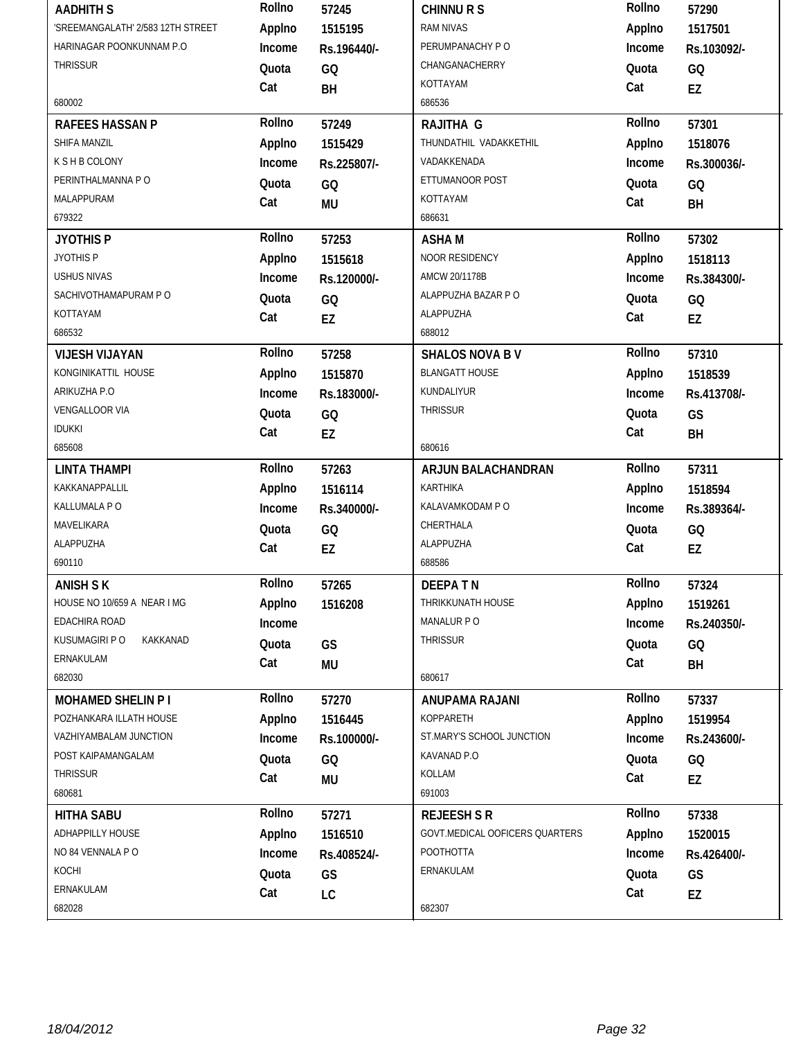| Name / Address | Details | Name / Address | Details |
|---|---|---|---|
| **AADHITH S**<br>'SREEMANGALATH' 2/583 12TH STREET<br>HARINAGAR POONKUNNAM P.O<br>THRISSUR<br><br>680002 | **Rollno** 57245<br>**Applno** 1515195<br>**Income** Rs.196440/-<br>**Quota** GQ<br>**Cat** BH | **CHINNU R S**<br>RAM NIVAS<br>PERUMPANACHY P O<br>CHANGANACHERRY<br>KOTTAYAM<br>686536 | **Rollno** 57290<br>**Applno** 1517501<br>**Income** Rs.103092/-<br>**Quota** GQ<br>**Cat** EZ |
| **RAFEES HASSAN P**<br>SHIFA MANZIL<br>K S H B COLONY<br>PERINTHALMANNA P O<br>MALAPPURAM<br>679322 | **Rollno** 57249<br>**Applno** 1515429<br>**Income** Rs.225807/-<br>**Quota** GQ<br>**Cat** MU | **RAJITHA G**<br>THUNDATHIL VADAKKETHIL<br>VADAKKENADA<br>ETTUMANOOR POST<br>KOTTAYAM<br>686631 | **Rollno** 57301<br>**Applno** 1518076<br>**Income** Rs.300036/-<br>**Quota** GQ<br>**Cat** BH |
| **JYOTHIS P**<br>JYOTHIS P<br>USHUS NIVAS<br>SACHIVOTHAMAPURAM P O<br>KOTTAYAM<br>686532 | **Rollno** 57253<br>**Applno** 1515618<br>**Income** Rs.120000/-<br>**Quota** GQ<br>**Cat** EZ | **ASHA M**<br>NOOR RESIDENCY<br>AMCW 20/1178B<br>ALAPPUZHA BAZAR P O<br>ALAPPUZHA<br>688012 | **Rollno** 57302<br>**Applno** 1518113<br>**Income** Rs.384300/-<br>**Quota** GQ<br>**Cat** EZ |
| **VIJESH VIJAYAN**<br>KONGINIKATTIL HOUSE<br>ARIKUZHA P.O<br>VENGALLOOR VIA<br>IDUKKI<br>685608 | **Rollno** 57258<br>**Applno** 1515870<br>**Income** Rs.183000/-<br>**Quota** GQ<br>**Cat** EZ | **SHALOS NOVA B V**<br>BLANGATT HOUSE<br>KUNDALIYUR<br>THRISSUR<br><br>680616 | **Rollno** 57310<br>**Applno** 1518539<br>**Income** Rs.413708/-<br>**Quota** GS<br>**Cat** BH |
| **LINTA THAMPI**<br>KAKKANAPPALLIL<br>KALLUMALA P O<br>MAVELIKARA<br>ALAPPUZHA<br>690110 | **Rollno** 57263<br>**Applno** 1516114<br>**Income** Rs.340000/-<br>**Quota** GQ<br>**Cat** EZ | **ARJUN BALACHANDRAN**<br>KARTHIKA<br>KALAVAMKODAM P O<br>CHERTHALA<br>ALAPPUZHA<br>688586 | **Rollno** 57311<br>**Applno** 1518594<br>**Income** Rs.389364/-<br>**Quota** GQ<br>**Cat** EZ |
| **ANISH S K**<br>HOUSE NO 10/659 A NEAR I MG<br>EDACHIRA ROAD<br>KUSUMAGIRI P O KAKKANAD<br>ERNAKULAM<br>682030 | **Rollno** 57265<br>**Applno** 1516208<br>**Income**<br>**Quota** GS<br>**Cat** MU | **DEEPA T N**<br>THRIKKUNATH HOUSE<br>MANALUR P O<br>THRISSUR<br><br>680617 | **Rollno** 57324<br>**Applno** 1519261<br>**Income** Rs.240350/-<br>**Quota** GQ<br>**Cat** BH |
| **MOHAMED SHELIN P I**<br>POZHANKARA ILLATH HOUSE<br>VAZHIYAMBALAM JUNCTION<br>POST KAIPAMANGALAM<br>THRISSUR<br>680681 | **Rollno** 57270<br>**Applno** 1516445<br>**Income** Rs.100000/-<br>**Quota** GQ<br>**Cat** MU | **ANUPAMA RAJANI**<br>KOPPARETH<br>ST.MARY'S SCHOOL JUNCTION<br>KAVANAD P.O<br>KOLLAM<br>691003 | **Rollno** 57337<br>**Applno** 1519954<br>**Income** Rs.243600/-<br>**Quota** GQ<br>**Cat** EZ |
| **HITHA SABU**<br>ADHAPPILLY HOUSE<br>NO 84 VENNALA P O<br>KOCHI<br>ERNAKULAM<br>682028 | **Rollno** 57271<br>**Applno** 1516510<br>**Income** Rs.408524/-<br>**Quota** GS<br>**Cat** LC | **REJEESH S R**<br>GOVT.MEDICAL OOFICERS QUARTERS<br>POOTHOTTA<br>ERNAKULAM<br><br>682307 | **Rollno** 57338<br>**Applno** 1520015<br>**Income** Rs.426400/-<br>**Quota** GS<br>**Cat** EZ |

18/04/2012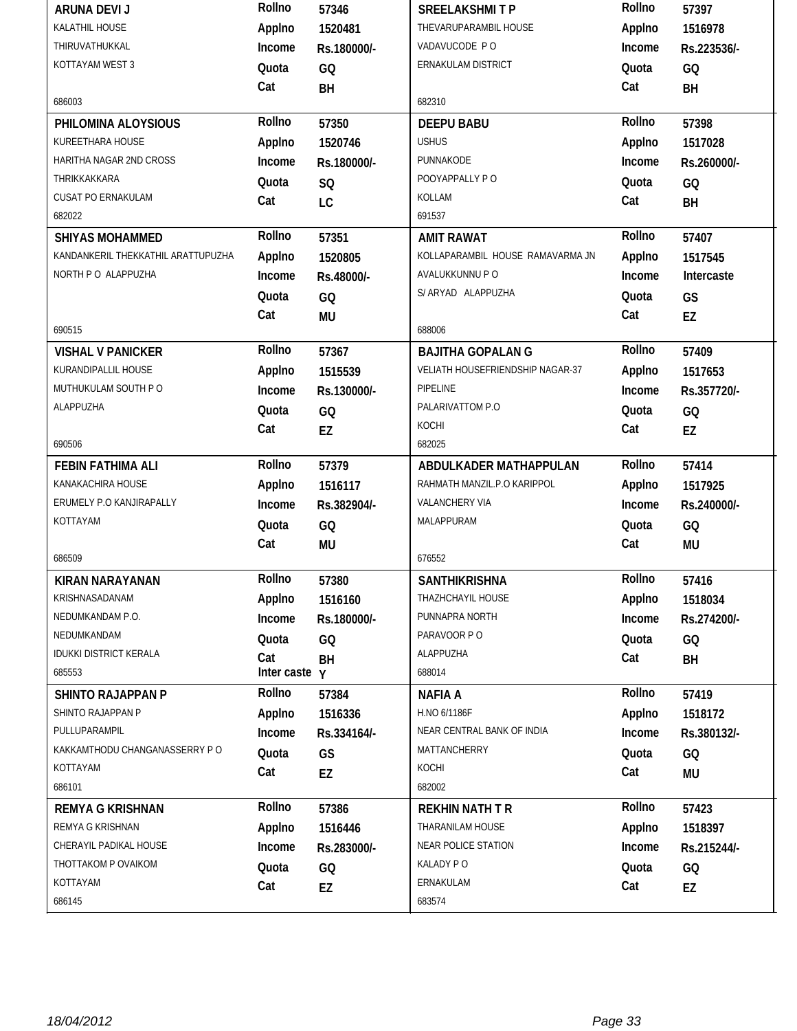| Name / Address | Details | Name / Address | Details |
|---|---|---|---|
| **ARUNA DEVI J**<br>KALATHIL HOUSE<br>THIRUVATHUKKAL<br>KOTTAYAM WEST 3<br>686003 | **Rollno** 57346<br>**Applno** 1520481<br>**Income** Rs.180000/-<br>**Quota** GQ<br>**Cat** BH | **SREELAKSHMI T P**<br>THEVARUPARAMBIL HOUSE<br>VADAVUCODE P O<br>ERNAKULAM DISTRICT<br>682310 | **Rollno** 57397<br>**Applno** 1516978<br>**Income** Rs.223536/-<br>**Quota** GQ<br>**Cat** BH |
| **PHILOMINA ALOYSIOUS**<br>KUREETHARA HOUSE<br>HARITHA NAGAR 2ND CROSS<br>THRIKKAKARA<br>CUSAT PO ERNAKULAM<br>682022 | **Rollno** 57350<br>**Applno** 1520746<br>**Income** Rs.180000/-<br>**Quota** SQ<br>**Cat** LC | **DEEPU BABU**<br>USHUS<br>PUNNAKODE<br>POOYAPPALLY P O<br>KOLLAM<br>691537 | **Rollno** 57398<br>**Applno** 1517028<br>**Income** Rs.260000/-<br>**Quota** GQ<br>**Cat** BH |
| **SHIYAS MOHAMMED**<br>KANDANKERIL THEKKATHIL ARATTUPUZHA<br>NORTH P O ALAPPUZHA<br>690515 | **Rollno** 57351<br>**Applno** 1520805<br>**Income** Rs.48000/-<br>**Quota** GQ<br>**Cat** MU | **AMIT RAWAT**<br>KOLLAPARAMBIL HOUSE RAMAVARMA JN<br>AVALUKKUNNU P O<br>S/ ARYAD ALAPPUZHA<br>688006 | **Rollno** 57407<br>**Applno** 1517545<br>**Income** Intercaste<br>**Quota** GS<br>**Cat** EZ |
| **VISHAL V PANICKER**<br>KURANDIPALLIL HOUSE<br>MUTHUKULAM SOUTH P O<br>ALAPPUZHA<br>690506 | **Rollno** 57367<br>**Applno** 1515539<br>**Income** Rs.130000/-<br>**Quota** GQ<br>**Cat** EZ | **BAJITHA GOPALAN G**<br>VELIATH HOUSEFRIENDSHIP NAGAR-37<br>PIPELINE<br>PALARIVATTOM P.O<br>KOCHI<br>682025 | **Rollno** 57409<br>**Applno** 1517653<br>**Income** Rs.357720/-<br>**Quota** GQ<br>**Cat** EZ |
| **FEBIN FATHIMA ALI**<br>KANAKACHIRA HOUSE<br>ERUMELY P.O KANJIRAPALLY<br>KOTTAYAM<br>686509 | **Rollno** 57379<br>**Applno** 1516117<br>**Income** Rs.382904/-<br>**Quota** GQ<br>**Cat** MU | **ABDULKADER MATHAPPULAN**<br>RAHMATH MANZIL.P.O KARIPPOL<br>VALANCHERY VIA<br>MALAPPURAM<br>676552 | **Rollno** 57414<br>**Applno** 1517925<br>**Income** Rs.240000/-<br>**Quota** GQ<br>**Cat** MU |
| **KIRAN NARAYANAN**<br>KRISHNASADANAM<br>NEDUMKANDAM P.O.<br>NEDUMKANDAM<br>IDUKKI DISTRICT KERALA<br>685553 | **Rollno** 57380<br>**Applno** 1516160<br>**Income** Rs.180000/-<br>**Quota** GQ<br>**Cat** BH<br>**Inter caste** Y | **SANTHIKRISHNA**<br>THAZHCHAYIL HOUSE<br>PUNNAPRA NORTH<br>PARAVOOR P O<br>ALAPPUZHA<br>688014 | **Rollno** 57416<br>**Applno** 1518034<br>**Income** Rs.274200/-<br>**Quota** GQ<br>**Cat** BH |
| **SHINTO RAJAPPAN P**<br>SHINTO RAJAPPAN P<br>PULLUPARAMPIL<br>KAKKAMTHODU CHANGANASSERRY P O<br>KOTTAYAM<br>686101 | **Rollno** 57384<br>**Applno** 1516336<br>**Income** Rs.334164/-<br>**Quota** GS<br>**Cat** EZ | **NAFIA A**<br>H.NO 6/1186F<br>NEAR CENTRAL BANK OF INDIA<br>MATTANCHERRY<br>KOCHI<br>682002 | **Rollno** 57419<br>**Applno** 1518172<br>**Income** Rs.380132/-<br>**Quota** GQ<br>**Cat** MU |
| **REMYA G KRISHNAN**<br>REMYA G KRISHNAN<br>CHERAYIL PADIKAL HOUSE<br>THOTTAKOM P OVAIKOM<br>KOTTAYAM<br>686145 | **Rollno** 57386<br>**Applno** 1516446<br>**Income** Rs.283000/-<br>**Quota** GQ<br>**Cat** EZ | **REKHIN NATH T R**<br>THARANILAM HOUSE<br>NEAR POLICE STATION<br>KALADY P O<br>ERNAKULAM<br>683574 | **Rollno** 57423<br>**Applno** 1518397<br>**Income** Rs.215244/-<br>**Quota** GQ<br>**Cat** EZ |

*18/04/2012*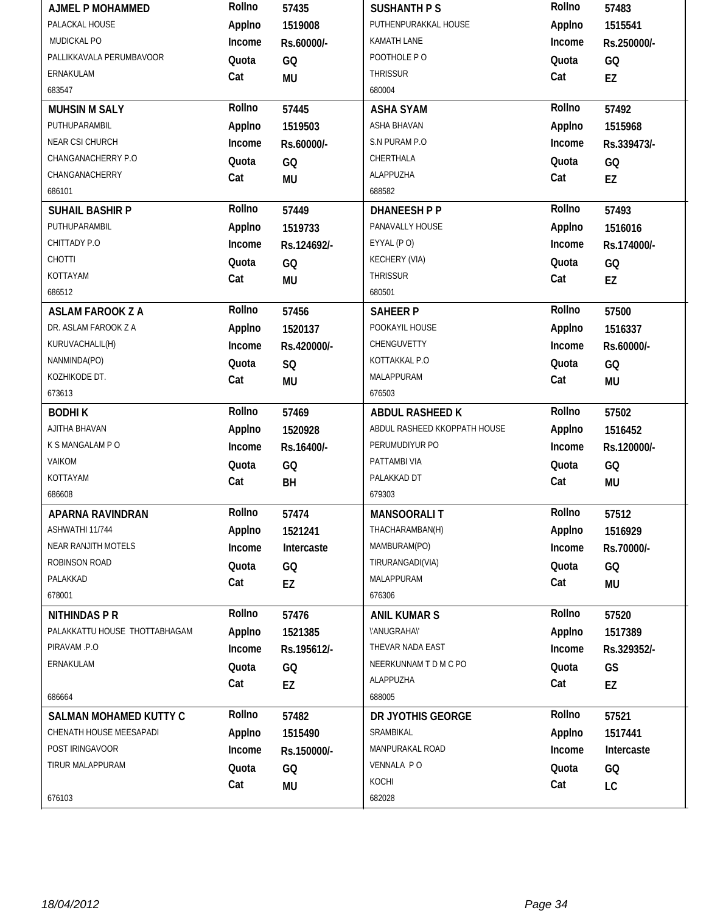| Name / Address | Rollno | Applno | Income | Quota | Cat |
|---|---|---|---|---|---|
| **AJMEL P MOHAMMED**<br>PALACKAL HOUSE<br>MUDICKAL PO<br>PALLIKKAVALA PERUMBAVOOR<br>ERNAKULAM<br>683547 | 57435 | 1519008 | Rs.60000/- | GQ | MU |
| **MUHSIN M SALY**<br>PUTHUPARAMBIL<br>NEAR CSI CHURCH<br>CHANGANACHERRY P.O<br>CHANGANACHERRY<br>686101 | 57445 | 1519503 | Rs.60000/- | GQ | MU |
| **SUHAIL BASHIR P**<br>PUTHUPARAMBIL<br>CHITTADY P.O<br>CHOTTI<br>KOTTAYAM<br>686512 | 57449 | 1519733 | Rs.124692/- | GQ | MU |
| **ASLAM FAROOK Z A**<br>DR. ASLAM FAROOK Z A<br>KURUVACHALIL(H)<br>NANMINDA(PO)<br>KOZHIKODE DT.<br>673613 | 57456 | 1520137 | Rs.420000/- | SQ | MU |
| **BODHI K**<br>AJITHA BHAVAN<br>K S MANGALAM P O<br>VAIKOM<br>KOTTAYAM<br>686608 | 57469 | 1520928 | Rs.16400/- | GQ | BH |
| **APARNA RAVINDRAN**<br>ASHWATHI 11/744<br>NEAR RANJITH MOTELS<br>ROBINSON ROAD<br>PALAKKAD<br>678001 | 57474 | 1521241 | Intercaste | GQ | EZ |
| **NITHINDAS P R**<br>PALAKKATTU HOUSE THOTTABHAGAM<br>PIRAVAM .P.O<br>ERNAKULAM<br>686664 | 57476 | 1521385 | Rs.195612/- | GQ | EZ |
| **SALMAN MOHAMED KUTTY C**<br>CHENATH HOUSE MEESAPADI<br>POST IRINGAVOOR<br>TIRUR MALAPPURAM<br>676103 | 57482 | 1515490 | Rs.150000/- | GQ | MU |
| **SUSHANTH P S**<br>PUTHENPURAKKAL HOUSE<br>KAMATH LANE<br>POOTHOLE P O<br>THRISSUR<br>680004 | 57483 | 1515541 | Rs.250000/- | GQ | EZ |
| **ASHA SYAM**<br>ASHA BHAVAN<br>S.N PURAM P.O<br>CHERTHALA<br>ALAPPUZHA<br>688582 | 57492 | 1515968 | Rs.339473/- | GQ | EZ |
| **DHANEESH P P**<br>PANAVALLY HOUSE<br>EYYAL (P O)<br>KECHERY (VIA)<br>THRISSUR<br>680501 | 57493 | 1516016 | Rs.174000/- | GQ | EZ |
| **SAHEER P**<br>POOKAYIL HOUSE<br>CHENGUVETTY<br>KOTTAKKAL P.O<br>MALAPPURAM<br>676503 | 57500 | 1516337 | Rs.60000/- | GQ | MU |
| **ABDUL RASHEED K**<br>ABDUL RASHEED KKOPPATH HOUSE<br>PERUMUDIYUR PO<br>PATTAMBI VIA<br>PALAKKAD DT<br>679303 | 57502 | 1516452 | Rs.120000/- | GQ | MU |
| **MANSOORALI T**<br>THACHARAMBAN(H)<br>MAMBURAM(PO)<br>TIRURANGADI(VIA)<br>MALAPPURAM<br>676306 | 57512 | 1516929 | Rs.70000/- | GQ | MU |
| **ANIL KUMAR S**<br>\'ANUGRAHA\'<br>THEVAR NADA EAST<br>NEERKUNNAM T D M C PO<br>ALAPPUZHA<br>688005 | 57520 | 1517389 | Rs.329352/- | GS | EZ |
| **DR JYOTHIS GEORGE**<br>SRAMBIKAL<br>MANPURAKAL ROAD<br>VENNALA P O<br>KOCHI<br>682028 | 57521 | 1517441 | Intercaste | GQ | LC |

18/04/2012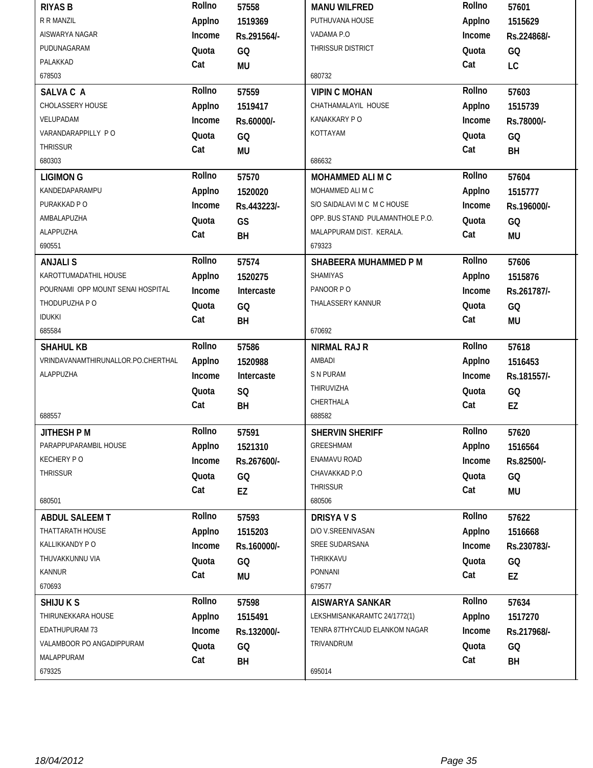| Name / Address | | | Name / Address | | |
|---|---|---|---|---|---|
| **RIYAS B**<br>R R MANZIL<br>AISWARYA NAGAR<br>PUDUNAGARAM<br>PALAKKAD<br>678503 | **Rollno**<br>**Applno**<br>**Income**<br>**Quota**<br>**Cat** | **57558**<br>**1519369**<br>**Rs.291564/-**<br>**GQ**<br>**MU** | **MANU WILFRED**<br>PUTHUVANA HOUSE<br>VADAMA P.O<br>THRISSUR DISTRICT<br>680732 | **Rollno**<br>**Applno**<br>**Income**<br>**Quota**<br>**Cat** | **57601**<br>**1515629**<br>**Rs.224868/-**<br>**GQ**<br>**LC** |
| **SALVA C A**<br>CHOLASSERY HOUSE<br>VELUPADAM<br>VARANDARAPPILLY P O<br>THRISSUR<br>680303 | **Rollno**<br>**Applno**<br>**Income**<br>**Quota**<br>**Cat** | **57559**<br>**1519417**<br>**Rs.60000/-**<br>**GQ**<br>**MU** | **VIPIN C MOHAN**<br>CHATHAMALAYIL HOUSE<br>KANAKKARY P O<br>KOTTAYAM<br>686632 | **Rollno**<br>**Applno**<br>**Income**<br>**Quota**<br>**Cat** | **57603**<br>**1515739**<br>**Rs.78000/-**<br>**GQ**<br>**BH** |
| **LIGIMON G**<br>KANDEDAPARAMPU<br>PURAKKAD P O<br>AMBALAPUZHA<br>ALAPPUZHA<br>690551 | **Rollno**<br>**Applno**<br>**Income**<br>**Quota**<br>**Cat** | **57570**<br>**1520020**<br>**Rs.443223/-**<br>**GS**<br>**BH** | **MOHAMMED ALI M C**<br>MOHAMMED ALI M C<br>S/O SAIDALAVI M C M C HOUSE<br>OPP. BUS STAND PULAMANTHOLE P.O.<br>MALAPPURAM DIST. KERALA.<br>679323 | **Rollno**<br>**Applno**<br>**Income**<br>**Quota**<br>**Cat** | **57604**<br>**1515777**<br>**Rs.196000/-**<br>**GQ**<br>**MU** |
| **ANJALI S**<br>KAROTTUMADATHIL HOUSE<br>POURNAMI OPP MOUNT SENAI HOSPITAL<br>THODUPUZHA P O<br>IDUKKI<br>685584 | **Rollno**<br>**Applno**<br>**Income**<br>**Quota**<br>**Cat** | **57574**<br>**1520275**<br>**Intercaste**<br>**GQ**<br>**BH** | **SHABEERA MUHAMMED P M**<br>SHAMIYAS<br>PANOOR P O<br>THALASSERY KANNUR<br>670692 | **Rollno**<br>**Applno**<br>**Income**<br>**Quota**<br>**Cat** | **57606**<br>**1515876**<br>**Rs.261787/-**<br>**GQ**<br>**MU** |
| **SHAHUL KB**<br>VRINDAVANAMTHIRUNALLOR.PO.CHERTHAL<br>ALAPPUZHA<br>688557 | **Rollno**<br>**Applno**<br>**Income**<br>**Quota**<br>**Cat** | **57586**<br>**1520988**<br>**Intercaste**<br>**SQ**<br>**BH** | **NIRMAL RAJ R**<br>AMBADI<br>S N PURAM<br>THIRUVIZHA<br>CHERTHALA<br>688582 | **Rollno**<br>**Applno**<br>**Income**<br>**Quota**<br>**Cat** | **57618**<br>**1516453**<br>**Rs.181557/-**<br>**GQ**<br>**EZ** |
| **JITHESH P M**<br>PARAPPUPARAMBIL HOUSE<br>KECHERY P O<br>THRISSUR<br>680501 | **Rollno**<br>**Applno**<br>**Income**<br>**Quota**<br>**Cat** | **57591**<br>**1521310**<br>**Rs.267600/-**<br>**GQ**<br>**EZ** | **SHERVIN SHERIFF**<br>GREESHMAM<br>ENAMAVU ROAD<br>CHAVAKKAD P.O<br>THRISSUR<br>680506 | **Rollno**<br>**Applno**<br>**Income**<br>**Quota**<br>**Cat** | **57620**<br>**1516564**<br>**Rs.82500/-**<br>**GQ**<br>**MU** |
| **ABDUL SALEEM T**<br>THATTARATH HOUSE<br>KALLIKKANDY P O<br>THUVAKKUNNU VIA<br>KANNUR<br>670693 | **Rollno**<br>**Applno**<br>**Income**<br>**Quota**<br>**Cat** | **57593**<br>**1515203**<br>**Rs.160000/-**<br>**GQ**<br>**MU** | **DRISYA V S**<br>D/O V.SREENIVASAN<br>SREE SUDARSANA<br>THRIKKAVU<br>PONNANI<br>679577 | **Rollno**<br>**Applno**<br>**Income**<br>**Quota**<br>**Cat** | **57622**<br>**1516668**<br>**Rs.230783/-**<br>**GQ**<br>**EZ** |
| **SHIJU K S**<br>THIRUNEKKARA HOUSE<br>EDATHUPURAM 73<br>VALAMBOOR PO ANGADIPPURAM<br>MALAPPURAM<br>679325 | **Rollno**<br>**Applno**<br>**Income**<br>**Quota**<br>**Cat** | **57598**<br>**1515491**<br>**Rs.132000/-**<br>**GQ**<br>**BH** | **AISWARYA SANKAR**<br>LEKSHMISANKARAMTC 24/1772(1)<br>TENRA 87THYCAUD ELANKOM NAGAR<br>TRIVANDRUM<br>695014 | **Rollno**<br>**Applno**<br>**Income**<br>**Quota**<br>**Cat** | **57634**<br>**1517270**<br>**Rs.217968/-**<br>**GQ**<br>**BH** |

*18/04/2012*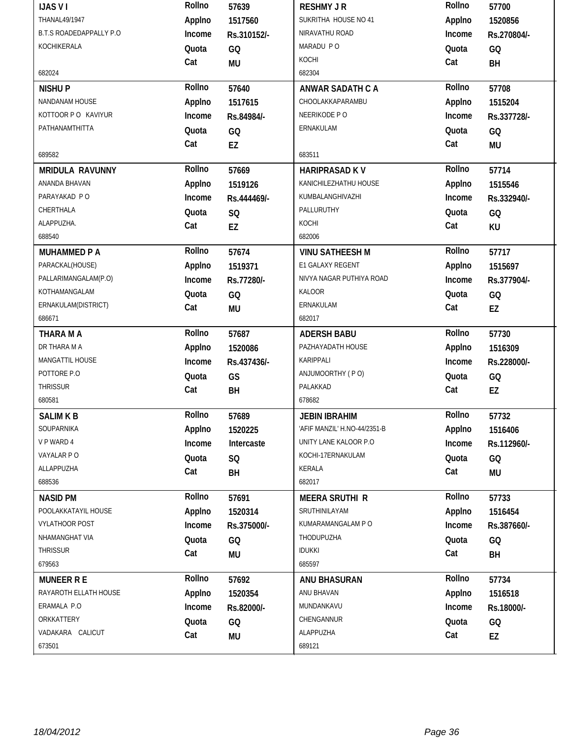| Name / Address | Details | Name / Address | Details |
|---|---|---|---|
| **IJAS V I**<br>THANAL49/1947<br>B.T.S ROADEDAPPALLY P.O<br>KOCHIKERALA<br>682024 | Rollno 57639<br>Applno 1517560<br>Income Rs.310152/-<br>Quota GQ<br>Cat MU | **RESHMY J R**<br>SUKRITHA HOUSE NO 41<br>NIRAVATHU ROAD<br>MARADU P O<br>KOCHI<br>682304 | Rollno 57700<br>Applno 1520856<br>Income Rs.270804/-<br>Quota GQ<br>Cat BH |
| **NISHU P**<br>NANDANAM HOUSE<br>KOTTOOR P O KAVIYUR<br>PATHANAMTHITTA<br>689582 | Rollno 57640<br>Applno 1517615<br>Income Rs.84984/-<br>Quota GQ<br>Cat EZ | **ANWAR SADATH C A**<br>CHOOLAKKAPARAMBU<br>NEERIKODE P O<br>ERNAKULAM<br>683511 | Rollno 57708<br>Applno 1515204<br>Income Rs.337728/-<br>Quota GQ<br>Cat MU |
| **MRIDULA RAVUNNY**<br>ANANDA BHAVAN<br>PARAYAKAD P O<br>CHERTHALA<br>ALAPPUZHA.<br>688540 | Rollno 57669<br>Applno 1519126<br>Income Rs.444469/-<br>Quota SQ<br>Cat EZ | **HARIPRASAD K V**<br>KANICHILEZHATHU HOUSE<br>KUMBALANGHIVAZHI<br>PALLURUTHY<br>KOCHI<br>682006 | Rollno 57714<br>Applno 1515546<br>Income Rs.332940/-<br>Quota GQ<br>Cat KU |
| **MUHAMMED P A**<br>PARACKAL(HOUSE)<br>PALLARIMANGALAM(P.O)<br>KOTHAMANGALAM<br>ERNAKULAM(DISTRICT)<br>686671 | Rollno 57674<br>Applno 1519371<br>Income Rs.77280/-<br>Quota GQ<br>Cat MU | **VINU SATHEESH M**<br>E1 GALAXY REGENT<br>NIVYA NAGAR PUTHIYA ROAD<br>KALOOR<br>ERNAKULAM<br>682017 | Rollno 57717<br>Applno 1515697<br>Income Rs.377904/-<br>Quota GQ<br>Cat EZ |
| **THARA M A**<br>DR THARA M A<br>MANGATTIL HOUSE<br>POTTORE P.O<br>THRISSUR<br>680581 | Rollno 57687<br>Applno 1520086<br>Income Rs.437436/-<br>Quota GS<br>Cat BH | **ADERSH BABU**<br>PAZHAYADATH HOUSE<br>KARIPPALI<br>ANJUMOORTHY ( P O)<br>PALAKKAD<br>678682 | Rollno 57730<br>Applno 1516309<br>Income Rs.228000/-<br>Quota GQ<br>Cat EZ |
| **SALIM K B**<br>SOUPARNIKA<br>V P WARD 4<br>VAYALAR P O<br>ALLAPPUZHA<br>688536 | Rollno 57689<br>Applno 1520225<br>Income Intercaste<br>Quota SQ<br>Cat BH | **JEBIN IBRAHIM**<br>'AFIF MANZIL' H.NO-44/2351-B<br>UNITY LANE KALOOR P.O<br>KOCHI-17ERNAKULAM<br>KERALA<br>682017 | Rollno 57732<br>Applno 1516406<br>Income Rs.112960/-<br>Quota GQ<br>Cat MU |
| **NASID PM**<br>POOLAKKATAYIL HOUSE<br>VYLATHOOR POST<br>NHAMANGHAT VIA<br>THRISSUR<br>679563 | Rollno 57691<br>Applno 1520314<br>Income Rs.375000/-<br>Quota GQ<br>Cat MU | **MEERA SRUTHI R**<br>SRUTHINILAYAM<br>KUMARAMANGALAM P O<br>THODUPUZHA<br>IDUKKI<br>685597 | Rollno 57733<br>Applno 1516454<br>Income Rs.387660/-<br>Quota GQ<br>Cat BH |
| **MUNEER R E**<br>RAYAROTH ELLATH HOUSE<br>ERAMALA P.O<br>ORKKATTERY<br>VADAKARA CALICUT<br>673501 | Rollno 57692<br>Applno 1520354<br>Income Rs.82000/-<br>Quota GQ<br>Cat MU | **ANU BHASURAN**<br>ANU BHAVAN<br>MUNDANKAVU<br>CHENGANNUR<br>ALAPPUZHA<br>689121 | Rollno 57734<br>Applno 1516518<br>Income Rs.18000/-<br>Quota GQ<br>Cat EZ |

18/04/2012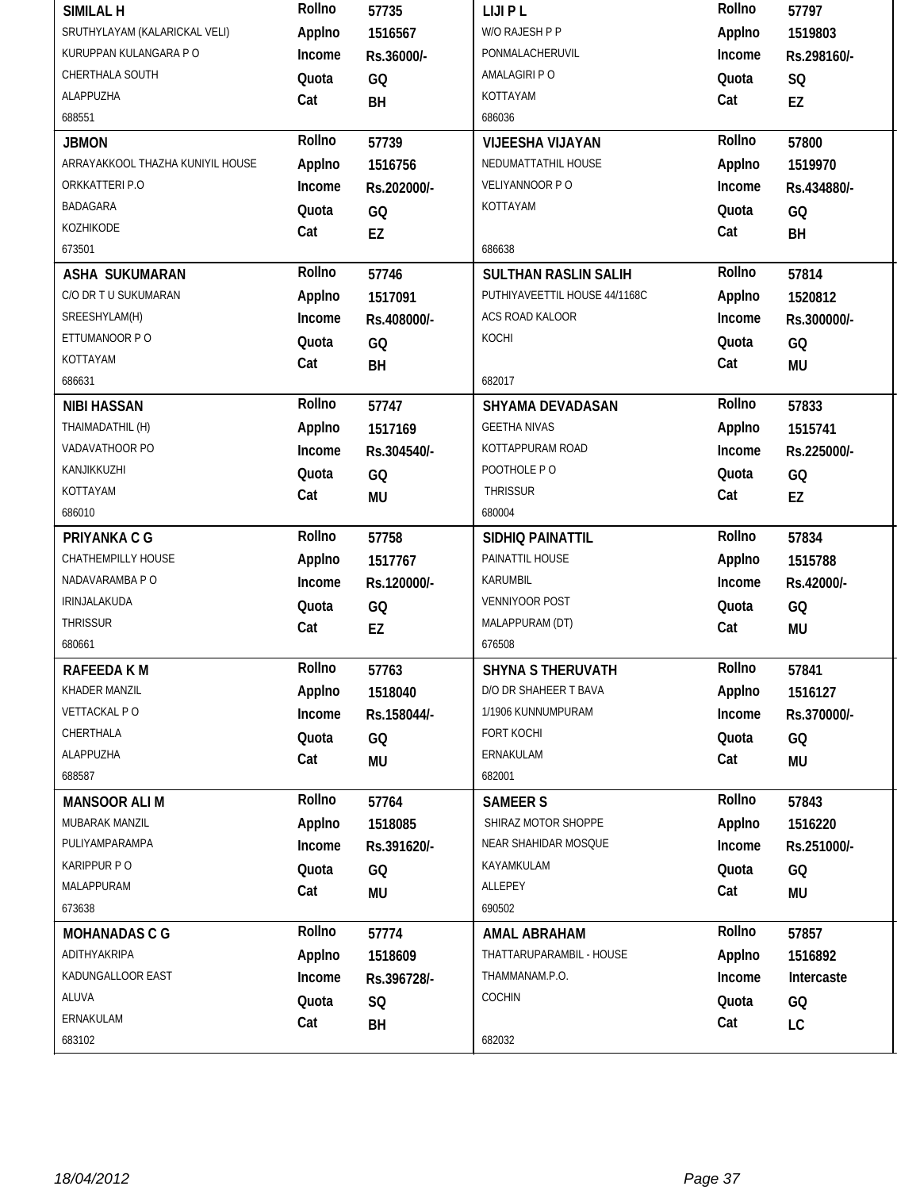| Name / Address | Details | Name / Address | Details |
|---|---|---|---|
| **SIMILAL H**<br>SRUTHYLAYAM (KALARICKAL VELI)<br>KURUPPAN KULANGARA P O<br>CHERTHALA SOUTH<br>ALAPPUZHA<br>688551 | **Rollno** 57735<br>**Applno** 1516567<br>**Income** Rs.36000/-<br>**Quota** GQ<br>**Cat** BH | **LIJI P L**<br>W/O RAJESH P P<br>PONMALACHERUVIL<br>AMALAGIRI P O<br>KOTTAYAM<br>686036 | **Rollno** 57797<br>**Applno** 1519803<br>**Income** Rs.298160/-<br>**Quota** SQ<br>**Cat** EZ |
| **JBMON**<br>ARRAYAKKOOL THAZHA KUNIYIL HOUSE<br>ORKKATTERI P.O<br>BADAGARA<br>KOZHIKODE<br>673501 | **Rollno** 57739<br>**Applno** 1516756<br>**Income** Rs.202000/-<br>**Quota** GQ<br>**Cat** EZ | **VIJEESHA VIJAYAN**<br>NEDUMATTATHIL HOUSE<br>VELIYANNOOR P O<br>KOTTAYAM<br>686638 | **Rollno** 57800<br>**Applno** 1519970<br>**Income** Rs.434880/-<br>**Quota** GQ<br>**Cat** BH |
| **ASHA SUKUMARAN**<br>C/O DR T U SUKUMARAN<br>SREESHYLAM(H)<br>ETTUMANOOR P O<br>KOTTAYAM<br>686631 | **Rollno** 57746<br>**Applno** 1517091<br>**Income** Rs.408000/-<br>**Quota** GQ<br>**Cat** BH | **SULTHAN RASLIN SALIH**<br>PUTHIYAVEETTIL HOUSE 44/1168C<br>ACS ROAD KALOOR<br>KOCHI<br>682017 | **Rollno** 57814<br>**Applno** 1520812<br>**Income** Rs.300000/-<br>**Quota** GQ<br>**Cat** MU |
| **NIBI HASSAN**<br>THAIMADATHIL (H)<br>VADAVATHOOR PO<br>KANJIKKUZHI<br>KOTTAYAM<br>686010 | **Rollno** 57747<br>**Applno** 1517169<br>**Income** Rs.304540/-<br>**Quota** GQ<br>**Cat** MU | **SHYAMA DEVADASAN**<br>GEETHA NIVAS<br>KOTTAPPURAM ROAD<br>POOTHOLE P O<br>THRISSUR<br>680004 | **Rollno** 57833<br>**Applno** 1515741<br>**Income** Rs.225000/-<br>**Quota** GQ<br>**Cat** EZ |
| **PRIYANKA C G**<br>CHATHEMPILLY HOUSE<br>NADAVARAMBA P O<br>IRINJALAKUDA<br>THRISSUR<br>680661 | **Rollno** 57758<br>**Applno** 1517767<br>**Income** Rs.120000/-<br>**Quota** GQ<br>**Cat** EZ | **SIDHIQ PAINATTIL**<br>PAINATTIL HOUSE<br>KARUMBIL<br>VENNIYOOR POST<br>MALAPPURAM (DT)<br>676508 | **Rollno** 57834<br>**Applno** 1515788<br>**Income** Rs.42000/-<br>**Quota** GQ<br>**Cat** MU |
| **RAFEEDA K M**<br>KHADER MANZIL<br>VETTACKAL P O<br>CHERTHALA<br>ALAPPUZHA<br>688587 | **Rollno** 57763<br>**Applno** 1518040<br>**Income** Rs.158044/-<br>**Quota** GQ<br>**Cat** MU | **SHYNA S THERUVATH**<br>D/O DR SHAHEER T BAVA<br>1/1906 KUNNUMPURAM<br>FORT KOCHI<br>ERNAKULAM<br>682001 | **Rollno** 57841<br>**Applno** 1516127<br>**Income** Rs.370000/-<br>**Quota** GQ<br>**Cat** MU |
| **MANSOOR ALI M**<br>MUBARAK MANZIL<br>PULIYAMPARAMPA<br>KARIPPUR P O<br>MALAPPURAM<br>673638 | **Rollno** 57764<br>**Applno** 1518085<br>**Income** Rs.391620/-<br>**Quota** GQ<br>**Cat** MU | **SAMEER S**<br>SHIRAZ MOTOR SHOPPE<br>NEAR SHAHIDAR MOSQUE<br>KAYAMKULAM<br>ALLEPEY<br>690502 | **Rollno** 57843<br>**Applno** 1516220<br>**Income** Rs.251000/-<br>**Quota** GQ<br>**Cat** MU |
| **MOHANADAS C G**<br>ADITHYAKRIPA<br>KADUNGALLOOR EAST<br>ALUVA<br>ERNAKULAM<br>683102 | **Rollno** 57774<br>**Applno** 1518609<br>**Income** Rs.396728/-<br>**Quota** SQ<br>**Cat** BH | **AMAL ABRAHAM**<br>THATTARUPARAMBIL - HOUSE<br>THAMMANAM.P.O.<br>COCHIN<br>682032 | **Rollno** 57857<br>**Applno** 1516892<br>**Income** Intercaste<br>**Quota** GQ<br>**Cat** LC |

18/04/2012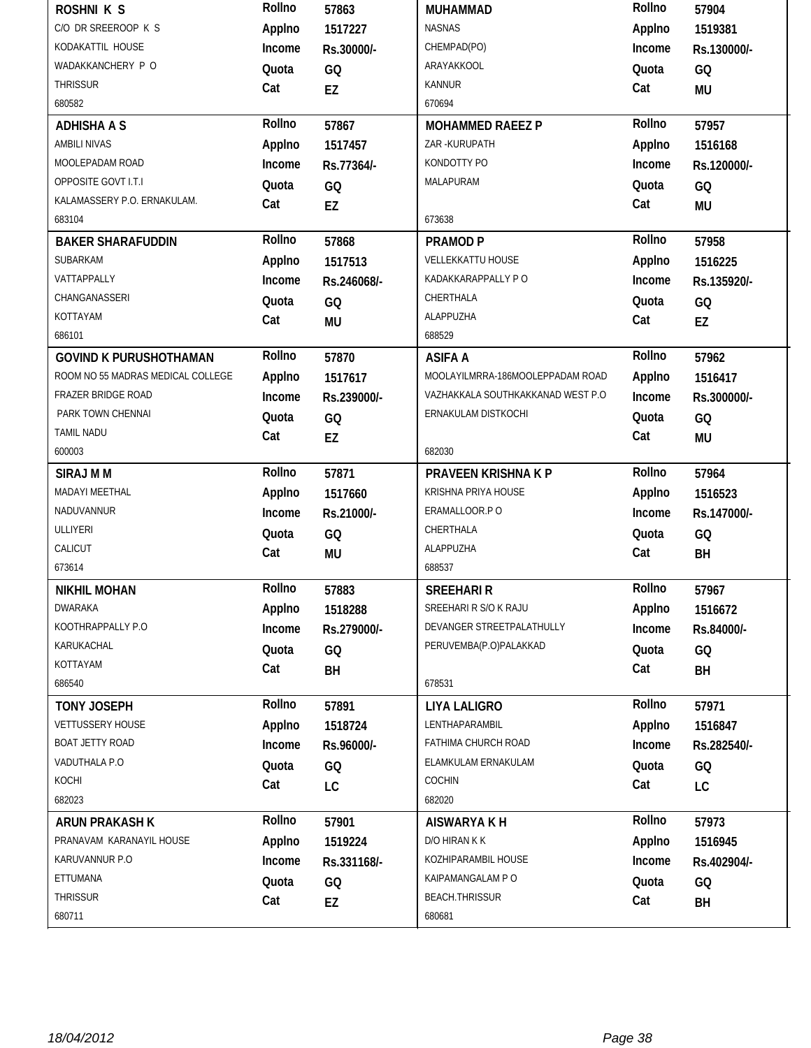| Name / Address | Details | Name / Address | Details |
|---|---|---|---|
| **ROSHNI K S**<br>C/O DR SREEROOP K S<br>KODAKATTIL HOUSE<br>WADAKKANCHERY P O<br>THRISSUR<br>680582 | Rollno 57863<br>Applno 1517227<br>Income Rs.30000/-<br>Quota GQ<br>Cat EZ | **MUHAMMAD**<br>NASNAS<br>CHEMPAD(PO)<br>ARAYAKKOOL<br>KANNUR<br>670694 | Rollno 57904<br>Applno 1519381<br>Income Rs.130000/-<br>Quota GQ<br>Cat MU |
| **ADHISHA A S**<br>AMBILI NIVAS<br>MOOLEPADAM ROAD<br>OPPOSITE GOVT I.T.I<br>KALAMASSERY P.O. ERNAKULAM.<br>683104 | Rollno 57867<br>Applno 1517457<br>Income Rs.77364/-<br>Quota GQ<br>Cat EZ | **MOHAMMED RAEEZ P**<br>ZAR -KURUPATH<br>KONDOTTY PO<br>MALAPURAM<br>673638 | Rollno 57957<br>Applno 1516168<br>Income Rs.120000/-<br>Quota GQ<br>Cat MU |
| **BAKER SHARAFUDDIN**<br>SUBARKAM<br>VATTAPPALLY<br>CHANGANASSERI<br>KOTTAYAM<br>686101 | Rollno 57868<br>Applno 1517513<br>Income Rs.246068/-<br>Quota GQ<br>Cat MU | **PRAMOD P**<br>VELLEKKATTU HOUSE<br>KADAKKARAPPALLY P O<br>CHERTHALA<br>ALAPPUZHA<br>688529 | Rollno 57958<br>Applno 1516225<br>Income Rs.135920/-<br>Quota GQ<br>Cat EZ |
| **GOVIND K PURUSHOTHAMAN**<br>ROOM NO 55 MADRAS MEDICAL COLLEGE<br>FRAZER BRIDGE ROAD<br>PARK TOWN CHENNAI<br>TAMIL NADU<br>600003 | Rollno 57870<br>Applno 1517617<br>Income Rs.239000/-<br>Quota GQ<br>Cat EZ | **ASIFA A**<br>MOOLAYILMRRA-186MOOLEPPADAM ROAD<br>VAZHAKKALA SOUTHKAKKANAD WEST P.O<br>ERNAKULAM DISTKOCHI<br>682030 | Rollno 57962<br>Applno 1516417<br>Income Rs.300000/-<br>Quota GQ<br>Cat MU |
| **SIRAJ M M**<br>MADAYI MEETHAL<br>NADUVANNUR<br>ULLIYERI<br>CALICUT<br>673614 | Rollno 57871<br>Applno 1517660<br>Income Rs.21000/-<br>Quota GQ<br>Cat MU | **PRAVEEN KRISHNA K P**<br>KRISHNA PRIYA HOUSE<br>ERAMALLOOR.P O<br>CHERTHALA<br>ALAPPUZHA<br>688537 | Rollno 57964<br>Applno 1516523<br>Income Rs.147000/-<br>Quota GQ<br>Cat BH |
| **NIKHIL MOHAN**<br>DWARAKA<br>KOOTHRAPPALLY P.O<br>KARUKACHAL<br>KOTTAYAM<br>686540 | Rollno 57883<br>Applno 1518288<br>Income Rs.279000/-<br>Quota GQ<br>Cat BH | **SREEHARI R**<br>SREEHARI R S/O K RAJU<br>DEVANGER STREETPALATHULLY<br>PERUVEMBA(P.O)PALAKKAD<br>678531 | Rollno 57967<br>Applno 1516672<br>Income Rs.84000/-<br>Quota GQ<br>Cat BH |
| **TONY JOSEPH**<br>VETTUSSERY HOUSE<br>BOAT JETTY ROAD<br>VADUTHALA P.O<br>KOCHI<br>682023 | Rollno 57891<br>Applno 1518724<br>Income Rs.96000/-<br>Quota GQ<br>Cat LC | **LIYA LALIGRO**<br>LENTHAPARAMBIL<br>FATHIMA CHURCH ROAD<br>ELAMKULAM ERNAKULAM<br>COCHIN<br>682020 | Rollno 57971<br>Applno 1516847<br>Income Rs.282540/-<br>Quota GQ<br>Cat LC |
| **ARUN PRAKASH K**<br>PRANAVAM KARANAYIL HOUSE<br>KARUVANNUR P.O<br>ETTUMANA<br>THRISSUR<br>680711 | Rollno 57901<br>Applno 1519224<br>Income Rs.331168/-<br>Quota GQ<br>Cat EZ | **AISWARYA K H**<br>D/O HIRAN K K<br>KOZHIPARAMBIL HOUSE<br>KAIPAMANGALAM P O<br>BEACH.THRISSUR<br>680681 | Rollno 57973<br>Applno 1516945<br>Income Rs.402904/-<br>Quota GQ<br>Cat BH |

*18/04/2012*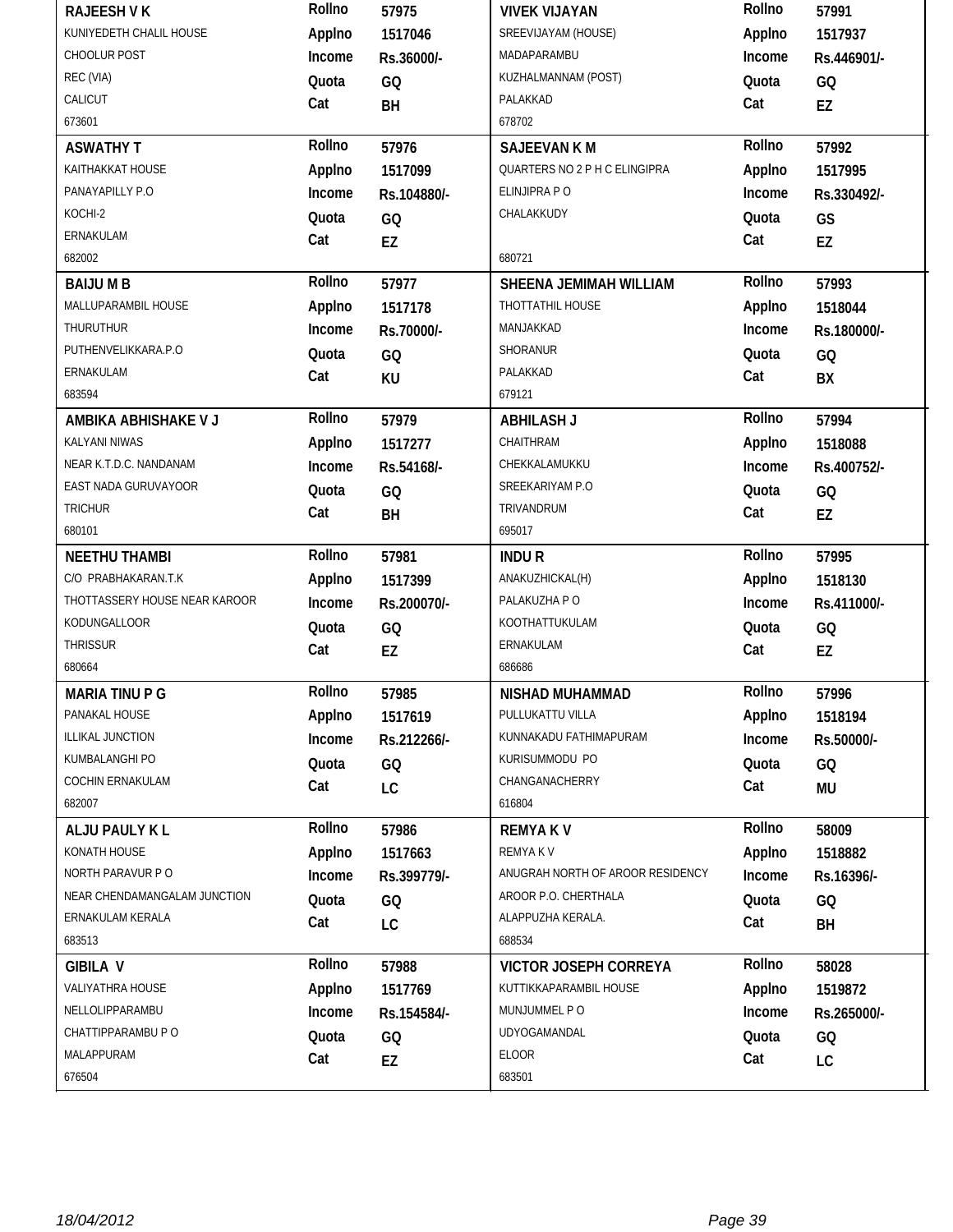| Name / Address | Details | Name / Address | Details |
|---|---|---|---|
| **RAJEESH V K**<br>KUNIYEDETH CHALIL HOUSE<br>CHOOLUR POST<br>REC (VIA)<br>CALICUT<br>673601 | Rollno 57975<br>Applno 1517046<br>Income Rs.36000/-<br>Quota GQ<br>Cat BH | **VIVEK VIJAYAN**<br>SREEVIJAYAM (HOUSE)<br>MADAPARAMBU<br>KUZHALMANNAM (POST)<br>PALAKKAD<br>678702 | Rollno 57991<br>Applno 1517937<br>Income Rs.446901/-<br>Quota GQ<br>Cat EZ |
| **ASWATHY T**<br>KAITHAKKAT HOUSE<br>PANAYAPILLY P.O<br>KOCHI-2<br>ERNAKULAM<br>682002 | Rollno 57976<br>Applno 1517099<br>Income Rs.104880/-<br>Quota GQ<br>Cat EZ | **SAJEEVAN K M**<br>QUARTERS NO 2 P H C ELINGIPRA<br>ELINJIPRA P O<br>CHALAKKUDY<br>680721 | Rollno 57992<br>Applno 1517995<br>Income Rs.330492/-<br>Quota GS<br>Cat EZ |
| **BAIJU M B**<br>MALLUPARAMBIL HOUSE<br>THURUTHUR<br>PUTHENVELIKKARA.P.O<br>ERNAKULAM<br>683594 | Rollno 57977<br>Applno 1517178<br>Income Rs.70000/-<br>Quota GQ<br>Cat KU | **SHEENA JEMIMAH WILLIAM**<br>THOTTATHIL HOUSE<br>MANJAKKAD<br>SHORANUR<br>PALAKKAD<br>679121 | Rollno 57993<br>Applno 1518044<br>Income Rs.180000/-<br>Quota GQ<br>Cat BX |
| **AMBIKA ABHISHAKE V J**<br>KALYANI NIWAS<br>NEAR K.T.D.C. NANDANAM<br>EAST NADA GURUVAYOOR<br>TRICHUR<br>680101 | Rollno 57979<br>Applno 1517277<br>Income Rs.54168/-<br>Quota GQ<br>Cat BH | **ABHILASH J**<br>CHAITHRAM<br>CHEKKALAMUKKU<br>SREEKARIYAM P.O<br>TRIVANDRUM<br>695017 | Rollno 57994<br>Applno 1518088<br>Income Rs.400752/-<br>Quota GQ<br>Cat EZ |
| **NEETHU THAMBI**<br>C/O PRABHAKARAN.T.K<br>THOTTASSERY HOUSE NEAR KAROOR<br>KODUNGALLOOR<br>THRISSUR<br>680664 | Rollno 57981<br>Applno 1517399<br>Income Rs.200070/-<br>Quota GQ<br>Cat EZ | **INDU R**<br>ANAKUZHICKAL(H)<br>PALAKUZHA P O<br>KOOTHATTUKULAM<br>ERNAKULAM<br>686686 | Rollno 57995<br>Applno 1518130<br>Income Rs.411000/-<br>Quota GQ<br>Cat EZ |
| **MARIA TINU P G**<br>PANAKAL HOUSE<br>ILLIKAL JUNCTION<br>KUMBALANGHI PO<br>COCHIN ERNAKULAM<br>682007 | Rollno 57985<br>Applno 1517619<br>Income Rs.212266/-<br>Quota GQ<br>Cat LC | **NISHAD MUHAMMAD**<br>PULLUKATTU VILLA<br>KUNNAKADU FATHIMAPURAM<br>KURISUMMODU PO<br>CHANGANACHERRY<br>616804 | Rollno 57996<br>Applno 1518194<br>Income Rs.50000/-<br>Quota GQ<br>Cat MU |
| **ALJU PAULY K L**<br>KONATH HOUSE<br>NORTH PARAVUR P O<br>NEAR CHENDAMANGALAM JUNCTION<br>ERNAKULAM KERALA<br>683513 | Rollno 57986<br>Applno 1517663<br>Income Rs.399779/-<br>Quota GQ<br>Cat LC | **REMYA K V**<br>REMYA K V<br>ANUGRAH NORTH OF AROOR RESIDENCY<br>AROOR P.O. CHERTHALA<br>ALAPPUZHA KERALA.<br>688534 | Rollno 58009<br>Applno 1518882<br>Income Rs.16396/-<br>Quota GQ<br>Cat BH |
| **GIBILA V**<br>VALIYATHRA HOUSE<br>NELLOLIPPARAMBU<br>CHATTIPPARAMBU P O<br>MALAPPURAM<br>676504 | Rollno 57988<br>Applno 1517769<br>Income Rs.154584/-<br>Quota GQ<br>Cat EZ | **VICTOR JOSEPH CORREYA**<br>KUTTIKKAPARAMBIL HOUSE<br>MUNJUMMEL P O<br>UDYOGAMANDAL<br>ELOOR<br>683501 | Rollno 58028<br>Applno 1519872<br>Income Rs.265000/-<br>Quota GQ<br>Cat LC |

18/04/2012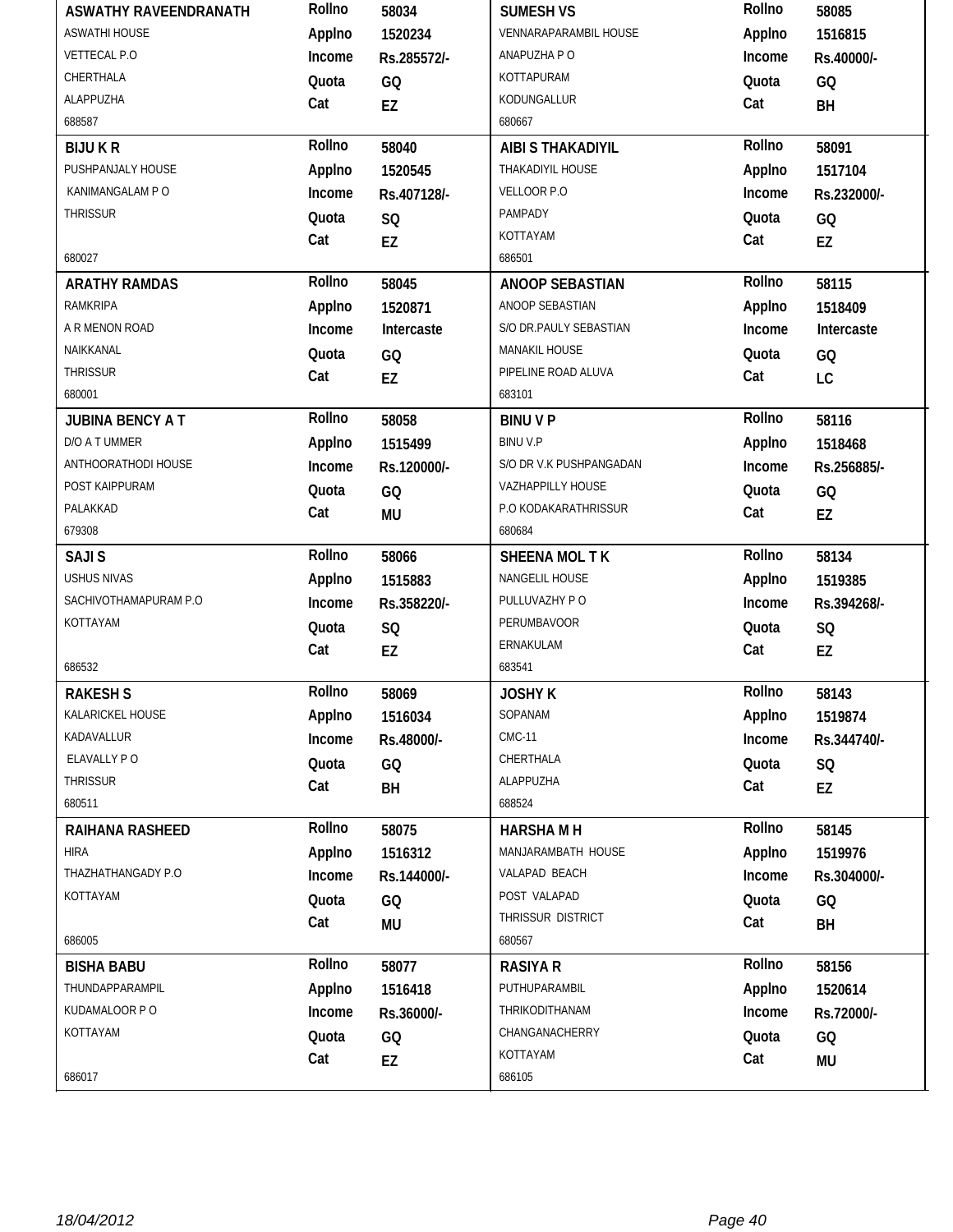| Name / Address | Details | Name / Address | Details |
|---|---|---|---|
| **ASWATHY RAVEENDRANATH**<br>ASWATHI HOUSE<br>VETTECAL P.O<br>CHERTHALA<br>ALAPPUZHA<br>688587 | Rollno 58034<br>Applno 1520234<br>Income Rs.285572/-<br>Quota GQ<br>Cat EZ | **SUMESH VS**<br>VENNARAPARAMBIL HOUSE<br>ANAPUZHA P O<br>KOTTAPURAM<br>KODUNGALLUR<br>680667 | Rollno 58085<br>Applno 1516815<br>Income Rs.40000/-<br>Quota GQ<br>Cat BH |
| **BIJU K R**<br>PUSHPANJALY HOUSE<br>KANIMANGALAM P O<br>THRISSUR<br>680027 | Rollno 58040<br>Applno 1520545<br>Income Rs.407128/-<br>Quota SQ<br>Cat EZ | **AIBI S THAKADIYIL**<br>THAKADIYIL HOUSE<br>VELLOOR P.O<br>PAMPADY<br>KOTTAYAM<br>686501 | Rollno 58091<br>Applno 1517104<br>Income Rs.232000/-<br>Quota GQ<br>Cat EZ |
| **ARATHY RAMDAS**<br>RAMKRIPA<br>A R MENON ROAD<br>NAIKKANAL<br>THRISSUR<br>680001 | Rollno 58045<br>Applno 1520871<br>Income Intercaste<br>Quota GQ<br>Cat EZ | **ANOOP SEBASTIAN**<br>ANOOP SEBASTIAN<br>S/O DR.PAULY SEBASTIAN<br>MANAKIL HOUSE<br>PIPELINE ROAD ALUVA<br>683101 | Rollno 58115<br>Applno 1518409<br>Income Intercaste<br>Quota GQ<br>Cat LC |
| **JUBINA BENCY A T**<br>D/O A T UMMER<br>ANTHOORATHODI HOUSE<br>POST KAIPPURAM<br>PALAKKAD<br>679308 | Rollno 58058<br>Applno 1515499<br>Income Rs.120000/-<br>Quota GQ<br>Cat MU | **BINU V P**<br>BINU V.P<br>S/O DR V.K PUSHPANGADAN<br>VAZHAPPILLY HOUSE<br>P.O KODAKARATHRISSUR<br>680684 | Rollno 58116<br>Applno 1518468<br>Income Rs.256885/-<br>Quota GQ<br>Cat EZ |
| **SAJI S**<br>USHUS NIVAS<br>SACHIVOTHAMAPURAM P.O<br>KOTTAYAM<br>686532 | Rollno 58066<br>Applno 1515883<br>Income Rs.358220/-<br>Quota SQ<br>Cat EZ | **SHEENA MOL T K**<br>NANGELIL HOUSE<br>PULLUVAZHY P O<br>PERUMBAVOOR<br>ERNAKULAM<br>683541 | Rollno 58134<br>Applno 1519385<br>Income Rs.394268/-<br>Quota SQ<br>Cat EZ |
| **RAKESH S**<br>KALARICKEL HOUSE<br>KADAVALLUR<br>ELAVALLY P O<br>THRISSUR<br>680511 | Rollno 58069<br>Applno 1516034<br>Income Rs.48000/-<br>Quota GQ<br>Cat BH | **JOSHY K**<br>SOPANAM<br>CMC-11<br>CHERTHALA<br>ALAPPUZHA<br>688524 | Rollno 58143<br>Applno 1519874<br>Income Rs.344740/-<br>Quota SQ<br>Cat EZ |
| **RAIHANA RASHEED**<br>HIRA<br>THAZHATHANGADY P.O<br>KOTTAYAM<br>686005 | Rollno 58075<br>Applno 1516312<br>Income Rs.144000/-<br>Quota GQ<br>Cat MU | **HARSHA M H**<br>MANJARAMBATH HOUSE<br>VALAPAD BEACH<br>POST VALAPAD<br>THRISSUR DISTRICT<br>680567 | Rollno 58145<br>Applno 1519976<br>Income Rs.304000/-<br>Quota GQ<br>Cat BH |
| **BISHA BABU**<br>THUNDAPPARAMPIL<br>KUDAMALOOR P O<br>KOTTAYAM<br>686017 | Rollno 58077<br>Applno 1516418<br>Income Rs.36000/-<br>Quota GQ<br>Cat EZ | **RASIYA R**<br>PUTHUPARAMBIL<br>THRIKODITHANAM<br>CHANGANACHERRY<br>KOTTAYAM<br>686105 | Rollno 58156<br>Applno 1520614<br>Income Rs.72000/-<br>Quota GQ<br>Cat MU |

18/04/2012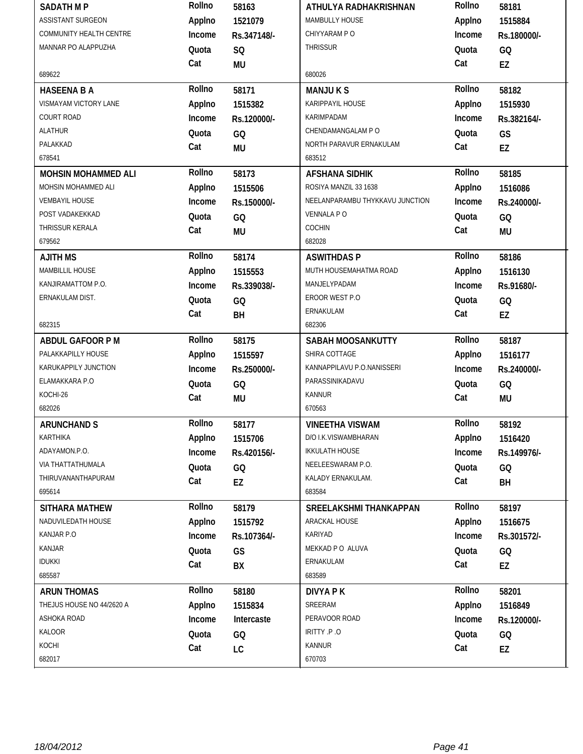| Name / Address | Details | Name / Address | Details |
|---|---|---|---|
| **SADATH M P**<br>ASSISTANT SURGEON<br>COMMUNITY HEALTH CENTRE<br>MANNAR PO ALAPPUZHA<br>689622 | Rollno 58163<br>Applno 1521079<br>Income Rs.347148/-<br>Quota SQ<br>Cat MU | **ATHULYA RADHAKRISHNAN**<br>MAMBULLY HOUSE<br>CHIYYARAM P O<br>THRISSUR<br>680026 | Rollno 58181<br>Applno 1515884<br>Income Rs.180000/-<br>Quota GQ<br>Cat EZ |
| **HASEENA B A**<br>VISMAYAM VICTORY LANE<br>COURT ROAD<br>ALATHUR<br>PALAKKAD<br>678541 | Rollno 58171<br>Applno 1515382<br>Income Rs.120000/-<br>Quota GQ<br>Cat MU | **MANJU K S**<br>KARIPPAYIL HOUSE<br>KARIMPADAM<br>CHENDAMANGALAM P O<br>NORTH PARAVUR ERNAKULAM<br>683512 | Rollno 58182<br>Applno 1515930<br>Income Rs.382164/-<br>Quota GS<br>Cat EZ |
| **MOHSIN MOHAMMED ALI**<br>MOHSIN MOHAMMED ALI<br>VEMBAYIL HOUSE<br>POST VADAKEKKAD<br>THRISSUR KERALA<br>679562 | Rollno 58173<br>Applno 1515506<br>Income Rs.150000/-<br>Quota GQ<br>Cat MU | **AFSHANA SIDHIK**<br>ROSIYA MANZIL 33 1638<br>NEELANPARAMBU THYKKAVU JUNCTION<br>VENNALA P O<br>COCHIN<br>682028 | Rollno 58185<br>Applno 1516086<br>Income Rs.240000/-<br>Quota GQ<br>Cat MU |
| **AJITH MS**<br>MAMBILLIL HOUSE<br>KANJIRAMATTOM P.O.<br>ERNAKULAM DIST.<br>682315 | Rollno 58174<br>Applno 1515553<br>Income Rs.339038/-<br>Quota GQ<br>Cat BH | **ASWITHDAS P**<br>MUTH HOUSEMAHATMA ROAD<br>MANJELYPADAM<br>EROOR WEST P.O<br>ERNAKULAM<br>682306 | Rollno 58186<br>Applno 1516130<br>Income Rs.91680/-<br>Quota GQ<br>Cat EZ |
| **ABDUL GAFOOR P M**<br>PALAKKAPILLY HOUSE<br>KARUKAPPILY JUNCTION<br>ELAMAKKARA P.O<br>KOCHI-26<br>682026 | Rollno 58175<br>Applno 1515597<br>Income Rs.250000/-<br>Quota GQ<br>Cat MU | **SABAH MOOSANKUTTY**<br>SHIRA COTTAGE<br>KANNAPPILAVU P.O.NANISSERI<br>PARASSINIKADAVU<br>KANNUR<br>670563 | Rollno 58187<br>Applno 1516177<br>Income Rs.240000/-<br>Quota GQ<br>Cat MU |
| **ARUNCHAND S**<br>KARTHIKA<br>ADAYAMON.P.O.<br>VIA THATTATHUMALA<br>THIRUVANANTHAPURAM<br>695614 | Rollno 58177<br>Applno 1515706<br>Income Rs.420156/-<br>Quota GQ<br>Cat EZ | **VINEETHA VISWAM**<br>D/O I.K.VISWAMBHARAN<br>IKKULATH HOUSE<br>NEELEESWARAM P.O.<br>KALADY ERNAKULAM.<br>683584 | Rollno 58192<br>Applno 1516420<br>Income Rs.149976/-<br>Quota GQ<br>Cat BH |
| **SITHARA MATHEW**<br>NADUVILEDATH HOUSE<br>KANJAR P.O<br>KANJAR<br>IDUKKI<br>685587 | Rollno 58179<br>Applno 1515792<br>Income Rs.107364/-<br>Quota GS<br>Cat BX | **SREELAKSHMI THANKAPPAN**<br>ARACKAL HOUSE<br>KARIYAD<br>MEKKAD P O ALUVA<br>ERNAKULAM<br>683589 | Rollno 58197<br>Applno 1516675<br>Income Rs.301572/-<br>Quota GQ<br>Cat EZ |
| **ARUN THOMAS**<br>THEJUS HOUSE NO 44/2620 A<br>ASHOKA ROAD<br>KALOOR<br>KOCHI<br>682017 | Rollno 58180<br>Applno 1515834<br>Income Intercaste<br>Quota GQ<br>Cat LC | **DIVYA P K**<br>SREERAM<br>PERAVOOR ROAD<br>IRITTY .P .O<br>KANNUR<br>670703 | Rollno 58201<br>Applno 1516849<br>Income Rs.120000/-<br>Quota GQ<br>Cat EZ |

18/04/2012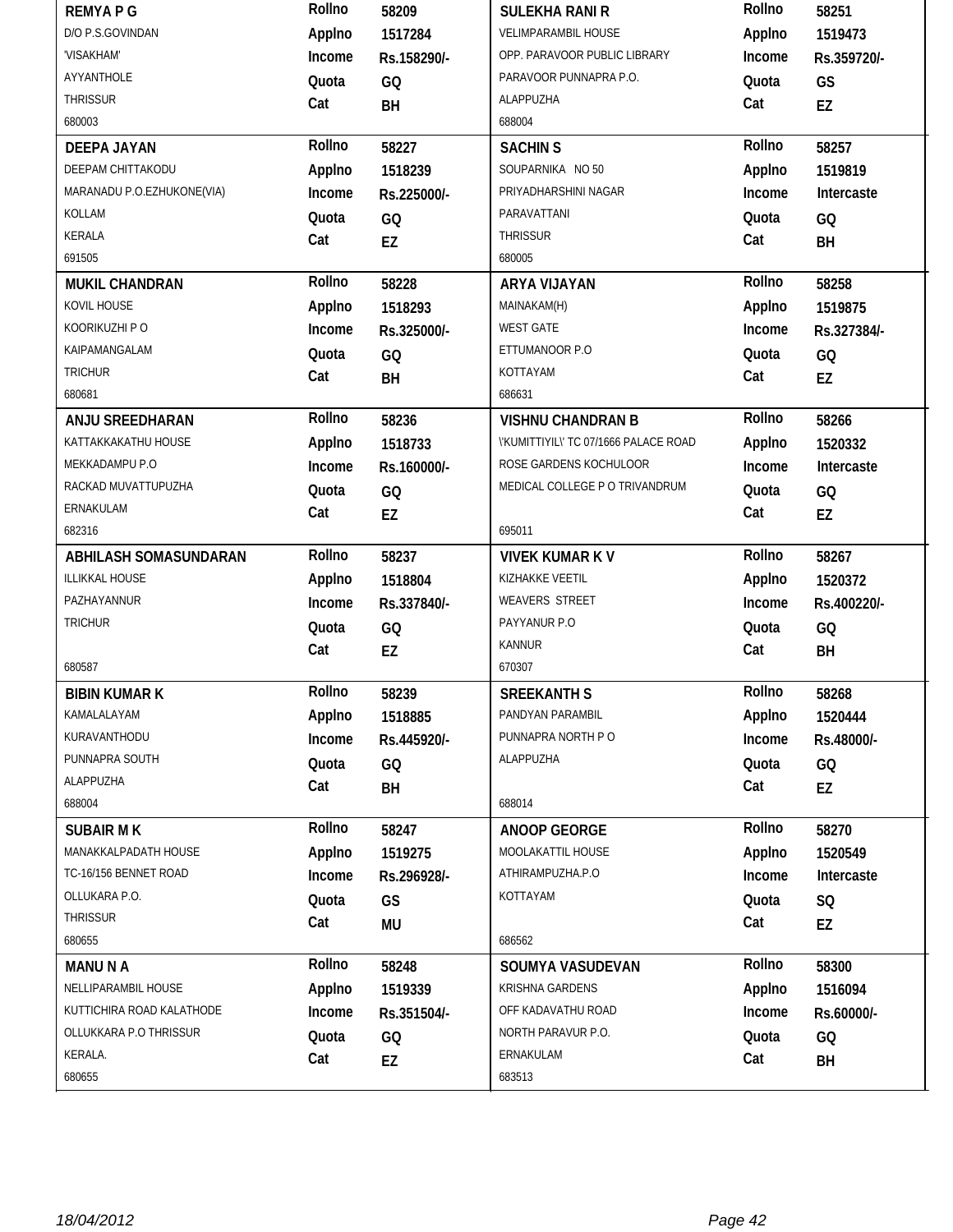| Name / Address | Details | Name / Address | Details |
|---|---|---|---|
| **REMYA P G**<br>D/O P.S.GOVINDAN<br>'VISAKHAM'<br>AYYANTHOLE<br>THRISSUR<br>680003 | Rollno 58209<br>Applno 1517284<br>Income Rs.158290/-<br>Quota GQ<br>Cat BH | **SULEKHA RANI R**<br>VELIMPARAMBIL HOUSE<br>OPP. PARAVOOR PUBLIC LIBRARY<br>PARAVOOR PUNNAPRA P.O.<br>ALAPPUZHA<br>688004 | Rollno 58251<br>Applno 1519473<br>Income Rs.359720/-<br>Quota GS<br>Cat EZ |
| **DEEPA JAYAN**<br>DEEPAM CHITTAKODU<br>MARANADU P.O.EZHUKONE(VIA)<br>KOLLAM<br>KERALA<br>691505 | Rollno 58227<br>Applno 1518239<br>Income Rs.225000/-<br>Quota GQ<br>Cat EZ | **SACHIN S**<br>SOUPARNIKA NO 50<br>PRIYADHARSHINI NAGAR<br>PARAVATTANI<br>THRISSUR<br>680005 | Rollno 58257<br>Applno 1519819<br>Income Intercaste<br>Quota GQ<br>Cat BH |
| **MUKIL CHANDRAN**<br>KOVIL HOUSE<br>KOORIKUZHI P O<br>KAIPAMANGALAM<br>TRICHUR<br>680681 | Rollno 58228<br>Applno 1518293<br>Income Rs.325000/-<br>Quota GQ<br>Cat BH | **ARYA VIJAYAN**<br>MAINAKAM(H)<br>WEST GATE<br>ETTUMANOOR P.O<br>KOTTAYAM<br>686631 | Rollno 58258<br>Applno 1519875<br>Income Rs.327384/-<br>Quota GQ<br>Cat EZ |
| **ANJU SREEDHARAN**<br>KATTAKKAKATHU HOUSE<br>MEKKADAMPU P.O<br>RACKAD MUVATTUPUZHA<br>ERNAKULAM<br>682316 | Rollno 58236<br>Applno 1518733<br>Income Rs.160000/-<br>Quota GQ<br>Cat EZ | **VISHNU CHANDRAN B**<br>\'KUMITTIYIL\' TC 07/1666 PALACE ROAD<br>ROSE GARDENS KOCHULOOR<br>MEDICAL COLLEGE P O TRIVANDRUM<br>695011 | Rollno 58266<br>Applno 1520332<br>Income Intercaste<br>Quota GQ<br>Cat EZ |
| **ABHILASH SOMASUNDARAN**<br>ILLIKKAL HOUSE<br>PAZHAYANNUR<br>TRICHUR<br>680587 | Rollno 58237<br>Applno 1518804<br>Income Rs.337840/-<br>Quota GQ<br>Cat EZ | **VIVEK KUMAR K V**<br>KIZHAKKE VEETIL<br>WEAVERS STREET<br>PAYYANUR P.O<br>KANNUR<br>670307 | Rollno 58267<br>Applno 1520372<br>Income Rs.400220/-<br>Quota GQ<br>Cat BH |
| **BIBIN KUMAR K**<br>KAMALALAYAM<br>KURAVANTHODU<br>PUNNAPRA SOUTH<br>ALAPPUZHA<br>688004 | Rollno 58239<br>Applno 1518885<br>Income Rs.445920/-<br>Quota GQ<br>Cat BH | **SREEKANTH S**<br>PANDYAN PARAMBIL<br>PUNNAPRA NORTH P O<br>ALAPPUZHA<br>688014 | Rollno 58268<br>Applno 1520444<br>Income Rs.48000/-<br>Quota GQ<br>Cat EZ |
| **SUBAIR M K**<br>MANAKKALPADATH HOUSE<br>TC-16/156 BENNET ROAD<br>OLLUKARA P.O.<br>THRISSUR<br>680655 | Rollno 58247<br>Applno 1519275<br>Income Rs.296928/-<br>Quota GS<br>Cat MU | **ANOOP GEORGE**<br>MOOLAKATTIL HOUSE<br>ATHIRAMPUZHA.P.O<br>KOTTAYAM<br>686562 | Rollno 58270<br>Applno 1520549<br>Income Intercaste<br>Quota SQ<br>Cat EZ |
| **MANU N A**<br>NELLIPARAMBIL HOUSE<br>KUTTICHIRA ROAD KALATHODE<br>OLLUKKARA P.O THRISSUR<br>KERALA.<br>680655 | Rollno 58248<br>Applno 1519339<br>Income Rs.351504/-<br>Quota GQ<br>Cat EZ | **SOUMYA VASUDEVAN**<br>KRISHNA GARDENS<br>OFF KADAVATHU ROAD<br>NORTH PARAVUR P.O.<br>ERNAKULAM<br>683513 | Rollno 58300<br>Applno 1516094<br>Income Rs.60000/-<br>Quota GQ<br>Cat BH |

18/04/2012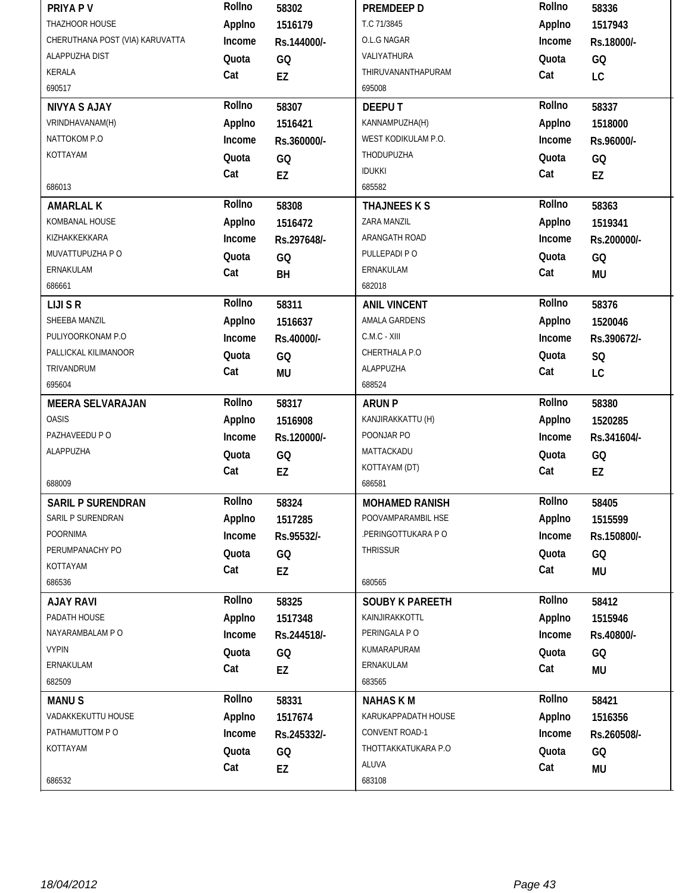| Name / Address | Details | Name / Address | Details |
|---|---|---|---|
| **PRIYA P V**<br>THAZHOOR HOUSE<br>CHERUTHANA POST (VIA) KARUVATTA<br>ALAPPUZHA DIST<br>KERALA<br>690517 | Rollno 58302<br>Applno 1516179<br>Income Rs.144000/-<br>Quota GQ<br>Cat EZ | **PREMDEEP D**<br>T.C 71/3845<br>O.L.G NAGAR<br>VALIYATHURA<br>THIRUVANANTHAPURAM<br>695008 | Rollno 58336<br>Applno 1517943<br>Income Rs.18000/-<br>Quota GQ<br>Cat LC |
| **NIVYA S AJAY**<br>VRINDHAVANAM(H)<br>NATTOKOM P.O<br>KOTTAYAM<br>686013 | Rollno 58307<br>Applno 1516421<br>Income Rs.360000/-<br>Quota GQ<br>Cat EZ | **DEEPU T**<br>KANNAMPUZHA(H)<br>WEST KODIKULAM P.O.<br>THODUPUZHA<br>IDUKKI<br>685582 | Rollno 58337<br>Applno 1518000<br>Income Rs.96000/-<br>Quota GQ<br>Cat EZ |
| **AMARLAL K**<br>KOMBANAL HOUSE<br>KIZHAKKEKKARA<br>MUVATTUPUZHA P O<br>ERNAKULAM<br>686661 | Rollno 58308<br>Applno 1516472<br>Income Rs.297648/-<br>Quota GQ<br>Cat BH | **THAJNEES K S**<br>ZARA MANZIL<br>ARANGATH ROAD<br>PULLEPADI P O<br>ERNAKULAM<br>682018 | Rollno 58363<br>Applno 1519341<br>Income Rs.200000/-<br>Quota GQ<br>Cat MU |
| **LIJI S R**<br>SHEEBA MANZIL<br>PULIYOORKONAM P.O<br>PALLICKAL KILIMANOOR<br>TRIVANDRUM<br>695604 | Rollno 58311<br>Applno 1516637<br>Income Rs.40000/-<br>Quota GQ<br>Cat MU | **ANIL VINCENT**<br>AMALA GARDENS<br>C.M.C - XIII<br>CHERTHALA P.O<br>ALAPPUZHA<br>688524 | Rollno 58376<br>Applno 1520046<br>Income Rs.390672/-<br>Quota SQ<br>Cat LC |
| **MEERA SELVARAJAN**<br>OASIS<br>PAZHAVEEDU P O<br>ALAPPUZHA<br>688009 | Rollno 58317<br>Applno 1516908<br>Income Rs.120000/-<br>Quota GQ<br>Cat EZ | **ARUN P**<br>KANJIRAKKATTU (H)<br>POONJAR PO<br>MATTACKADU<br>KOTTAYAM (DT)<br>686581 | Rollno 58380<br>Applno 1520285<br>Income Rs.341604/-<br>Quota GQ<br>Cat EZ |
| **SARIL P SURENDRAN**<br>SARIL P SURENDRAN<br>POORNIMA<br>PERUMPANACHY PO<br>KOTTAYAM<br>686536 | Rollno 58324<br>Applno 1517285<br>Income Rs.95532/-<br>Quota GQ<br>Cat EZ | **MOHAMED RANISH**<br>POOVAMPARAMBIL HSE<br>.PERINGOTTUKARA P O<br>THRISSUR<br>680565 | Rollno 58405<br>Applno 1515599<br>Income Rs.150800/-<br>Quota GQ<br>Cat MU |
| **AJAY RAVI**<br>PADATH HOUSE<br>NAYARAMBALAM P O<br>VYPIN<br>ERNAKULAM<br>682509 | Rollno 58325<br>Applno 1517348<br>Income Rs.244518/-<br>Quota GQ<br>Cat EZ | **SOUBY K PAREETH**<br>KAINJIRAKKOTTL<br>PERINGALA P O<br>KUMARAPURAM<br>ERNAKULAM<br>683565 | Rollno 58412<br>Applno 1515946<br>Income Rs.40800/-<br>Quota GQ<br>Cat MU |
| **MANU S**<br>VADAKKEKUTTU HOUSE<br>PATHAMUTTOM P O<br>KOTTAYAM<br>686532 | Rollno 58331<br>Applno 1517674<br>Income Rs.245332/-<br>Quota GQ<br>Cat EZ | **NAHAS K M**<br>KARUKAPPADATH HOUSE<br>CONVENT ROAD-1<br>THOTTAKKATUKARA P.O<br>ALUVA<br>683108 | Rollno 58421<br>Applno 1516356<br>Income Rs.260508/-<br>Quota GQ<br>Cat MU |

18/04/2012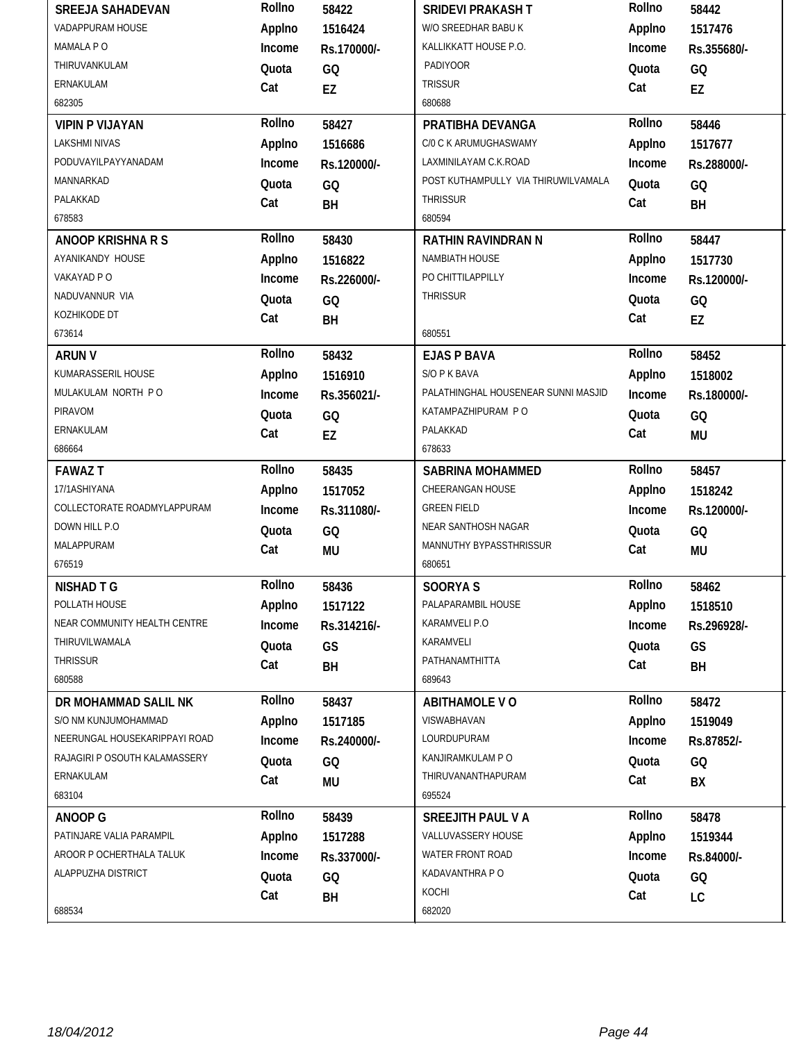| Name / Address | Details | Name / Address | Details |
|---|---|---|---|
| **SREEJA SAHADEVAN**<br>VADAPPURAM HOUSE<br>MAMALA P O<br>THIRUVANKULAM<br>ERNAKULAM<br>682305 | Rollno 58422<br>Applno 1516424<br>Income Rs.170000/-<br>Quota GQ<br>Cat EZ | **SRIDEVI PRAKASH T**<br>W/O SREEDHAR BABU K<br>KALLIKKATT HOUSE P.O.<br>PADIYOOR<br>TRISSUR<br>680688 | Rollno 58442<br>Applno 1517476<br>Income Rs.355680/-<br>Quota GQ<br>Cat EZ |
| **VIPIN P VIJAYAN**<br>LAKSHMI NIVAS<br>PODUVAYILPAYYANADAM<br>MANNARKAD<br>PALAKKAD<br>678583 | Rollno 58427<br>Applno 1516686<br>Income Rs.120000/-<br>Quota GQ<br>Cat BH | **PRATIBHA DEVANGA**<br>C/0 C K ARUMUGHASWAMY<br>LAXMINILAYAM C.K.ROAD<br>POST KUTHAMPULLY VIA THIRUWILVAMALA<br>THRISSUR<br>680594 | Rollno 58446<br>Applno 1517677<br>Income Rs.288000/-<br>Quota GQ<br>Cat BH |
| **ANOOP KRISHNA R S**<br>AYANIKANDY HOUSE<br>VAKAYAD P O<br>NADUVANNUR VIA<br>KOZHIKODE DT<br>673614 | Rollno 58430<br>Applno 1516822<br>Income Rs.226000/-<br>Quota GQ<br>Cat BH | **RATHIN RAVINDRAN N**<br>NAMBIATH HOUSE<br>PO CHITTILAPPILLY<br>THRISSUR<br>680551 | Rollno 58447<br>Applno 1517730<br>Income Rs.120000/-<br>Quota GQ<br>Cat EZ |
| **ARUN V**<br>KUMARASSERIL HOUSE<br>MULAKULAM NORTH P O<br>PIRAVOM<br>ERNAKULAM<br>686664 | Rollno 58432<br>Applno 1516910<br>Income Rs.356021/-<br>Quota GQ<br>Cat EZ | **EJAS P BAVA**<br>S/O P K BAVA<br>PALATHINGHAL HOUSENEAR SUNNI MASJID<br>KATAMPAZHIPURAM P O<br>PALAKKAD<br>678633 | Rollno 58452<br>Applno 1518002<br>Income Rs.180000/-<br>Quota GQ<br>Cat MU |
| **FAWAZ T**<br>17/1ASHIYANA<br>COLLECTORATE ROADMYLAPPURAM<br>DOWN HILL P.O<br>MALAPPURAM<br>676519 | Rollno 58435<br>Applno 1517052<br>Income Rs.311080/-<br>Quota GQ<br>Cat MU | **SABRINA MOHAMMED**<br>CHEERANGAN HOUSE<br>GREEN FIELD<br>NEAR SANTHOSH NAGAR<br>MANNUTHY BYPASSTHRISSUR<br>680651 | Rollno 58457<br>Applno 1518242<br>Income Rs.120000/-<br>Quota GQ<br>Cat MU |
| **NISHAD T G**<br>POLLATH HOUSE<br>NEAR COMMUNITY HEALTH CENTRE<br>THIRUVILWAMALA<br>THRISSUR<br>680588 | Rollno 58436<br>Applno 1517122<br>Income Rs.314216/-<br>Quota GS<br>Cat BH | **SOORYA S**<br>PALAPARAMBIL HOUSE<br>KARAMVELI P.O<br>KARAMVELI<br>PATHANAMTHITTA<br>689643 | Rollno 58462<br>Applno 1518510<br>Income Rs.296928/-<br>Quota GS<br>Cat BH |
| **DR MOHAMMAD SALIL NK**<br>S/O NM KUNJUMOHAMMAD<br>NEERUNGAL HOUSEKARIPPAYI ROAD<br>RAJAGIRI P OSOUTH KALAMASSERY<br>ERNAKULAM<br>683104 | Rollno 58437<br>Applno 1517185<br>Income Rs.240000/-<br>Quota GQ<br>Cat MU | **ABITHAMOLE V O**<br>VISWABHAVAN<br>LOURDUPURAM<br>KANJIRAMKULAM P O<br>THIRUVANANTHAPURAM<br>695524 | Rollno 58472<br>Applno 1519049<br>Income Rs.87852/-<br>Quota GQ<br>Cat BX |
| **ANOOP G**<br>PATINJARE VALIA PARAMPIL<br>AROOR P OCHERTHALA TALUK<br>ALAPPUZHA DISTRICT<br>688534 | Rollno 58439<br>Applno 1517288<br>Income Rs.337000/-<br>Quota GQ<br>Cat BH | **SREEJITH PAUL V A**<br>VALLUVASSERY HOUSE<br>WATER FRONT ROAD<br>KADAVANTHRA P O<br>KOCHI<br>682020 | Rollno 58478<br>Applno 1519344<br>Income Rs.84000/-<br>Quota GQ<br>Cat LC |

18/04/2012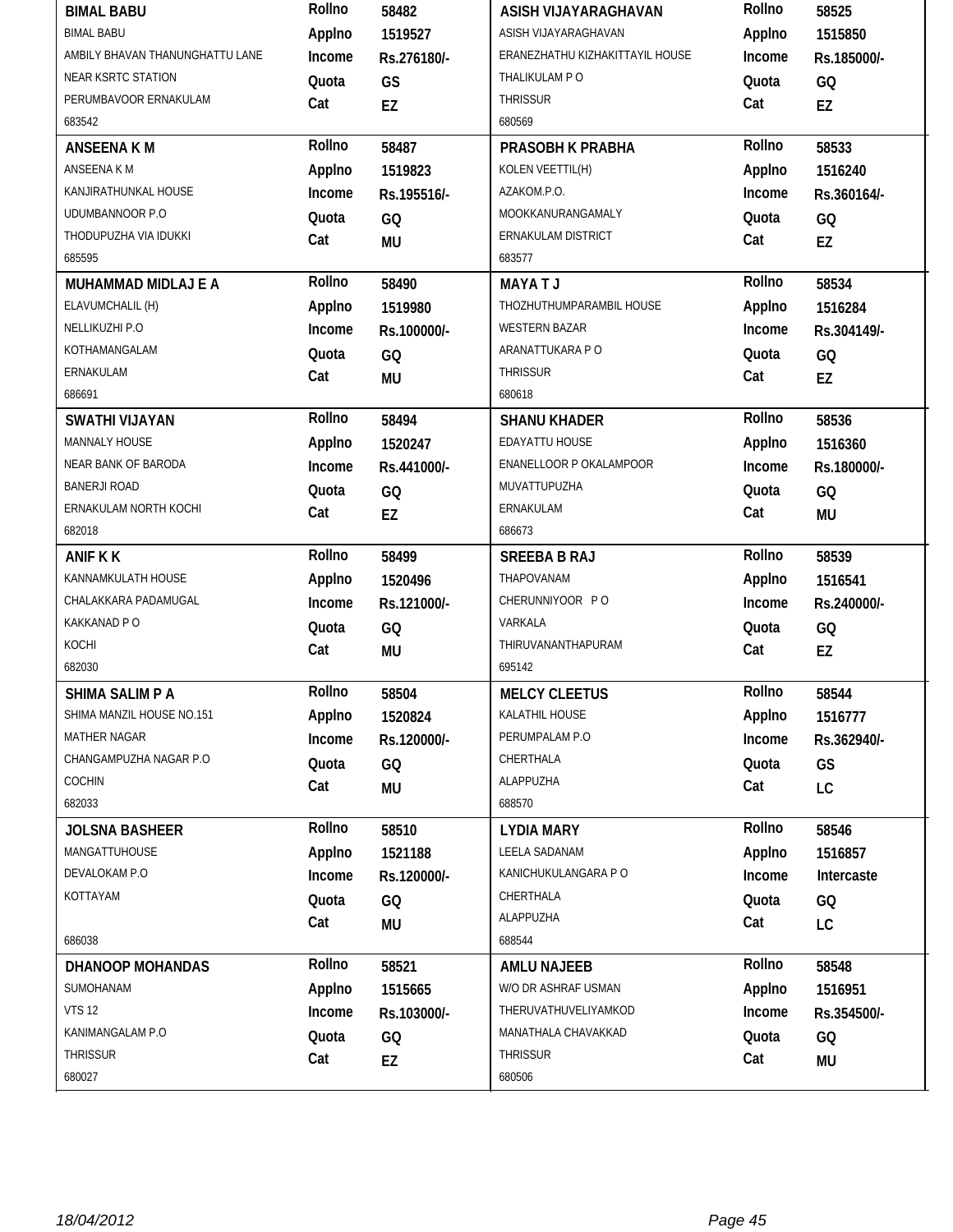| Name / Address | Details | Name / Address | Details |
|---|---|---|---|
| **BIMAL BABU**<br>BIMAL BABU<br>AMBILY BHAVAN THANUNGHATTU LANE<br>NEAR KSRTC STATION<br>PERUMBAVOOR ERNAKULAM<br>683542 | **Rollno** 58482<br>**Applno** 1519527<br>**Income** Rs.276180/-<br>**Quota** GS<br>**Cat** EZ | **ASISH VIJAYARAGHAVAN**<br>ASISH VIJAYARAGHAVAN<br>ERANEZHATHU KIZHAKITTAYIL HOUSE<br>THALIKULAM P O<br>THRISSUR<br>680569 | **Rollno** 58525<br>**Applno** 1515850<br>**Income** Rs.185000/-<br>**Quota** GQ<br>**Cat** EZ |
| **ANSEENA K M**<br>ANSEENA K M<br>KANJIRATHUNKAL HOUSE<br>UDUMBANNOOR P.O<br>THODUPUZHA VIA IDUKKI<br>685595 | **Rollno** 58487<br>**Applno** 1519823<br>**Income** Rs.195516/-<br>**Quota** GQ<br>**Cat** MU | **PRASOBH K PRABHA**<br>KOLEN VEETTIL(H)<br>AZAKOM.P.O.<br>MOOKKANURANGAMALY<br>ERNAKULAM DISTRICT<br>683577 | **Rollno** 58533<br>**Applno** 1516240<br>**Income** Rs.360164/-<br>**Quota** GQ<br>**Cat** EZ |
| **MUHAMMAD MIDLAJ E A**<br>ELAVUMCHALIL (H)<br>NELLIKUZHI P.O<br>KOTHAMANGALAM<br>ERNAKULAM<br>686691 | **Rollno** 58490<br>**Applno** 1519980<br>**Income** Rs.100000/-<br>**Quota** GQ<br>**Cat** MU | **MAYA T J**<br>THOZHUTHUMPARAMBIL HOUSE<br>WESTERN BAZAR<br>ARANATTUKARA P O<br>THRISSUR<br>680618 | **Rollno** 58534<br>**Applno** 1516284<br>**Income** Rs.304149/-<br>**Quota** GQ<br>**Cat** EZ |
| **SWATHI VIJAYAN**<br>MANNALY HOUSE<br>NEAR BANK OF BARODA<br>BANERJI ROAD<br>ERNAKULAM NORTH KOCHI<br>682018 | **Rollno** 58494<br>**Applno** 1520247<br>**Income** Rs.441000/-<br>**Quota** GQ<br>**Cat** EZ | **SHANU KHADER**<br>EDAYATTU HOUSE<br>ENANELLOOR P OKALAMPOOR<br>MUVATTUPUZHA<br>ERNAKULAM<br>686673 | **Rollno** 58536<br>**Applno** 1516360<br>**Income** Rs.180000/-<br>**Quota** GQ<br>**Cat** MU |
| **ANIF K K**<br>KANNAMKULATH HOUSE<br>CHALAKKARA PADAMUGAL<br>KAKKANAD P O<br>KOCHI<br>682030 | **Rollno** 58499<br>**Applno** 1520496<br>**Income** Rs.121000/-<br>**Quota** GQ<br>**Cat** MU | **SREEBA B RAJ**<br>THAPOVANAM<br>CHERUNNIYOOR P O<br>VARKALA<br>THIRUVANANTHAPURAM<br>695142 | **Rollno** 58539<br>**Applno** 1516541<br>**Income** Rs.240000/-<br>**Quota** GQ<br>**Cat** EZ |
| **SHIMA SALIM P A**<br>SHIMA MANZIL HOUSE NO.151<br>MATHER NAGAR<br>CHANGAMPUZHA NAGAR P.O<br>COCHIN<br>682033 | **Rollno** 58504<br>**Applno** 1520824<br>**Income** Rs.120000/-<br>**Quota** GQ<br>**Cat** MU | **MELCY CLEETUS**<br>KALATHIL HOUSE<br>PERUMPALAM P.O<br>CHERTHALA<br>ALAPPUZHA<br>688570 | **Rollno** 58544<br>**Applno** 1516777<br>**Income** Rs.362940/-<br>**Quota** GS<br>**Cat** LC |
| **JOLSNA BASHEER**<br>MANGATTUHOUSE<br>DEVALOKAM P.O<br>KOTTAYAM<br><br>686038 | **Rollno** 58510<br>**Applno** 1521188<br>**Income** Rs.120000/-<br>**Quota** GQ<br>**Cat** MU | **LYDIA MARY**<br>LEELA SADANAM<br>KANICHUKULANGARA P O<br>CHERTHALA<br>ALAPPUZHA<br>688544 | **Rollno** 58546<br>**Applno** 1516857<br>**Income** Intercaste<br>**Quota** GQ<br>**Cat** LC |
| **DHANOOP MOHANDAS**<br>SUMOHANAM<br>VTS 12<br>KANIMANGALAM P.O<br>THRISSUR<br>680027 | **Rollno** 58521<br>**Applno** 1515665<br>**Income** Rs.103000/-<br>**Quota** GQ<br>**Cat** EZ | **AMLU NAJEEB**<br>W/O DR ASHRAF USMAN<br>THERUVATHUVELIYAMKOD<br>MANATHALA CHAVAKKAD<br>THRISSUR<br>680506 | **Rollno** 58548<br>**Applno** 1516951<br>**Income** Rs.354500/-<br>**Quota** GQ<br>**Cat** MU |

*18/04/2012*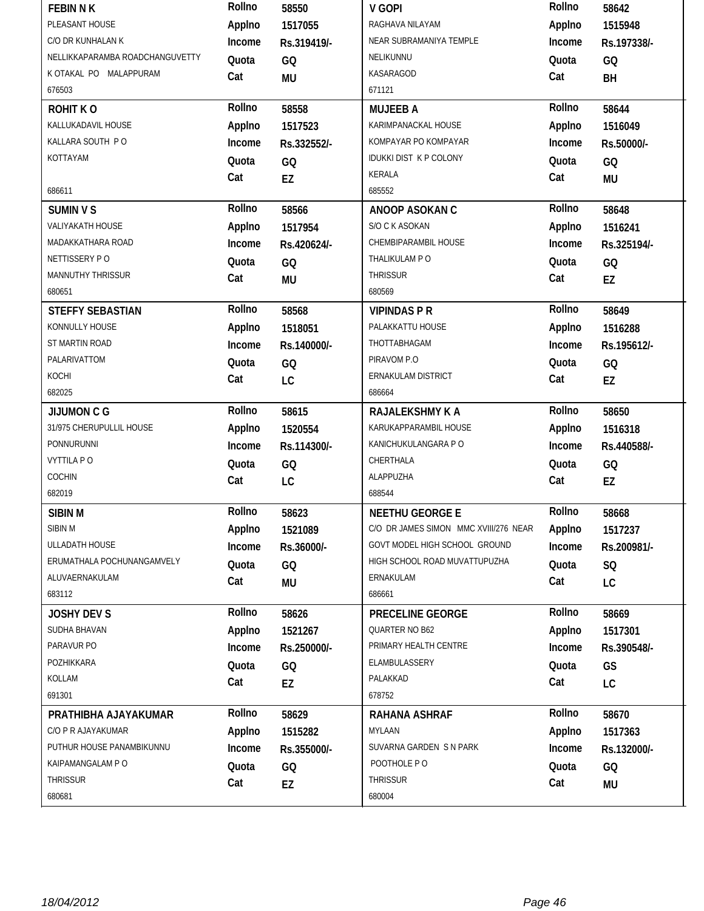| Name / Address | Details | Name / Address | Details |
|---|---|---|---|
| **FEBIN N K**<br>PLEASANT HOUSE<br>C/O DR KUNHALAN K<br>NELLIKKAPARAMBA ROADCHANGUVETTY<br>K OTAKAL PO MALAPPURAM<br>676503 | Rollno 58550<br>Applno 1517055<br>Income Rs.319419/-<br>Quota GQ<br>Cat MU | **V GOPI**<br>RAGHAVA NILAYAM<br>NEAR SUBRAMANIYA TEMPLE<br>NELIKUNNU<br>KASARAGOD<br>671121 | Rollno 58642<br>Applno 1515948<br>Income Rs.197338/-<br>Quota GQ<br>Cat BH |
| **ROHIT K O**<br>KALLUKADAVIL HOUSE<br>KALLARA SOUTH P O<br>KOTTAYAM<br>686611 | Rollno 58558<br>Applno 1517523<br>Income Rs.332552/-<br>Quota GQ<br>Cat EZ | **MUJEEB A**<br>KARIMPANACKAL HOUSE<br>KOMPAYAR PO KOMPAYAR<br>IDUKKI DIST K P COLONY<br>KERALA<br>685552 | Rollno 58644<br>Applno 1516049<br>Income Rs.50000/-<br>Quota GQ<br>Cat MU |
| **SUMIN V S**<br>VALIYAKATH HOUSE<br>MADAKKATHARA ROAD<br>NETTISSERY P O<br>MANNUTHY THRISSUR<br>680651 | Rollno 58566<br>Applno 1517954<br>Income Rs.420624/-<br>Quota GQ<br>Cat MU | **ANOOP ASOKAN C**<br>S/O C K ASOKAN<br>CHEMBIPARAMBIL HOUSE<br>THALIKULAM P O<br>THRISSUR<br>680569 | Rollno 58648<br>Applno 1516241<br>Income Rs.325194/-<br>Quota GQ<br>Cat EZ |
| **STEFFY SEBASTIAN**<br>KONNULLY HOUSE<br>ST MARTIN ROAD<br>PALARIVATTOM<br>KOCHI<br>682025 | Rollno 58568<br>Applno 1518051<br>Income Rs.140000/-<br>Quota GQ<br>Cat LC | **VIPINDAS P R**<br>PALAKKATTU HOUSE<br>THOTTABHAGAM<br>PIRAVOM P.O<br>ERNAKULAM DISTRICT<br>686664 | Rollno 58649<br>Applno 1516288<br>Income Rs.195612/-<br>Quota GQ<br>Cat EZ |
| **JIJUMON C G**<br>31/975 CHERUPULLIL HOUSE<br>PONNURUNNI<br>VYTTILA P O<br>COCHIN<br>682019 | Rollno 58615<br>Applno 1520554<br>Income Rs.114300/-<br>Quota GQ<br>Cat LC | **RAJALEKSHMY K A**<br>KARUKAPPARAMBIL HOUSE<br>KANICHUKULANGARA P O<br>CHERTHALA<br>ALAPPUZHA<br>688544 | Rollno 58650<br>Applno 1516318<br>Income Rs.440588/-<br>Quota GQ<br>Cat EZ |
| **SIBIN M**<br>SIBIN M<br>ULLADATH HOUSE<br>ERUMATHALA POCHUNANGAMVELY<br>ALUVAERNAKULAM<br>683112 | Rollno 58623<br>Applno 1521089<br>Income Rs.36000/-<br>Quota GQ<br>Cat MU | **NEETHU GEORGE E**<br>C/O DR JAMES SIMON MMC XVIII/276 NEAR<br>GOVT MODEL HIGH SCHOOL GROUND<br>HIGH SCHOOL ROAD MUVATTUPUZHA<br>ERNAKULAM<br>686661 | Rollno 58668<br>Applno 1517237<br>Income Rs.200981/-<br>Quota SQ<br>Cat LC |
| **JOSHY DEV S**<br>SUDHA BHAVAN<br>PARAVUR PO<br>POZHIKKARA<br>KOLLAM<br>691301 | Rollno 58626<br>Applno 1521267<br>Income Rs.250000/-<br>Quota GQ<br>Cat EZ | **PRECELINE GEORGE**<br>QUARTER NO B62<br>PRIMARY HEALTH CENTRE<br>ELAMBULASSERY<br>PALAKKAD<br>678752 | Rollno 58669<br>Applno 1517301<br>Income Rs.390548/-<br>Quota GS<br>Cat LC |
| **PRATHIBHA AJAYAKUMAR**<br>C/O P R AJAYAKUMAR<br>PUTHUR HOUSE PANAMBIKUNNU<br>KAIPAMANGALAM P O<br>THRISSUR<br>680681 | Rollno 58629<br>Applno 1515282<br>Income Rs.355000/-<br>Quota GQ<br>Cat EZ | **RAHANA ASHRAF**<br>MYLAAN<br>SUVARNA GARDEN S N PARK<br>POOTHOLE P O<br>THRISSUR<br>680004 | Rollno 58670<br>Applno 1517363<br>Income Rs.132000/-<br>Quota GQ<br>Cat MU |

18/04/2012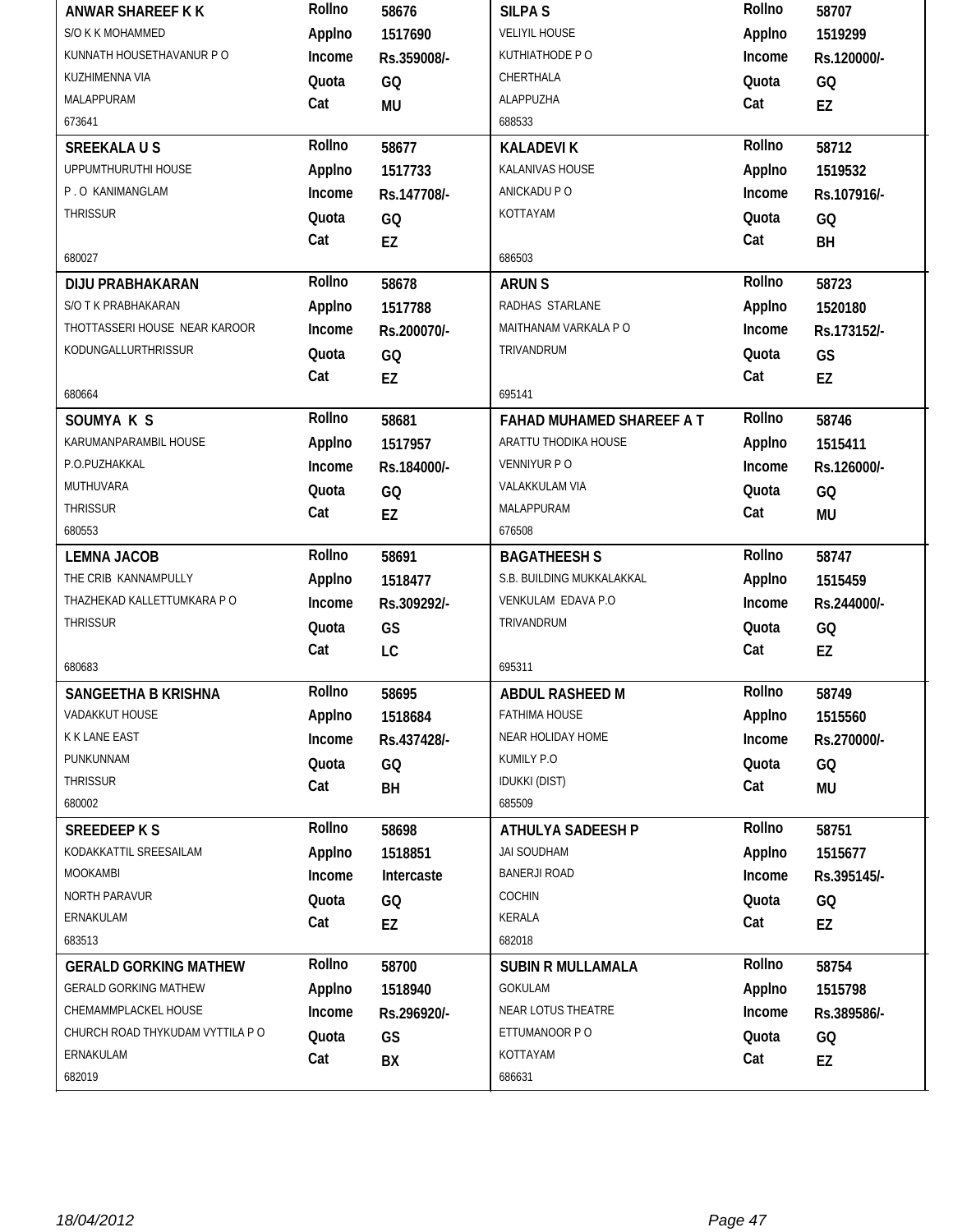| Name & Address | Details | Name & Address | Details |
|---|---|---|---|
| **ANWAR SHAREEF K K**<br>S/O K K MOHAMMED<br>KUNNATH HOUSETHAVANUR P O<br>KUZHIMENNA VIA<br>MALAPPURAM<br>673641 | **Rollno** 58676<br>**Applno** 1517690<br>**Income** Rs.359008/-<br>**Quota** GQ<br>**Cat** MU | **SILPA S**<br>VELIYIL HOUSE<br>KUTHIATHODE P O<br>CHERTHALA<br>ALAPPUZHA<br>688533 | **Rollno** 58707<br>**Applno** 1519299<br>**Income** Rs.120000/-<br>**Quota** GQ<br>**Cat** EZ |
| **SREEKALA U S**<br>UPPUMTHURUTHI HOUSE<br>P . O KANIMANGLAM<br>THRISSUR<br>680027 | **Rollno** 58677<br>**Applno** 1517733<br>**Income** Rs.147708/-<br>**Quota** GQ<br>**Cat** EZ | **KALADEVI K**<br>KALANIVAS HOUSE<br>ANICKADU P O<br>KOTTAYAM<br>686503 | **Rollno** 58712<br>**Applno** 1519532<br>**Income** Rs.107916/-<br>**Quota** GQ<br>**Cat** BH |
| **DIJU PRABHAKARAN**<br>S/O T K PRABHAKARAN<br>THOTTASSERI HOUSE NEAR KAROOR<br>KODUNGALLURTHRISSUR<br>680664 | **Rollno** 58678<br>**Applno** 1517788<br>**Income** Rs.200070/-<br>**Quota** GQ<br>**Cat** EZ | **ARUN S**<br>RADHAS STARLANE<br>MAITHANAM VARKALA P O<br>TRIVANDRUM<br>695141 | **Rollno** 58723<br>**Applno** 1520180<br>**Income** Rs.173152/-<br>**Quota** GS<br>**Cat** EZ |
| **SOUMYA K S**<br>KARUMANPARAMBIL HOUSE<br>P.O.PUZHAKKAL<br>MUTHUVARA<br>THRISSUR<br>680553 | **Rollno** 58681<br>**Applno** 1517957<br>**Income** Rs.184000/-<br>**Quota** GQ<br>**Cat** EZ | **FAHAD MUHAMED SHAREEF A T**<br>ARATTU THODIKA HOUSE<br>VENNIYUR P O<br>VALAKKULAM VIA<br>MALAPPURAM<br>676508 | **Rollno** 58746<br>**Applno** 1515411<br>**Income** Rs.126000/-<br>**Quota** GQ<br>**Cat** MU |
| **LEMNA JACOB**<br>THE CRIB KANNAMPULLY<br>THAZHEKAD KALLETTUMKARA P O<br>THRISSUR<br>680683 | **Rollno** 58691<br>**Applno** 1518477<br>**Income** Rs.309292/-<br>**Quota** GS<br>**Cat** LC | **BAGATHEESH S**<br>S.B. BUILDING MUKKALAKKAL<br>VENKULAM EDAVA P.O<br>TRIVANDRUM<br>695311 | **Rollno** 58747<br>**Applno** 1515459<br>**Income** Rs.244000/-<br>**Quota** GQ<br>**Cat** EZ |
| **SANGEETHA B KRISHNA**<br>VADAKKUT HOUSE<br>K K LANE EAST<br>PUNKUNNAM<br>THRISSUR<br>680002 | **Rollno** 58695<br>**Applno** 1518684<br>**Income** Rs.437428/-<br>**Quota** GQ<br>**Cat** BH | **ABDUL RASHEED M**<br>FATHIMA HOUSE<br>NEAR HOLIDAY HOME<br>KUMILY P.O<br>IDUKKI (DIST)<br>685509 | **Rollno** 58749<br>**Applno** 1515560<br>**Income** Rs.270000/-<br>**Quota** GQ<br>**Cat** MU |
| **SREEDEEP K S**<br>KODAKKATTIL SREESAILAM<br>MOOKAMBI<br>NORTH PARAVUR<br>ERNAKULAM<br>683513 | **Rollno** 58698<br>**Applno** 1518851<br>**Income** Intercaste<br>**Quota** GQ<br>**Cat** EZ | **ATHULYA SADEESH P**<br>JAI SOUDHAM<br>BANERJI ROAD<br>COCHIN<br>KERALA<br>682018 | **Rollno** 58751<br>**Applno** 1515677<br>**Income** Rs.395145/-<br>**Quota** GQ<br>**Cat** EZ |
| **GERALD GORKING MATHEW**<br>GERALD GORKING MATHEW<br>CHEMAMMPLACKEL HOUSE<br>CHURCH ROAD THYKUDAM VYTTILA P O<br>ERNAKULAM<br>682019 | **Rollno** 58700<br>**Applno** 1518940<br>**Income** Rs.296920/-<br>**Quota** GS<br>**Cat** BX | **SUBIN R MULLAMALA**<br>GOKULAM<br>NEAR LOTUS THEATRE<br>ETTUMANOOR P O<br>KOTTAYAM<br>686631 | **Rollno** 58754<br>**Applno** 1515798<br>**Income** Rs.389586/-<br>**Quota** GQ<br>**Cat** EZ |

18/04/2012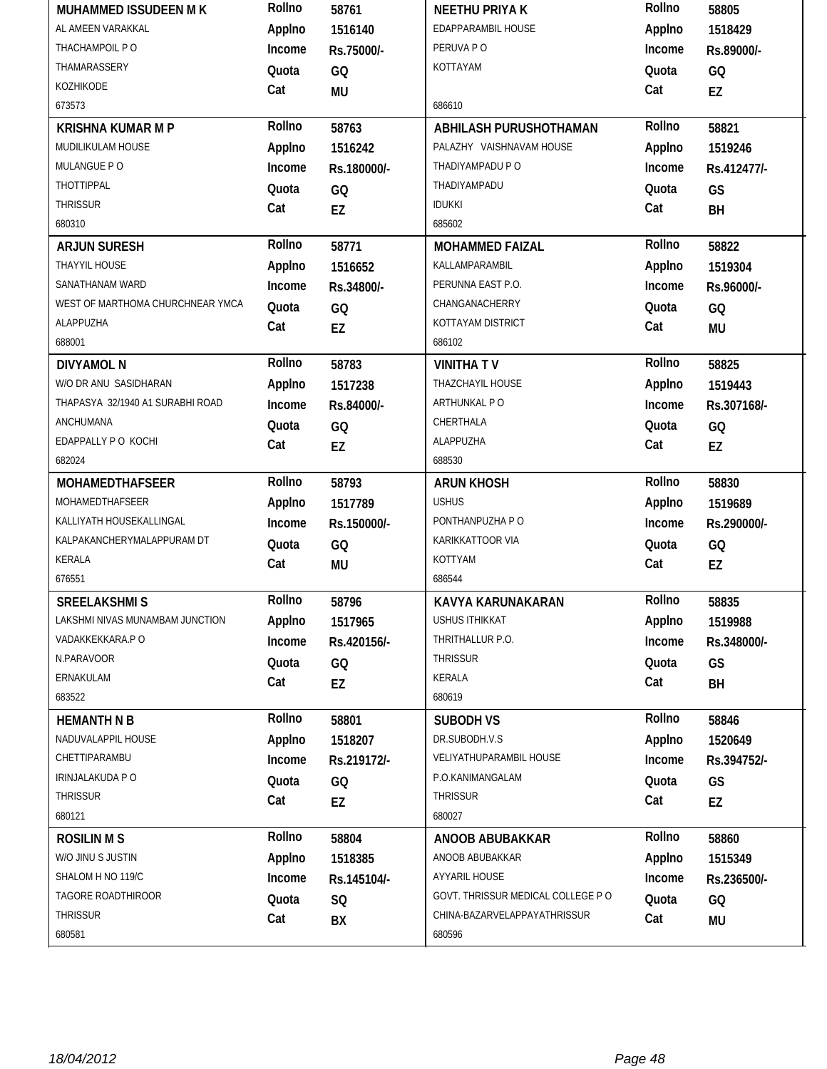| Name / Address | Details | Name / Address | Details |
|---|---|---|---|
| **MUHAMMED ISSUDEEN M K**<br>AL AMEEN VARAKKAL<br>THACHAMPOIL P O<br>THAMARASSERY<br>KOZHIKODE<br>673573 | **Rollno** 58761<br>**Applno** 1516140<br>**Income** Rs.75000/-<br>**Quota** GQ<br>**Cat** MU | **NEETHU PRIYA K**<br>EDAPPARAMBIL HOUSE<br>PERUVA P O<br>KOTTAYAM<br><br>686610 | **Rollno** 58805<br>**Applno** 1518429<br>**Income** Rs.89000/-<br>**Quota** GQ<br>**Cat** EZ |
| **KRISHNA KUMAR M P**<br>MUDILIKULAM HOUSE<br>MULANGUE P O<br>THOTTIPPAL<br>THRISSUR<br>680310 | **Rollno** 58763<br>**Applno** 1516242<br>**Income** Rs.180000/-<br>**Quota** GQ<br>**Cat** EZ | **ABHILASH PURUSHOTHAMAN**<br>PALAZHY VAISHNAVAM HOUSE<br>THADIYAMPADU P O<br>THADIYAMPADU<br>IDUKKI<br>685602 | **Rollno** 58821<br>**Applno** 1519246<br>**Income** Rs.412477/-<br>**Quota** GS<br>**Cat** BH |
| **ARJUN SURESH**<br>THAYYIL HOUSE<br>SANATHANAM WARD<br>WEST OF MARTHOMA CHURCHNEAR YMCA<br>ALAPPUZHA<br>688001 | **Rollno** 58771<br>**Applno** 1516652<br>**Income** Rs.34800/-<br>**Quota** GQ<br>**Cat** EZ | **MOHAMMED FAIZAL**<br>KALLAMPARAMBIL<br>PERUNNA EAST P.O.<br>CHANGANACHERRY<br>KOTTAYAM DISTRICT<br>686102 | **Rollno** 58822<br>**Applno** 1519304<br>**Income** Rs.96000/-<br>**Quota** GQ<br>**Cat** MU |
| **DIVYAMOL N**<br>W/O DR ANU SASIDHARAN<br>THAPASYA 32/1940 A1 SURABHI ROAD<br>ANCHUMANA<br>EDAPPALLY P O KOCHI<br>682024 | **Rollno** 58783<br>**Applno** 1517238<br>**Income** Rs.84000/-<br>**Quota** GQ<br>**Cat** EZ | **VINITHA T V**<br>THAZCHAYIL HOUSE<br>ARTHUNKAL P O<br>CHERTHALA<br>ALAPPUZHA<br>688530 | **Rollno** 58825<br>**Applno** 1519443<br>**Income** Rs.307168/-<br>**Quota** GQ<br>**Cat** EZ |
| **MOHAMEDTHAFSEER**<br>MOHAMEDTHAFSEER<br>KALLIYATH HOUSEKALLINGAL<br>KALPAKANCHERYMALAPPURAM DT<br>KERALA<br>676551 | **Rollno** 58793<br>**Applno** 1517789<br>**Income** Rs.150000/-<br>**Quota** GQ<br>**Cat** MU | **ARUN KHOSH**<br>USHUS<br>PONTHANPUZHA P O<br>KARIKKATTOOR VIA<br>KOTTYAM<br>686544 | **Rollno** 58830<br>**Applno** 1519689<br>**Income** Rs.290000/-<br>**Quota** GQ<br>**Cat** EZ |
| **SREELAKSHMI S**<br>LAKSHMI NIVAS MUNAMBAM JUNCTION<br>VADAKKEKKARA.P O<br>N.PARAVOOR<br>ERNAKULAM<br>683522 | **Rollno** 58796<br>**Applno** 1517965<br>**Income** Rs.420156/-<br>**Quota** GQ<br>**Cat** EZ | **KAVYA KARUNAKARAN**<br>USHUS ITHIKKAT<br>THRITHALLUR P.O.<br>THRISSUR<br>KERALA<br>680619 | **Rollno** 58835<br>**Applno** 1519988<br>**Income** Rs.348000/-<br>**Quota** GS<br>**Cat** BH |
| **HEMANTH N B**<br>NADUVALAPPIL HOUSE<br>CHETTIPARAMBU<br>IRINJALAKUDA P O<br>THRISSUR<br>680121 | **Rollno** 58801<br>**Applno** 1518207<br>**Income** Rs.219172/-<br>**Quota** GQ<br>**Cat** EZ | **SUBODH VS**<br>DR.SUBODH.V.S<br>VELIYATHUPARAMBIL HOUSE<br>P.O.KANIMANGALAM<br>THRISSUR<br>680027 | **Rollno** 58846<br>**Applno** 1520649<br>**Income** Rs.394752/-<br>**Quota** GS<br>**Cat** EZ |
| **ROSILIN M S**<br>W/O JINU S JUSTIN<br>SHALOM H NO 119/C<br>TAGORE ROADTHIROOR<br>THRISSUR<br>680581 | **Rollno** 58804<br>**Applno** 1518385<br>**Income** Rs.145104/-<br>**Quota** SQ<br>**Cat** BX | **ANOOB ABUBAKKAR**<br>ANOOB ABUBAKKAR<br>AYYARIL HOUSE<br>GOVT. THRISSUR MEDICAL COLLEGE P O<br>CHINA-BAZARVELAPPAYATHRISSUR<br>680596 | **Rollno** 58860<br>**Applno** 1515349<br>**Income** Rs.236500/-<br>**Quota** GQ<br>**Cat** MU |

18/04/2012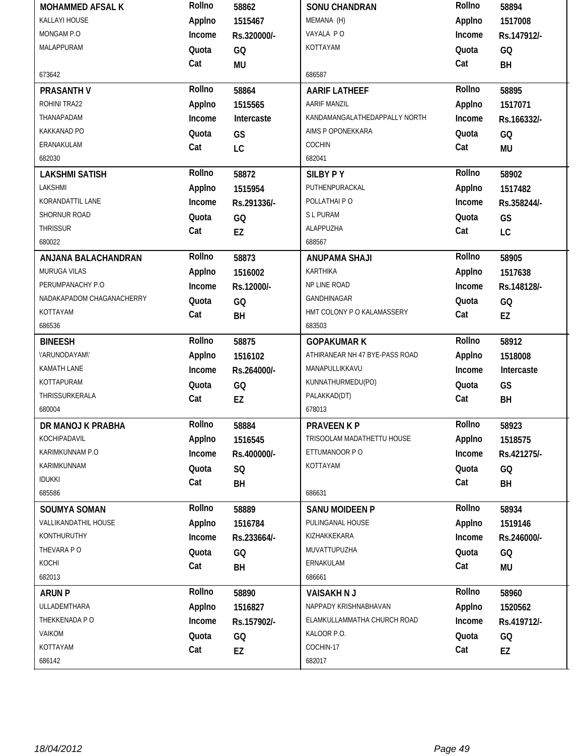| Name / Address | Details | Name / Address | Details |
|---|---|---|---|
| **MOHAMMED AFSAL K**<br>KALLAYI HOUSE<br>MONGAM P.O<br>MALAPPURAM<br>673642 | Rollno 58862<br>Applno 1515467<br>Income Rs.320000/-<br>Quota GQ<br>Cat MU | **SONU CHANDRAN**<br>MEMANA (H)<br>VAYALA P O<br>KOTTAYAM<br>686587 | Rollno 58894<br>Applno 1517008<br>Income Rs.147912/-<br>Quota GQ<br>Cat BH |
| **PRASANTH V**<br>ROHINI TRA22<br>THANAPADAM<br>KAKKANAD PO<br>ERANAKULAM<br>682030 | Rollno 58864<br>Applno 1515565<br>Income Intercaste<br>Quota GS<br>Cat LC | **AARIF LATHEEF**<br>AARIF MANZIL<br>KANDAMANGALATHEDAPPALLY NORTH<br>AIMS P OPONEKKARA<br>COCHIN<br>682041 | Rollno 58895<br>Applno 1517071<br>Income Rs.166332/-<br>Quota GQ<br>Cat MU |
| **LAKSHMI SATISH**<br>LAKSHMI<br>KORANDATTIL LANE<br>SHORNUR ROAD<br>THRISSUR<br>680022 | Rollno 58872<br>Applno 1515954<br>Income Rs.291336/-<br>Quota GQ<br>Cat EZ | **SILBY P Y**<br>PUTHENPURACKAL<br>POLLATHAI P O<br>S L PURAM<br>ALAPPUZHA<br>688567 | Rollno 58902<br>Applno 1517482<br>Income Rs.358244/-<br>Quota GS<br>Cat LC |
| **ANJANA BALACHANDRAN**<br>MURUGA VILAS<br>PERUMPANACHY P.O<br>NADAKAPADOM CHAGANACHERRY<br>KOTTAYAM<br>686536 | Rollno 58873<br>Applno 1516002<br>Income Rs.12000/-<br>Quota GQ<br>Cat BH | **ANUPAMA SHAJI**<br>KARTHIKA<br>NP LINE ROAD<br>GANDHINAGAR<br>HMT COLONY P O KALAMASSERY<br>683503 | Rollno 58905<br>Applno 1517638<br>Income Rs.148128/-<br>Quota GQ<br>Cat EZ |
| **BINEESH**<br>\'ARUNODAYAM\'<br>KAMATH LANE<br>KOTTAPURAM<br>THRISSURKERALA<br>680004 | Rollno 58875<br>Applno 1516102<br>Income Rs.264000/-<br>Quota GQ<br>Cat EZ | **GOPAKUMAR K**<br>ATHIRANEAR NH 47 BYE-PASS ROAD<br>MANAPULLIKKAVU<br>KUNNATHURMEDU(PO)<br>PALAKKAD(DT)<br>678013 | Rollno 58912<br>Applno 1518008<br>Income Intercaste<br>Quota GS<br>Cat BH |
| **DR MANOJ K PRABHA**<br>KOCHIPADAVIL<br>KARIMKUNNAM P.O<br>KARIMKUNNAM<br>IDUKKI<br>685586 | Rollno 58884<br>Applno 1516545<br>Income Rs.400000/-<br>Quota SQ<br>Cat BH | **PRAVEEN K P**<br>TRISOOLAM MADATHETTU HOUSE<br>ETTUMANOOR P O<br>KOTTAYAM<br>686631 | Rollno 58923<br>Applno 1518575<br>Income Rs.421275/-<br>Quota GQ<br>Cat BH |
| **SOUMYA SOMAN**<br>VALLIKANDATHIL HOUSE<br>KONTHURUTHY<br>THEVARA P O<br>KOCHI<br>682013 | Rollno 58889<br>Applno 1516784<br>Income Rs.233664/-<br>Quota GQ<br>Cat BH | **SANU MOIDEEN P**<br>PULINGANAL HOUSE<br>KIZHAKKEKARA<br>MUVATTUPUZHA<br>ERNAKULAM<br>686661 | Rollno 58934<br>Applno 1519146<br>Income Rs.246000/-<br>Quota GQ<br>Cat MU |
| **ARUN P**<br>ULLADEMTHARA<br>THEKKENADA P O<br>VAIKOM<br>KOTTAYAM<br>686142 | Rollno 58890<br>Applno 1516827<br>Income Rs.157902/-<br>Quota GQ<br>Cat EZ | **VAISAKH N J**<br>NAPPADY KRISHNABHAVAN<br>ELAMKULLAMMATHA CHURCH ROAD<br>KALOOR P.O.<br>COCHIN-17<br>682017 | Rollno 58960<br>Applno 1520562<br>Income Rs.419712/-<br>Quota GQ<br>Cat EZ |

18/04/2012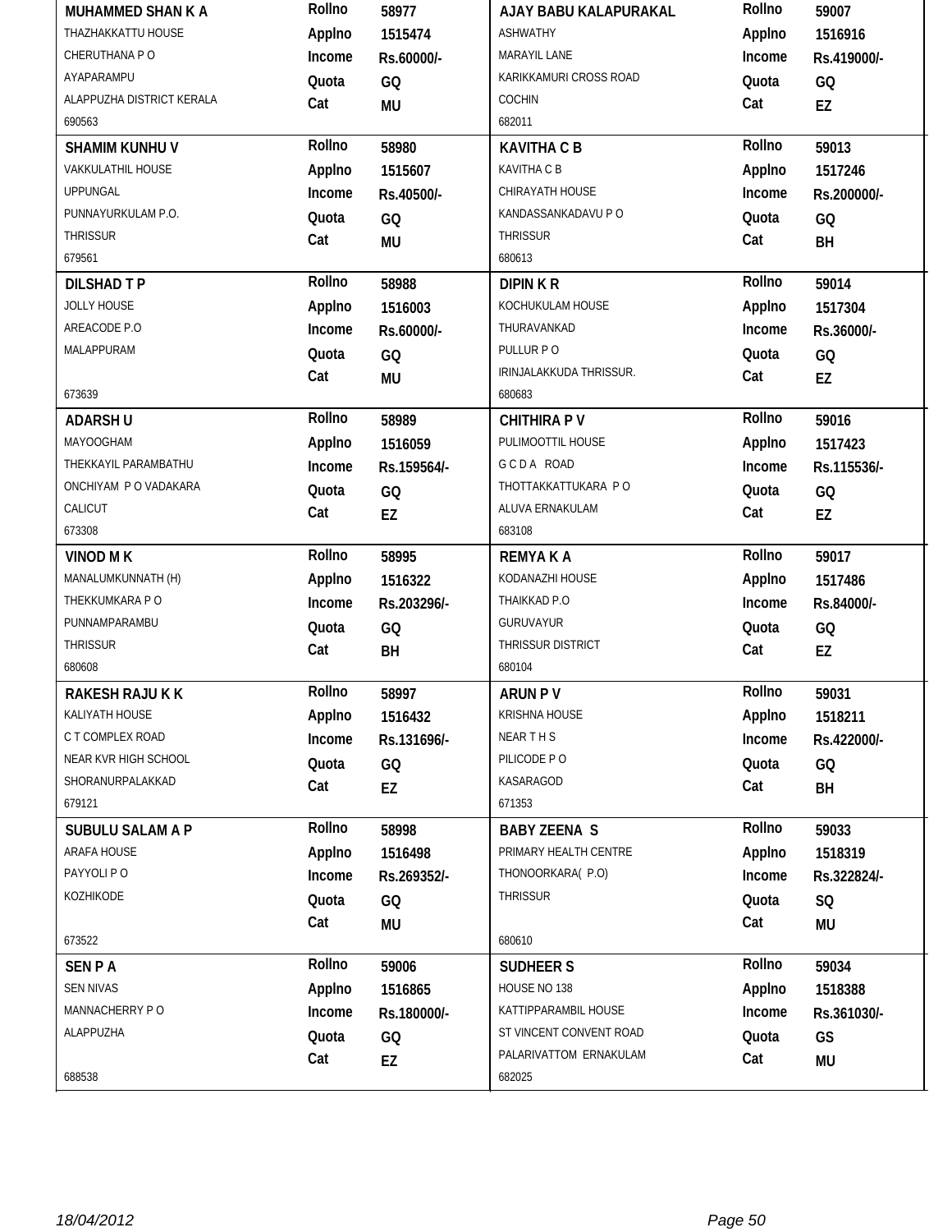| Name / Address | Details | Name / Address | Details |
|---|---|---|---|
| **MUHAMMED SHAN K A**<br>THAZHAKKATTU HOUSE<br>CHERUTHANA P O<br>AYAPARAMPU<br>ALAPPUZHA DISTRICT KERALA<br>690563 | Rollno 58977<br>Applno 1515474<br>Income Rs.60000/-<br>Quota GQ<br>Cat MU | **AJAY BABU KALAPURAKAL**<br>ASHWATHY<br>MARAYIL LANE<br>KARIKKAMURI CROSS ROAD<br>COCHIN<br>682011 | Rollno 59007<br>Applno 1516916<br>Income Rs.419000/-<br>Quota GQ<br>Cat EZ |
| **SHAMIM KUNHU V**<br>VAKKULATHIL HOUSE<br>UPPUNGAL<br>PUNNAYURKULAM P.O.<br>THRISSUR<br>679561 | Rollno 58980<br>Applno 1515607<br>Income Rs.40500/-<br>Quota GQ<br>Cat MU | **KAVITHA C B**<br>KAVITHA C B<br>CHIRAYATH HOUSE<br>KANDASSANKADAVU P O<br>THRISSUR<br>680613 | Rollno 59013<br>Applno 1517246<br>Income Rs.200000/-<br>Quota GQ<br>Cat BH |
| **DILSHAD T P**<br>JOLLY HOUSE<br>AREACODE P.O<br>MALAPPURAM<br>673639 | Rollno 58988<br>Applno 1516003<br>Income Rs.60000/-<br>Quota GQ<br>Cat MU | **DIPIN K R**<br>KOCHUKULAM HOUSE<br>THURAVANKAD<br>PULLUR P O<br>IRINJALAKKUDA THRISSUR.<br>680683 | Rollno 59014<br>Applno 1517304<br>Income Rs.36000/-<br>Quota GQ<br>Cat EZ |
| **ADARSH U**<br>MAYOOGHAM<br>THEKKAYIL PARAMBATHU<br>ONCHIYAM P O VADAKARA<br>CALICUT<br>673308 | Rollno 58989<br>Applno 1516059<br>Income Rs.159564/-<br>Quota GQ<br>Cat EZ | **CHITHIRA P V**<br>PULIMOOTTIL HOUSE<br>G C D A ROAD<br>THOTTAKKATTUKARA P O<br>ALUVA ERNAKULAM<br>683108 | Rollno 59016<br>Applno 1517423<br>Income Rs.115536/-<br>Quota GQ<br>Cat EZ |
| **VINOD M K**<br>MANALUMKUNNATH (H)<br>THEKKUMKARA P O<br>PUNNAMPARAMBU<br>THRISSUR<br>680608 | Rollno 58995<br>Applno 1516322<br>Income Rs.203296/-<br>Quota GQ<br>Cat BH | **REMYA K A**<br>KODANAZHI HOUSE<br>THAIKKAD P.O<br>GURUVAYUR<br>THRISSUR DISTRICT<br>680104 | Rollno 59017<br>Applno 1517486<br>Income Rs.84000/-<br>Quota GQ<br>Cat EZ |
| **RAKESH RAJU K K**<br>KALIYATH HOUSE<br>C T COMPLEX ROAD<br>NEAR KVR HIGH SCHOOL<br>SHORANURPALAKKAD<br>679121 | Rollno 58997<br>Applno 1516432<br>Income Rs.131696/-<br>Quota GQ<br>Cat EZ | **ARUN P V**<br>KRISHNA HOUSE<br>NEAR T H S<br>PILICODE P O<br>KASARAGOD<br>671353 | Rollno 59031<br>Applno 1518211<br>Income Rs.422000/-<br>Quota GQ<br>Cat BH |
| **SUBULU SALAM A P**<br>ARAFA HOUSE<br>PAYYOLI P O<br>KOZHIKODE<br>673522 | Rollno 58998<br>Applno 1516498<br>Income Rs.269352/-<br>Quota GQ<br>Cat MU | **BABY ZEENA S**<br>PRIMARY HEALTH CENTRE<br>THONOORKARA( P.O)<br>THRISSUR<br>680610 | Rollno 59033<br>Applno 1518319<br>Income Rs.322824/-<br>Quota SQ<br>Cat MU |
| **SEN P A**<br>SEN NIVAS<br>MANNACHERRY P O<br>ALAPPUZHA<br>688538 | Rollno 59006<br>Applno 1516865<br>Income Rs.180000/-<br>Quota GQ<br>Cat EZ | **SUDHEER S**<br>HOUSE NO 138<br>KATTIPPARAMBIL HOUSE<br>ST VINCENT CONVENT ROAD<br>PALARIVATTOM ERNAKULAM<br>682025 | Rollno 59034<br>Applno 1518388<br>Income Rs.361030/-<br>Quota GS<br>Cat MU |

18/04/2012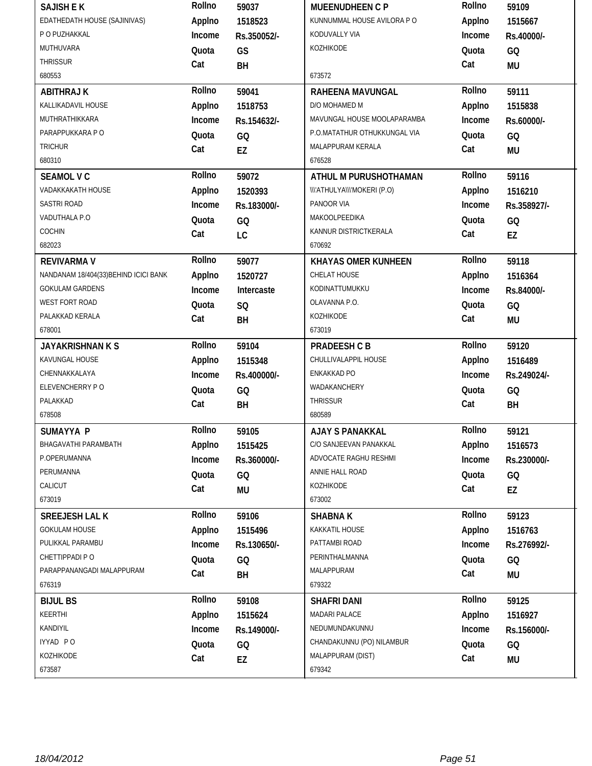| Name / Address | Details | Name / Address | Details |
|---|---|---|---|
| **SAJISH E K**<br>EDATHEDATH HOUSE (SAJINIVAS)<br>P O PUZHAKKAL<br>MUTHUVARA<br>THRISSUR<br>680553 | Rollno 59037<br>Applno 1518523<br>Income Rs.350052/-<br>Quota GS<br>Cat BH | **MUEENUDHEEN C P**<br>KUNNUMMAL HOUSE AVILORA P O<br>KODUVALLY VIA<br>KOZHIKODE<br><br>673572 | Rollno 59109<br>Applno 1515667<br>Income Rs.40000/-<br>Quota GQ<br>Cat MU |
| **ABITHRAJ K**<br>KALLIKADAVIL HOUSE<br>MUTHRATHIKKARA<br>PARAPPUKKARA P O<br>TRICHUR<br>680310 | Rollno 59041<br>Applno 1518753<br>Income Rs.154632/-<br>Quota GQ<br>Cat EZ | **RAHEENA MAVUNGAL**<br>D/O MOHAMED M<br>MAVUNGAL HOUSE MOOLAPARAMBA<br>P.O.MATATHUR OTHUKKUNGAL VIA<br>MALAPPURAM KERALA<br>676528 | Rollno 59111<br>Applno 1515838<br>Income Rs.60000/-<br>Quota GQ<br>Cat MU |
| **SEAMOL V C**<br>VADAKKAKATH HOUSE<br>SASTRI ROAD<br>VADUTHALA P.O<br>COCHIN<br>682023 | Rollno 59072<br>Applno 1520393<br>Income Rs.183000/-<br>Quota GQ<br>Cat LC | **ATHUL M PURUSHOTHAMAN**<br>\\\'ATHULYA\\\'MOKERI (P.O)<br>PANOOR VIA<br>MAKOOLPEEDIKA<br>KANNUR DISTRICTKERALA<br>670692 | Rollno 59116<br>Applno 1516210<br>Income Rs.358927/-<br>Quota GQ<br>Cat EZ |
| **REVIVARMA V**<br>NANDANAM 18/404(33)BEHIND ICICI BANK<br>GOKULAM GARDENS<br>WEST FORT ROAD<br>PALAKKAD KERALA<br>678001 | Rollno 59077<br>Applno 1520727<br>Income Intercaste<br>Quota SQ<br>Cat BH | **KHAYAS OMER KUNHEEN**<br>CHELAT HOUSE<br>KODINATTUMUKKU<br>OLAVANNA P.O.<br>KOZHIKODE<br>673019 | Rollno 59118<br>Applno 1516364<br>Income Rs.84000/-<br>Quota GQ<br>Cat MU |
| **JAYAKRISHNAN K S**<br>KAVUNGAL HOUSE<br>CHENNAKKALAYA<br>ELEVENCHERRY P O<br>PALAKKAD<br>678508 | Rollno 59104<br>Applno 1515348<br>Income Rs.400000/-<br>Quota GQ<br>Cat BH | **PRADEESH C B**<br>CHULLIVALAPPIL HOUSE<br>ENKAKKAD PO<br>WADAKANCHERY<br>THRISSUR<br>680589 | Rollno 59120<br>Applno 1516489<br>Income Rs.249024/-<br>Quota GQ<br>Cat BH |
| **SUMAYYA P**<br>BHAGAVATHI PARAMBATH<br>P.OPERUMANNA<br>PERUMANNA<br>CALICUT<br>673019 | Rollno 59105<br>Applno 1515425<br>Income Rs.360000/-<br>Quota GQ<br>Cat MU | **AJAY S PANAKKAL**<br>C/O SANJEEVAN PANAKKAL<br>ADVOCATE RAGHU RESHMI<br>ANNIE HALL ROAD<br>KOZHIKODE<br>673002 | Rollno 59121<br>Applno 1516573<br>Income Rs.230000/-<br>Quota GQ<br>Cat EZ |
| **SREEJESH LAL K**<br>GOKULAM HOUSE<br>PULIKKAL PARAMBU<br>CHETTIPPADI P O<br>PARAPPANANGADI MALAPPURAM<br>676319 | Rollno 59106<br>Applno 1515496<br>Income Rs.130650/-<br>Quota GQ<br>Cat BH | **SHABNA K**<br>KAKKATIL HOUSE<br>PATTAMBI ROAD<br>PERINTHALMANNA<br>MALAPPURAM<br>679322 | Rollno 59123<br>Applno 1516763<br>Income Rs.276992/-<br>Quota GQ<br>Cat MU |
| **BIJUL BS**<br>KEERTHI<br>KANDIYIL<br>IYYAD P O<br>KOZHIKODE<br>673587 | Rollno 59108<br>Applno 1515624<br>Income Rs.149000/-<br>Quota GQ<br>Cat EZ | **SHAFRI DANI**<br>MADARI PALACE<br>NEDUMUNDAKUNNU<br>CHANDAKUNNU (PO) NILAMBUR<br>MALAPPURAM (DIST)<br>679342 | Rollno 59125<br>Applno 1516927<br>Income Rs.156000/-<br>Quota GQ<br>Cat MU |

18/04/2012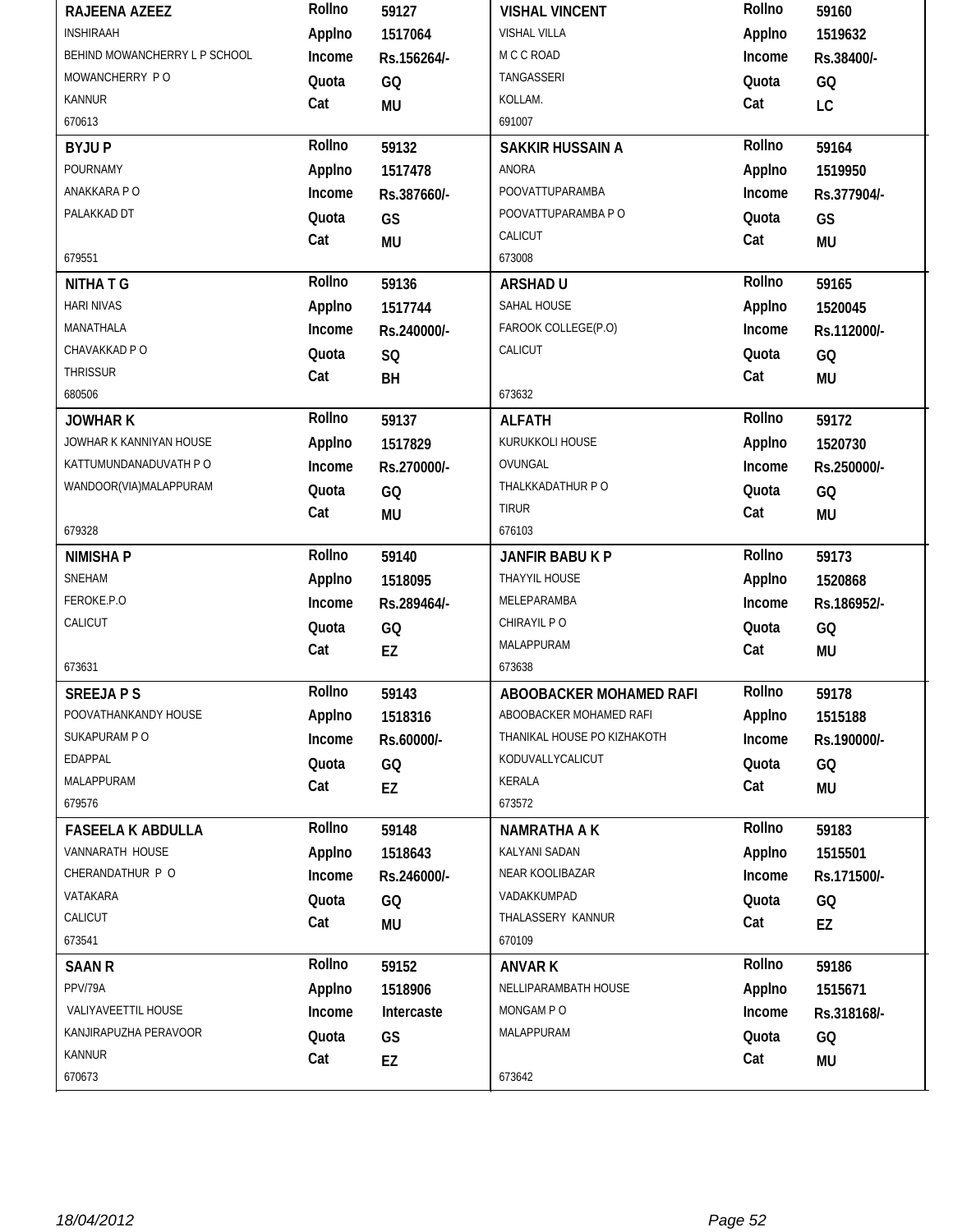| Name & Address | Details | Name & Address | Details |
|---|---|---|---|
| **RAJEENA AZEEZ**<br>INSHIRAAH<br>BEHIND MOWANCHERRY L P SCHOOL<br>MOWANCHERRY P O<br>KANNUR<br>670613 | Rollno 59127<br>Applno 1517064<br>Income Rs.156264/-<br>Quota GQ<br>Cat MU | **VISHAL VINCENT**<br>VISHAL VILLA<br>M C C ROAD<br>TANGASSERI<br>KOLLAM.<br>691007 | Rollno 59160<br>Applno 1519632<br>Income Rs.38400/-<br>Quota GQ<br>Cat LC |
| **BYJU P**<br>POURNAMY<br>ANAKKARA P O<br>PALAKKAD DT<br>679551 | Rollno 59132<br>Applno 1517478<br>Income Rs.387660/-<br>Quota GS<br>Cat MU | **SAKKIR HUSSAIN A**<br>ANORA<br>POOVATTUPARAMBA<br>POOVATTUPARAMBA P O<br>CALICUT<br>673008 | Rollno 59164<br>Applno 1519950<br>Income Rs.377904/-<br>Quota GS<br>Cat MU |
| **NITHA T G**<br>HARI NIVAS<br>MANATHALA<br>CHAVAKKAD P O<br>THRISSUR<br>680506 | Rollno 59136<br>Applno 1517744<br>Income Rs.240000/-<br>Quota SQ<br>Cat BH | **ARSHAD U**<br>SAHAL HOUSE<br>FAROOK COLLEGE(P.O)<br>CALICUT<br>673632 | Rollno 59165<br>Applno 1520045<br>Income Rs.112000/-<br>Quota GQ<br>Cat MU |
| **JOWHAR K**<br>JOWHAR K KANNIYAN HOUSE<br>KATTUMUNDANADUVATH P O<br>WANDOOR(VIA)MALAPPURAM<br>679328 | Rollno 59137<br>Applno 1517829<br>Income Rs.270000/-<br>Quota GQ<br>Cat MU | **ALFATH**<br>KURUKKOLI HOUSE<br>OVUNGAL<br>THALKKADATHUR P O<br>TIRUR<br>676103 | Rollno 59172<br>Applno 1520730<br>Income Rs.250000/-<br>Quota GQ<br>Cat MU |
| **NIMISHA P**<br>SNEHAM<br>FEROKE.P.O<br>CALICUT<br>673631 | Rollno 59140<br>Applno 1518095<br>Income Rs.289464/-<br>Quota GQ<br>Cat EZ | **JANFIR BABU K P**<br>THAYYIL HOUSE<br>MELEPARAMBA<br>CHIRAYIL P O<br>MALAPPURAM<br>673638 | Rollno 59173<br>Applno 1520868<br>Income Rs.186952/-<br>Quota GQ<br>Cat MU |
| **SREEJA P S**<br>POOVATHANKANDY HOUSE<br>SUKAPURAM P O<br>EDAPPAL<br>MALAPPURAM<br>679576 | Rollno 59143<br>Applno 1518316<br>Income Rs.60000/-<br>Quota GQ<br>Cat EZ | **ABOOBACKER MOHAMED RAFI**<br>ABOOBACKER MOHAMED RAFI<br>THANIKAL HOUSE PO KIZHAKOTH<br>KODUVALLYCALICUT<br>KERALA<br>673572 | Rollno 59178<br>Applno 1515188<br>Income Rs.190000/-<br>Quota GQ<br>Cat MU |
| **FASEELA K ABDULLA**<br>VANNARATH HOUSE<br>CHERANDATHUR P O<br>VATAKARA<br>CALICUT<br>673541 | Rollno 59148<br>Applno 1518643<br>Income Rs.246000/-<br>Quota GQ<br>Cat MU | **NAMRATHA A K**<br>KALYANI SADAN<br>NEAR KOOLIBAZAR<br>VADAKKUMPAD<br>THALASSERY KANNUR<br>670109 | Rollno 59183<br>Applno 1515501<br>Income Rs.171500/-<br>Quota GQ<br>Cat EZ |
| **SAAN R**<br>PPV/79A<br>VALIYAVEETTIL HOUSE<br>KANJIRAPUZHA PERAVOOR<br>KANNUR<br>670673 | Rollno 59152<br>Applno 1518906<br>Income Intercaste<br>Quota GS<br>Cat EZ | **ANVAR K**<br>NELLIPARAMBATH HOUSE<br>MONGAM P O<br>MALAPPURAM<br>673642 | Rollno 59186<br>Applno 1515671<br>Income Rs.318168/-<br>Quota GQ<br>Cat MU |

18/04/2012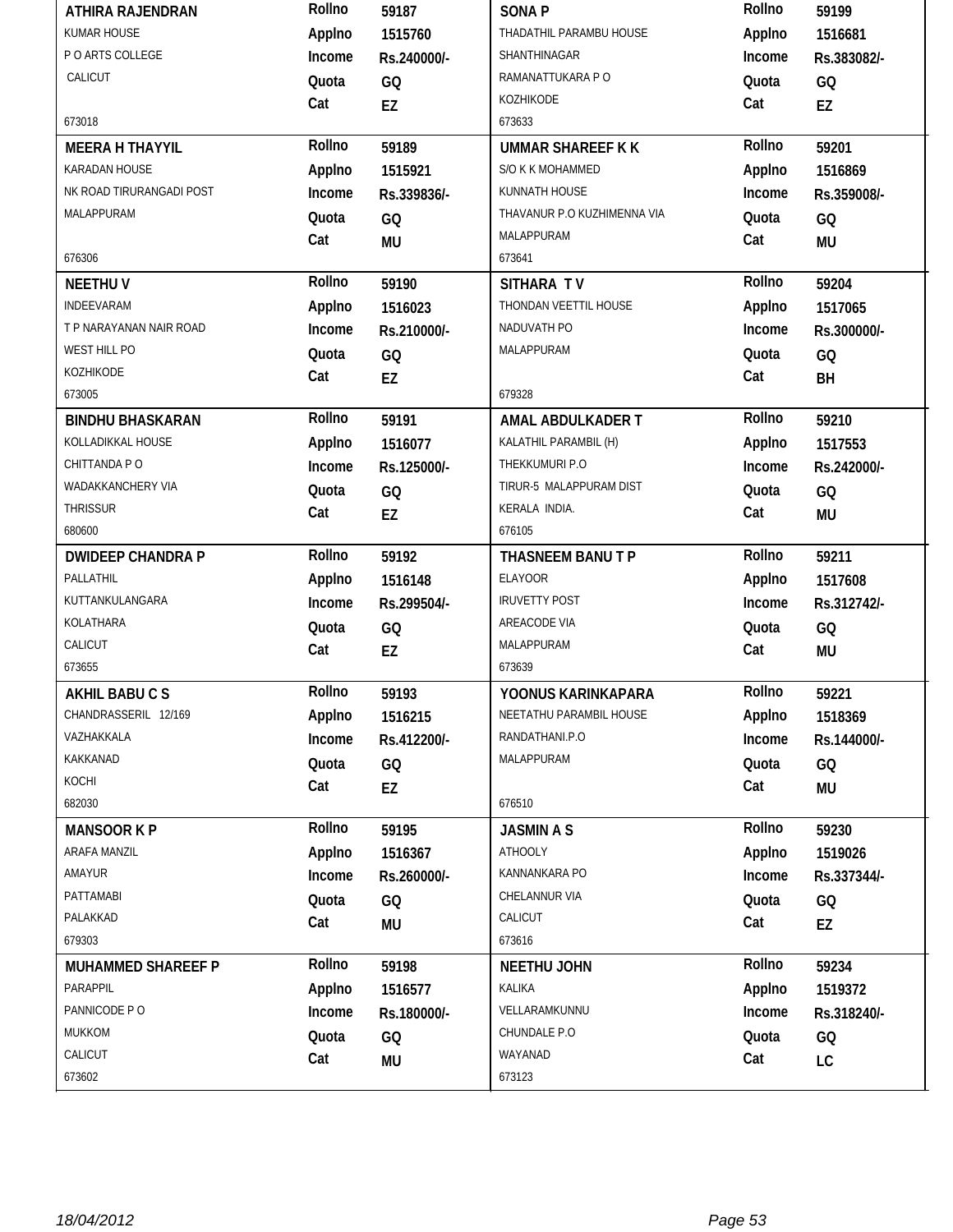| Name / Address | Details | Name / Address | Details |
|---|---|---|---|
| **ATHIRA RAJENDRAN**<br>KUMAR HOUSE<br>P O ARTS COLLEGE<br>CALICUT<br>673018 | **Rollno** 59187<br>**Applno** 1515760<br>**Income** Rs.240000/-<br>**Quota** GQ<br>**Cat** EZ | **SONA P**<br>THADATHIL PARAMBU HOUSE<br>SHANTHINAGAR<br>RAMANATTUKARA P O<br>KOZHIKODE<br>673633 | **Rollno** 59199<br>**Applno** 1516681<br>**Income** Rs.383082/-<br>**Quota** GQ<br>**Cat** EZ |
| **MEERA H THAYYIL**<br>KARADAN HOUSE<br>NK ROAD TIRURANGADI POST<br>MALAPPURAM<br>676306 | **Rollno** 59189<br>**Applno** 1515921<br>**Income** Rs.339836/-<br>**Quota** GQ<br>**Cat** MU | **UMMAR SHAREEF K K**<br>S/O K K MOHAMMED<br>KUNNATH HOUSE<br>THAVANUR P.O KUZHIMENNA VIA<br>MALAPPURAM<br>673641 | **Rollno** 59201<br>**Applno** 1516869<br>**Income** Rs.359008/-<br>**Quota** GQ<br>**Cat** MU |
| **NEETHU V**<br>INDEEVARAM<br>T P NARAYANAN NAIR ROAD<br>WEST HILL PO<br>KOZHIKODE<br>673005 | **Rollno** 59190<br>**Applno** 1516023<br>**Income** Rs.210000/-<br>**Quota** GQ<br>**Cat** EZ | **SITHARA T V**<br>THONDAN VEETTIL HOUSE<br>NADUVATH PO<br>MALAPPURAM<br>679328 | **Rollno** 59204<br>**Applno** 1517065<br>**Income** Rs.300000/-<br>**Quota** GQ<br>**Cat** BH |
| **BINDHU BHASKARAN**<br>KOLLADIKKAL HOUSE<br>CHITTANDA P O<br>WADAKKANCHERY VIA<br>THRISSUR<br>680600 | **Rollno** 59191<br>**Applno** 1516077<br>**Income** Rs.125000/-<br>**Quota** GQ<br>**Cat** EZ | **AMAL ABDULKADER T**<br>KALATHIL PARAMBIL (H)<br>THEKKUMURI P.O<br>TIRUR-5 MALAPPURAM DIST<br>KERALA INDIA.<br>676105 | **Rollno** 59210<br>**Applno** 1517553<br>**Income** Rs.242000/-<br>**Quota** GQ<br>**Cat** MU |
| **DWIDEEP CHANDRA P**<br>PALLATHIL<br>KUTTANKULANGARA<br>KOLATHARA<br>CALICUT<br>673655 | **Rollno** 59192<br>**Applno** 1516148<br>**Income** Rs.299504/-<br>**Quota** GQ<br>**Cat** EZ | **THASNEEM BANU T P**<br>ELAYOOR<br>IRUVETTY POST<br>AREACODE VIA<br>MALAPPURAM<br>673639 | **Rollno** 59211<br>**Applno** 1517608<br>**Income** Rs.312742/-<br>**Quota** GQ<br>**Cat** MU |
| **AKHIL BABU C S**<br>CHANDRASSERIL 12/169<br>VAZHAKKALA<br>KAKKANAD<br>KOCHI<br>682030 | **Rollno** 59193<br>**Applno** 1516215<br>**Income** Rs.412200/-<br>**Quota** GQ<br>**Cat** EZ | **YOONUS KARINKAPARA**<br>NEETATHU PARAMBIL HOUSE<br>RANDATHANI.P.O<br>MALAPPURAM<br>676510 | **Rollno** 59221<br>**Applno** 1518369<br>**Income** Rs.144000/-<br>**Quota** GQ<br>**Cat** MU |
| **MANSOOR K P**<br>ARAFA MANZIL<br>AMAYUR<br>PATTAMABI<br>PALAKKAD<br>679303 | **Rollno** 59195<br>**Applno** 1516367<br>**Income** Rs.260000/-<br>**Quota** GQ<br>**Cat** MU | **JASMIN A S**<br>ATHOOLY<br>KANNANKARA PO<br>CHELANNUR VIA<br>CALICUT<br>673616 | **Rollno** 59230<br>**Applno** 1519026<br>**Income** Rs.337344/-<br>**Quota** GQ<br>**Cat** EZ |
| **MUHAMMED SHAREEF P**<br>PARAPPIL<br>PANNICODE P O<br>MUKKOM<br>CALICUT<br>673602 | **Rollno** 59198<br>**Applno** 1516577<br>**Income** Rs.180000/-<br>**Quota** GQ<br>**Cat** MU | **NEETHU JOHN**<br>KALIKA<br>VELLARAMKUNNU<br>CHUNDALE P.O<br>WAYANAD<br>673123 | **Rollno** 59234<br>**Applno** 1519372<br>**Income** Rs.318240/-<br>**Quota** GQ<br>**Cat** LC |

18/04/2012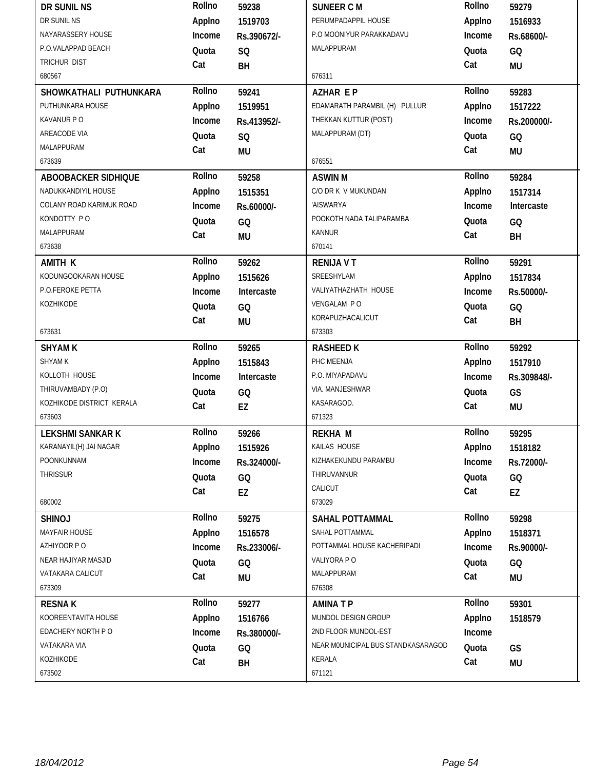| Name & Address | Rollno | Applno | Income | Quota | Cat |
|---|---|---|---|---|---|
| **DR SUNIL NS**<br>DR SUNIL NS<br>NAYARASSERY HOUSE<br>P.O.VALAPPAD BEACH<br>TRICHUR DIST<br>680567 | 59238 | 1519703 | Rs.390672/- | SQ | BH |
| **SUNEER C M**<br>PERUMPADAPPIL HOUSE<br>P.O MOONIYUR PARAKKADAVU<br>MALAPPURAM<br>676311 | 59279 | 1516933 | Rs.68600/- | GQ | MU |
| **SHOWKATHALI PUTHUNKARA**<br>PUTHUNKARA HOUSE<br>KAVANUR P O<br>AREACODE VIA<br>MALAPPURAM<br>673639 | 59241 | 1519951 | Rs.413952/- | SQ | MU |
| **AZHAR E P**<br>EDAMARATH PARAMBIL (H) PULLUR<br>THEKKAN KUTTUR (POST)<br>MALAPPURAM (DT)<br>676551 | 59283 | 1517222 | Rs.200000/- | GQ | MU |
| **ABOOBACKER SIDHIQUE**<br>NADUKKANDIYIL HOUSE<br>COLANY ROAD KARIMUK ROAD<br>KONDOTTY P O<br>MALAPPURAM<br>673638 | 59258 | 1515351 | Rs.60000/- | GQ | MU |
| **ASWIN M**<br>C/O DR K V MUKUNDAN<br>'AISWARYA'<br>POOKOTH NADA TALIPARAMBA<br>KANNUR<br>670141 | 59284 | 1517314 | Intercaste | GQ | BH |
| **AMITH K**<br>KODUNGOOKARAN HOUSE<br>P.O.FEROKE PETTA<br>KOZHIKODE<br>673631 | 59262 | 1515626 | Intercaste | GQ | MU |
| **RENIJA V T**<br>SREESHYLAM<br>VALIYATHAZHATH HOUSE<br>VENGALAM P O<br>KORAPUZHACALICUT<br>673303 | 59291 | 1517834 | Rs.50000/- | GQ | BH |
| **SHYAM K**<br>SHYAM K<br>KOLLOTH HOUSE<br>THIRUVAMBADY (P.O)<br>KOZHIKODE DISTRICT KERALA<br>673603 | 59265 | 1515843 | Intercaste | GQ | EZ |
| **RASHEED K**<br>PHC MEENJA<br>P.O. MIYAPADAVU<br>VIA. MANJESHWAR<br>KASARAGOD.<br>671323 | 59292 | 1517910 | Rs.309848/- | GS | MU |
| **LEKSHMI SANKAR K**<br>KARANAYIL(H) JAI NAGAR<br>POONKUNNAM<br>THRISSUR<br>680002 | 59266 | 1515926 | Rs.324000/- | GQ | EZ |
| **REKHA M**<br>KAILAS HOUSE<br>KIZHAKEKUNDU PARAMBU<br>THIRUVANNUR<br>CALICUT<br>673029 | 59295 | 1518182 | Rs.72000/- | GQ | EZ |
| **SHINOJ**<br>MAYFAIR HOUSE<br>AZHIYOOR P O<br>NEAR HAJIYAR MASJID<br>VATAKARA CALICUT<br>673309 | 59275 | 1516578 | Rs.233006/- | GQ | MU |
| **SAHAL POTTAMMAL**<br>SAHAL POTTAMMAL<br>POTTAMMAL HOUSE KACHERIPADI<br>VALIYORA P O<br>MALAPPURAM<br>676308 | 59298 | 1518371 | Rs.90000/- | GQ | MU |
| **RESNA K**<br>KOOREENTAVITA HOUSE<br>EDACHERY NORTH P O<br>VATAKARA VIA<br>KOZHIKODE<br>673502 | 59277 | 1516766 | Rs.380000/- | GQ | BH |
| **AMINA T P**<br>MUNDOL DESIGN GROUP<br>2ND FLOOR MUNDOL-EST<br>NEAR M0UNICIPAL BUS STANDKASARAGOD<br>KERALA<br>671121 | 59301 | 1518579 | | GS | MU |

18/04/2012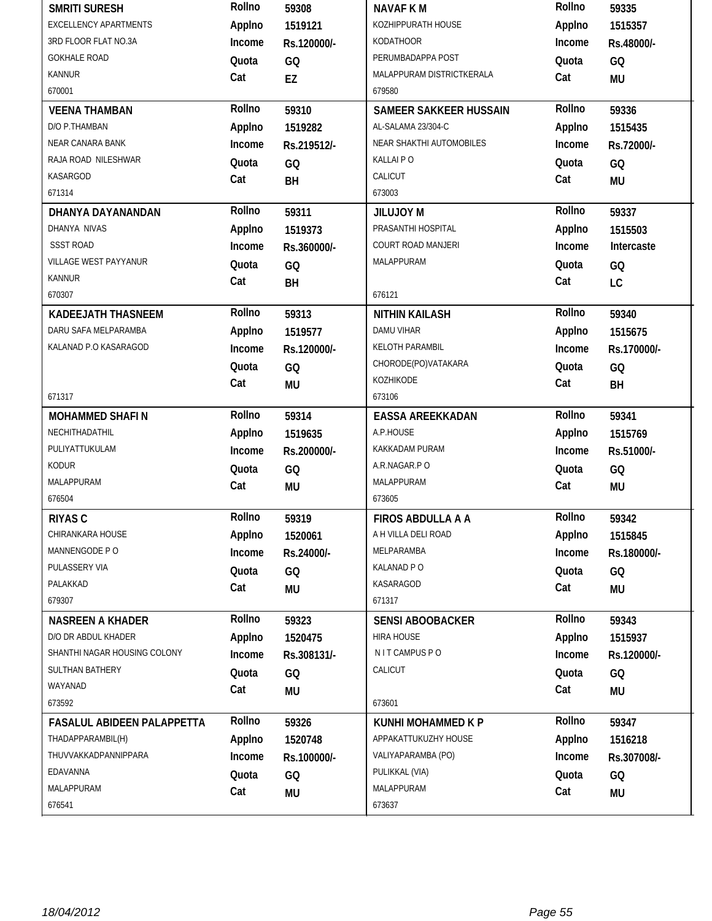| Name / Address | Details | Name / Address | Details |
|---|---|---|---|
| **SMRITI SURESH**<br>EXCELLENCY APARTMENTS<br>3RD FLOOR FLAT NO.3A<br>GOKHALE ROAD<br>KANNUR<br>670001 | **Rollno** 59308<br>**Applno** 1519121<br>**Income** Rs.120000/-<br>**Quota** GQ<br>**Cat** EZ | **NAVAF K M**<br>KOZHIPPURATH HOUSE<br>KODATHOOR<br>PERUMBADAPPA POST<br>MALAPPURAM DISTRICTKERALA<br>679580 | **Rollno** 59335<br>**Applno** 1515357<br>**Income** Rs.48000/-<br>**Quota** GQ<br>**Cat** MU |
| **VEENA THAMBAN**<br>D/O P.THAMBAN<br>NEAR CANARA BANK<br>RAJA ROAD NILESHWAR<br>KASARGOD<br>671314 | **Rollno** 59310<br>**Applno** 1519282<br>**Income** Rs.219512/-<br>**Quota** GQ<br>**Cat** BH | **SAMEER SAKKEER HUSSAIN**<br>AL-SALAMA 23/304-C<br>NEAR SHAKTHI AUTOMOBILES<br>KALLAI P O<br>CALICUT<br>673003 | **Rollno** 59336<br>**Applno** 1515435<br>**Income** Rs.72000/-<br>**Quota** GQ<br>**Cat** MU |
| **DHANYA DAYANANDAN**<br>DHANYA NIVAS<br>SSST ROAD<br>VILLAGE WEST PAYYANUR<br>KANNUR<br>670307 | **Rollno** 59311<br>**Applno** 1519373<br>**Income** Rs.360000/-<br>**Quota** GQ<br>**Cat** BH | **JILUJOY M**<br>PRASANTHI HOSPITAL<br>COURT ROAD MANJERI<br>MALAPPURAM<br>676121 | **Rollno** 59337<br>**Applno** 1515503<br>**Income** Intercaste<br>**Quota** GQ<br>**Cat** LC |
| **KADEEJATH THASNEEM**<br>DARU SAFA MELPARAMBA<br>KALANAD P.O KASARAGOD<br>671317 | **Rollno** 59313<br>**Applno** 1519577<br>**Income** Rs.120000/-<br>**Quota** GQ<br>**Cat** MU | **NITHIN KAILASH**<br>DAMU VIHAR<br>KELOTH PARAMBIL<br>CHORODE(PO)VATAKARA<br>KOZHIKODE<br>673106 | **Rollno** 59340<br>**Applno** 1515675<br>**Income** Rs.170000/-<br>**Quota** GQ<br>**Cat** BH |
| **MOHAMMED SHAFI N**<br>NECHITHADATHIL<br>PULIYATTUKULAM<br>KODUR<br>MALAPPURAM<br>676504 | **Rollno** 59314<br>**Applno** 1519635<br>**Income** Rs.200000/-<br>**Quota** GQ<br>**Cat** MU | **EASSA AREEKKADAN**<br>A.P.HOUSE<br>KAKKADAM PURAM<br>A.R.NAGAR.P O<br>MALAPPURAM<br>673605 | **Rollno** 59341<br>**Applno** 1515769<br>**Income** Rs.51000/-<br>**Quota** GQ<br>**Cat** MU |
| **RIYAS C**<br>CHIRANKARA HOUSE<br>MANNENGODE P O<br>PULASSERY VIA<br>PALAKKAD<br>679307 | **Rollno** 59319<br>**Applno** 1520061<br>**Income** Rs.24000/-<br>**Quota** GQ<br>**Cat** MU | **FIROS ABDULLA A A**<br>A H VILLA DELI ROAD<br>MELPARAMBA<br>KALANAD P O<br>KASARAGOD<br>671317 | **Rollno** 59342<br>**Applno** 1515845<br>**Income** Rs.180000/-<br>**Quota** GQ<br>**Cat** MU |
| **NASREEN A KHADER**<br>D/O DR ABDUL KHADER<br>SHANTHI NAGAR HOUSING COLONY<br>SULTHAN BATHERY<br>WAYANAD<br>673592 | **Rollno** 59323<br>**Applno** 1520475<br>**Income** Rs.308131/-<br>**Quota** GQ<br>**Cat** MU | **SENSI ABOOBACKER**<br>HIRA HOUSE<br>N I T CAMPUS P O<br>CALICUT<br>673601 | **Rollno** 59343<br>**Applno** 1515937<br>**Income** Rs.120000/-<br>**Quota** GQ<br>**Cat** MU |
| **FASALUL ABIDEEN PALAPPETTA**<br>THADAPPARAMBIL(H)<br>THUVVAKKADPANNIPPARA<br>EDAVANNA<br>MALAPPURAM<br>676541 | **Rollno** 59326<br>**Applno** 1520748<br>**Income** Rs.100000/-<br>**Quota** GQ<br>**Cat** MU | **KUNHI MOHAMMED K P**<br>APPAKATTUKUZHY HOUSE<br>VALIYAPARAMBA (PO)<br>PULIKKAL (VIA)<br>MALAPPURAM<br>673637 | **Rollno** 59347<br>**Applno** 1516218<br>**Income** Rs.307008/-<br>**Quota** GQ<br>**Cat** MU |

*18/04/2012*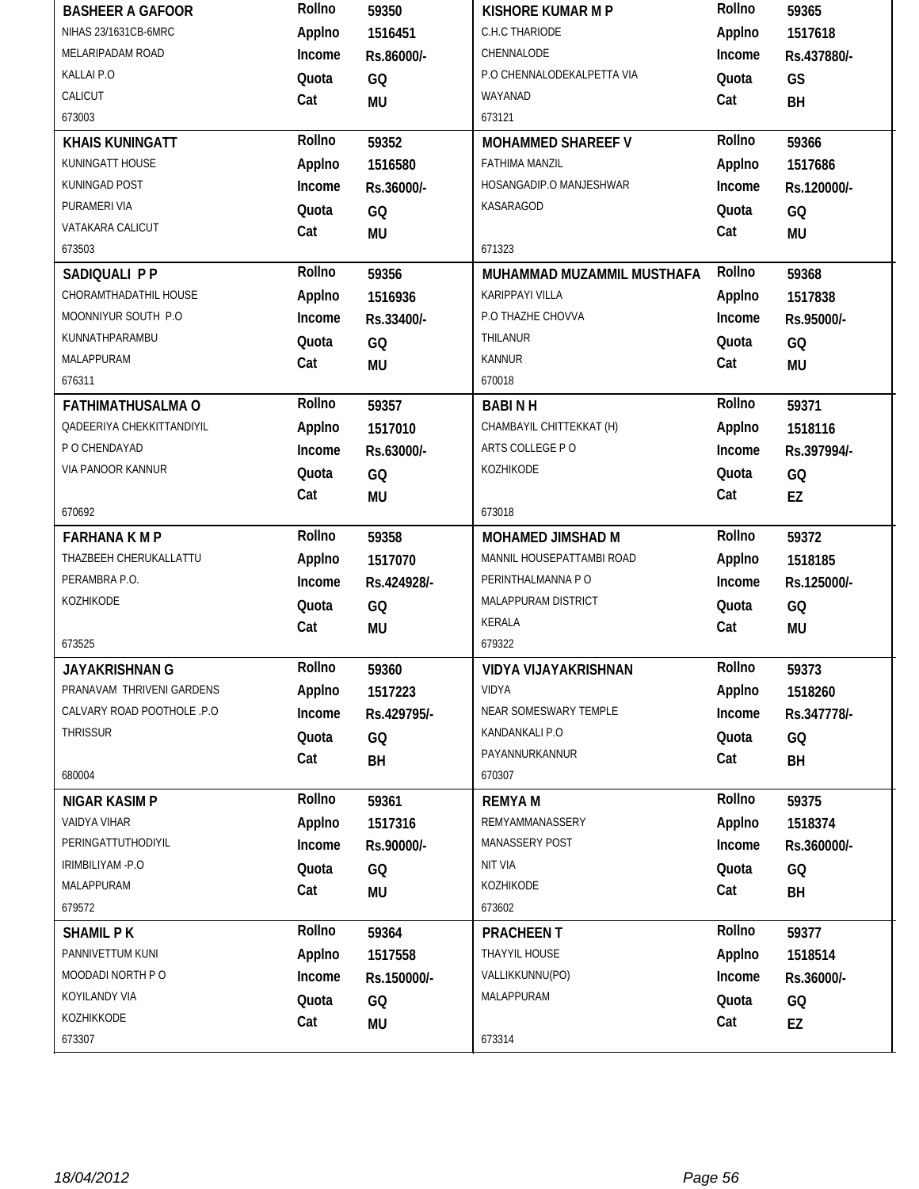| Name / Address | Details | Name / Address | Details |
|---|---|---|---|
| **BASHEER A GAFOOR**<br>NIHAS 23/1631CB-6MRC<br>MELARIPADAM ROAD<br>KALLAI P.O<br>CALICUT<br>673003 | Rollno 59350<br>Applno 1516451<br>Income Rs.86000/-<br>Quota GQ<br>Cat MU | **KISHORE KUMAR M P**<br>C.H.C THARIODE<br>CHENNALODE<br>P.O CHENNALODEKALPETTA VIA<br>WAYANAD<br>673121 | Rollno 59365<br>Applno 1517618<br>Income Rs.437880/-<br>Quota GS<br>Cat BH |
| **KHAIS KUNINGATT**<br>KUNINGATT HOUSE<br>KUNINGAD POST<br>PURAMERI VIA<br>VATAKARA CALICUT<br>673503 | Rollno 59352<br>Applno 1516580<br>Income Rs.36000/-<br>Quota GQ<br>Cat MU | **MOHAMMED SHAREEF V**<br>FATHIMA MANZIL<br>HOSANGADIP.O MANJESHWAR<br>KASARAGOD<br>671323 | Rollno 59366<br>Applno 1517686<br>Income Rs.120000/-<br>Quota GQ<br>Cat MU |
| **SADIQUALI P P**<br>CHORAMTHADATHIL HOUSE<br>MOONNIYUR SOUTH P.O<br>KUNNATHPARAMBU<br>MALAPPURAM<br>676311 | Rollno 59356<br>Applno 1516936<br>Income Rs.33400/-<br>Quota GQ<br>Cat MU | **MUHAMMAD MUZAMMIL MUSTHAFA**<br>KARIPPAYI VILLA<br>P.O THAZHE CHOVVA<br>THILANUR<br>KANNUR<br>670018 | Rollno 59368<br>Applno 1517838<br>Income Rs.95000/-<br>Quota GQ<br>Cat MU |
| **FATHIMATHUSALMA O**<br>QADEERIYA CHEKKITTANDIYIL<br>P O CHENDAYAD<br>VIA PANOOR KANNUR<br>670692 | Rollno 59357<br>Applno 1517010<br>Income Rs.63000/-<br>Quota GQ<br>Cat MU | **BABI N H**<br>CHAMBAYIL CHITTEKKAT (H)<br>ARTS COLLEGE P O<br>KOZHIKODE<br>673018 | Rollno 59371<br>Applno 1518116<br>Income Rs.397994/-<br>Quota GQ<br>Cat EZ |
| **FARHANA K M P**<br>THAZBEEH CHERUKALLATTU<br>PERAMBRA P.O.<br>KOZHIKODE<br>673525 | Rollno 59358<br>Applno 1517070<br>Income Rs.424928/-<br>Quota GQ<br>Cat MU | **MOHAMED JIMSHAD M**<br>MANNIL HOUSEPATTAMBI ROAD<br>PERINTHALMANNA P O<br>MALAPPURAM DISTRICT<br>KERALA<br>679322 | Rollno 59372<br>Applno 1518185<br>Income Rs.125000/-<br>Quota GQ<br>Cat MU |
| **JAYAKRISHNAN G**<br>PRANAVAM THRIVENI GARDENS<br>CALVARY ROAD POOTHOLE .P.O<br>THRISSUR<br>680004 | Rollno 59360<br>Applno 1517223<br>Income Rs.429795/-<br>Quota GQ<br>Cat BH | **VIDYA VIJAYAKRISHNAN**<br>VIDYA<br>NEAR SOMESWARY TEMPLE<br>KANDANKALI P.O<br>PAYANNURKANNUR<br>670307 | Rollno 59373<br>Applno 1518260<br>Income Rs.347778/-<br>Quota GQ<br>Cat BH |
| **NIGAR KASIM P**<br>VAIDYA VIHAR<br>PERINGATTUTHODIYIL<br>IRIMBILIYAM -P.O<br>MALAPPURAM<br>679572 | Rollno 59361<br>Applno 1517316<br>Income Rs.90000/-<br>Quota GQ<br>Cat MU | **REMYA M**<br>REMYAMMANASSERY<br>MANASSERY POST<br>NIT VIA<br>KOZHIKODE<br>673602 | Rollno 59375<br>Applno 1518374<br>Income Rs.360000/-<br>Quota GQ<br>Cat BH |
| **SHAMIL P K**<br>PANNIVETTUM KUNI<br>MOODADI NORTH P O<br>KOYILANDY VIA<br>KOZHIKKODE<br>673307 | Rollno 59364<br>Applno 1517558<br>Income Rs.150000/-<br>Quota GQ<br>Cat MU | **PRACHEEN T**<br>THAYYIL HOUSE<br>VALLIKKUNNU(PO)<br>MALAPPURAM<br>673314 | Rollno 59377<br>Applno 1518514<br>Income Rs.36000/-<br>Quota GQ<br>Cat EZ |

18/04/2012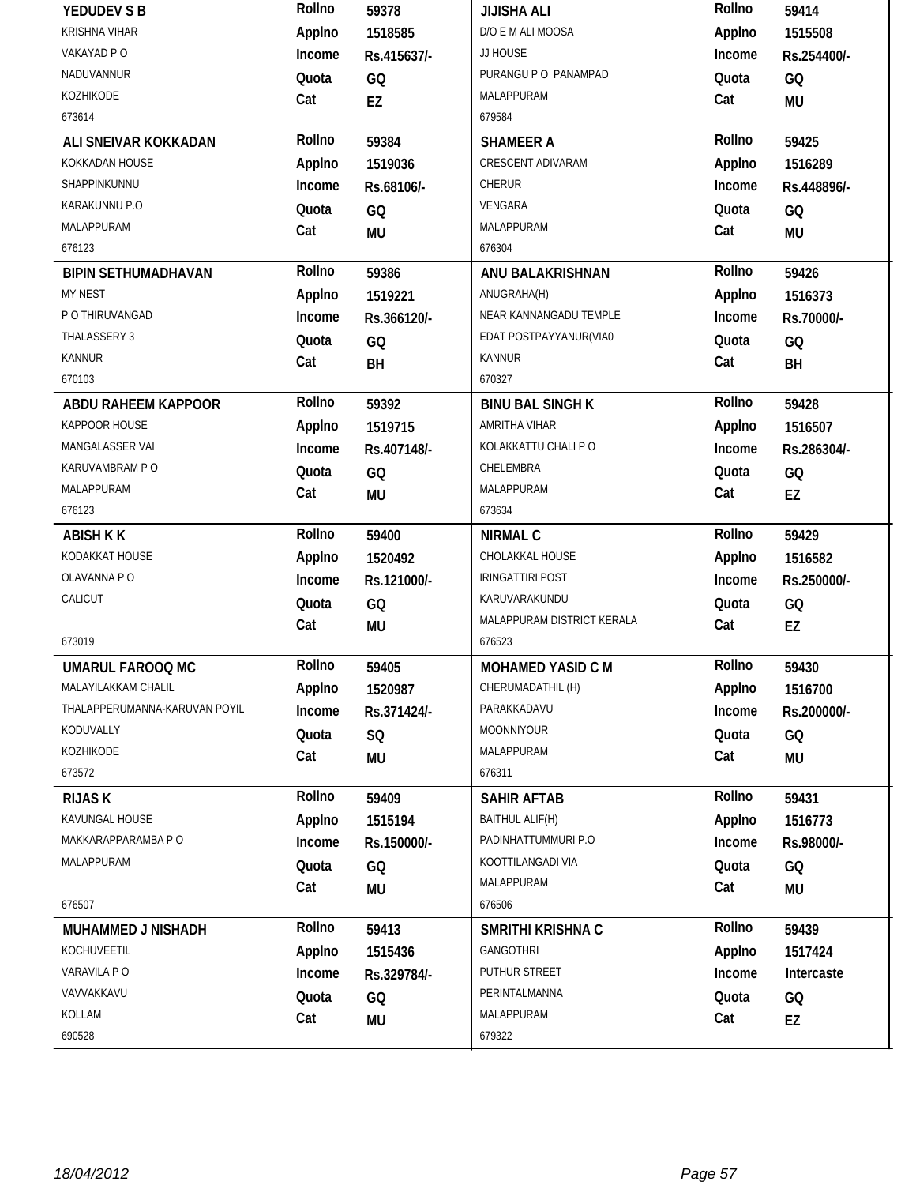| Name / Address | Details | Name / Address | Details |
|---|---|---|---|
| **YEDUDEV S B**<br>KRISHNA VIHAR<br>VAKAYAD P O<br>NADUVANNUR<br>KOZHIKODE<br>673614 | **Rollno** 59378<br>**Applno** 1518585<br>**Income** Rs.415637/-<br>**Quota** GQ<br>**Cat** EZ | **JIJISHA ALI**<br>D/O E M ALI MOOSA<br>JJ HOUSE<br>PURANGU P O PANAMPAD<br>MALAPPURAM<br>679584 | **Rollno** 59414<br>**Applno** 1515508<br>**Income** Rs.254400/-<br>**Quota** GQ<br>**Cat** MU |
| **ALI SNEIVAR KOKKADAN**<br>KOKKADAN HOUSE<br>SHAPPINKUNNU<br>KARAKUNNU P.O<br>MALAPPURAM<br>676123 | **Rollno** 59384<br>**Applno** 1519036<br>**Income** Rs.68106/-<br>**Quota** GQ<br>**Cat** MU | **SHAMEER A**<br>CRESCENT ADIVARAM<br>CHERUR<br>VENGARA<br>MALAPPURAM<br>676304 | **Rollno** 59425<br>**Applno** 1516289<br>**Income** Rs.448896/-<br>**Quota** GQ<br>**Cat** MU |
| **BIPIN SETHUMADHAVAN**<br>MY NEST<br>P O THIRUVANGAD<br>THALASSERY 3<br>KANNUR<br>670103 | **Rollno** 59386<br>**Applno** 1519221<br>**Income** Rs.366120/-<br>**Quota** GQ<br>**Cat** BH | **ANU BALAKRISHNAN**<br>ANUGRAHA(H)<br>NEAR KANNANGADU TEMPLE<br>EDAT POSTPAYYANUR(VIA0<br>KANNUR<br>670327 | **Rollno** 59426<br>**Applno** 1516373<br>**Income** Rs.70000/-<br>**Quota** GQ<br>**Cat** BH |
| **ABDU RAHEEM KAPPOOR**<br>KAPPOOR HOUSE<br>MANGALASSER VAI<br>KARUVAMBRAM P O<br>MALAPPURAM<br>676123 | **Rollno** 59392<br>**Applno** 1519715<br>**Income** Rs.407148/-<br>**Quota** GQ<br>**Cat** MU | **BINU BAL SINGH K**<br>AMRITHA VIHAR<br>KOLAKKATTU CHALI P O<br>CHELEMBRA<br>MALAPPURAM<br>673634 | **Rollno** 59428<br>**Applno** 1516507<br>**Income** Rs.286304/-<br>**Quota** GQ<br>**Cat** EZ |
| **ABISH K K**<br>KODAKKAT HOUSE<br>OLAVANNA P O<br>CALICUT<br>673019 | **Rollno** 59400<br>**Applno** 1520492<br>**Income** Rs.121000/-<br>**Quota** GQ<br>**Cat** MU | **NIRMAL C**<br>CHOLAKKAL HOUSE<br>IRINGATTIRI POST<br>KARUVARAKUNDU<br>MALAPPURAM DISTRICT KERALA<br>676523 | **Rollno** 59429<br>**Applno** 1516582<br>**Income** Rs.250000/-<br>**Quota** GQ<br>**Cat** EZ |
| **UMARUL FAROOQ MC**<br>MALAYILAKKAM CHALIL<br>THALAPPERUMANNA-KARUVAN POYIL<br>KODUVALLY<br>KOZHIKODE<br>673572 | **Rollno** 59405<br>**Applno** 1520987<br>**Income** Rs.371424/-<br>**Quota** SQ<br>**Cat** MU | **MOHAMED YASID C M**<br>CHERUMADATHIL (H)<br>PARAKKADAVU<br>MOONNIYOUR<br>MALAPPURAM<br>676311 | **Rollno** 59430<br>**Applno** 1516700<br>**Income** Rs.200000/-<br>**Quota** GQ<br>**Cat** MU |
| **RIJAS K**<br>KAVUNGAL HOUSE<br>MAKKARAPPARAMBA P O<br>MALAPPURAM<br>676507 | **Rollno** 59409<br>**Applno** 1515194<br>**Income** Rs.150000/-<br>**Quota** GQ<br>**Cat** MU | **SAHIR AFTAB**<br>BAITHUL ALIF(H)<br>PADINHATTUMMURI P.O<br>KOOTTILANGADI VIA<br>MALAPPURAM<br>676506 | **Rollno** 59431<br>**Applno** 1516773<br>**Income** Rs.98000/-<br>**Quota** GQ<br>**Cat** MU |
| **MUHAMMED J NISHADH**<br>KOCHUVEETIL<br>VARAVILA P O<br>VAVVAKKAVU<br>KOLLAM<br>690528 | **Rollno** 59413<br>**Applno** 1515436<br>**Income** Rs.329784/-<br>**Quota** GQ<br>**Cat** MU | **SMRITHI KRISHNA C**<br>GANGOTHRI<br>PUTHUR STREET<br>PERINTALMANNA<br>MALAPPURAM<br>679322 | **Rollno** 59439<br>**Applno** 1517424<br>**Income** Intercaste<br>**Quota** GQ<br>**Cat** EZ |

18/04/2012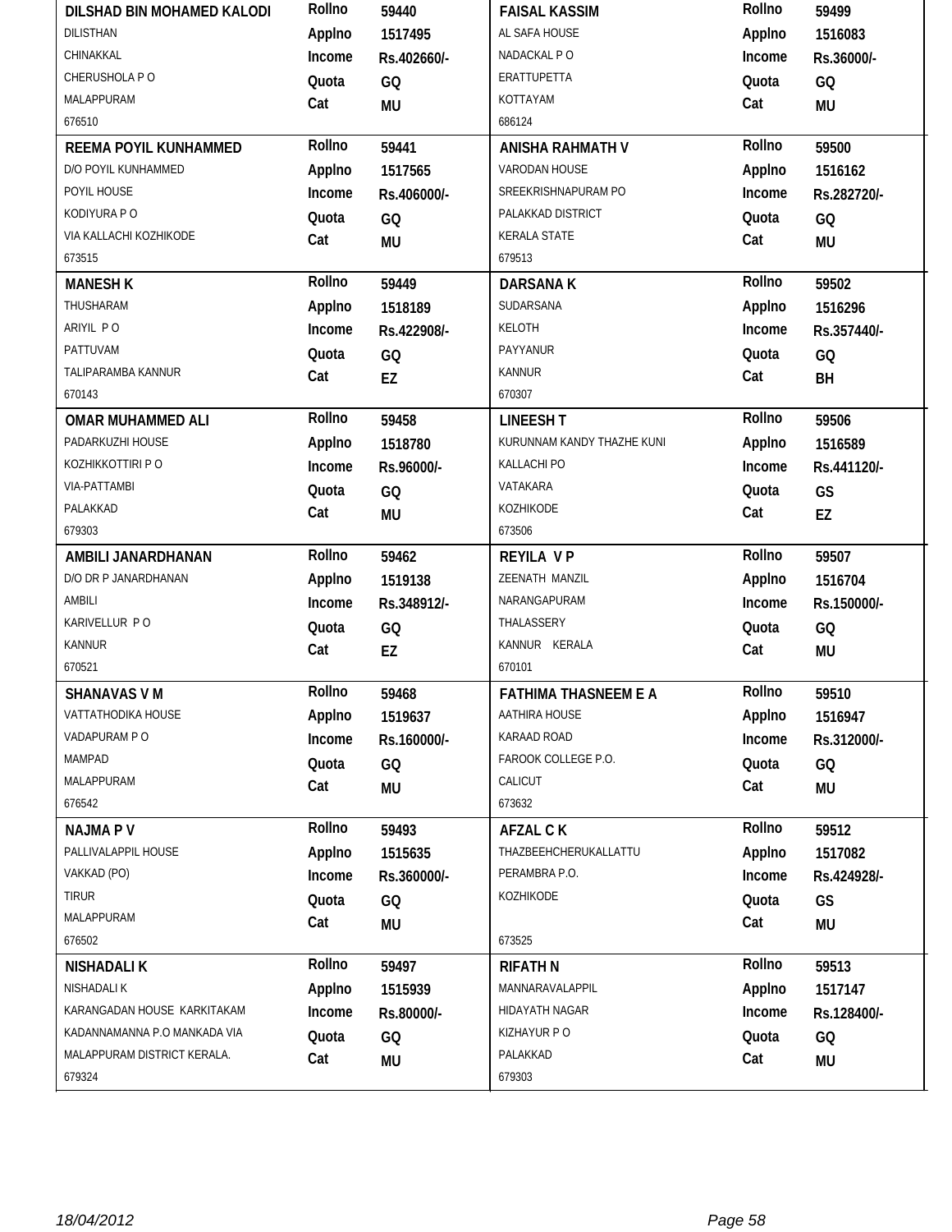| Name / Address | | | Name / Address | | |
|---|---|---|---|---|---|
| **DILSHAD BIN MOHAMED KALODI**<br>DILISTHAN<br>CHINAKKAL<br>CHERUSHOLA P O<br>MALAPPURAM<br>676510 | Rollno<br>Applno<br>Income<br>Quota<br>Cat | 59440<br>1517495<br>Rs.402660/-<br>GQ<br>MU | **FAISAL KASSIM**<br>AL SAFA HOUSE<br>NADACKAL P O<br>ERATTUPETTA<br>KOTTAYAM<br>686124 | Rollno<br>Applno<br>Income<br>Quota<br>Cat | 59499<br>1516083<br>Rs.36000/-<br>GQ<br>MU |
| **REEMA POYIL KUNHAMMED**<br>D/O POYIL KUNHAMMED<br>POYIL HOUSE<br>KODIYURA P O<br>VIA KALLACHI KOZHIKODE<br>673515 | Rollno<br>Applno<br>Income<br>Quota<br>Cat | 59441<br>1517565<br>Rs.406000/-<br>GQ<br>MU | **ANISHA RAHMATH V**<br>VARODAN HOUSE<br>SREEKRISHNAPURAM PO<br>PALAKKAD DISTRICT<br>KERALA STATE<br>679513 | Rollno<br>Applno<br>Income<br>Quota<br>Cat | 59500<br>1516162<br>Rs.282720/-<br>GQ<br>MU |
| **MANESH K**<br>THUSHARAM<br>ARIYIL P O<br>PATTUVAM<br>TALIPARAMBA KANNUR<br>670143 | Rollno<br>Applno<br>Income<br>Quota<br>Cat | 59449<br>1518189<br>Rs.422908/-<br>GQ<br>EZ | **DARSANA K**<br>SUDARSANA<br>KELOTH<br>PAYYANUR<br>KANNUR<br>670307 | Rollno<br>Applno<br>Income<br>Quota<br>Cat | 59502<br>1516296<br>Rs.357440/-<br>GQ<br>BH |
| **OMAR MUHAMMED ALI**<br>PADARKUZHI HOUSE<br>KOZHIKKOTTIRI P O<br>VIA-PATTAMBI<br>PALAKKAD<br>679303 | Rollno<br>Applno<br>Income<br>Quota<br>Cat | 59458<br>1518780<br>Rs.96000/-<br>GQ<br>MU | **LINEESH T**<br>KURUNNAM KANDY THAZHE KUNI<br>KALLACHI PO<br>VATAKARA<br>KOZHIKODE<br>673506 | Rollno<br>Applno<br>Income<br>Quota<br>Cat | 59506<br>1516589<br>Rs.441120/-<br>GS<br>EZ |
| **AMBILI JANARDHANAN**<br>D/O DR P JANARDHANAN<br>AMBILI<br>KARIVELLUR P O<br>KANNUR<br>670521 | Rollno<br>Applno<br>Income<br>Quota<br>Cat | 59462<br>1519138<br>Rs.348912/-<br>GQ<br>EZ | **REYILA V P**<br>ZEENATH MANZIL<br>NARANGAPURAM<br>THALASSERY<br>KANNUR KERALA<br>670101 | Rollno<br>Applno<br>Income<br>Quota<br>Cat | 59507<br>1516704<br>Rs.150000/-<br>GQ<br>MU |
| **SHANAVAS V M**<br>VATTATHODIKA HOUSE<br>VADAPURAM P O<br>MAMPAD<br>MALAPPURAM<br>676542 | Rollno<br>Applno<br>Income<br>Quota<br>Cat | 59468<br>1519637<br>Rs.160000/-<br>GQ<br>MU | **FATHIMA THASNEEM E A**<br>AATHIRA HOUSE<br>KARAAD ROAD<br>FAROOK COLLEGE P.O.<br>CALICUT<br>673632 | Rollno<br>Applno<br>Income<br>Quota<br>Cat | 59510<br>1516947<br>Rs.312000/-<br>GQ<br>MU |
| **NAJMA P V**<br>PALLIVALAPPIL HOUSE<br>VAKKAD (PO)<br>TIRUR<br>MALAPPURAM<br>676502 | Rollno<br>Applno<br>Income<br>Quota<br>Cat | 59493<br>1515635<br>Rs.360000/-<br>GQ<br>MU | **AFZAL C K**<br>THAZBEEHCHERUKALLATTU<br>PERAMBRA P.O.<br>KOZHIKODE<br><br>673525 | Rollno<br>Applno<br>Income<br>Quota<br>Cat | 59512<br>1517082<br>Rs.424928/-<br>GS<br>MU |
| **NISHADALI K**<br>NISHADALI K<br>KARANGADAN HOUSE KARKITAKAM<br>KADANNAMANNA P.O MANKADA VIA<br>MALAPPURAM DISTRICT KERALA.<br>679324 | Rollno<br>Applno<br>Income<br>Quota<br>Cat | 59497<br>1515939<br>Rs.80000/-<br>GQ<br>MU | **RIFATH N**<br>MANNARAVALAPPIL<br>HIDAYATH NAGAR<br>KIZHAYUR P O<br>PALAKKAD<br>679303 | Rollno<br>Applno<br>Income<br>Quota<br>Cat | 59513<br>1517147<br>Rs.128400/-<br>GQ<br>MU |

18/04/2012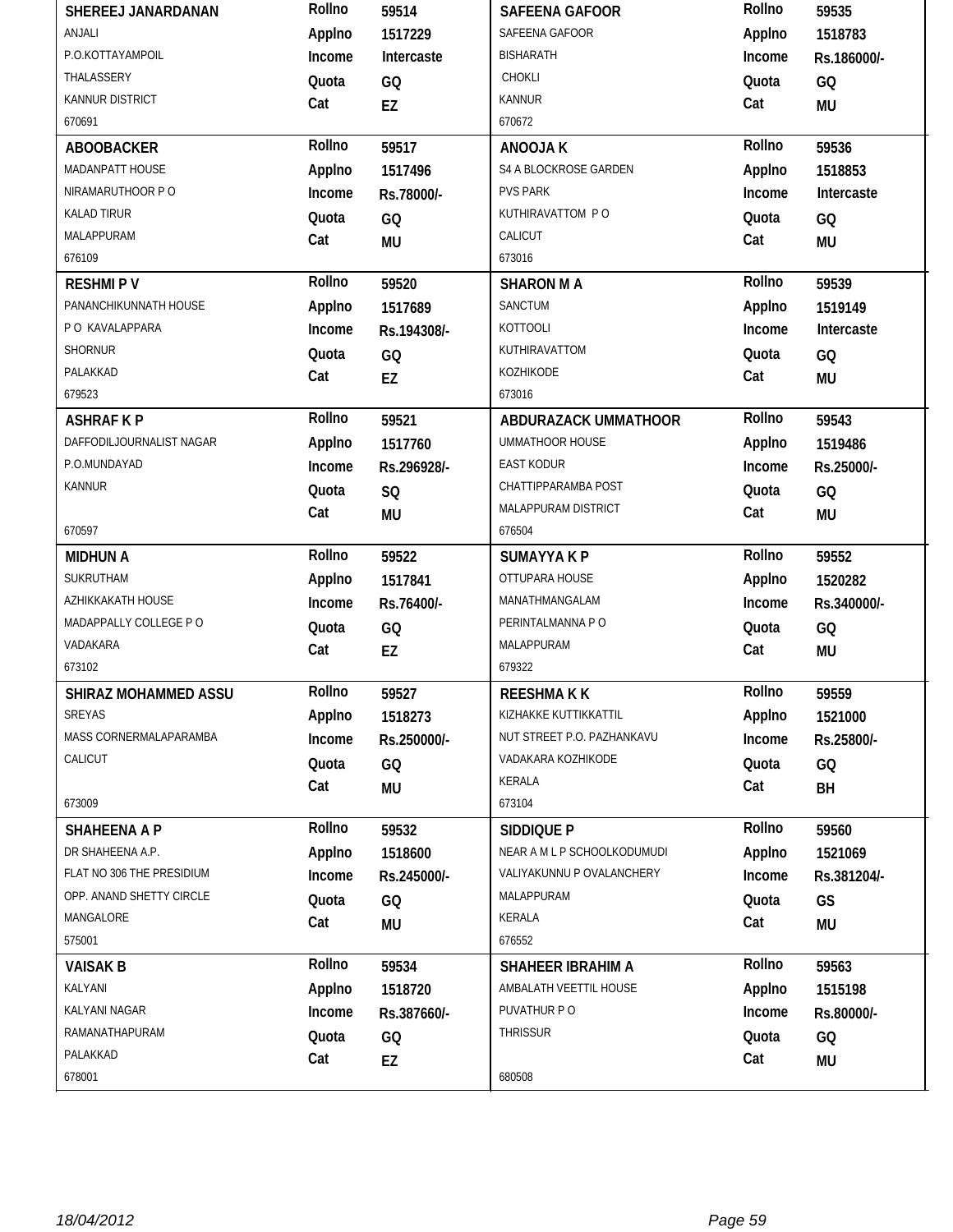| Name & Address | Details | Name & Address | Details |
|---|---|---|---|
| **SHEREEJ JANARDANAN**<br>ANJALI<br>P.O.KOTTAYAMPOIL<br>THALASSERY<br>KANNUR DISTRICT<br>670691 | Rollno 59514<br>Applno 1517229<br>Income Intercaste<br>Quota GQ<br>Cat EZ | **SAFEENA GAFOOR**<br>SAFEENA GAFOOR<br>BISHARATH<br>CHOKLI<br>KANNUR<br>670672 | Rollno 59535<br>Applno 1518783<br>Income Rs.186000/-<br>Quota GQ<br>Cat MU |
| **ABOOBACKER**<br>MADANPATT HOUSE<br>NIRAMARUTHOOR P O<br>KALAD TIRUR<br>MALAPPURAM<br>676109 | Rollno 59517<br>Applno 1517496<br>Income Rs.78000/-<br>Quota GQ<br>Cat MU | **ANOOJA K**<br>S4 A BLOCKROSE GARDEN<br>PVS PARK<br>KUTHIRAVATTOM P O<br>CALICUT<br>673016 | Rollno 59536<br>Applno 1518853<br>Income Intercaste<br>Quota GQ<br>Cat MU |
| **RESHMI P V**<br>PANANCHIKUNNATH HOUSE<br>P O KAVALAPPARA<br>SHORNUR<br>PALAKKAD<br>679523 | Rollno 59520<br>Applno 1517689<br>Income Rs.194308/-<br>Quota GQ<br>Cat EZ | **SHARON M A**<br>SANCTUM<br>KOTTOOLI<br>KUTHIRAVATTOM<br>KOZHIKODE<br>673016 | Rollno 59539<br>Applno 1519149<br>Income Intercaste<br>Quota GQ<br>Cat MU |
| **ASHRAF K P**<br>DAFFODILJOURNALIST NAGAR<br>P.O.MUNDAYAD<br>KANNUR<br>670597 | Rollno 59521<br>Applno 1517760<br>Income Rs.296928/-<br>Quota SQ<br>Cat MU | **ABDURAZACK UMMATHOOR**<br>UMMATHOOR HOUSE<br>EAST KODUR<br>CHATTIPPARAMBA POST<br>MALAPPURAM DISTRICT<br>676504 | Rollno 59543<br>Applno 1519486<br>Income Rs.25000/-<br>Quota GQ<br>Cat MU |
| **MIDHUN A**<br>SUKRUTHAM<br>AZHIKKAKATH HOUSE<br>MADAPPALLY COLLEGE P O<br>VADAKARA<br>673102 | Rollno 59522<br>Applno 1517841<br>Income Rs.76400/-<br>Quota GQ<br>Cat EZ | **SUMAYYA K P**<br>OTTUPARA HOUSE<br>MANATHMANGALAM<br>PERINTALMANNA P O<br>MALAPPURAM<br>679322 | Rollno 59552<br>Applno 1520282<br>Income Rs.340000/-<br>Quota GQ<br>Cat MU |
| **SHIRAZ MOHAMMED ASSU**<br>SREYAS<br>MASS CORNERMALAPARAMBA<br>CALICUT<br>673009 | Rollno 59527<br>Applno 1518273<br>Income Rs.250000/-<br>Quota GQ<br>Cat MU | **REESHMA K K**<br>KIZHAKKE KUTTIKKATTIL<br>NUT STREET P.O. PAZHANKAVU<br>VADAKARA KOZHIKODE<br>KERALA<br>673104 | Rollno 59559<br>Applno 1521000<br>Income Rs.25800/-<br>Quota GQ<br>Cat BH |
| **SHAHEENA A P**<br>DR SHAHEENA A.P.<br>FLAT NO 306 THE PRESIDIUM<br>OPP. ANAND SHETTY CIRCLE<br>MANGALORE<br>575001 | Rollno 59532<br>Applno 1518600<br>Income Rs.245000/-<br>Quota GQ<br>Cat MU | **SIDDIQUE P**<br>NEAR A M L P SCHOOLKODUMUDI<br>VALIYAKUNNU P OVALANCHERY<br>MALAPPURAM<br>KERALA<br>676552 | Rollno 59560<br>Applno 1521069<br>Income Rs.381204/-<br>Quota GS<br>Cat MU |
| **VAISAK B**<br>KALYANI<br>KALYANI NAGAR<br>RAMANATHAPURAM<br>PALAKKAD<br>678001 | Rollno 59534<br>Applno 1518720<br>Income Rs.387660/-<br>Quota GQ<br>Cat EZ | **SHAHEER IBRAHIM A**<br>AMBALATH VEETTIL HOUSE<br>PUVATHUR P O<br>THRISSUR<br>680508 | Rollno 59563<br>Applno 1515198<br>Income Rs.80000/-<br>Quota GQ<br>Cat MU |

18/04/2012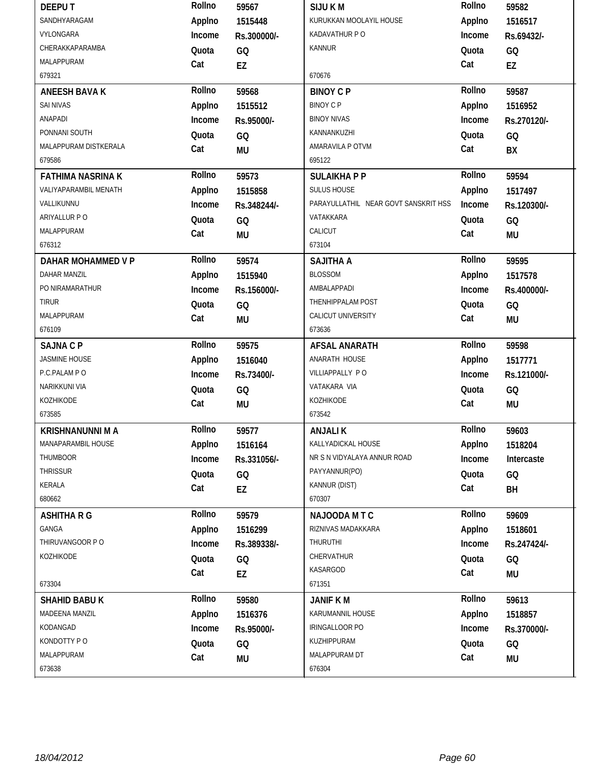| Name / Address | Details | Name / Address | Details |
|---|---|---|---|
| **DEEPU T**<br>SANDHYARAGAM<br>VYLONGARA<br>CHERAKKAPARAMBA<br>MALAPPURAM<br>679321 | **Rollno** 59567<br>**Applno** 1515448<br>**Income** Rs.300000/-<br>**Quota** GQ<br>**Cat** EZ | **SIJU K M**<br>KURUKKAN MOOLAYIL HOUSE<br>KADAVATHUR P O<br>KANNUR<br><br>670676 | **Rollno** 59582<br>**Applno** 1516517<br>**Income** Rs.69432/-<br>**Quota** GQ<br>**Cat** EZ |
| **ANEESH BAVA K**<br>SAI NIVAS<br>ANAPADI<br>PONNANI SOUTH<br>MALAPPURAM DISTKERALA<br>679586 | **Rollno** 59568<br>**Applno** 1515512<br>**Income** Rs.95000/-<br>**Quota** GQ<br>**Cat** MU | **BINOY C P**<br>BINOY C P<br>BINOY NIVAS<br>KANNANKUZHI<br>AMARAVILA P OTVM<br>695122 | **Rollno** 59587<br>**Applno** 1516952<br>**Income** Rs.270120/-<br>**Quota** GQ<br>**Cat** BX |
| **FATHIMA NASRINA K**<br>VALIYAPARAMBIL MENATH<br>VALLIKUNNU<br>ARIYALLUR P O<br>MALAPPURAM<br>676312 | **Rollno** 59573<br>**Applno** 1515858<br>**Income** Rs.348244/-<br>**Quota** GQ<br>**Cat** MU | **SULAIKHA P P**<br>SULUS HOUSE<br>PARAYULLATHIL NEAR GOVT SANSKRIT HSS<br>VATAKKARA<br>CALICUT<br>673104 | **Rollno** 59594<br>**Applno** 1517497<br>**Income** Rs.120300/-<br>**Quota** GQ<br>**Cat** MU |
| **DAHAR MOHAMMED V P**<br>DAHAR MANZIL<br>PO NIRAMARATHUR<br>TIRUR<br>MALAPPURAM<br>676109 | **Rollno** 59574<br>**Applno** 1515940<br>**Income** Rs.156000/-<br>**Quota** GQ<br>**Cat** MU | **SAJITHA A**<br>BLOSSOM<br>AMBALAPPADI<br>THENHIPPALAM POST<br>CALICUT UNIVERSITY<br>673636 | **Rollno** 59595<br>**Applno** 1517578<br>**Income** Rs.400000/-<br>**Quota** GQ<br>**Cat** MU |
| **SAJNA C P**<br>JASMINE HOUSE<br>P.C.PALAM P O<br>NARIKKUNI VIA<br>KOZHIKODE<br>673585 | **Rollno** 59575<br>**Applno** 1516040<br>**Income** Rs.73400/-<br>**Quota** GQ<br>**Cat** MU | **AFSAL ANARATH**<br>ANARATH HOUSE<br>VILLIAPPALLY P O<br>VATAKARA VIA<br>KOZHIKODE<br>673542 | **Rollno** 59598<br>**Applno** 1517771<br>**Income** Rs.121000/-<br>**Quota** GQ<br>**Cat** MU |
| **KRISHNANUNNI M A**<br>MANAPARAMBIL HOUSE<br>THUMBOOR<br>THRISSUR<br>KERALA<br>680662 | **Rollno** 59577<br>**Applno** 1516164<br>**Income** Rs.331056/-<br>**Quota** GQ<br>**Cat** EZ | **ANJALI K**<br>KALLYADICKAL HOUSE<br>NR S N VIDYALAYA ANNUR ROAD<br>PAYYANNUR(PO)<br>KANNUR (DIST)<br>670307 | **Rollno** 59603<br>**Applno** 1518204<br>**Income** Intercaste<br>**Quota** GQ<br>**Cat** BH |
| **ASHITHA R G**<br>GANGA<br>THIRUVANGOOR P O<br>KOZHIKODE<br><br>673304 | **Rollno** 59579<br>**Applno** 1516299<br>**Income** Rs.389338/-<br>**Quota** GQ<br>**Cat** EZ | **NAJOODA M T C**<br>RIZNIVAS MADAKKARA<br>THURUTHI<br>CHERVATHUR<br>KASARGOD<br>671351 | **Rollno** 59609<br>**Applno** 1518601<br>**Income** Rs.247424/-<br>**Quota** GQ<br>**Cat** MU |
| **SHAHID BABU K**<br>MADEENA MANZIL<br>KODANGAD<br>KONDOTTY P O<br>MALAPPURAM<br>673638 | **Rollno** 59580<br>**Applno** 1516376<br>**Income** Rs.95000/-<br>**Quota** GQ<br>**Cat** MU | **JANIF K M**<br>KARUMANNIL HOUSE<br>IRINGALLOOR PO<br>KUZHIPPURAM<br>MALAPPURAM DT<br>676304 | **Rollno** 59613<br>**Applno** 1518857<br>**Income** Rs.370000/-<br>**Quota** GQ<br>**Cat** MU |

18/04/2012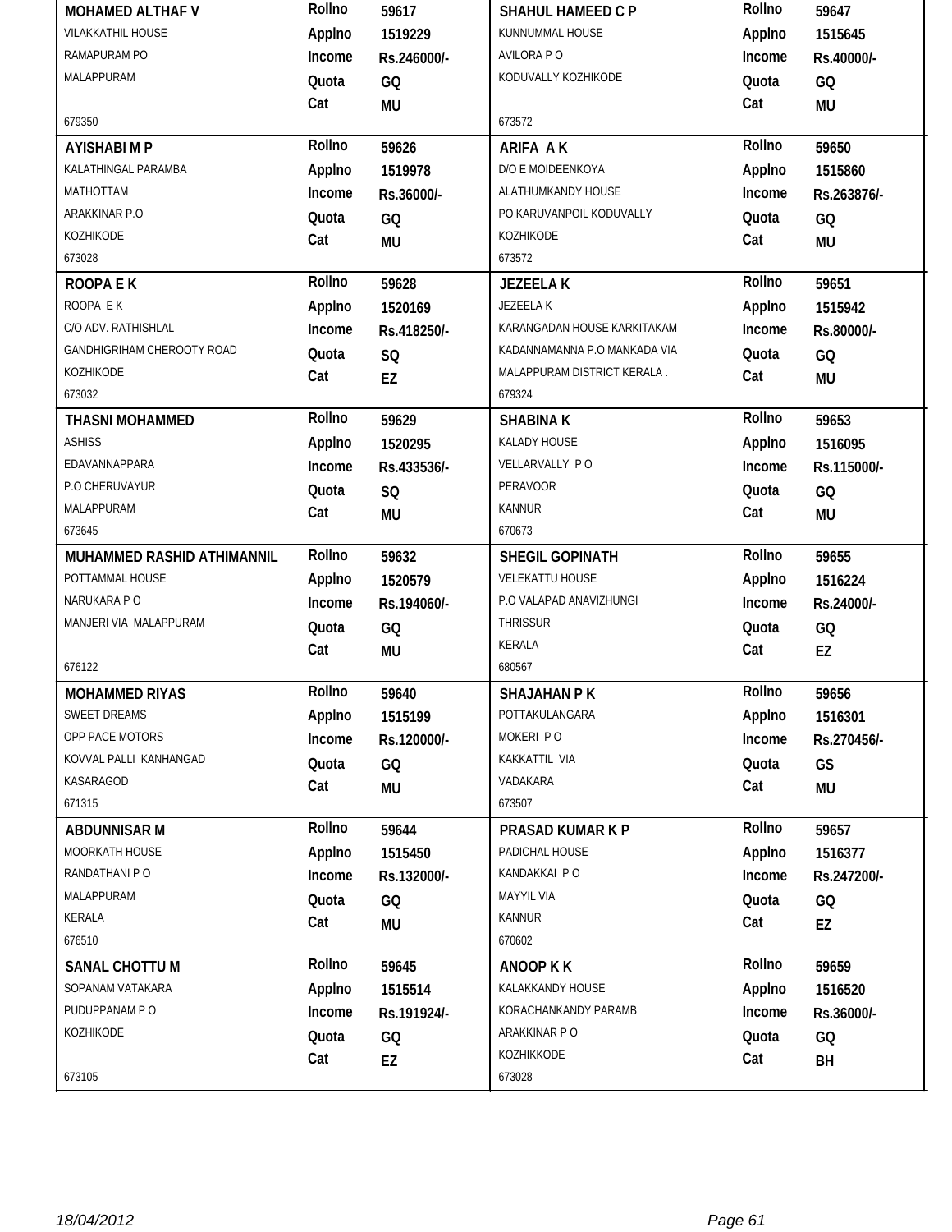| Name / Address | Details | Name / Address | Details |
|---|---|---|---|
| **MOHAMED ALTHAF V**<br>VILAKKATHIL HOUSE<br>RAMAPURAM PO<br>MALAPPURAM<br><br>679350 | Rollno 59617<br>Applno 1519229<br>Income Rs.246000/-<br>Quota GQ<br>Cat MU | **SHAHUL HAMEED C P**<br>KUNNUMMAL HOUSE<br>AVILORA P O<br>KODUVALLY KOZHIKODE<br><br>673572 | Rollno 59647<br>Applno 1515645<br>Income Rs.40000/-<br>Quota GQ<br>Cat MU |
| **AYISHABI M P**<br>KALATHINGAL PARAMBA<br>MATHOTTAM<br>ARAKKINAR P.O<br>KOZHIKODE<br>673028 | Rollno 59626<br>Applno 1519978<br>Income Rs.36000/-<br>Quota GQ<br>Cat MU | **ARIFA A K**<br>D/O E MOIDEENKOYA<br>ALATHUMKANDY HOUSE<br>PO KARUVANPOIL KODUVALLY<br>KOZHIKODE<br>673572 | Rollno 59650<br>Applno 1515860<br>Income Rs.263876/-<br>Quota GQ<br>Cat MU |
| **ROOPA E K**<br>ROOPA E K<br>C/O ADV. RATHISHLAL<br>GANDHIGRIHAM CHEROOTY ROAD<br>KOZHIKODE<br>673032 | Rollno 59628<br>Applno 1520169<br>Income Rs.418250/-<br>Quota SQ<br>Cat EZ | **JEZEELA K**<br>JEZEELA K<br>KARANGADAN HOUSE KARKITAKAM<br>KADANNAMANNA P.O MANKADA VIA<br>MALAPPURAM DISTRICT KERALA .<br>679324 | Rollno 59651<br>Applno 1515942<br>Income Rs.80000/-<br>Quota GQ<br>Cat MU |
| **THASNI MOHAMMED**<br>ASHISS<br>EDAVANNAPPARA<br>P.O CHERUVAYUR<br>MALAPPURAM<br>673645 | Rollno 59629<br>Applno 1520295<br>Income Rs.433536/-<br>Quota SQ<br>Cat MU | **SHABINA K**<br>KALADY HOUSE<br>VELLARVALLY P O<br>PERAVOOR<br>KANNUR<br>670673 | Rollno 59653<br>Applno 1516095<br>Income Rs.115000/-<br>Quota GQ<br>Cat MU |
| **MUHAMMED RASHID ATHIMANNIL**<br>POTTAMMAL HOUSE<br>NARUKARA P O<br>MANJERI VIA MALAPPURAM<br><br>676122 | Rollno 59632<br>Applno 1520579<br>Income Rs.194060/-<br>Quota GQ<br>Cat MU | **SHEGIL GOPINATH**<br>VELEKATTU HOUSE<br>P.O VALAPAD ANAVIZHUNGI<br>THRISSUR<br>KERALA<br>680567 | Rollno 59655<br>Applno 1516224<br>Income Rs.24000/-<br>Quota GQ<br>Cat EZ |
| **MOHAMMED RIYAS**<br>SWEET DREAMS<br>OPP PACE MOTORS<br>KOVVAL PALLI KANHANGAD<br>KASARAGOD<br>671315 | Rollno 59640<br>Applno 1515199<br>Income Rs.120000/-<br>Quota GQ<br>Cat MU | **SHAJAHAN P K**<br>POTTAKULANGARA<br>MOKERI P O<br>KAKKATTIL VIA<br>VADAKARA<br>673507 | Rollno 59656<br>Applno 1516301<br>Income Rs.270456/-<br>Quota GS<br>Cat MU |
| **ABDUNNISAR M**<br>MOORKATH HOUSE<br>RANDATHANI P O<br>MALAPPURAM<br>KERALA<br>676510 | Rollno 59644<br>Applno 1515450<br>Income Rs.132000/-<br>Quota GQ<br>Cat MU | **PRASAD KUMAR K P**<br>PADICHAL HOUSE<br>KANDAKKAI P O<br>MAYYIL VIA<br>KANNUR<br>670602 | Rollno 59657<br>Applno 1516377<br>Income Rs.247200/-<br>Quota GQ<br>Cat EZ |
| **SANAL CHOTTU M**<br>SOPANAM VATAKARA<br>PUDUPPANAM P O<br>KOZHIKODE<br><br>673105 | Rollno 59645<br>Applno 1515514<br>Income Rs.191924/-<br>Quota GQ<br>Cat EZ | **ANOOP K K**<br>KALAKKANDY HOUSE<br>KORACHANKANDY PARAMB<br>ARAKKINAR P O<br>KOZHIKKODE<br>673028 | Rollno 59659<br>Applno 1516520<br>Income Rs.36000/-<br>Quota GQ<br>Cat BH |

18/04/2012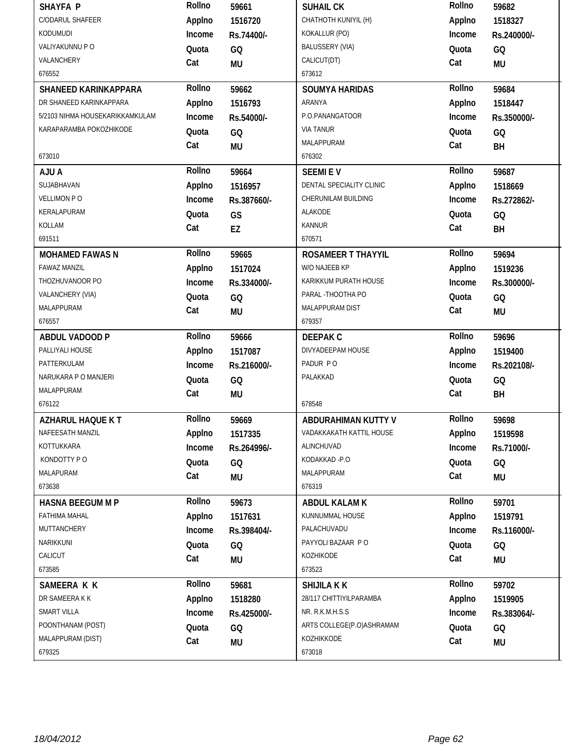| Name / Address | Details | Name / Address | Details |
|---|---|---|---|
| **SHAYFA P**<br>C/ODARUL SHAFEER<br>KODUMUDI<br>VALIYAKUNNU P O<br>VALANCHERY<br>676552 | Rollno 59661<br>Applno 1516720<br>Income Rs.74400/-<br>Quota GQ<br>Cat MU | **SUHAIL CK**<br>CHATHOTH KUNIYIL (H)<br>KOKALLUR (PO)<br>BALUSSERY (VIA)<br>CALICUT(DT)<br>673612 | Rollno 59682<br>Applno 1518327<br>Income Rs.240000/-<br>Quota GQ<br>Cat MU |
| **SHANEED KARINKAPPARA**<br>DR SHANEED KARINKAPPARA<br>5/2103 NIHMA HOUSEKARIKKAMKULAM<br>KARAPARAMBA POKOZHIKODE<br>673010 | Rollno 59662<br>Applno 1516793<br>Income Rs.54000/-<br>Quota GQ<br>Cat MU | **SOUMYA HARIDAS**<br>ARANYA<br>P.O.PANANGATOOR<br>VIA TANUR<br>MALAPPURAM<br>676302 | Rollno 59684<br>Applno 1518447<br>Income Rs.350000/-<br>Quota GQ<br>Cat BH |
| **AJU A**<br>SUJABHAVAN<br>VELLIMON P O<br>KERALAPURAM<br>KOLLAM<br>691511 | Rollno 59664<br>Applno 1516957<br>Income Rs.387660/-<br>Quota GS<br>Cat EZ | **SEEMI E V**<br>DENTAL SPECIALITY CLINIC<br>CHERUNILAM BUILDING<br>ALAKODE<br>KANNUR<br>670571 | Rollno 59687<br>Applno 1518669<br>Income Rs.272862/-<br>Quota GQ<br>Cat BH |
| **MOHAMED FAWAS N**<br>FAWAZ MANZIL<br>THOZHUVANOOR PO<br>VALANCHERY (VIA)<br>MALAPPURAM<br>676557 | Rollno 59665<br>Applno 1517024<br>Income Rs.334000/-<br>Quota GQ<br>Cat MU | **ROSAMEER T THAYYIL**<br>W/O NAJEEB KP<br>KARIKKUM PURATH HOUSE<br>PARAL -THOOTHA PO<br>MALAPPURAM DIST<br>679357 | Rollno 59694<br>Applno 1519236<br>Income Rs.300000/-<br>Quota GQ<br>Cat MU |
| **ABDUL VADOOD P**<br>PALLIYALI HOUSE<br>PATTERKULAM<br>NARUKARA P O MANJERI<br>MALAPPURAM<br>676122 | Rollno 59666<br>Applno 1517087<br>Income Rs.216000/-<br>Quota GQ<br>Cat MU | **DEEPAK C**<br>DIVYADEEPAM HOUSE<br>PADUR P O<br>PALAKKAD<br>678548 | Rollno 59696<br>Applno 1519400<br>Income Rs.202108/-<br>Quota GQ<br>Cat BH |
| **AZHARUL HAQUE K T**<br>NAFEESATH MANZIL<br>KOTTUKKARA<br>KONDOTTY P O<br>MALAPURAM<br>673638 | Rollno 59669<br>Applno 1517335<br>Income Rs.264996/-<br>Quota GQ<br>Cat MU | **ABDURAHIMAN KUTTY V**<br>VADAKKAKATH KATTIL HOUSE<br>ALINCHUVAD<br>KODAKKAD -P.O<br>MALAPPURAM<br>676319 | Rollno 59698<br>Applno 1519598<br>Income Rs.71000/-<br>Quota GQ<br>Cat MU |
| **HASNA BEEGUM M P**<br>FATHIMA MAHAL<br>MUTTANCHERY<br>NARIKKUNI<br>CALICUT<br>673585 | Rollno 59673<br>Applno 1517631<br>Income Rs.398404/-<br>Quota GQ<br>Cat MU | **ABDUL KALAM K**<br>KUNNUMMAL HOUSE<br>PALACHUVADU<br>PAYYOLI BAZAAR P O<br>KOZHIKODE<br>673523 | Rollno 59701<br>Applno 1519791<br>Income Rs.116000/-<br>Quota GQ<br>Cat MU |
| **SAMEERA K K**<br>DR SAMEERA K K<br>SMART VILLA<br>POONTHANAM (POST)<br>MALAPPURAM (DIST)<br>679325 | Rollno 59681<br>Applno 1518280<br>Income Rs.425000/-<br>Quota GQ<br>Cat MU | **SHIJILA K K**<br>28/117 CHITTIYILPARAMBA<br>NR. R.K.M.H.S.S<br>ARTS COLLEGE(P.O)ASHRAMAM<br>KOZHIKKODE<br>673018 | Rollno 59702<br>Applno 1519905<br>Income Rs.383064/-<br>Quota GQ<br>Cat MU |

18/04/2012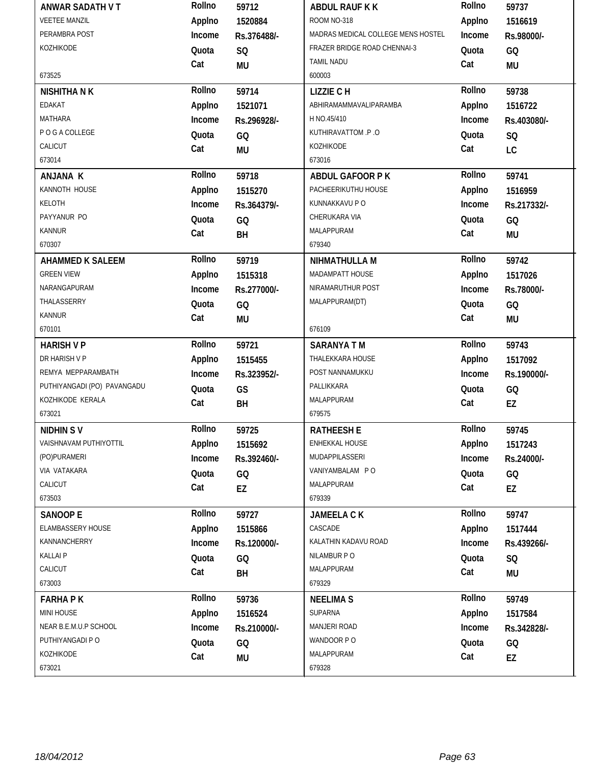| Name / Address | Details | Name / Address | Details |
|---|---|---|---|
| **ANWAR SADATH V T**<br>VEETEE MANZIL<br>PERAMBRA POST<br>KOZHIKODE<br>673525 | Rollno 59712<br>Applno 1520884<br>Income Rs.376488/-<br>Quota SQ<br>Cat MU | **ABDUL RAUF K K**<br>ROOM NO-318<br>MADRAS MEDICAL COLLEGE MENS HOSTEL<br>FRAZER BRIDGE ROAD CHENNAI-3<br>TAMIL NADU<br>600003 | Rollno 59737<br>Applno 1516619<br>Income Rs.98000/-<br>Quota GQ<br>Cat MU |
| **NISHITHA N K**<br>EDAKAT<br>MATHARA<br>P O G A COLLEGE<br>CALICUT<br>673014 | Rollno 59714<br>Applno 1521071<br>Income Rs.296928/-<br>Quota GQ<br>Cat MU | **LIZZIE C H**<br>ABHIRAMAMMAVALIPARAMBA<br>H NO.45/410<br>KUTHIRAVATTOM .P .O<br>KOZHIKODE<br>673016 | Rollno 59738<br>Applno 1516722<br>Income Rs.403080/-<br>Quota SQ<br>Cat LC |
| **ANJANA K**<br>KANNOTH HOUSE<br>KELOTH<br>PAYYANUR PO<br>KANNUR<br>670307 | Rollno 59718<br>Applno 1515270<br>Income Rs.364379/-<br>Quota GQ<br>Cat BH | **ABDUL GAFOOR P K**<br>PACHEERIKUTHU HOUSE<br>KUNNAKKAVU P O<br>CHERUKARA VIA<br>MALAPPURAM<br>679340 | Rollno 59741<br>Applno 1516959<br>Income Rs.217332/-<br>Quota GQ<br>Cat MU |
| **AHAMMED K SALEEM**<br>GREEN VIEW<br>NARANGAPURAM<br>THALASSERRY<br>KANNUR<br>670101 | Rollno 59719<br>Applno 1515318<br>Income Rs.277000/-<br>Quota GQ<br>Cat MU | **NIHMATHULLA M**<br>MADAMPATT HOUSE<br>NIRAMARUTHUR POST<br>MALAPPURAM(DT)<br>676109 | Rollno 59742<br>Applno 1517026<br>Income Rs.78000/-<br>Quota GQ<br>Cat MU |
| **HARISH V P**<br>DR HARISH V P<br>REMYA MEPPARAMBATH<br>PUTHIYANGADI (PO) PAVANGADU<br>KOZHIKODE KERALA<br>673021 | Rollno 59721<br>Applno 1515455<br>Income Rs.323952/-<br>Quota GS<br>Cat BH | **SARANYA T M**<br>THALEKKARA HOUSE<br>POST NANNAMUKKU<br>PALLIKKARA<br>MALAPPURAM<br>679575 | Rollno 59743<br>Applno 1517092<br>Income Rs.190000/-<br>Quota GQ<br>Cat EZ |
| **NIDHIN S V**<br>VAISHNAVAM PUTHIYOTTIL<br>(PO)PURAMERI<br>VIA VATAKARA<br>CALICUT<br>673503 | Rollno 59725<br>Applno 1515692<br>Income Rs.392460/-<br>Quota GQ<br>Cat EZ | **RATHEESH E**<br>ENHEKKAL HOUSE<br>MUDAPPILASSERI<br>VANIYAMBALAM P O<br>MALAPPURAM<br>679339 | Rollno 59745<br>Applno 1517243<br>Income Rs.24000/-<br>Quota GQ<br>Cat EZ |
| **SANOOP E**<br>ELAMBASSERY HOUSE<br>KANNANCHERRY<br>KALLAI P<br>CALICUT<br>673003 | Rollno 59727<br>Applno 1515866<br>Income Rs.120000/-<br>Quota GQ<br>Cat BH | **JAMEELA C K**<br>CASCADE<br>KALATHIN KADAVU ROAD<br>NILAMBUR P O<br>MALAPPURAM<br>679329 | Rollno 59747<br>Applno 1517444<br>Income Rs.439266/-<br>Quota SQ<br>Cat MU |
| **FARHA P K**<br>MINI HOUSE<br>NEAR B.E.M.U.P SCHOOL<br>PUTHIYANGADI P O<br>KOZHIKODE<br>673021 | Rollno 59736<br>Applno 1516524<br>Income Rs.210000/-<br>Quota GQ<br>Cat MU | **NEELIMA S**<br>SUPARNA<br>MANJERI ROAD<br>WANDOOR P O<br>MALAPPURAM<br>679328 | Rollno 59749<br>Applno 1517584<br>Income Rs.342828/-<br>Quota GQ<br>Cat EZ |

18/04/2012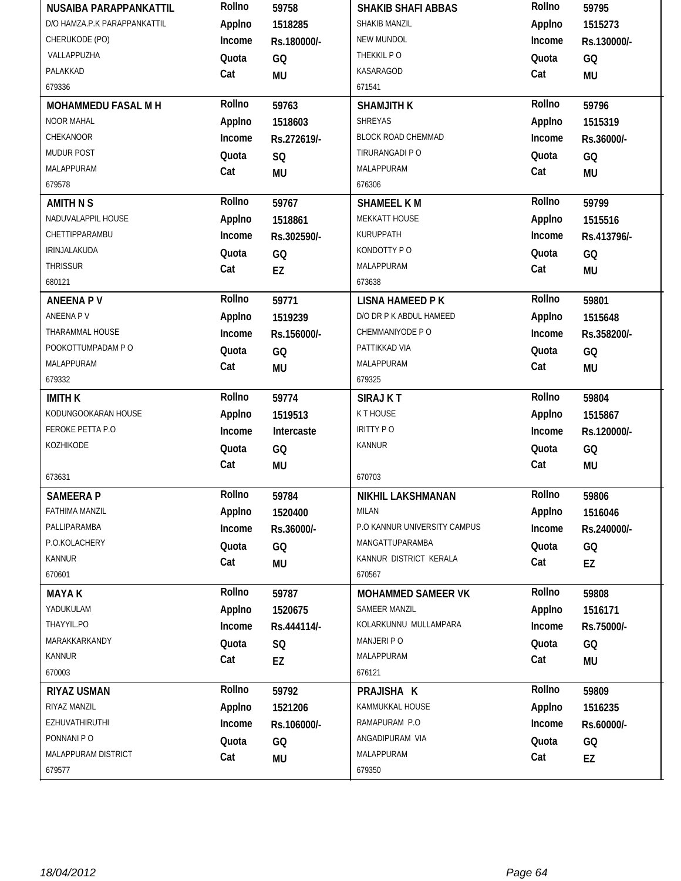| Name / Address | Details | Name / Address | Details |
|---|---|---|---|
| **NUSAIBA PARAPPANKATTIL**<br>D/O HAMZA.P.K PARAPPANKATTIL<br>CHERUKODE (PO)<br>VALLAPPUZHA<br>PALAKKAD<br>679336 | **Rollno** 59758<br>**Applno** 1518285<br>**Income** Rs.180000/-<br>**Quota** GQ<br>**Cat** MU | **SHAKIB SHAFI ABBAS**<br>SHAKIB MANZIL<br>NEW MUNDOL<br>THEKKIL P O<br>KASARAGOD<br>671541 | **Rollno** 59795<br>**Applno** 1515273<br>**Income** Rs.130000/-<br>**Quota** GQ<br>**Cat** MU |
| **MOHAMMEDU FASAL M H**<br>NOOR MAHAL<br>CHEKANOOR<br>MUDUR POST<br>MALAPPURAM<br>679578 | **Rollno** 59763<br>**Applno** 1518603<br>**Income** Rs.272619/-<br>**Quota** SQ<br>**Cat** MU | **SHAMJITH K**<br>SHREYAS<br>BLOCK ROAD CHEMMAD<br>TIRURANGADI P O<br>MALAPPURAM<br>676306 | **Rollno** 59796<br>**Applno** 1515319<br>**Income** Rs.36000/-<br>**Quota** GQ<br>**Cat** MU |
| **AMITH N S**<br>NADUVALAPPIL HOUSE<br>CHETTIPPARAMBU<br>IRINJALAKUDA<br>THRISSUR<br>680121 | **Rollno** 59767<br>**Applno** 1518861<br>**Income** Rs.302590/-<br>**Quota** GQ<br>**Cat** EZ | **SHAMEEL K M**<br>MEKKATT HOUSE<br>KURUPPATH<br>KONDOTTY P O<br>MALAPPURAM<br>673638 | **Rollno** 59799<br>**Applno** 1515516<br>**Income** Rs.413796/-<br>**Quota** GQ<br>**Cat** MU |
| **ANEENA P V**<br>ANEENA P V<br>THARAMMAL HOUSE<br>POOKOTTUMPADAM P O<br>MALAPPURAM<br>679332 | **Rollno** 59771<br>**Applno** 1519239<br>**Income** Rs.156000/-<br>**Quota** GQ<br>**Cat** MU | **LISNA HAMEED P K**<br>D/O DR P K ABDUL HAMEED<br>CHEMMANIYODE P O<br>PATTIKKAD VIA<br>MALAPPURAM<br>679325 | **Rollno** 59801<br>**Applno** 1515648<br>**Income** Rs.358200/-<br>**Quota** GQ<br>**Cat** MU |
| **IMITH K**<br>KODUNGOOKARAN HOUSE<br>FEROKE PETTA P.O<br>KOZHIKODE<br>673631 | **Rollno** 59774<br>**Applno** 1519513<br>**Income** Intercaste<br>**Quota** GQ<br>**Cat** MU | **SIRAJ K T**<br>K T HOUSE<br>IRITTY P O<br>KANNUR<br>670703 | **Rollno** 59804<br>**Applno** 1515867<br>**Income** Rs.120000/-<br>**Quota** GQ<br>**Cat** MU |
| **SAMEERA P**<br>FATHIMA MANZIL<br>PALLIPARAMBA<br>P.O.KOLACHERY<br>KANNUR<br>670601 | **Rollno** 59784<br>**Applno** 1520400<br>**Income** Rs.36000/-<br>**Quota** GQ<br>**Cat** MU | **NIKHIL LAKSHMANAN**<br>MILAN<br>P.O KANNUR UNIVERSITY CAMPUS<br>MANGATTUPARAMBA<br>KANNUR DISTRICT KERALA<br>670567 | **Rollno** 59806<br>**Applno** 1516046<br>**Income** Rs.240000/-<br>**Quota** GQ<br>**Cat** EZ |
| **MAYA K**<br>YADUKULAM<br>THAYYIL.PO<br>MARAKKARKANDY<br>KANNUR<br>670003 | **Rollno** 59787<br>**Applno** 1520675<br>**Income** Rs.444114/-<br>**Quota** SQ<br>**Cat** EZ | **MOHAMMED SAMEER VK**<br>SAMEER MANZIL<br>KOLARKUNNU MULLAMPARA<br>MANJERI P O<br>MALAPPURAM<br>676121 | **Rollno** 59808<br>**Applno** 1516171<br>**Income** Rs.75000/-<br>**Quota** GQ<br>**Cat** MU |
| **RIYAZ USMAN**<br>RIYAZ MANZIL<br>EZHUVATHIRUTHI<br>PONNANI P O<br>MALAPPURAM DISTRICT<br>679577 | **Rollno** 59792<br>**Applno** 1521206<br>**Income** Rs.106000/-<br>**Quota** GQ<br>**Cat** MU | **PRAJISHA K**<br>KAMMUKKAL HOUSE<br>RAMAPURAM P.O<br>ANGADIPURAM VIA<br>MALAPPURAM<br>679350 | **Rollno** 59809<br>**Applno** 1516235<br>**Income** Rs.60000/-<br>**Quota** GQ<br>**Cat** EZ |

18/04/2012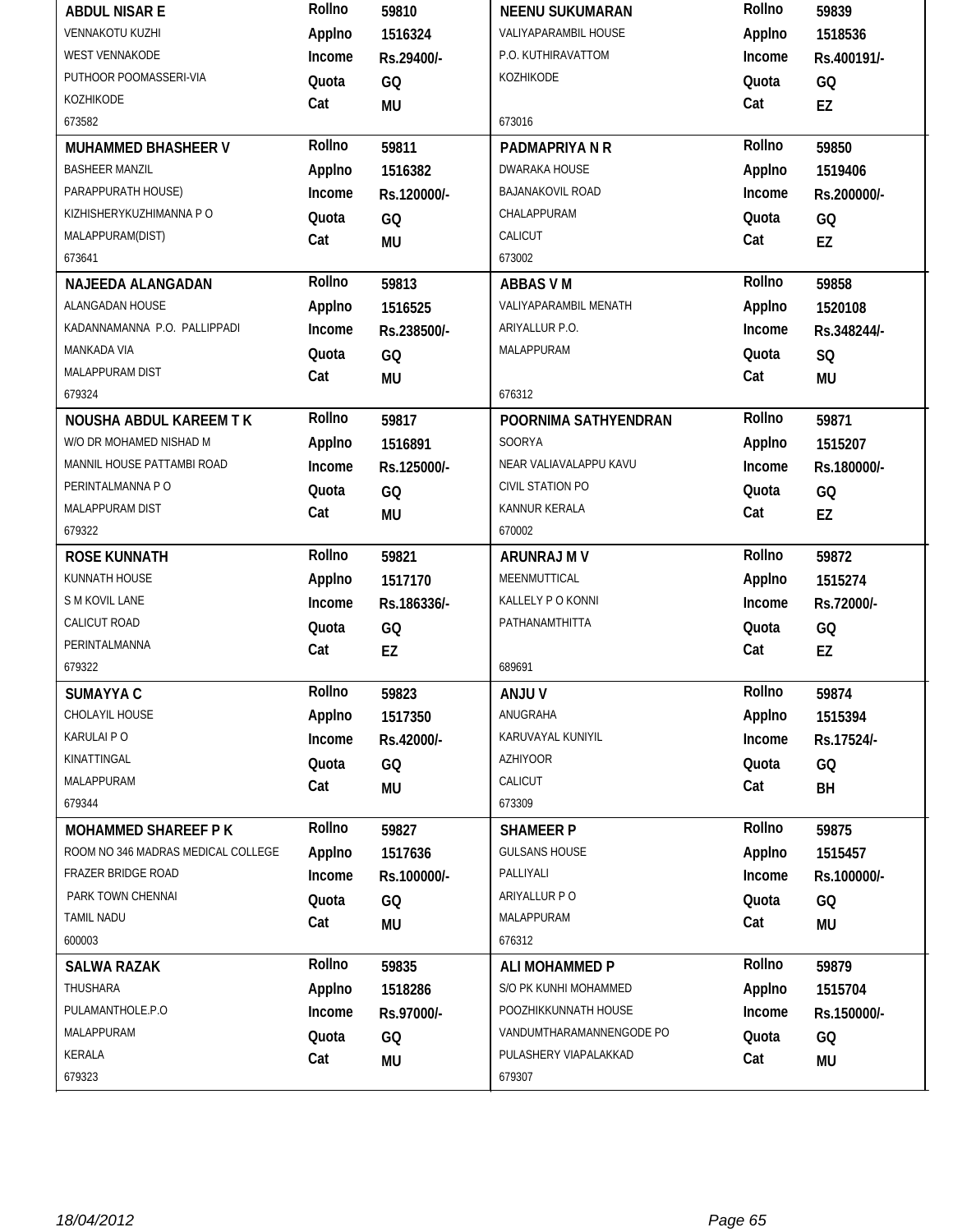| Name / Address | Rollno | Applno | Income | Quota | Cat |
|---|---|---|---|---|---|
| **ABDUL NISAR E**<br>VENNAKOTU KUZHI<br>WEST VENNAKODE<br>PUTHOOR POOMASSERI-VIA<br>KOZHIKODE<br>673582 | 59810 | 1516324 | Rs.29400/- | GQ | MU |
| **NEENU SUKUMARAN**<br>VALIYAPARAMBIL HOUSE<br>P.O. KUTHIRAVATTOM<br>KOZHIKODE<br>673016 | 59839 | 1518536 | Rs.400191/- | GQ | EZ |
| **MUHAMMED BHASHEER V**<br>BASHEER MANZIL<br>PARAPPURATH HOUSE)<br>KIZHISHERYKUZHIMANNA P O<br>MALAPPURAM(DIST)<br>673641 | 59811 | 1516382 | Rs.120000/- | GQ | MU |
| **PADMAPRIYA N R**<br>DWARAKA HOUSE<br>BAJANAKOVIL ROAD<br>CHALAPPURAM<br>CALICUT<br>673002 | 59850 | 1519406 | Rs.200000/- | GQ | EZ |
| **NAJEEDA ALANGADAN**<br>ALANGADAN HOUSE<br>KADANNAMANNA P.O. PALLIPPADI<br>MANKADA VIA<br>MALAPPURAM DIST<br>679324 | 59813 | 1516525 | Rs.238500/- | GQ | MU |
| **ABBAS V M**<br>VALIYAPARAMBIL MENATH<br>ARIYALLUR P.O.<br>MALAPPURAM<br>676312 | 59858 | 1520108 | Rs.348244/- | SQ | MU |
| **NOUSHA ABDUL KAREEM T K**<br>W/O DR MOHAMED NISHAD M<br>MANNIL HOUSE PATTAMBI ROAD<br>PERINTALMANNA P O<br>MALAPPURAM DIST<br>679322 | 59817 | 1516891 | Rs.125000/- | GQ | MU |
| **POORNIMA SATHYENDRAN**<br>SOORYA<br>NEAR VALIAVALAPPU KAVU<br>CIVIL STATION PO<br>KANNUR KERALA<br>670002 | 59871 | 1515207 | Rs.180000/- | GQ | EZ |
| **ROSE KUNNATH**<br>KUNNATH HOUSE<br>S M KOVIL LANE<br>CALICUT ROAD<br>PERINTALMANNA<br>679322 | 59821 | 1517170 | Rs.186336/- | GQ | EZ |
| **ARUNRAJ M V**<br>MEENMUTTICAL<br>KALLELY P O KONNI<br>PATHANAMTHITTA<br>689691 | 59872 | 1515274 | Rs.72000/- | GQ | EZ |
| **SUMAYYA C**<br>CHOLAYIL HOUSE<br>KARULAI P O<br>KINATTINGAL<br>MALAPPURAM<br>679344 | 59823 | 1517350 | Rs.42000/- | GQ | MU |
| **ANJU V**<br>ANUGRAHA<br>KARUVAYAL KUNIYIL<br>AZHIYOOR<br>CALICUT<br>673309 | 59874 | 1515394 | Rs.17524/- | GQ | BH |
| **MOHAMMED SHAREEF P K**<br>ROOM NO 346 MADRAS MEDICAL COLLEGE<br>FRAZER BRIDGE ROAD<br>PARK TOWN CHENNAI<br>TAMIL NADU<br>600003 | 59827 | 1517636 | Rs.100000/- | GQ | MU |
| **SHAMEER P**<br>GULSANS HOUSE<br>PALLIYALI<br>ARIYALLUR P O<br>MALAPPURAM<br>676312 | 59875 | 1515457 | Rs.100000/- | GQ | MU |
| **SALWA RAZAK**<br>THUSHARA<br>PULAMANTHOLE.P.O<br>MALAPPURAM<br>KERALA<br>679323 | 59835 | 1518286 | Rs.97000/- | GQ | MU |
| **ALI MOHAMMED P**<br>S/O PK KUNHI MOHAMMED<br>POOZHIKKUNNATH HOUSE<br>VANDUMTHARAMANNENGODE PO<br>PULASHERY VIAPALAKKAD<br>679307 | 59879 | 1515704 | Rs.150000/- | GQ | MU |

18/04/2012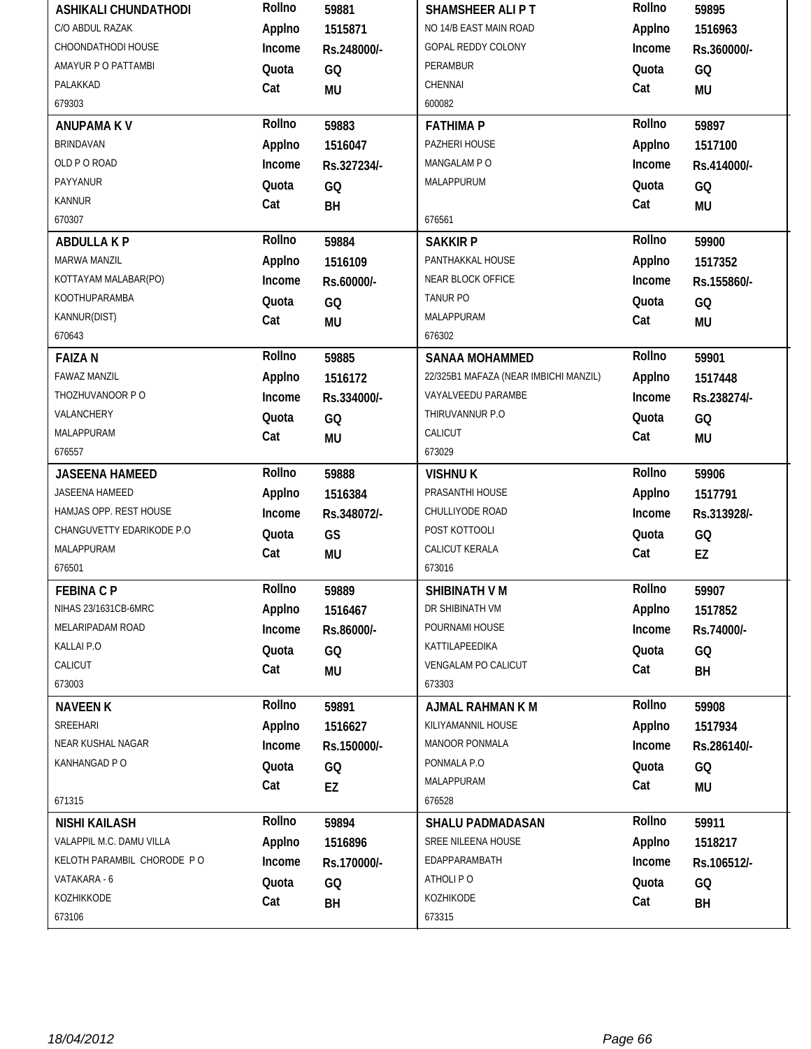| Name / Address | | | Name / Address | | |
|---|---|---|---|---|---|
| **ASHIKALI CHUNDATHODI**<br>C/O ABDUL RAZAK<br>CHOONDATHODI HOUSE<br>AMAYUR P O PATTAMBI<br>PALAKKAD<br>679303 | Rollno<br>Applno<br>Income<br>Quota<br>Cat | 59881<br>1515871<br>Rs.248000/-<br>GQ<br>MU | **SHAMSHEER ALI P T**<br>NO 14/B EAST MAIN ROAD<br>GOPAL REDDY COLONY<br>PERAMBUR<br>CHENNAI<br>600082 | Rollno<br>Applno<br>Income<br>Quota<br>Cat | 59895<br>1516963<br>Rs.360000/-<br>GQ<br>MU |
| **ANUPAMA K V**<br>BRINDAVAN<br>OLD P O ROAD<br>PAYYANUR<br>KANNUR<br>670307 | Rollno<br>Applno<br>Income<br>Quota<br>Cat | 59883<br>1516047<br>Rs.327234/-<br>GQ<br>BH | **FATHIMA P**<br>PAZHERI HOUSE<br>MANGALAM P O<br>MALAPPURUM<br>676561 | Rollno<br>Applno<br>Income<br>Quota<br>Cat | 59897<br>1517100<br>Rs.414000/-<br>GQ<br>MU |
| **ABDULLA K P**<br>MARWA MANZIL<br>KOTTAYAM MALABAR(PO)<br>KOOTHUPARAMBA<br>KANNUR(DIST)<br>670643 | Rollno<br>Applno<br>Income<br>Quota<br>Cat | 59884<br>1516109<br>Rs.60000/-<br>GQ<br>MU | **SAKKIR P**<br>PANTHAKKAL HOUSE<br>NEAR BLOCK OFFICE<br>TANUR PO<br>MALAPPURAM<br>676302 | Rollno<br>Applno<br>Income<br>Quota<br>Cat | 59900<br>1517352<br>Rs.155860/-<br>GQ<br>MU |
| **FAIZA N**<br>FAWAZ MANZIL<br>THOZHUVANOOR P O<br>VALANCHERY<br>MALAPPURAM<br>676557 | Rollno<br>Applno<br>Income<br>Quota<br>Cat | 59885<br>1516172<br>Rs.334000/-<br>GQ<br>MU | **SANAA MOHAMMED**<br>22/325B1 MAFAZA (NEAR IMBICHI MANZIL)<br>VAYALVEEDU PARAMBE<br>THIRUVANNUR P.O<br>CALICUT<br>673029 | Rollno<br>Applno<br>Income<br>Quota<br>Cat | 59901<br>1517448<br>Rs.238274/-<br>GQ<br>MU |
| **JASEENA HAMEED**<br>JASEENA HAMEED<br>HAMJAS OPP. REST HOUSE<br>CHANGUVETTY EDARIKODE P.O<br>MALAPPURAM<br>676501 | Rollno<br>Applno<br>Income<br>Quota<br>Cat | 59888<br>1516384<br>Rs.348072/-<br>GS<br>MU | **VISHNU K**<br>PRASANTHI HOUSE<br>CHULLIYODE ROAD<br>POST KOTTOOLI<br>CALICUT KERALA<br>673016 | Rollno<br>Applno<br>Income<br>Quota<br>Cat | 59906<br>1517791<br>Rs.313928/-<br>GQ<br>EZ |
| **FEBINA C P**<br>NIHAS 23/1631CB-6MRC<br>MELARIPADAM ROAD<br>KALLAI P.O<br>CALICUT<br>673003 | Rollno<br>Applno<br>Income<br>Quota<br>Cat | 59889<br>1516467<br>Rs.86000/-<br>GQ<br>MU | **SHIBINATH V M**<br>DR SHIBINATH VM<br>POURNAMI HOUSE<br>KATTILAPEEDIKA<br>VENGALAM PO CALICUT<br>673303 | Rollno<br>Applno<br>Income<br>Quota<br>Cat | 59907<br>1517852<br>Rs.74000/-<br>GQ<br>BH |
| **NAVEEN K**<br>SREEHARI<br>NEAR KUSHAL NAGAR<br>KANHANGAD P O<br>671315 | Rollno<br>Applno<br>Income<br>Quota<br>Cat | 59891<br>1516627<br>Rs.150000/-<br>GQ<br>EZ | **AJMAL RAHMAN K M**<br>KILIYAMANNIL HOUSE<br>MANOOR PONMALA<br>PONMALA P.O<br>MALAPPURAM<br>676528 | Rollno<br>Applno<br>Income<br>Quota<br>Cat | 59908<br>1517934<br>Rs.286140/-<br>GQ<br>MU |
| **NISHI KAILASH**<br>VALAPPIL M.C. DAMU VILLA<br>KELOTH PARAMBIL CHORODE P O<br>VATAKARA - 6<br>KOZHIKKODE<br>673106 | Rollno<br>Applno<br>Income<br>Quota<br>Cat | 59894<br>1516896<br>Rs.170000/-<br>GQ<br>BH | **SHALU PADMADASAN**<br>SREE NILEENA HOUSE<br>EDAPPARAMBATH<br>ATHOLI P O<br>KOZHIKODE<br>673315 | Rollno<br>Applno<br>Income<br>Quota<br>Cat | 59911<br>1518217<br>Rs.106512/-<br>GQ<br>BH |

18/04/2012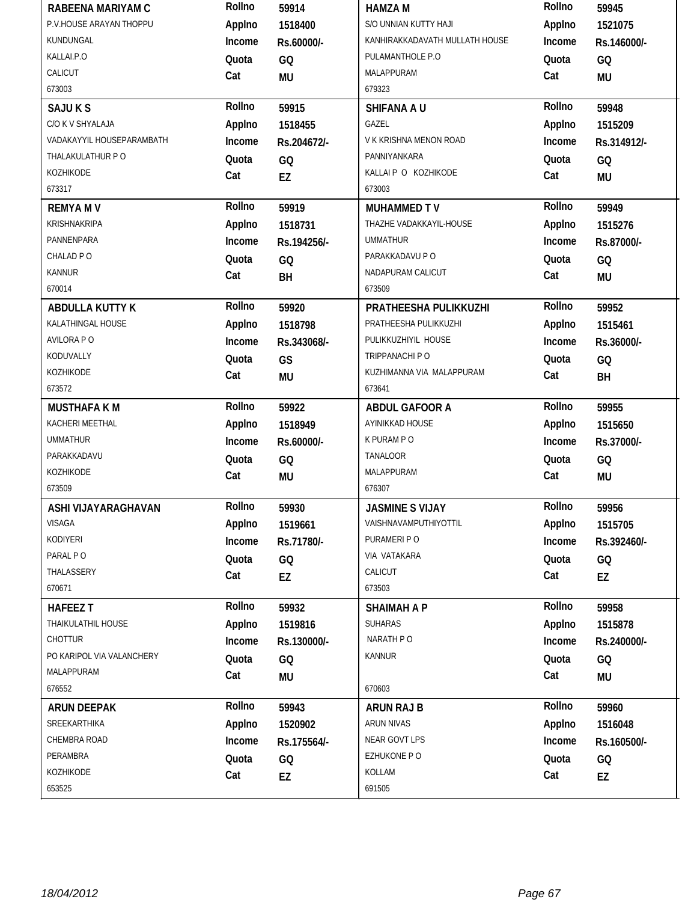| Name / Address | Details | Name / Address | Details |
|---|---|---|---|
| **RABEENA MARIYAM C**<br>P.V.HOUSE ARAYAN THOPPU<br>KUNDUNGAL<br>KALLAI.P.O<br>CALICUT<br>673003 | Rollno 59914<br>Applno 1518400<br>Income Rs.60000/-<br>Quota GQ<br>Cat MU | **HAMZA M**<br>S/O UNNIAN KUTTY HAJI<br>KANHIRAKKADAVATH MULLATH HOUSE<br>PULAMANTHOLE P.O<br>MALAPPURAM<br>679323 | Rollno 59945<br>Applno 1521075<br>Income Rs.146000/-<br>Quota GQ<br>Cat MU |
| **SAJU K S**<br>C/O K V SHYALAJA<br>VADAKAYYIL HOUSEPARAMBATH<br>THALAKULATHUR P O<br>KOZHIKODE<br>673317 | Rollno 59915<br>Applno 1518455<br>Income Rs.204672/-<br>Quota GQ<br>Cat EZ | **SHIFANA A U**<br>GAZEL<br>V K KRISHNA MENON ROAD<br>PANNIYANKARA<br>KALLAI P O KOZHIKODE<br>673003 | Rollno 59948<br>Applno 1515209<br>Income Rs.314912/-<br>Quota GQ<br>Cat MU |
| **REMYA M V**<br>KRISHNAKRIPA<br>PANNENPARA<br>CHALAD P O<br>KANNUR<br>670014 | Rollno 59919<br>Applno 1518731<br>Income Rs.194256/-<br>Quota GQ<br>Cat BH | **MUHAMMED T V**<br>THAZHE VADAKKAYIL-HOUSE<br>UMMATHUR<br>PARAKKADAVU P O<br>NADAPURAM CALICUT<br>673509 | Rollno 59949<br>Applno 1515276<br>Income Rs.87000/-<br>Quota GQ<br>Cat MU |
| **ABDULLA KUTTY K**<br>KALATHINGAL HOUSE<br>AVILORA P O<br>KODUVALLY<br>KOZHIKODE<br>673572 | Rollno 59920<br>Applno 1518798<br>Income Rs.343068/-<br>Quota GS<br>Cat MU | **PRATHEESHA PULIKKUZHI**<br>PRATHEESHA PULIKKUZHI<br>PULIKKUZHIYIL HOUSE<br>TRIPPANACHI P O<br>KUZHIMANNA VIA MALAPPURAM<br>673641 | Rollno 59952<br>Applno 1515461<br>Income Rs.36000/-<br>Quota GQ<br>Cat BH |
| **MUSTHAFA K M**<br>KACHERI MEETHAL<br>UMMATHUR<br>PARAKKADAVU<br>KOZHIKODE<br>673509 | Rollno 59922<br>Applno 1518949<br>Income Rs.60000/-<br>Quota GQ<br>Cat MU | **ABDUL GAFOOR A**<br>AYINIKKAD HOUSE<br>K PURAM P O<br>TANALOOR<br>MALAPPURAM<br>676307 | Rollno 59955<br>Applno 1515650<br>Income Rs.37000/-<br>Quota GQ<br>Cat MU |
| **ASHI VIJAYARAGHAVAN**<br>VISAGA<br>KODIYERI<br>PARAL P O<br>THALASSERY<br>670671 | Rollno 59930<br>Applno 1519661<br>Income Rs.71780/-<br>Quota GQ<br>Cat EZ | **JASMINE S VIJAY**<br>VAISHNAVAMPUTHIYOTTIL<br>PURAMERI P O<br>VIA VATAKARA<br>CALICUT<br>673503 | Rollno 59956<br>Applno 1515705<br>Income Rs.392460/-<br>Quota GQ<br>Cat EZ |
| **HAFEEZ T**<br>THAIKULATHIL HOUSE<br>CHOTTUR<br>PO KARIPOL VIA VALANCHERY<br>MALAPPURAM<br>676552 | Rollno 59932<br>Applno 1519816<br>Income Rs.130000/-<br>Quota GQ<br>Cat MU | **SHAIMAH A P**<br>SUHARAS<br>NARATH P O<br>KANNUR<br>670603 | Rollno 59958<br>Applno 1515878<br>Income Rs.240000/-<br>Quota GQ<br>Cat MU |
| **ARUN DEEPAK**<br>SREEKARTHIKA<br>CHEMBRA ROAD<br>PERAMBRA<br>KOZHIKODE<br>653525 | Rollno 59943<br>Applno 1520902<br>Income Rs.175564/-<br>Quota GQ<br>Cat EZ | **ARUN RAJ B**<br>ARUN NIVAS<br>NEAR GOVT LPS<br>EZHUKONE P O<br>KOLLAM<br>691505 | Rollno 59960<br>Applno 1516048<br>Income Rs.160500/-<br>Quota GQ<br>Cat EZ |

*18/04/2012*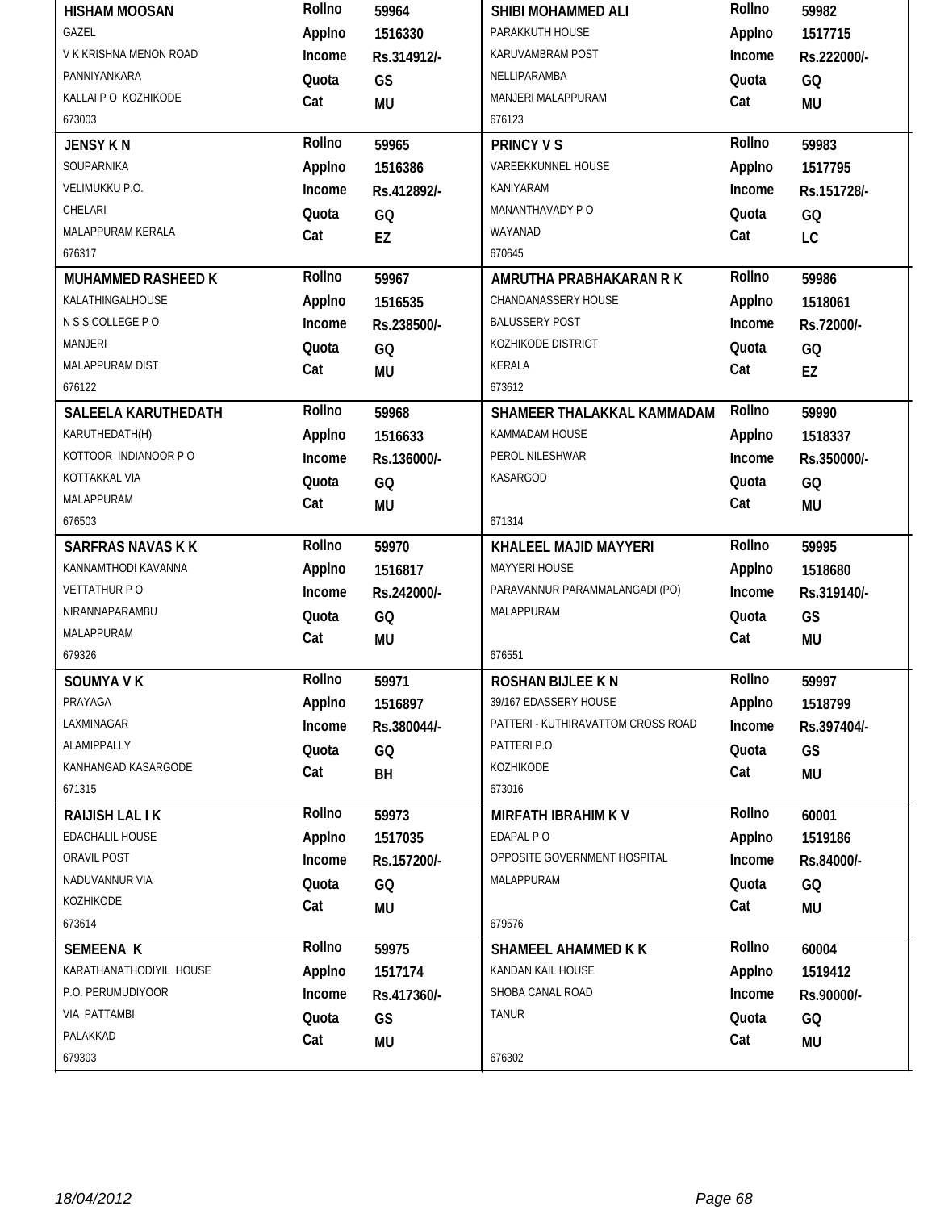| Name / Address | Details | Name / Address | Details |
|---|---|---|---|
| **HISHAM MOOSAN**<br>GAZEL<br>V K KRISHNA MENON ROAD<br>PANNIYANKARA<br>KALLAI P O KOZHIKODE<br>673003 | **Rollno** 59964<br>**Applno** 1516330<br>**Income** Rs.314912/-<br>**Quota** GS<br>**Cat** MU | **SHIBI MOHAMMED ALI**<br>PARAKKUTH HOUSE<br>KARUVAMBRAM POST<br>NELLIPARAMBA<br>MANJERI MALAPPURAM<br>676123 | **Rollno** 59982<br>**Applno** 1517715<br>**Income** Rs.222000/-<br>**Quota** GQ<br>**Cat** MU |
| **JENSY K N**<br>SOUPARNIKA<br>VELIMUKKU P.O.<br>CHELARI<br>MALAPPURAM KERALA<br>676317 | **Rollno** 59965<br>**Applno** 1516386<br>**Income** Rs.412892/-<br>**Quota** GQ<br>**Cat** EZ | **PRINCY V S**<br>VAREEKKUNNEL HOUSE<br>KANIYARAM<br>MANANTHAVADY P O<br>WAYANAD<br>670645 | **Rollno** 59983<br>**Applno** 1517795<br>**Income** Rs.151728/-<br>**Quota** GQ<br>**Cat** LC |
| **MUHAMMED RASHEED K**<br>KALATHINGALHOUSE<br>N S S COLLEGE P O<br>MANJERI<br>MALAPPURAM DIST<br>676122 | **Rollno** 59967<br>**Applno** 1516535<br>**Income** Rs.238500/-<br>**Quota** GQ<br>**Cat** MU | **AMRUTHA PRABHAKARAN R K**<br>CHANDANASSERY HOUSE<br>BALUSSERY POST<br>KOZHIKODE DISTRICT<br>KERALA<br>673612 | **Rollno** 59986<br>**Applno** 1518061<br>**Income** Rs.72000/-<br>**Quota** GQ<br>**Cat** EZ |
| **SALEELA KARUTHEDATH**<br>KARUTHEDATH(H)<br>KOTTOOR INDIANOOR P O<br>KOTTAKKAL VIA<br>MALAPPURAM<br>676503 | **Rollno** 59968<br>**Applno** 1516633<br>**Income** Rs.136000/-<br>**Quota** GQ<br>**Cat** MU | **SHAMEER THALAKKAL KAMMADAM**<br>KAMMADAM HOUSE<br>PEROL NILESHWAR<br>KASARGOD<br>671314 | **Rollno** 59990<br>**Applno** 1518337<br>**Income** Rs.350000/-<br>**Quota** GQ<br>**Cat** MU |
| **SARFRAS NAVAS K K**<br>KANNAMTHODI KAVANNA<br>VETTATHUR P O<br>NIRANNAPARAMBU<br>MALAPPURAM<br>679326 | **Rollno** 59970<br>**Applno** 1516817<br>**Income** Rs.242000/-<br>**Quota** GQ<br>**Cat** MU | **KHALEEL MAJID MAYYERI**<br>MAYYERI HOUSE<br>PARAVANNUR PARAMMALANGADI (PO)<br>MALAPPURAM<br>676551 | **Rollno** 59995<br>**Applno** 1518680<br>**Income** Rs.319140/-<br>**Quota** GS<br>**Cat** MU |
| **SOUMYA V K**<br>PRAYAGA<br>LAXMINAGAR<br>ALAMIPPALLY<br>KANHANGAD KASARGODE<br>671315 | **Rollno** 59971<br>**Applno** 1516897<br>**Income** Rs.380044/-<br>**Quota** GQ<br>**Cat** BH | **ROSHAN BIJLEE K N**<br>39/167 EDASSERY HOUSE<br>PATTERI - KUTHIRAVATTOM CROSS ROAD<br>PATTERI P.O<br>KOZHIKODE<br>673016 | **Rollno** 59997<br>**Applno** 1518799<br>**Income** Rs.397404/-<br>**Quota** GS<br>**Cat** MU |
| **RAIJISH LAL I K**<br>EDACHALIL HOUSE<br>ORAVIL POST<br>NADUVANNUR VIA<br>KOZHIKODE<br>673614 | **Rollno** 59973<br>**Applno** 1517035<br>**Income** Rs.157200/-<br>**Quota** GQ<br>**Cat** MU | **MIRFATH IBRAHIM K V**<br>EDAPAL P O<br>OPPOSITE GOVERNMENT HOSPITAL<br>MALAPPURAM<br>679576 | **Rollno** 60001<br>**Applno** 1519186<br>**Income** Rs.84000/-<br>**Quota** GQ<br>**Cat** MU |
| **SEMEENA K**<br>KARATHANATHODIYIL HOUSE<br>P.O. PERUMUDIYOOR<br>VIA PATTAMBI<br>PALAKKAD<br>679303 | **Rollno** 59975<br>**Applno** 1517174<br>**Income** Rs.417360/-<br>**Quota** GS<br>**Cat** MU | **SHAMEEL AHAMMED K K**<br>KANDAN KAIL HOUSE<br>SHOBA CANAL ROAD<br>TANUR<br>676302 | **Rollno** 60004<br>**Applno** 1519412<br>**Income** Rs.90000/-<br>**Quota** GQ<br>**Cat** MU |

*18/04/2012*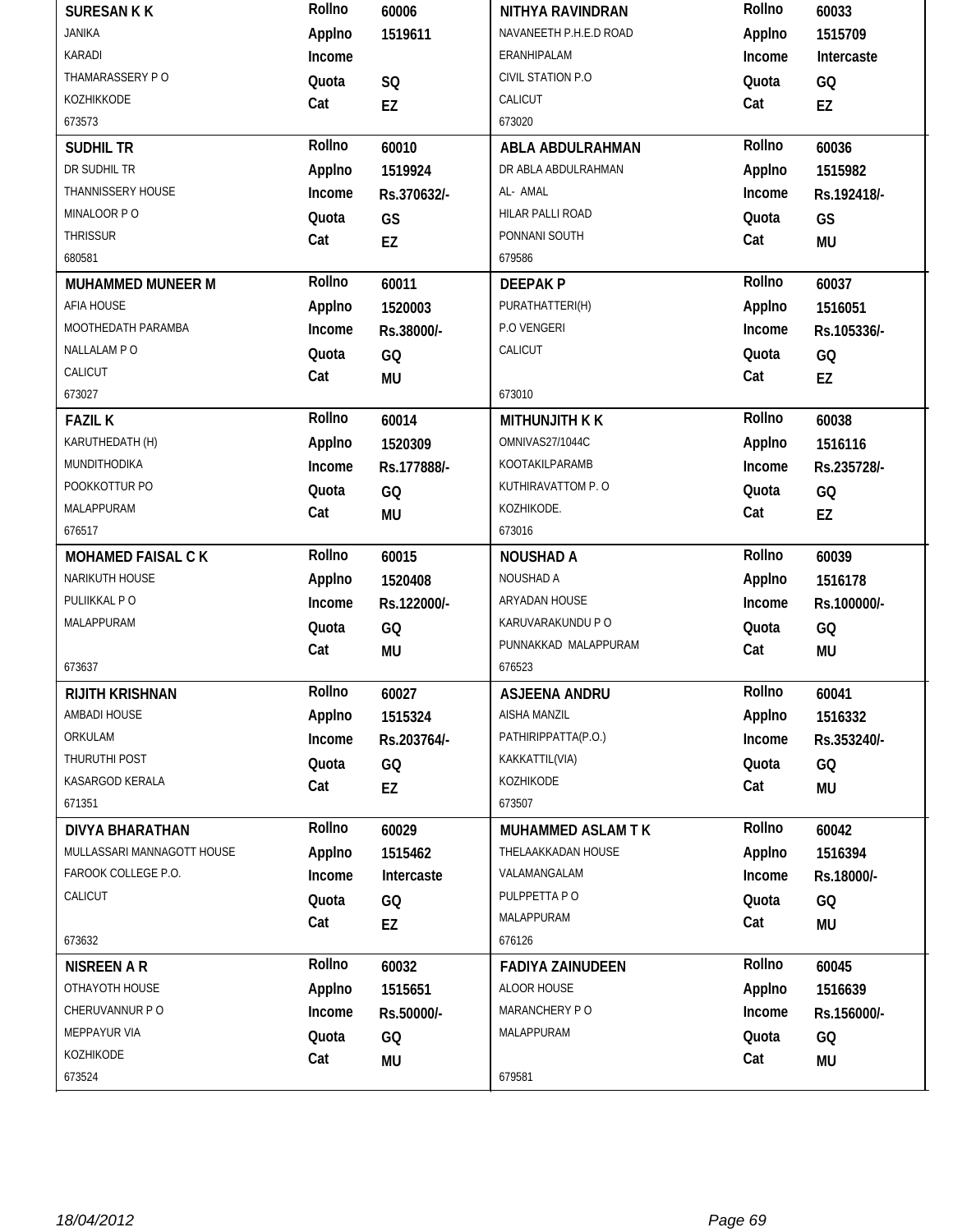| Name / Address | Details | Name / Address | Details |
|---|---|---|---|
| **SURESAN K K**<br>JANIKA<br>KARADI<br>THAMARASSERY P O<br>KOZHIKKODE<br>673573 | **Rollno** 60006<br>**Applno** 1519611<br>**Income**<br>**Quota** SQ<br>**Cat** EZ | **NITHYA RAVINDRAN**<br>NAVANEETH P.H.E.D ROAD<br>ERANHIPALAM<br>CIVIL STATION P.O<br>CALICUT<br>673020 | **Rollno** 60033<br>**Applno** 1515709<br>**Income** Intercaste<br>**Quota** GQ<br>**Cat** EZ |
| **SUDHIL TR**<br>DR SUDHIL TR<br>THANNISSERY HOUSE<br>MINALOOR P O<br>THRISSUR<br>680581 | **Rollno** 60010<br>**Applno** 1519924<br>**Income** Rs.370632/-<br>**Quota** GS<br>**Cat** EZ | **ABLA ABDULRAHMAN**<br>DR ABLA ABDULRAHMAN<br>AL- AMAL<br>HILAR PALLI ROAD<br>PONNANI SOUTH<br>679586 | **Rollno** 60036<br>**Applno** 1515982<br>**Income** Rs.192418/-<br>**Quota** GS<br>**Cat** MU |
| **MUHAMMED MUNEER M**<br>AFIA HOUSE<br>MOOTHEDATH PARAMBA<br>NALLALAM P O<br>CALICUT<br>673027 | **Rollno** 60011<br>**Applno** 1520003<br>**Income** Rs.38000/-<br>**Quota** GQ<br>**Cat** MU | **DEEPAK P**<br>PURATHATTERI(H)<br>P.O VENGERI<br>CALICUT<br>673010 | **Rollno** 60037<br>**Applno** 1516051<br>**Income** Rs.105336/-<br>**Quota** GQ<br>**Cat** EZ |
| **FAZIL K**<br>KARUTHEDATH (H)<br>MUNDITHODIKA<br>POOKKOTTUR PO<br>MALAPPURAM<br>676517 | **Rollno** 60014<br>**Applno** 1520309<br>**Income** Rs.177888/-<br>**Quota** GQ<br>**Cat** MU | **MITHUNJITH K K**<br>OMNIVAS27/1044C<br>KOOTAKILPARAMB<br>KUTHIRAVATTOM P. O<br>KOZHIKODE.<br>673016 | **Rollno** 60038<br>**Applno** 1516116<br>**Income** Rs.235728/-<br>**Quota** GQ<br>**Cat** EZ |
| **MOHAMED FAISAL C K**<br>NARIKUTH HOUSE<br>PULIIKKAL P O<br>MALAPPURAM<br>673637 | **Rollno** 60015<br>**Applno** 1520408<br>**Income** Rs.122000/-<br>**Quota** GQ<br>**Cat** MU | **NOUSHAD A**<br>NOUSHAD A<br>ARYADAN HOUSE<br>KARUVARAKUNDU P O<br>PUNNAKKAD MALAPPURAM<br>676523 | **Rollno** 60039<br>**Applno** 1516178<br>**Income** Rs.100000/-<br>**Quota** GQ<br>**Cat** MU |
| **RIJITH KRISHNAN**<br>AMBADI HOUSE<br>ORKULAM<br>THURUTHI POST<br>KASARGOD KERALA<br>671351 | **Rollno** 60027<br>**Applno** 1515324<br>**Income** Rs.203764/-<br>**Quota** GQ<br>**Cat** EZ | **ASJEENA ANDRU**<br>AISHA MANZIL<br>PATHIRIPPATTA(P.O.)<br>KAKKATTIL(VIA)<br>KOZHIKODE<br>673507 | **Rollno** 60041<br>**Applno** 1516332<br>**Income** Rs.353240/-<br>**Quota** GQ<br>**Cat** MU |
| **DIVYA BHARATHAN**<br>MULLASSARI MANNAGOTT HOUSE<br>FAROOK COLLEGE P.O.<br>CALICUT<br>673632 | **Rollno** 60029<br>**Applno** 1515462<br>**Income** Intercaste<br>**Quota** GQ<br>**Cat** EZ | **MUHAMMED ASLAM T K**<br>THELAAKKADAN HOUSE<br>VALAMANGALAM<br>PULPPETTA P O<br>MALAPPURAM<br>676126 | **Rollno** 60042<br>**Applno** 1516394<br>**Income** Rs.18000/-<br>**Quota** GQ<br>**Cat** MU |
| **NISREEN A R**<br>OTHAYOTH HOUSE<br>CHERUVANNUR P O<br>MEPPAYUR VIA<br>KOZHIKODE<br>673524 | **Rollno** 60032<br>**Applno** 1515651<br>**Income** Rs.50000/-<br>**Quota** GQ<br>**Cat** MU | **FADIYA ZAINUDEEN**<br>ALOOR HOUSE<br>MARANCHERY P O<br>MALAPPURAM<br>679581 | **Rollno** 60045<br>**Applno** 1516639<br>**Income** Rs.156000/-<br>**Quota** GQ<br>**Cat** MU |

*18/04/2012*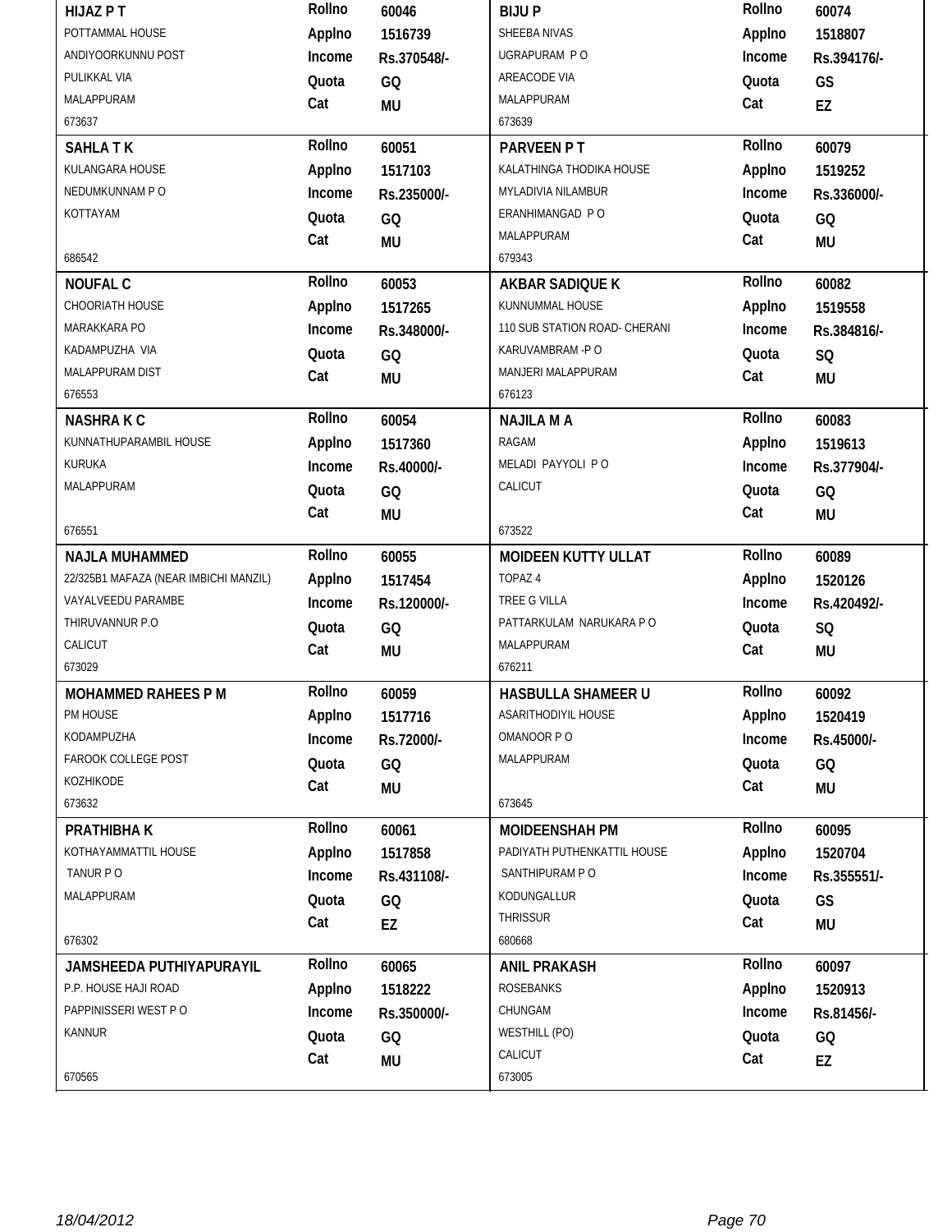| Name / Address | Details | Name / Address | Details |
|---|---|---|---|
| **HIJAZ P T**<br>POTTAMMAL HOUSE<br>ANDIYOORKUNNU POST<br>PULIKKAL VIA<br>MALAPPURAM<br>673637 | **Rollno** 60046<br>**Applno** 1516739<br>**Income** Rs.370548/-<br>**Quota** GQ<br>**Cat** MU | **BIJU P**<br>SHEEBA NIVAS<br>UGRAPURAM P O<br>AREACODE VIA<br>MALAPPURAM<br>673639 | **Rollno** 60074<br>**Applno** 1518807<br>**Income** Rs.394176/-<br>**Quota** GS<br>**Cat** EZ |
| **SAHLA T K**<br>KULANGARA HOUSE<br>NEDUMKUNNAM P O<br>KOTTAYAM<br>686542 | **Rollno** 60051<br>**Applno** 1517103<br>**Income** Rs.235000/-<br>**Quota** GQ<br>**Cat** MU | **PARVEEN P T**<br>KALATHINGA THODIKA HOUSE<br>MYLADIVIA NILAMBUR<br>ERANHIMANGAD P O<br>MALAPPURAM<br>679343 | **Rollno** 60079<br>**Applno** 1519252<br>**Income** Rs.336000/-<br>**Quota** GQ<br>**Cat** MU |
| **NOUFAL C**<br>CHOORIATH HOUSE<br>MARAKKARA PO<br>KADAMPUZHA VIA<br>MALAPPURAM DIST<br>676553 | **Rollno** 60053<br>**Applno** 1517265<br>**Income** Rs.348000/-<br>**Quota** GQ<br>**Cat** MU | **AKBAR SADIQUE K**<br>KUNNUMMAL HOUSE<br>110 SUB STATION ROAD- CHERANI<br>KARUVAMBRAM -P O<br>MANJERI MALAPPURAM<br>676123 | **Rollno** 60082<br>**Applno** 1519558<br>**Income** Rs.384816/-<br>**Quota** SQ<br>**Cat** MU |
| **NASHRA K C**<br>KUNNATHUPARAMBIL HOUSE<br>KURUKA<br>MALAPPURAM<br>676551 | **Rollno** 60054<br>**Applno** 1517360<br>**Income** Rs.40000/-<br>**Quota** GQ<br>**Cat** MU | **NAJILA M A**<br>RAGAM<br>MELADI PAYYOLI P O<br>CALICUT<br>673522 | **Rollno** 60083<br>**Applno** 1519613<br>**Income** Rs.377904/-<br>**Quota** GQ<br>**Cat** MU |
| **NAJLA MUHAMMED**<br>22/325B1 MAFAZA (NEAR IMBICHI MANZIL)<br>VAYALVEEDU PARAMBE<br>THIRUVANNUR P.O<br>CALICUT<br>673029 | **Rollno** 60055<br>**Applno** 1517454<br>**Income** Rs.120000/-<br>**Quota** GQ<br>**Cat** MU | **MOIDEEN KUTTY ULLAT**<br>TOPAZ 4<br>TREE G VILLA<br>PATTARKULAM NARUKARA P O<br>MALAPPURAM<br>676211 | **Rollno** 60089<br>**Applno** 1520126<br>**Income** Rs.420492/-<br>**Quota** SQ<br>**Cat** MU |
| **MOHAMMED RAHEES P M**<br>PM HOUSE<br>KODAMPUZHA<br>FAROOK COLLEGE POST<br>KOZHIKODE<br>673632 | **Rollno** 60059<br>**Applno** 1517716<br>**Income** Rs.72000/-<br>**Quota** GQ<br>**Cat** MU | **HASBULLA SHAMEER U**<br>ASARITHODIYIL HOUSE<br>OMANOOR P O<br>MALAPPURAM<br>673645 | **Rollno** 60092<br>**Applno** 1520419<br>**Income** Rs.45000/-<br>**Quota** GQ<br>**Cat** MU |
| **PRATHIBHA K**<br>KOTHAYAMMATTIL HOUSE<br>TANUR P O<br>MALAPPURAM<br>676302 | **Rollno** 60061<br>**Applno** 1517858<br>**Income** Rs.431108/-<br>**Quota** GQ<br>**Cat** EZ | **MOIDEENSHAH PM**<br>PADIYATH PUTHENKATTIL HOUSE<br>SANTHIPURAM P O<br>KODUNGALLUR<br>THRISSUR<br>680668 | **Rollno** 60095<br>**Applno** 1520704<br>**Income** Rs.355551/-<br>**Quota** GS<br>**Cat** MU |
| **JAMSHEEDA PUTHIYAPURAYIL**<br>P.P. HOUSE HAJI ROAD<br>PAPPINISSERI WEST P O<br>KANNUR<br>670565 | **Rollno** 60065<br>**Applno** 1518222<br>**Income** Rs.350000/-<br>**Quota** GQ<br>**Cat** MU | **ANIL PRAKASH**<br>ROSEBANKS<br>CHUNGAM<br>WESTHILL (PO)<br>CALICUT<br>673005 | **Rollno** 60097<br>**Applno** 1520913<br>**Income** Rs.81456/-<br>**Quota** GQ<br>**Cat** EZ |

18/04/2012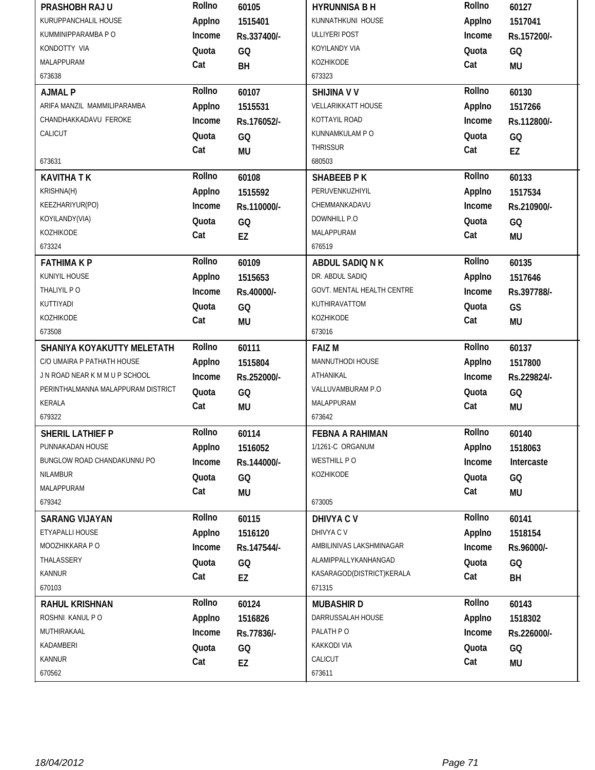| Name / Address | Details | Name / Address | Details |
|---|---|---|---|
| **PRASHOBH RAJ U**<br>KURUPPANCHALIL HOUSE<br>KUMMINIPPARAMBA P O<br>KONDOTTY VIA<br>MALAPPURAM<br>673638 | Rollno 60105<br>Applno 1515401<br>Income Rs.337400/-<br>Quota GQ<br>Cat BH | **HYRUNNISA B H**<br>KUNNATHKUNI HOUSE<br>ULLIYERI POST<br>KOYILANDY VIA<br>KOZHIKODE<br>673323 | Rollno 60127<br>Applno 1517041<br>Income Rs.157200/-<br>Quota GQ<br>Cat MU |
| **AJMAL P**<br>ARIFA MANZIL MAMMILIPARAMBA<br>CHANDHAKKADAVU FEROKE<br>CALICUT<br>673631 | Rollno 60107<br>Applno 1515531<br>Income Rs.176052/-<br>Quota GQ<br>Cat MU | **SHIJINA V V**<br>VELLARIKKATT HOUSE<br>KOTTAYIL ROAD<br>KUNNAMKULAM P O<br>THRISSUR<br>680503 | Rollno 60130<br>Applno 1517266<br>Income Rs.112800/-<br>Quota GQ<br>Cat EZ |
| **KAVITHA T K**<br>KRISHNA(H)<br>KEEZHARIYUR(PO)<br>KOYILANDY(VIA)<br>KOZHIKODE<br>673324 | Rollno 60108<br>Applno 1515592<br>Income Rs.110000/-<br>Quota GQ<br>Cat EZ | **SHABEEB P K**<br>PERUVENKUZHIYIL<br>CHEMMANKADAVU<br>DOWNHILL P.O<br>MALAPPURAM<br>676519 | Rollno 60133<br>Applno 1517534<br>Income Rs.210900/-<br>Quota GQ<br>Cat MU |
| **FATHIMA K P**<br>KUNIYIL HOUSE<br>THALIYIL P O<br>KUTTIYADI<br>KOZHIKODE<br>673508 | Rollno 60109<br>Applno 1515653<br>Income Rs.40000/-<br>Quota GQ<br>Cat MU | **ABDUL SADIQ N K**<br>DR. ABDUL SADIQ<br>GOVT. MENTAL HEALTH CENTRE<br>KUTHIRAVATTOM<br>KOZHIKODE<br>673016 | Rollno 60135<br>Applno 1517646<br>Income Rs.397788/-<br>Quota GS<br>Cat MU |
| **SHANIYA KOYAKUTTY MELETATH**<br>C/O UMAIRA P PATHATH HOUSE<br>J N ROAD NEAR K M M U P SCHOOL<br>PERINTHALMANNA MALAPPURAM DISTRICT<br>KERALA<br>679322 | Rollno 60111<br>Applno 1515804<br>Income Rs.252000/-<br>Quota GQ<br>Cat MU | **FAIZ M**<br>MANNUTHODI HOUSE<br>ATHANIKAL<br>VALLUVAMBURAM P.O<br>MALAPPURAM<br>673642 | Rollno 60137<br>Applno 1517800<br>Income Rs.229824/-<br>Quota GQ<br>Cat MU |
| **SHERIL LATHIEF P**<br>PUNNAKADAN HOUSE<br>BUNGLOW ROAD CHANDAKUNNU PO<br>NILAMBUR<br>MALAPPURAM<br>679342 | Rollno 60114<br>Applno 1516052<br>Income Rs.144000/-<br>Quota GQ<br>Cat MU | **FEBNA A RAHIMAN**<br>1/1261-C ORGANUM<br>WESTHILL P O<br>KOZHIKODE<br>673005 | Rollno 60140<br>Applno 1518063<br>Income Intercaste<br>Quota GQ<br>Cat MU |
| **SARANG VIJAYAN**<br>ETYAPALLI HOUSE<br>MOOZHIKKARA P O<br>THALASSERY<br>KANNUR<br>670103 | Rollno 60115<br>Applno 1516120<br>Income Rs.147544/-<br>Quota GQ<br>Cat EZ | **DHIVYA C V**<br>DHIVYA C V<br>AMBILINIVAS LAKSHMINAGAR<br>ALAMIPPALLYKANHANGAD<br>KASARAGOD(DISTRICT)KERALA<br>671315 | Rollno 60141<br>Applno 1518154<br>Income Rs.96000/-<br>Quota GQ<br>Cat BH |
| **RAHUL KRISHNAN**<br>ROSHNI KANUL P O<br>MUTHIRAKAAL<br>KADAMBERI<br>KANNUR<br>670562 | Rollno 60124<br>Applno 1516826<br>Income Rs.77836/-<br>Quota GQ<br>Cat EZ | **MUBASHIR D**<br>DARRUSSALAH HOUSE<br>PALATH P O<br>KAKKODI VIA<br>CALICUT<br>673611 | Rollno 60143<br>Applno 1518302<br>Income Rs.226000/-<br>Quota GQ<br>Cat MU |

18/04/2012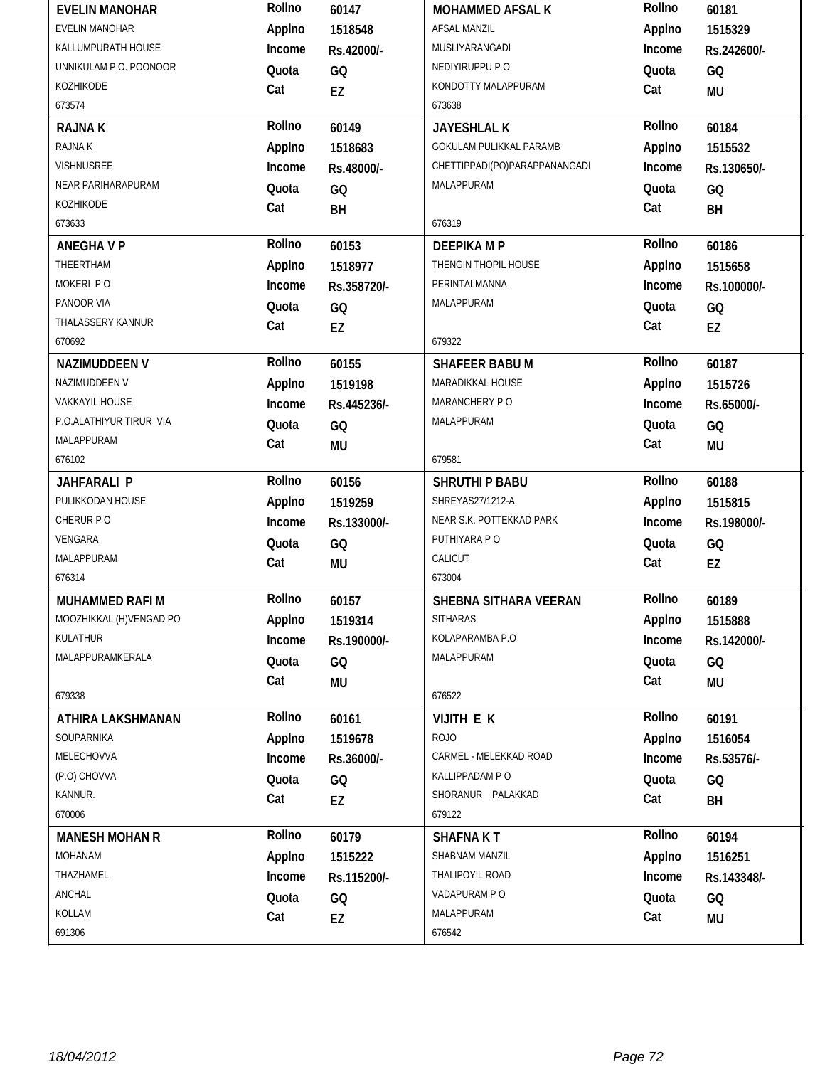| Name / Address | | | Name / Address | | |
|---|---|---|---|---|---|
| **EVELIN MANOHAR**<br>EVELIN MANOHAR<br>KALLUMPURATH HOUSE<br>UNNIKULAM P.O. POONOOR<br>KOZHIKODE<br>673574 | Rollno<br>Applno<br>Income<br>Quota<br>Cat | 60147<br>1518548<br>Rs.42000/-<br>GQ<br>EZ | **MOHAMMED AFSAL K**<br>AFSAL MANZIL<br>MUSLIYARANGADI<br>NEDIYIRUPPU P O<br>KONDOTTY MALAPPURAM<br>673638 | Rollno<br>Applno<br>Income<br>Quota<br>Cat | 60181<br>1515329<br>Rs.242600/-<br>GQ<br>MU |
| **RAJNA K**<br>RAJNA K<br>VISHNUSREE<br>NEAR PARIHARAPURAM<br>KOZHIKODE<br>673633 | Rollno<br>Applno<br>Income<br>Quota<br>Cat | 60149<br>1518683<br>Rs.48000/-<br>GQ<br>BH | **JAYESHLAL K**<br>GOKULAM PULIKKAL PARAMB<br>CHETTIPPADI(PO)PARAPPANANGADI<br>MALAPPURAM<br>676319 | Rollno<br>Applno<br>Income<br>Quota<br>Cat | 60184<br>1515532<br>Rs.130650/-<br>GQ<br>BH |
| **ANEGHA V P**<br>THEERTHAM<br>MOKERI P O<br>PANOOR VIA<br>THALASSERY KANNUR<br>670692 | Rollno<br>Applno<br>Income<br>Quota<br>Cat | 60153<br>1518977<br>Rs.358720/-<br>GQ<br>EZ | **DEEPIKA M P**<br>THENGIN THOPIL HOUSE<br>PERINTALMANNA<br>MALAPPURAM<br>679322 | Rollno<br>Applno<br>Income<br>Quota<br>Cat | 60186<br>1515658<br>Rs.100000/-<br>GQ<br>EZ |
| **NAZIMUDDEEN V**<br>NAZIMUDDEEN V<br>VAKKAYIL HOUSE<br>P.O.ALATHIYUR TIRUR VIA<br>MALAPPURAM<br>676102 | Rollno<br>Applno<br>Income<br>Quota<br>Cat | 60155<br>1519198<br>Rs.445236/-<br>GQ<br>MU | **SHAFEER BABU M**<br>MARADIKKAL HOUSE<br>MARANCHERY P O<br>MALAPPURAM<br>679581 | Rollno<br>Applno<br>Income<br>Quota<br>Cat | 60187<br>1515726<br>Rs.65000/-<br>GQ<br>MU |
| **JAHFARALI P**<br>PULIKKODAN HOUSE<br>CHERUR P O<br>VENGARA<br>MALAPPURAM<br>676314 | Rollno<br>Applno<br>Income<br>Quota<br>Cat | 60156<br>1519259<br>Rs.133000/-<br>GQ<br>MU | **SHRUTHI P BABU**<br>SHREYAS27/1212-A<br>NEAR S.K. POTTEKKAD PARK<br>PUTHIYARA P O<br>CALICUT<br>673004 | Rollno<br>Applno<br>Income<br>Quota<br>Cat | 60188<br>1515815<br>Rs.198000/-<br>GQ<br>EZ |
| **MUHAMMED RAFI M**<br>MOOZHIKKAL (H)VENGAD PO<br>KULATHUR<br>MALAPPURAMKERALA<br>679338 | Rollno<br>Applno<br>Income<br>Quota<br>Cat | 60157<br>1519314<br>Rs.190000/-<br>GQ<br>MU | **SHEBNA SITHARA VEERAN**<br>SITHARAS<br>KOLAPARAMBA P.O<br>MALAPPURAM<br>676522 | Rollno<br>Applno<br>Income<br>Quota<br>Cat | 60189<br>1515888<br>Rs.142000/-<br>GQ<br>MU |
| **ATHIRA LAKSHMANAN**<br>SOUPARNIKA<br>MELECHOVVA<br>(P.O) CHOVVA<br>KANNUR.<br>670006 | Rollno<br>Applno<br>Income<br>Quota<br>Cat | 60161<br>1519678<br>Rs.36000/-<br>GQ<br>EZ | **VIJITH E K**<br>ROJO<br>CARMEL - MELEKKAD ROAD<br>KALLIPPADAM P O<br>SHORANUR PALAKKAD<br>679122 | Rollno<br>Applno<br>Income<br>Quota<br>Cat | 60191<br>1516054<br>Rs.53576/-<br>GQ<br>BH |
| **MANESH MOHAN R**<br>MOHANAM<br>THAZHAMEL<br>ANCHAL<br>KOLLAM<br>691306 | Rollno<br>Applno<br>Income<br>Quota<br>Cat | 60179<br>1515222<br>Rs.115200/-<br>GQ<br>EZ | **SHAFNA K T**<br>SHABNAM MANZIL<br>THALIPOYIL ROAD<br>VADAPURAM P O<br>MALAPPURAM<br>676542 | Rollno<br>Applno<br>Income<br>Quota<br>Cat | 60194<br>1516251<br>Rs.143348/-<br>GQ<br>MU |

*18/04/2012*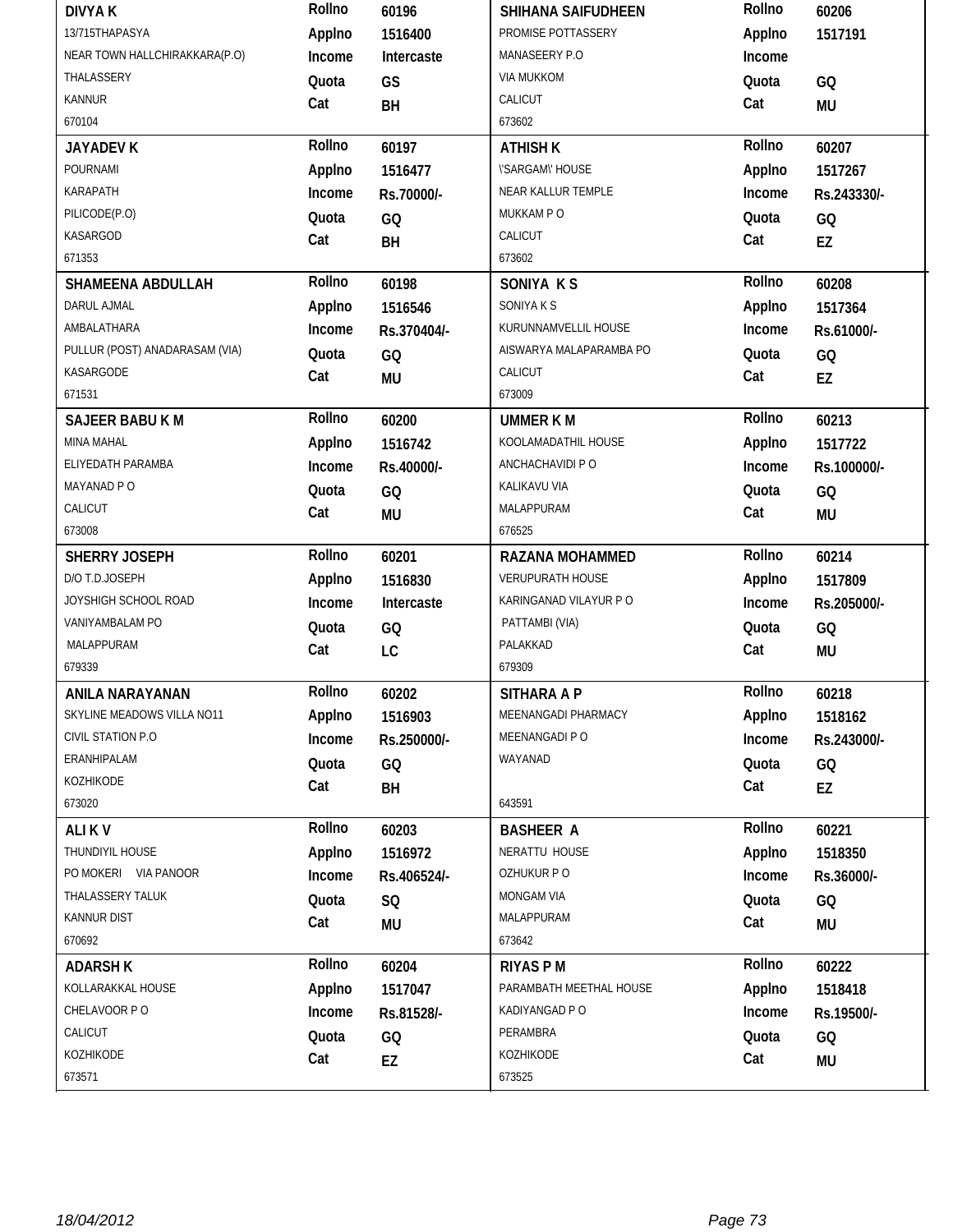| Name / Address | Rollno | Applno | Income | Quota | Cat |
|---|---|---|---|---|---|
| **DIVYA K**<br>13/715THAPASYA<br>NEAR TOWN HALLCHIRAKKARA(P.O)<br>THALASSERY<br>KANNUR<br>670104 | 60196 | 1516400 | Intercaste | GS | BH |
| **SHIHANA SAIFUDHEEN**<br>PROMISE POTTASSERY<br>MANASEERY P.O<br>VIA MUKKOM<br>CALICUT<br>673602 | 60206 | 1517191 | | GQ | MU |
| **JAYADEV K**<br>POURNAMI<br>KARAPATH<br>PILICODE(P.O)<br>KASARGOD<br>671353 | 60197 | 1516477 | Rs.70000/- | GQ | BH |
| **ATHISH K**<br>\'SARGAM\' HOUSE<br>NEAR KALLUR TEMPLE<br>MUKKAM P O<br>CALICUT<br>673602 | 60207 | 1517267 | Rs.243330/- | GQ | EZ |
| **SHAMEENA ABDULLAH**<br>DARUL AJMAL<br>AMBALATHARA<br>PULLUR (POST) ANADARASAM (VIA)<br>KASARGODE<br>671531 | 60198 | 1516546 | Rs.370404/- | GQ | MU |
| **SONIYA K S**<br>SONIYA K S<br>KURUNNAMVELLIL HOUSE<br>AISWARYA MALAPARAMBA PO<br>CALICUT<br>673009 | 60208 | 1517364 | Rs.61000/- | GQ | EZ |
| **SAJEER BABU K M**<br>MINA MAHAL<br>ELIYEDATH PARAMBA<br>MAYANAD P O<br>CALICUT<br>673008 | 60200 | 1516742 | Rs.40000/- | GQ | MU |
| **UMMER K M**<br>KOOLAMADATHIL HOUSE<br>ANCHACHAVIDI P O<br>KALIKAVU VIA<br>MALAPPURAM<br>676525 | 60213 | 1517722 | Rs.100000/- | GQ | MU |
| **SHERRY JOSEPH**<br>D/O T.D.JOSEPH<br>JOYSHIGH SCHOOL ROAD<br>VANIYAMBALAM PO<br>MALAPPURAM<br>679339 | 60201 | 1516830 | Intercaste | GQ | LC |
| **RAZANA MOHAMMED**<br>VERUPURATH HOUSE<br>KARINGANAD VILAYUR P O<br>PATTAMBI (VIA)<br>PALAKKAD<br>679309 | 60214 | 1517809 | Rs.205000/- | GQ | MU |
| **ANILA NARAYANAN**<br>SKYLINE MEADOWS VILLA NO11<br>CIVIL STATION P.O<br>ERANHIPALAM<br>KOZHIKODE<br>673020 | 60202 | 1516903 | Rs.250000/- | GQ | BH |
| **SITHARA A P**<br>MEENANGADI PHARMACY<br>MEENANGADI P O<br>WAYANAD<br>643591 | 60218 | 1518162 | Rs.243000/- | GQ | EZ |
| **ALI K V**<br>THUNDIYIL HOUSE<br>PO MOKERI VIA PANOOR<br>THALASSERY TALUK<br>KANNUR DIST<br>670692 | 60203 | 1516972 | Rs.406524/- | SQ | MU |
| **BASHEER A**<br>NERATTU HOUSE<br>OZHUKUR P O<br>MONGAM VIA<br>MALAPPURAM<br>673642 | 60221 | 1518350 | Rs.36000/- | GQ | MU |
| **ADARSH K**<br>KOLLARAKKAL HOUSE<br>CHELAVOOR P O<br>CALICUT<br>KOZHIKODE<br>673571 | 60204 | 1517047 | Rs.81528/- | GQ | EZ |
| **RIYAS P M**<br>PARAMBATH MEETHAL HOUSE<br>KADIYANGAD P O<br>PERAMBRA<br>KOZHIKODE<br>673525 | 60222 | 1518418 | Rs.19500/- | GQ | MU |

18/04/2012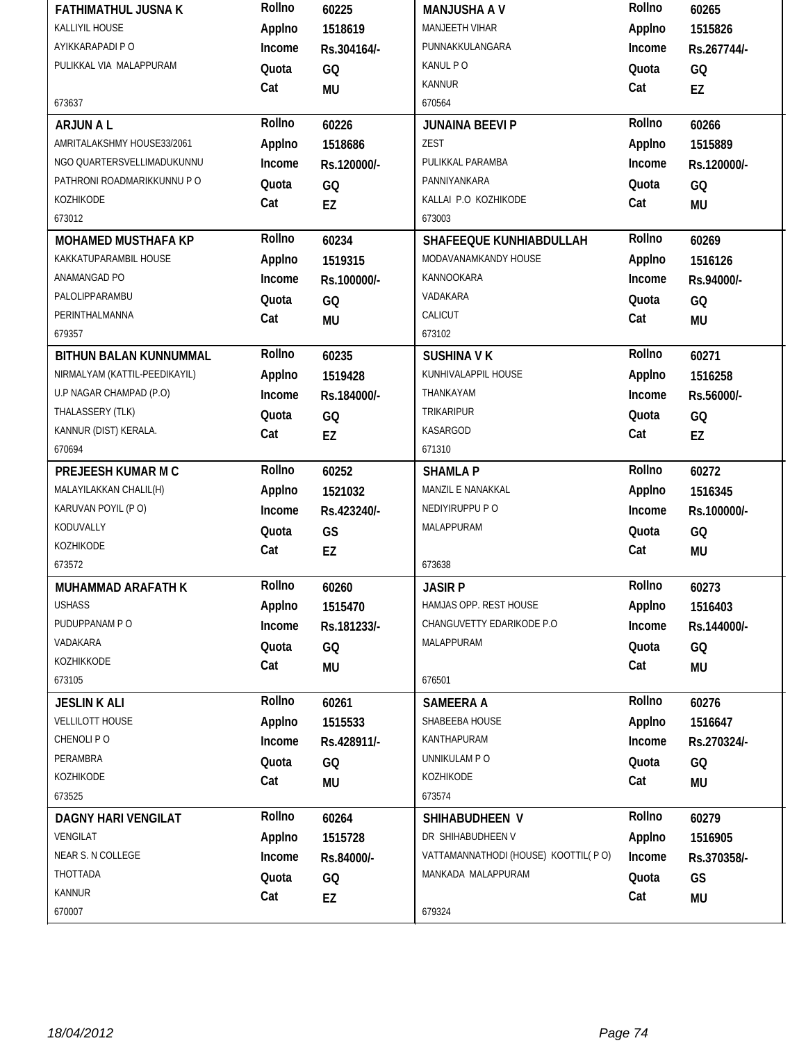| Name / Address | Details | Name / Address | Details |
|---|---|---|---|
| **FATHIMATHUL JUSNA K**<br>KALLIYIL HOUSE<br>AYIKKARAPADI P O<br>PULIKKAL VIA MALAPPURAM<br>673637 | Rollno 60225<br>Applno 1518619<br>Income Rs.304164/-<br>Quota GQ<br>Cat MU | **MANJUSHA A V**<br>MANJEETH VIHAR<br>PUNNAKKULANGARA<br>KANUL P O<br>KANNUR<br>670564 | Rollno 60265<br>Applno 1515826<br>Income Rs.267744/-<br>Quota GQ<br>Cat EZ |
| **ARJUN A L**<br>AMRITALAKSHMY HOUSE33/2061<br>NGO QUARTERSVELLIMADUKUNNU<br>PATHRONI ROADMARIKKUNNU P O<br>KOZHIKODE<br>673012 | Rollno 60226<br>Applno 1518686<br>Income Rs.120000/-<br>Quota GQ<br>Cat EZ | **JUNAINA BEEVI P**<br>ZEST<br>PULIKKAL PARAMBA<br>PANNIYANKARA<br>KALLAI P.O KOZHIKODE<br>673003 | Rollno 60266<br>Applno 1515889<br>Income Rs.120000/-<br>Quota GQ<br>Cat MU |
| **MOHAMED MUSTHAFA KP**<br>KAKKATUPARAMBIL HOUSE<br>ANAMANGAD PO<br>PALOLIPPARAMBU<br>PERINTHALMANNA<br>679357 | Rollno 60234<br>Applno 1519315<br>Income Rs.100000/-<br>Quota GQ<br>Cat MU | **SHAFEEQUE KUNHIABDULLAH**<br>MODAVANAMKANDY HOUSE<br>KANNOOKARA<br>VADAKARA<br>CALICUT<br>673102 | Rollno 60269<br>Applno 1516126<br>Income Rs.94000/-<br>Quota GQ<br>Cat MU |
| **BITHUN BALAN KUNNUMMAL**<br>NIRMALYAM (KATTIL-PEEDIKAYIL)<br>U.P NAGAR CHAMPAD (P.O)<br>THALASSERY (TLK)<br>KANNUR (DIST) KERALA.<br>670694 | Rollno 60235<br>Applno 1519428<br>Income Rs.184000/-<br>Quota GQ<br>Cat EZ | **SUSHINA V K**<br>KUNHIVALAPPIL HOUSE<br>THANKAYAM<br>TRIKARIPUR<br>KASARGOD<br>671310 | Rollno 60271<br>Applno 1516258<br>Income Rs.56000/-<br>Quota GQ<br>Cat EZ |
| **PREJEESH KUMAR M C**<br>MALAYILAKKAN CHALIL(H)<br>KARUVAN POYIL (P O)<br>KODUVALLY<br>KOZHIKODE<br>673572 | Rollno 60252<br>Applno 1521032<br>Income Rs.423240/-<br>Quota GS<br>Cat EZ | **SHAMLA P**<br>MANZIL E NANAKKAL<br>NEDIYIRUPPU P O<br>MALAPPURAM<br>673638 | Rollno 60272<br>Applno 1516345<br>Income Rs.100000/-<br>Quota GQ<br>Cat MU |
| **MUHAMMAD ARAFATH K**<br>USHASS<br>PUDUPPANAM P O<br>VADAKARA<br>KOZHIKKODE<br>673105 | Rollno 60260<br>Applno 1515470<br>Income Rs.181233/-<br>Quota GQ<br>Cat MU | **JASIR P**<br>HAMJAS OPP. REST HOUSE<br>CHANGUVETTY EDARIKODE P.O<br>MALAPPURAM<br>676501 | Rollno 60273<br>Applno 1516403<br>Income Rs.144000/-<br>Quota GQ<br>Cat MU |
| **JESLIN K ALI**<br>VELLILOTT HOUSE<br>CHENOLI P O<br>PERAMBRA<br>KOZHIKODE<br>673525 | Rollno 60261<br>Applno 1515533<br>Income Rs.428911/-<br>Quota GQ<br>Cat MU | **SAMEERA A**<br>SHABEEBA HOUSE<br>KANTHAPURAM<br>UNNIKULAM P O<br>KOZHIKODE<br>673574 | Rollno 60276<br>Applno 1516647<br>Income Rs.270324/-<br>Quota GQ<br>Cat MU |
| **DAGNY HARI VENGILAT**<br>VENGILAT<br>NEAR S. N COLLEGE<br>THOTTADA<br>KANNUR<br>670007 | Rollno 60264<br>Applno 1515728<br>Income Rs.84000/-<br>Quota GQ<br>Cat EZ | **SHIHABUDHEEN V**<br>DR SHIHABUDHEEN V<br>VATTAMANNATHODI (HOUSE) KOOTTIL( P O)<br>MANKADA MALAPPURAM<br>679324 | Rollno 60279<br>Applno 1516905<br>Income Rs.370358/-<br>Quota GS<br>Cat MU |

18/04/2012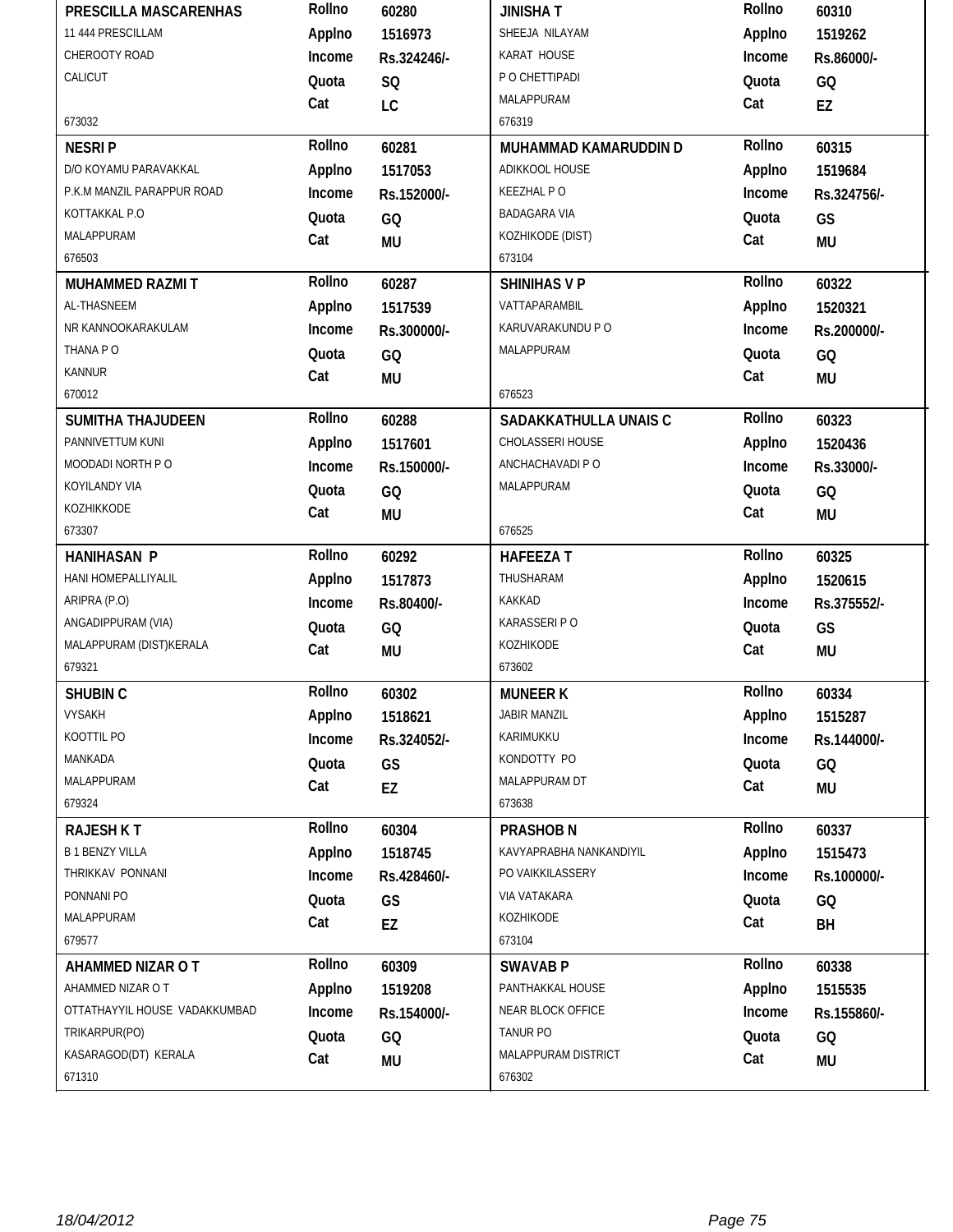| Name / Address | Details | Name / Address | Details |
|---|---|---|---|
| **PRESCILLA MASCARENHAS**<br>11 444 PRESCILLAM<br>CHEROOTY ROAD<br>CALICUT<br>673032 | Rollno 60280<br>Applno 1516973<br>Income Rs.324246/-<br>Quota SQ<br>Cat LC | **JINISHA T**<br>SHEEJA NILAYAM<br>KARAT HOUSE<br>P O CHETTIPADI<br>MALAPPURAM<br>676319 | Rollno 60310<br>Applno 1519262<br>Income Rs.86000/-<br>Quota GQ<br>Cat EZ |
| **NESRI P**<br>D/O KOYAMU PARAVAKKAL<br>P.K.M MANZIL PARAPPUR ROAD<br>KOTTAKKAL P.O<br>MALAPPURAM<br>676503 | Rollno 60281<br>Applno 1517053<br>Income Rs.152000/-<br>Quota GQ<br>Cat MU | **MUHAMMAD KAMARUDDIN D**<br>ADIKKOOL HOUSE<br>KEEZHAL P O<br>BADAGARA VIA<br>KOZHIKODE (DIST)<br>673104 | Rollno 60315<br>Applno 1519684<br>Income Rs.324756/-<br>Quota GS<br>Cat MU |
| **MUHAMMED RAZMI T**<br>AL-THASNEEM<br>NR KANNOOKARAKULAM<br>THANA P O<br>KANNUR<br>670012 | Rollno 60287<br>Applno 1517539<br>Income Rs.300000/-<br>Quota GQ<br>Cat MU | **SHINIHAS V P**<br>VATTAPARAMBIL<br>KARUVARAKUNDU P O<br>MALAPPURAM<br>676523 | Rollno 60322<br>Applno 1520321<br>Income Rs.200000/-<br>Quota GQ<br>Cat MU |
| **SUMITHA THAJUDEEN**<br>PANNIVETTUM KUNI<br>MOODADI NORTH P O<br>KOYILANDY VIA<br>KOZHIKKODE<br>673307 | Rollno 60288<br>Applno 1517601<br>Income Rs.150000/-<br>Quota GQ<br>Cat MU | **SADAKKATHULLA UNAIS C**<br>CHOLASSERI HOUSE<br>ANCHACHAVADI P O<br>MALAPPURAM<br>676525 | Rollno 60323<br>Applno 1520436<br>Income Rs.33000/-<br>Quota GQ<br>Cat MU |
| **HANIHASAN P**<br>HANI HOMEPALLIYALIL<br>ARIPRA (P.O)<br>ANGADIPPURAM (VIA)<br>MALAPPURAM (DIST)KERALA<br>679321 | Rollno 60292<br>Applno 1517873<br>Income Rs.80400/-<br>Quota GQ<br>Cat MU | **HAFEEZA T**<br>THUSHARAM<br>KAKKAD<br>KARASSERI P O<br>KOZHIKODE<br>673602 | Rollno 60325<br>Applno 1520615<br>Income Rs.375552/-<br>Quota GS<br>Cat MU |
| **SHUBIN C**<br>VYSAKH<br>KOOTTIL PO<br>MANKADA<br>MALAPPURAM<br>679324 | Rollno 60302<br>Applno 1518621<br>Income Rs.324052/-<br>Quota GS<br>Cat EZ | **MUNEER K**<br>JABIR MANZIL<br>KARIMUKKU<br>KONDOTTY PO<br>MALAPPURAM DT<br>673638 | Rollno 60334<br>Applno 1515287<br>Income Rs.144000/-<br>Quota GQ<br>Cat MU |
| **RAJESH K T**<br>B 1 BENZY VILLA<br>THRIKKAV PONNANI<br>PONNANI PO<br>MALAPPURAM<br>679577 | Rollno 60304<br>Applno 1518745<br>Income Rs.428460/-<br>Quota GS<br>Cat EZ | **PRASHOB N**<br>KAVYAPRABHA NANKANDIYIL<br>PO VAIKKILASSERY<br>VIA VATAKARA<br>KOZHIKODE<br>673104 | Rollno 60337<br>Applno 1515473<br>Income Rs.100000/-<br>Quota GQ<br>Cat BH |
| **AHAMMED NIZAR O T**<br>AHAMMED NIZAR O T<br>OTTATHAYYIL HOUSE VADAKKUMBAD<br>TRIKARPUR(PO)<br>KASARAGOD(DT) KERALA<br>671310 | Rollno 60309<br>Applno 1519208<br>Income Rs.154000/-<br>Quota GQ<br>Cat MU | **SWAVAB P**<br>PANTHAKKAL HOUSE<br>NEAR BLOCK OFFICE<br>TANUR PO<br>MALAPPURAM DISTRICT<br>676302 | Rollno 60338<br>Applno 1515535<br>Income Rs.155860/-<br>Quota GQ<br>Cat MU |

18/04/2012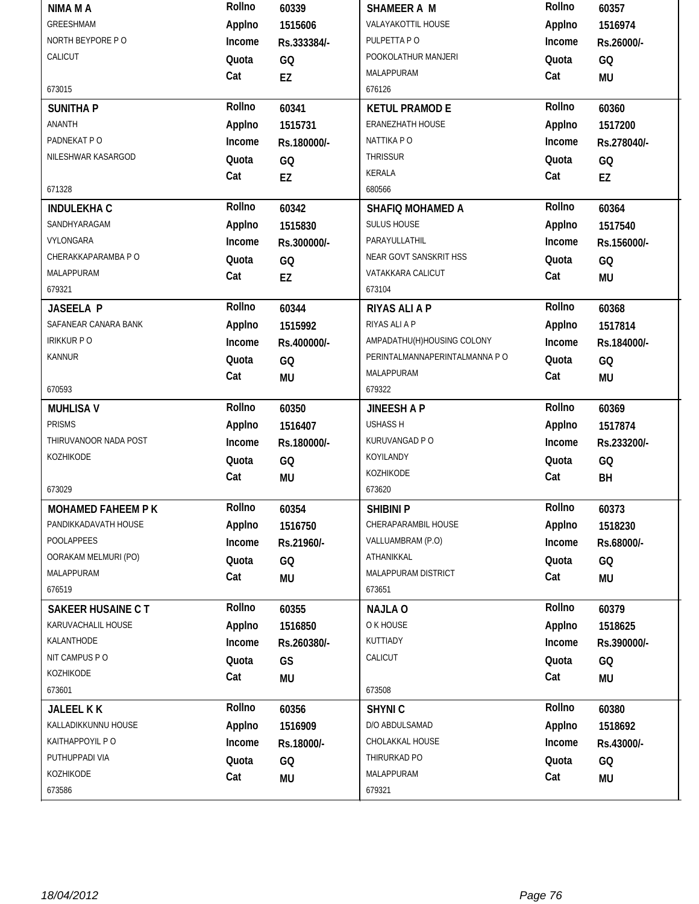| Name / Address | Details | Name / Address | Details |
|---|---|---|---|
| **NIMA M A**<br>GREESHMAM<br>NORTH BEYPORE P O<br>CALICUT<br><br>673015 | Rollno 60339<br>Applno 1515606<br>Income Rs.333384/-<br>Quota GQ<br>Cat EZ | **SHAMEER A M**<br>VALAYAKOTTIL HOUSE<br>PULPETTA P O<br>POOKOLATHUR MANJERI<br>MALAPPURAM<br>676126 | Rollno 60357<br>Applno 1516974<br>Income Rs.26000/-<br>Quota GQ<br>Cat MU |
| **SUNITHA P**<br>ANANTH<br>PADNEKAT P O<br>NILESHWAR KASARGOD<br><br>671328 | Rollno 60341<br>Applno 1515731<br>Income Rs.180000/-<br>Quota GQ<br>Cat EZ | **KETUL PRAMOD E**<br>ERANEZHATH HOUSE<br>NATTIKA P O<br>THRISSUR<br>KERALA<br>680566 | Rollno 60360<br>Applno 1517200<br>Income Rs.278040/-<br>Quota GQ<br>Cat EZ |
| **INDULEKHA C**<br>SANDHYARAGAM<br>VYLONGARA<br>CHERAKKAPARAMBA P O<br>MALAPPURAM<br>679321 | Rollno 60342<br>Applno 1515830<br>Income Rs.300000/-<br>Quota GQ<br>Cat EZ | **SHAFIQ MOHAMED A**<br>SULUS HOUSE<br>PARAYULLATHIL<br>NEAR GOVT SANSKRIT HSS<br>VATAKKARA CALICUT<br>673104 | Rollno 60364<br>Applno 1517540<br>Income Rs.156000/-<br>Quota GQ<br>Cat MU |
| **JASEELA P**<br>SAFANEAR CANARA BANK<br>IRIKKUR P O<br>KANNUR<br><br>670593 | Rollno 60344<br>Applno 1515992<br>Income Rs.400000/-<br>Quota GQ<br>Cat MU | **RIYAS ALI A P**<br>RIYAS ALI A P<br>AMPADATHU(H)HOUSING COLONY<br>PERINTALMANNAPERINTALMANNA P O<br>MALAPPURAM<br>679322 | Rollno 60368<br>Applno 1517814<br>Income Rs.184000/-<br>Quota GQ<br>Cat MU |
| **MUHLISA V**<br>PRISMS<br>THIRUVANOOR NADA POST<br>KOZHIKODE<br><br>673029 | Rollno 60350<br>Applno 1516407<br>Income Rs.180000/-<br>Quota GQ<br>Cat MU | **JINEESH A P**<br>USHASS H<br>KURUVANGAD P O<br>KOYILANDY<br>KOZHIKODE<br>673620 | Rollno 60369<br>Applno 1517874<br>Income Rs.233200/-<br>Quota GQ<br>Cat BH |
| **MOHAMED FAHEEM P K**<br>PANDIKKADAVATH HOUSE<br>POOLAPPEES<br>OORAKAM MELMURI (PO)<br>MALAPPURAM<br>676519 | Rollno 60354<br>Applno 1516750<br>Income Rs.21960/-<br>Quota GQ<br>Cat MU | **SHIBINI P**<br>CHERAPARAMBIL HOUSE<br>VALLUAMBRAM (P.O)<br>ATHANIKKAL<br>MALAPPURAM DISTRICT<br>673651 | Rollno 60373<br>Applno 1518230<br>Income Rs.68000/-<br>Quota GQ<br>Cat MU |
| **SAKEER HUSAINE C T**<br>KARUVACHALIL HOUSE<br>KALANTHODE<br>NIT CAMPUS P O<br>KOZHIKODE<br>673601 | Rollno 60355<br>Applno 1516850<br>Income Rs.260380/-<br>Quota GS<br>Cat MU | **NAJLA O**<br>O K HOUSE<br>KUTTIADY<br>CALICUT<br><br>673508 | Rollno 60379<br>Applno 1518625<br>Income Rs.390000/-<br>Quota GQ<br>Cat MU |
| **JALEEL K K**<br>KALLADIKKUNNU HOUSE<br>KAITHAPPOYIL P O<br>PUTHUPPADI VIA<br>KOZHIKODE<br>673586 | Rollno 60356<br>Applno 1516909<br>Income Rs.18000/-<br>Quota GQ<br>Cat MU | **SHYNI C**<br>D/O ABDULSAMAD<br>CHOLAKKAL HOUSE<br>THIRURKAD PO<br>MALAPPURAM<br>679321 | Rollno 60380<br>Applno 1518692<br>Income Rs.43000/-<br>Quota GQ<br>Cat MU |

18/04/2012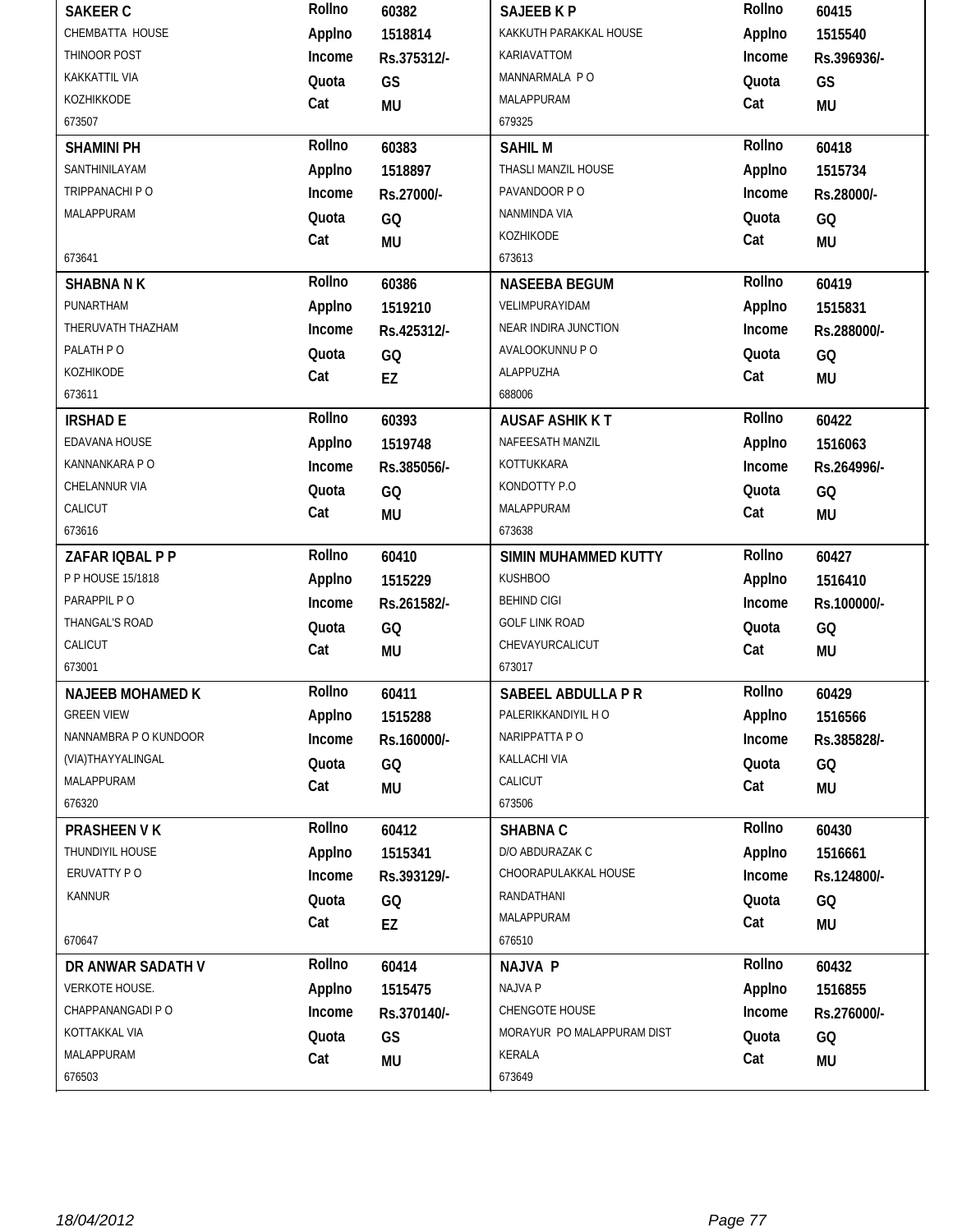| Name / Address | Details | Name / Address | Details |
|---|---|---|---|
| **SAKEER C**<br>CHEMBATTA HOUSE<br>THINOOR POST<br>KAKKATTIL VIA<br>KOZHIKKODE<br>673507 | Rollno 60382<br>Applno 1518814<br>Income Rs.375312/-<br>Quota GS<br>Cat MU | **SAJEEB K P**<br>KAKKUTH PARAKKAL HOUSE<br>KARIAVATTOM<br>MANNARMALA P O<br>MALAPPURAM<br>679325 | Rollno 60415<br>Applno 1515540<br>Income Rs.396936/-<br>Quota GS<br>Cat MU |
| **SHAMINI PH**<br>SANTHINILAYAM<br>TRIPPANACHI P O<br>MALAPPURAM<br>673641 | Rollno 60383<br>Applno 1518897<br>Income Rs.27000/-<br>Quota GQ<br>Cat MU | **SAHIL M**<br>THASLI MANZIL HOUSE<br>PAVANDOOR P O<br>NANMINDA VIA<br>KOZHIKODE<br>673613 | Rollno 60418<br>Applno 1515734<br>Income Rs.28000/-<br>Quota GQ<br>Cat MU |
| **SHABNA N K**<br>PUNARTHAM<br>THERUVATH THAZHAM<br>PALATH P O<br>KOZHIKODE<br>673611 | Rollno 60386<br>Applno 1519210<br>Income Rs.425312/-<br>Quota GQ<br>Cat EZ | **NASEEBA BEGUM**<br>VELIMPURAYIDAM<br>NEAR INDIRA JUNCTION<br>AVALOOKUNNU P O<br>ALAPPUZHA<br>688006 | Rollno 60419<br>Applno 1515831<br>Income Rs.288000/-<br>Quota GQ<br>Cat MU |
| **IRSHAD E**<br>EDAVANA HOUSE<br>KANNANKARA P O<br>CHELANNUR VIA<br>CALICUT<br>673616 | Rollno 60393<br>Applno 1519748<br>Income Rs.385056/-<br>Quota GQ<br>Cat MU | **AUSAF ASHIK K T**<br>NAFEESATH MANZIL<br>KOTTUKKARA<br>KONDOTTY P.O<br>MALAPPURAM<br>673638 | Rollno 60422<br>Applno 1516063<br>Income Rs.264996/-<br>Quota GQ<br>Cat MU |
| **ZAFAR IQBAL P P**<br>P P HOUSE 15/1818<br>PARAPPIL P O<br>THANGAL'S ROAD<br>CALICUT<br>673001 | Rollno 60410<br>Applno 1515229<br>Income Rs.261582/-<br>Quota GQ<br>Cat MU | **SIMIN MUHAMMED KUTTY**<br>KUSHBOO<br>BEHIND CIGI<br>GOLF LINK ROAD<br>CHEVAYURCALICUT<br>673017 | Rollno 60427<br>Applno 1516410<br>Income Rs.100000/-<br>Quota GQ<br>Cat MU |
| **NAJEEB MOHAMED K**<br>GREEN VIEW<br>NANNAMBRA P O KUNDOOR<br>(VIA)THAYYALINGAL<br>MALAPPURAM<br>676320 | Rollno 60411<br>Applno 1515288<br>Income Rs.160000/-<br>Quota GQ<br>Cat MU | **SABEEL ABDULLA P R**<br>PALERIKKANDIYIL H O<br>NARIPPATTA P O<br>KALLACHI VIA<br>CALICUT<br>673506 | Rollno 60429<br>Applno 1516566<br>Income Rs.385828/-<br>Quota GQ<br>Cat MU |
| **PRASHEEN V K**<br>THUNDIYIL HOUSE<br>ERUVATTY P O<br>KANNUR<br>670647 | Rollno 60412<br>Applno 1515341<br>Income Rs.393129/-<br>Quota GQ<br>Cat EZ | **SHABNA C**<br>D/O ABDURAZAK C<br>CHOORAPULAKKAL HOUSE<br>RANDATHANI<br>MALAPPURAM<br>676510 | Rollno 60430<br>Applno 1516661<br>Income Rs.124800/-<br>Quota GQ<br>Cat MU |
| **DR ANWAR SADATH V**<br>VERKOTE HOUSE.<br>CHAPPANANGADI P O<br>KOTTAKKAL VIA<br>MALAPPURAM<br>676503 | Rollno 60414<br>Applno 1515475<br>Income Rs.370140/-<br>Quota GS<br>Cat MU | **NAJVA P**<br>NAJVA P<br>CHENGOTE HOUSE<br>MORAYUR PO MALAPPURAM DIST<br>KERALA<br>673649 | Rollno 60432<br>Applno 1516855<br>Income Rs.276000/-<br>Quota GQ<br>Cat MU |

18/04/2012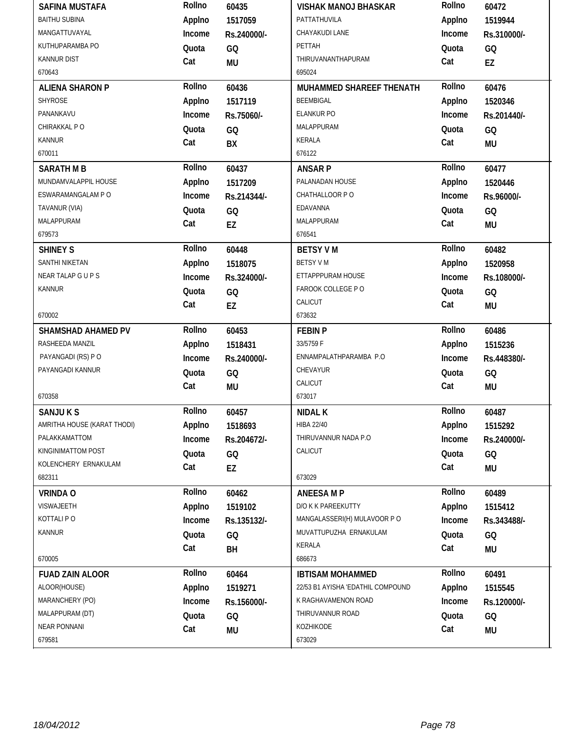| Name & Address | Details | Name & Address | Details |
|---|---|---|---|
| **SAFINA MUSTAFA**<br>BAITHU SUBINA<br>MANGATTUVAYAL<br>KUTHUPARAMBA PO<br>KANNUR DIST<br>670643 | Rollno 60435<br>Applno 1517059<br>Income Rs.240000/-<br>Quota GQ<br>Cat MU | **VISHAK MANOJ BHASKAR**<br>PATTATHUVILA<br>CHAYAKUDI LANE<br>PETTAH<br>THIRUVANANTHAPURAM<br>695024 | Rollno 60472<br>Applno 1519944<br>Income Rs.310000/-<br>Quota GQ<br>Cat EZ |
| **ALIENA SHARON P**<br>SHYROSE<br>PANANKAVU<br>CHIRAKKAL P O<br>KANNUR<br>670011 | Rollno 60436<br>Applno 1517119<br>Income Rs.75060/-<br>Quota GQ<br>Cat BX | **MUHAMMED SHAREEF THENATH**<br>BEEMBIGAL<br>ELANKUR PO<br>MALAPPURAM<br>KERALA<br>676122 | Rollno 60476<br>Applno 1520346<br>Income Rs.201440/-<br>Quota GQ<br>Cat MU |
| **SARATH M B**<br>MUNDAMVALAPPIL HOUSE<br>ESWARAMANGALAM P O<br>TAVANUR (VIA)<br>MALAPPURAM<br>679573 | Rollno 60437<br>Applno 1517209<br>Income Rs.214344/-<br>Quota GQ<br>Cat EZ | **ANSAR P**<br>PALANADAN HOUSE<br>CHATHALLOOR P O<br>EDAVANNA<br>MALAPPURAM<br>676541 | Rollno 60477<br>Applno 1520446<br>Income Rs.96000/-<br>Quota GQ<br>Cat MU |
| **SHINEY S**<br>SANTHI NIKETAN<br>NEAR TALAP G U P S<br>KANNUR<br>670002 | Rollno 60448<br>Applno 1518075<br>Income Rs.324000/-<br>Quota GQ<br>Cat EZ | **BETSY V M**<br>BETSY V M<br>ETTAPPPURAM HOUSE<br>FAROOK COLLEGE P O<br>CALICUT<br>673632 | Rollno 60482<br>Applno 1520958<br>Income Rs.108000/-<br>Quota GQ<br>Cat MU |
| **SHAMSHAD AHAMED PV**<br>RASHEEDA MANZIL<br>PAYANGADI (RS) P O<br>PAYANGADI KANNUR<br>670358 | Rollno 60453<br>Applno 1518431<br>Income Rs.240000/-<br>Quota GQ<br>Cat MU | **FEBIN P**<br>33/5759 F<br>ENNAMPALATHPARAMBA P.O<br>CHEVAYUR<br>CALICUT<br>673017 | Rollno 60486<br>Applno 1515236<br>Income Rs.448380/-<br>Quota GQ<br>Cat MU |
| **SANJU K S**<br>AMRITHA HOUSE (KARAT THODI)<br>PALAKKAMATTOM<br>KINGINIMATTOM POST<br>KOLENCHERY ERNAKULAM<br>682311 | Rollno 60457<br>Applno 1518693<br>Income Rs.204672/-<br>Quota GQ<br>Cat EZ | **NIDAL K**<br>HIBA 22/40<br>THIRUVANNUR NADA P.O<br>CALICUT<br>673029 | Rollno 60487<br>Applno 1515292<br>Income Rs.240000/-<br>Quota GQ<br>Cat MU |
| **VRINDA O**<br>VISWAJEETH<br>KOTTALI P O<br>KANNUR<br>670005 | Rollno 60462<br>Applno 1519102<br>Income Rs.135132/-<br>Quota GQ<br>Cat BH | **ANEESA M P**<br>D/O K K PAREEKUTTY<br>MANGALASSERI(H) MULAVOOR P O<br>MUVATTUPUZHA ERNAKULAM<br>KERALA<br>686673 | Rollno 60489<br>Applno 1515412<br>Income Rs.343488/-<br>Quota GQ<br>Cat MU |
| **FUAD ZAIN ALOOR**<br>ALOOR(HOUSE)<br>MARANCHERY (PO)<br>MALAPPURAM (DT)<br>NEAR PONNANI<br>679581 | Rollno 60464<br>Applno 1519271<br>Income Rs.156000/-<br>Quota GQ<br>Cat MU | **IBTISAM MOHAMMED**<br>22/53 B1 AYISHA 'EDATHIL COMPOUND<br>K RAGHAVAMENON ROAD<br>THIRUVANNUR ROAD<br>KOZHIKODE<br>673029 | Rollno 60491<br>Applno 1515545<br>Income Rs.120000/-<br>Quota GQ<br>Cat MU |

18/04/2012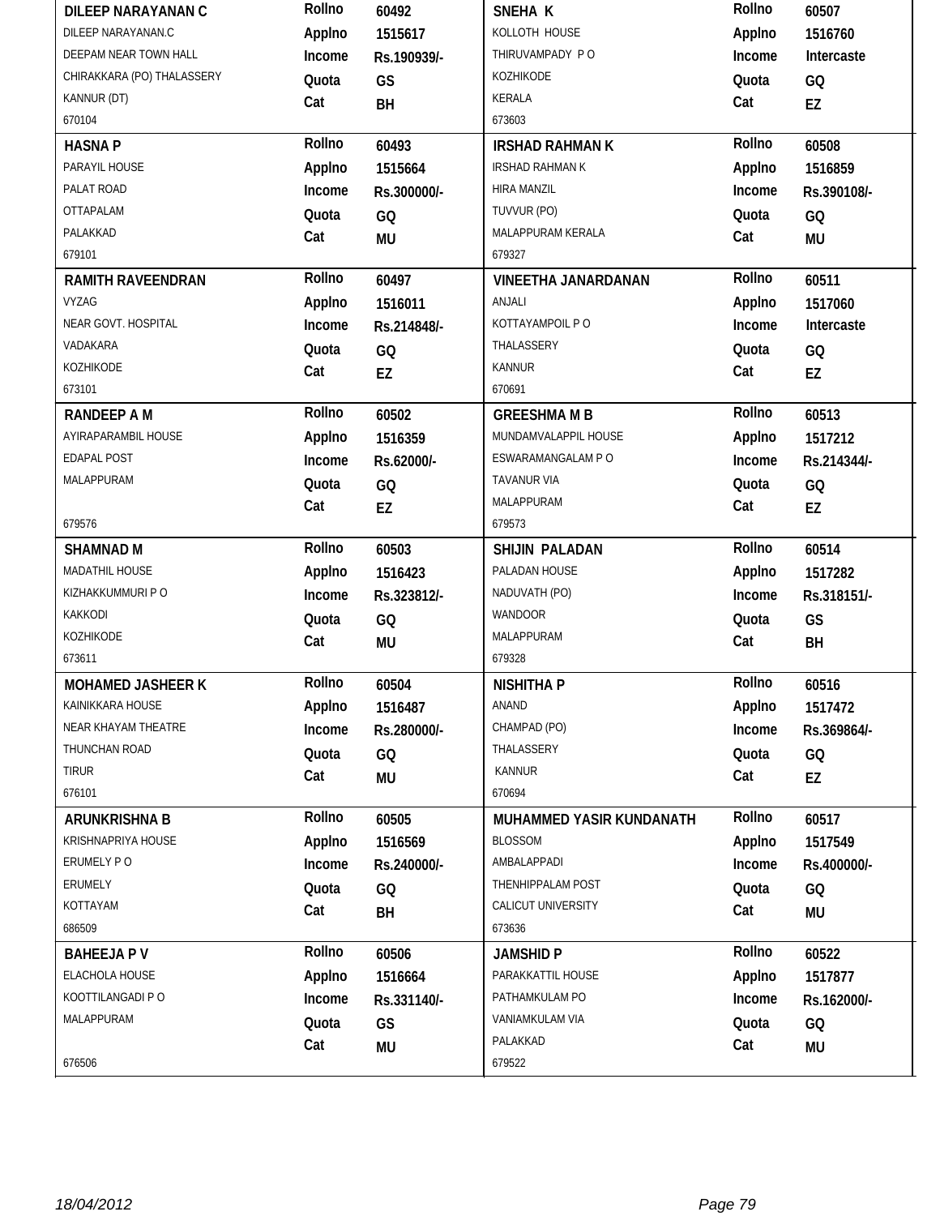| Name / Address | | | Name / Address | | |
|---|---|---|---|---|---|
| **DILEEP NARAYANAN C** | **Rollno** | **60492** | **SNEHA K** | **Rollno** | **60507** |
| DILEEP NARAYANAN.C | **Applno** | **1515617** | KOLLOTH HOUSE | **Applno** | **1516760** |
| DEEPAM NEAR TOWN HALL | **Income** | **Rs.190939/-** | THIRUVAMPADY P O | **Income** | **Intercaste** |
| CHIRAKKARA (PO) THALASSERY | **Quota** | **GS** | KOZHIKODE | **Quota** | **GQ** |
| KANNUR (DT) | **Cat** | **BH** | KERALA | **Cat** | **EZ** |
| 670104 | | | 673603 | | |
| **HASNA P** | **Rollno** | **60493** | **IRSHAD RAHMAN K** | **Rollno** | **60508** |
| PARAYIL HOUSE | **Applno** | **1515664** | IRSHAD RAHMAN K | **Applno** | **1516859** |
| PALAT ROAD | **Income** | **Rs.300000/-** | HIRA MANZIL | **Income** | **Rs.390108/-** |
| OTTAPALAM | **Quota** | **GQ** | TUVVUR (PO) | **Quota** | **GQ** |
| PALAKKAD | **Cat** | **MU** | MALAPPURAM KERALA | **Cat** | **MU** |
| 679101 | | | 679327 | | |
| **RAMITH RAVEENDRAN** | **Rollno** | **60497** | **VINEETHA JANARDANAN** | **Rollno** | **60511** |
| VYZAG | **Applno** | **1516011** | ANJALI | **Applno** | **1517060** |
| NEAR GOVT. HOSPITAL | **Income** | **Rs.214848/-** | KOTTAYAMPOIL P O | **Income** | **Intercaste** |
| VADAKARA | **Quota** | **GQ** | THALASSERY | **Quota** | **GQ** |
| KOZHIKODE | **Cat** | **EZ** | KANNUR | **Cat** | **EZ** |
| 673101 | | | 670691 | | |
| **RANDEEP A M** | **Rollno** | **60502** | **GREESHMA M B** | **Rollno** | **60513** |
| AYIRAPARAMBIL HOUSE | **Applno** | **1516359** | MUNDAMVALAPPIL HOUSE | **Applno** | **1517212** |
| EDAPAL POST | **Income** | **Rs.62000/-** | ESWARAMANGALAM P O | **Income** | **Rs.214344/-** |
| MALAPPURAM | **Quota** | **GQ** | TAVANUR VIA | **Quota** | **GQ** |
| | **Cat** | **EZ** | MALAPPURAM | **Cat** | **EZ** |
| 679576 | | | 679573 | | |
| **SHAMNAD M** | **Rollno** | **60503** | **SHIJIN PALADAN** | **Rollno** | **60514** |
| MADATHIL HOUSE | **Applno** | **1516423** | PALADAN HOUSE | **Applno** | **1517282** |
| KIZHAKKUMMURI P O | **Income** | **Rs.323812/-** | NADUVATH (PO) | **Income** | **Rs.318151/-** |
| KAKKODI | **Quota** | **GQ** | WANDOOR | **Quota** | **GS** |
| KOZHIKODE | **Cat** | **MU** | MALAPPURAM | **Cat** | **BH** |
| 673611 | | | 679328 | | |
| **MOHAMED JASHEER K** | **Rollno** | **60504** | **NISHITHA P** | **Rollno** | **60516** |
| KAINIKKARA HOUSE | **Applno** | **1516487** | ANAND | **Applno** | **1517472** |
| NEAR KHAYAM THEATRE | **Income** | **Rs.280000/-** | CHAMPAD (PO) | **Income** | **Rs.369864/-** |
| THUNCHAN ROAD | **Quota** | **GQ** | THALASSERY | **Quota** | **GQ** |
| TIRUR | **Cat** | **MU** | KANNUR | **Cat** | **EZ** |
| 676101 | | | 670694 | | |
| **ARUNKRISHNA B** | **Rollno** | **60505** | **MUHAMMED YASIR KUNDANATH** | **Rollno** | **60517** |
| KRISHNAPRIYA HOUSE | **Applno** | **1516569** | BLOSSOM | **Applno** | **1517549** |
| ERUMELY P O | **Income** | **Rs.240000/-** | AMBALAPPADI | **Income** | **Rs.400000/-** |
| ERUMELY | **Quota** | **GQ** | THENHIPPALAM POST | **Quota** | **GQ** |
| KOTTAYAM | **Cat** | **BH** | CALICUT UNIVERSITY | **Cat** | **MU** |
| 686509 | | | 673636 | | |
| **BAHEEJA P V** | **Rollno** | **60506** | **JAMSHID P** | **Rollno** | **60522** |
| ELACHOLA HOUSE | **Applno** | **1516664** | PARAKKATTIL HOUSE | **Applno** | **1517877** |
| KOOTTILANGADI P O | **Income** | **Rs.331140/-** | PATHAMKULAM PO | **Income** | **Rs.162000/-** |
| MALAPPURAM | **Quota** | **GS** | VANIAMKULAM VIA | **Quota** | **GQ** |
| | **Cat** | **MU** | PALAKKAD | **Cat** | **MU** |
| 676506 | | | 679522 | | |

*18/04/2012*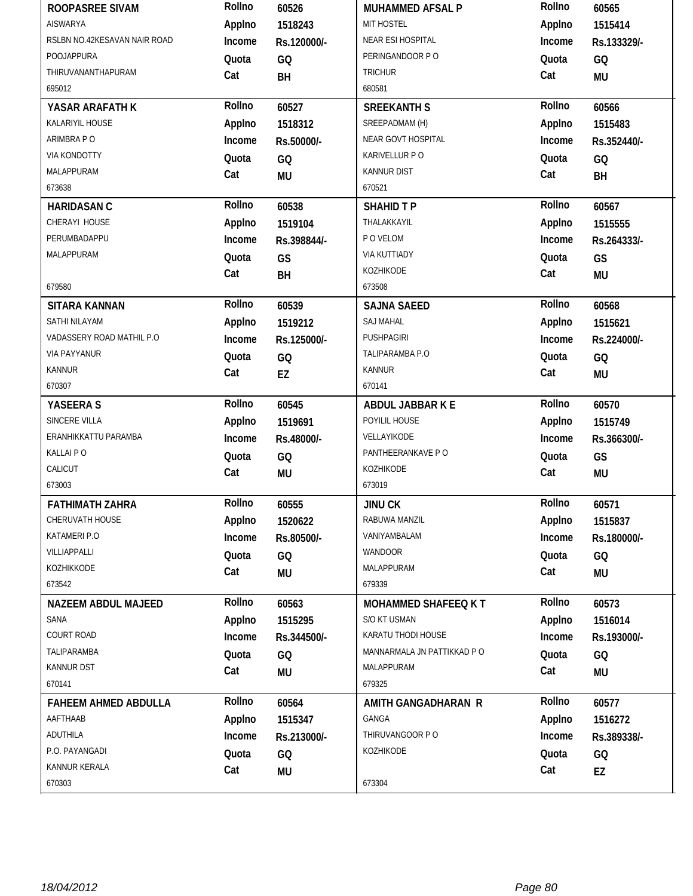| Name / Address | Details | Name / Address | Details |
|---|---|---|---|
| **ROOPASREE SIVAM**<br>AISWARYA<br>RSLBN NO.42KESAVAN NAIR ROAD<br>POOJAPPURA<br>THIRUVANANTHAPURAM<br>695012 | Rollno 60526<br>Applno 1518243<br>Income Rs.120000/-<br>Quota GQ<br>Cat BH | **MUHAMMED AFSAL P**<br>MIT HOSTEL<br>NEAR ESI HOSPITAL<br>PERINGANDOOR P O<br>TRICHUR<br>680581 | Rollno 60565<br>Applno 1515414<br>Income Rs.133329/-<br>Quota GQ<br>Cat MU |
| **YASAR ARAFATH K**<br>KALARIYIL HOUSE<br>ARIMBRA P O<br>VIA KONDOTTY<br>MALAPPURAM<br>673638 | Rollno 60527<br>Applno 1518312<br>Income Rs.50000/-<br>Quota GQ<br>Cat MU | **SREEKANTH S**<br>SREEPADMAM (H)<br>NEAR GOVT HOSPITAL<br>KARIVELLUR P O<br>KANNUR DIST<br>670521 | Rollno 60566<br>Applno 1515483<br>Income Rs.352440/-<br>Quota GQ<br>Cat BH |
| **HARIDASAN C**<br>CHERAYI HOUSE<br>PERUMBADAPPU<br>MALAPPURAM<br>679580 | Rollno 60538<br>Applno 1519104<br>Income Rs.398844/-<br>Quota GS<br>Cat BH | **SHAHID T P**<br>THALAKKAYIL<br>P O VELOM<br>VIA KUTTIADY<br>KOZHIKODE<br>673508 | Rollno 60567<br>Applno 1515555<br>Income Rs.264333/-<br>Quota GS<br>Cat MU |
| **SITARA KANNAN**<br>SATHI NILAYAM<br>VADASSERY ROAD MATHIL P.O<br>VIA PAYYANUR<br>KANNUR<br>670307 | Rollno 60539<br>Applno 1519212<br>Income Rs.125000/-<br>Quota GQ<br>Cat EZ | **SAJNA SAEED**<br>SAJ MAHAL<br>PUSHPAGIRI<br>TALIPARAMBA P.O<br>KANNUR<br>670141 | Rollno 60568<br>Applno 1515621<br>Income Rs.224000/-<br>Quota GQ<br>Cat MU |
| **YASEERA S**<br>SINCERE VILLA<br>ERANHIKKATTU PARAMBA<br>KALLAI P O<br>CALICUT<br>673003 | Rollno 60545<br>Applno 1519691<br>Income Rs.48000/-<br>Quota GQ<br>Cat MU | **ABDUL JABBAR K E**<br>POYILIL HOUSE<br>VELLAYIKODE<br>PANTHEERANKAVE P O<br>KOZHIKODE<br>673019 | Rollno 60570<br>Applno 1515749<br>Income Rs.366300/-<br>Quota GS<br>Cat MU |
| **FATHIMATH ZAHRA**<br>CHERUVATH HOUSE<br>KATAMERI P.O<br>VILLIAPPALLI<br>KOZHIKKODE<br>673542 | Rollno 60555<br>Applno 1520622<br>Income Rs.80500/-<br>Quota GQ<br>Cat MU | **JINU CK**<br>RABUWA MANZIL<br>VANIYAMBALAM<br>WANDOOR<br>MALAPPURAM<br>679339 | Rollno 60571<br>Applno 1515837<br>Income Rs.180000/-<br>Quota GQ<br>Cat MU |
| **NAZEEM ABDUL MAJEED**<br>SANA<br>COURT ROAD<br>TALIPARAMBA<br>KANNUR DST<br>670141 | Rollno 60563<br>Applno 1515295<br>Income Rs.344500/-<br>Quota GQ<br>Cat MU | **MOHAMMED SHAFEEQ K T**<br>S/O KT USMAN<br>KARATU THODI HOUSE<br>MANNARMALA JN PATTIKKAD P O<br>MALAPPURAM<br>679325 | Rollno 60573<br>Applno 1516014<br>Income Rs.193000/-<br>Quota GQ<br>Cat MU |
| **FAHEEM AHMED ABDULLA**<br>AAFTHAAB<br>ADUTHILA<br>P.O. PAYANGADI<br>KANNUR KERALA<br>670303 | Rollno 60564<br>Applno 1515347<br>Income Rs.213000/-<br>Quota GQ<br>Cat MU | **AMITH GANGADHARAN R**<br>GANGA<br>THIRUVANGOOR P O<br>KOZHIKODE<br>673304 | Rollno 60577<br>Applno 1516272<br>Income Rs.389338/-<br>Quota GQ<br>Cat EZ |

18/04/2012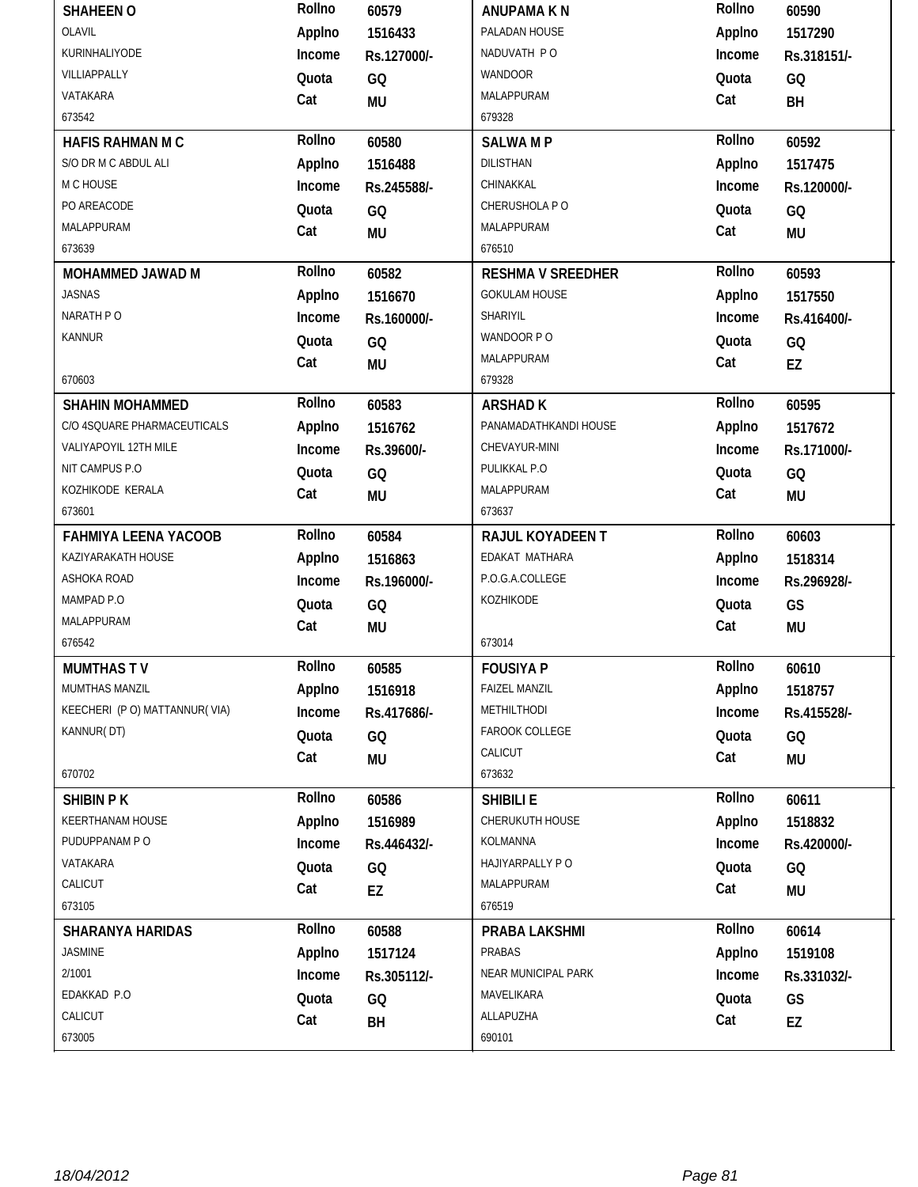| Name / Address | Details | Name / Address | Details |
|---|---|---|---|
| **SHAHEEN O**<br>OLAVIL<br>KURINHALIYODE<br>VILLIAPPALLY<br>VATAKARA<br>673542 | Rollno 60579<br>Applno 1516433<br>Income Rs.127000/-<br>Quota GQ<br>Cat MU | **ANUPAMA K N**<br>PALADAN HOUSE<br>NADUVATH P O<br>WANDOOR<br>MALAPPURAM<br>679328 | Rollno 60590<br>Applno 1517290<br>Income Rs.318151/-<br>Quota GQ<br>Cat BH |
| **HAFIS RAHMAN M C**<br>S/O DR M C ABDUL ALI<br>M C HOUSE<br>PO AREACODE<br>MALAPPURAM<br>673639 | Rollno 60580<br>Applno 1516488<br>Income Rs.245588/-<br>Quota GQ<br>Cat MU | **SALWA M P**<br>DILISTHAN<br>CHINAKKAL<br>CHERUSHOLA P O<br>MALAPPURAM<br>676510 | Rollno 60592<br>Applno 1517475<br>Income Rs.120000/-<br>Quota GQ<br>Cat MU |
| **MOHAMMED JAWAD M**<br>JASNAS<br>NARATH P O<br>KANNUR<br>670603 | Rollno 60582<br>Applno 1516670<br>Income Rs.160000/-<br>Quota GQ<br>Cat MU | **RESHMA V SREEDHER**<br>GOKULAM HOUSE<br>SHARIYIL<br>WANDOOR P O<br>MALAPPURAM<br>679328 | Rollno 60593<br>Applno 1517550<br>Income Rs.416400/-<br>Quota GQ<br>Cat EZ |
| **SHAHIN MOHAMMED**<br>C/O 4SQUARE PHARMACEUTICALS<br>VALIYAPOYIL 12TH MILE<br>NIT CAMPUS P.O<br>KOZHIKODE KERALA<br>673601 | Rollno 60583<br>Applno 1516762<br>Income Rs.39600/-<br>Quota GQ<br>Cat MU | **ARSHAD K**<br>PANAMADATHKANDI HOUSE<br>CHEVAYUR-MINI<br>PULIKKAL P.O<br>MALAPPURAM<br>673637 | Rollno 60595<br>Applno 1517672<br>Income Rs.171000/-<br>Quota GQ<br>Cat MU |
| **FAHMIYA LEENA YACOOB**<br>KAZIYARAKATH HOUSE<br>ASHOKA ROAD<br>MAMPAD P.O<br>MALAPPURAM<br>676542 | Rollno 60584<br>Applno 1516863<br>Income Rs.196000/-<br>Quota GQ<br>Cat MU | **RAJUL KOYADEEN T**<br>EDAKAT MATHARA<br>P.O.G.A.COLLEGE<br>KOZHIKODE<br>673014 | Rollno 60603<br>Applno 1518314<br>Income Rs.296928/-<br>Quota GS<br>Cat MU |
| **MUMTHAS T V**<br>MUMTHAS MANZIL<br>KEECHERI (P O) MATTANNUR( VIA)<br>KANNUR( DT)<br>670702 | Rollno 60585<br>Applno 1516918<br>Income Rs.417686/-<br>Quota GQ<br>Cat MU | **FOUSIYA P**<br>FAIZEL MANZIL<br>METHILTHODI<br>FAROOK COLLEGE<br>CALICUT<br>673632 | Rollno 60610<br>Applno 1518757<br>Income Rs.415528/-<br>Quota GQ<br>Cat MU |
| **SHIBIN P K**<br>KEERTHANAM HOUSE<br>PUDUPPANAM P O<br>VATAKARA<br>CALICUT<br>673105 | Rollno 60586<br>Applno 1516989<br>Income Rs.446432/-<br>Quota GQ<br>Cat EZ | **SHIBILI E**<br>CHERUKUTH HOUSE<br>KOLMANNA<br>HAJIYARPALLY P O<br>MALAPPURAM<br>676519 | Rollno 60611<br>Applno 1518832<br>Income Rs.420000/-<br>Quota GQ<br>Cat MU |
| **SHARANYA HARIDAS**<br>JASMINE<br>2/1001<br>EDAKKAD P.O<br>CALICUT<br>673005 | Rollno 60588<br>Applno 1517124<br>Income Rs.305112/-<br>Quota GQ<br>Cat BH | **PRABA LAKSHMI**<br>PRABAS<br>NEAR MUNICIPAL PARK<br>MAVELIKARA<br>ALLAPUZHA<br>690101 | Rollno 60614<br>Applno 1519108<br>Income Rs.331032/-<br>Quota GS<br>Cat EZ |

18/04/2012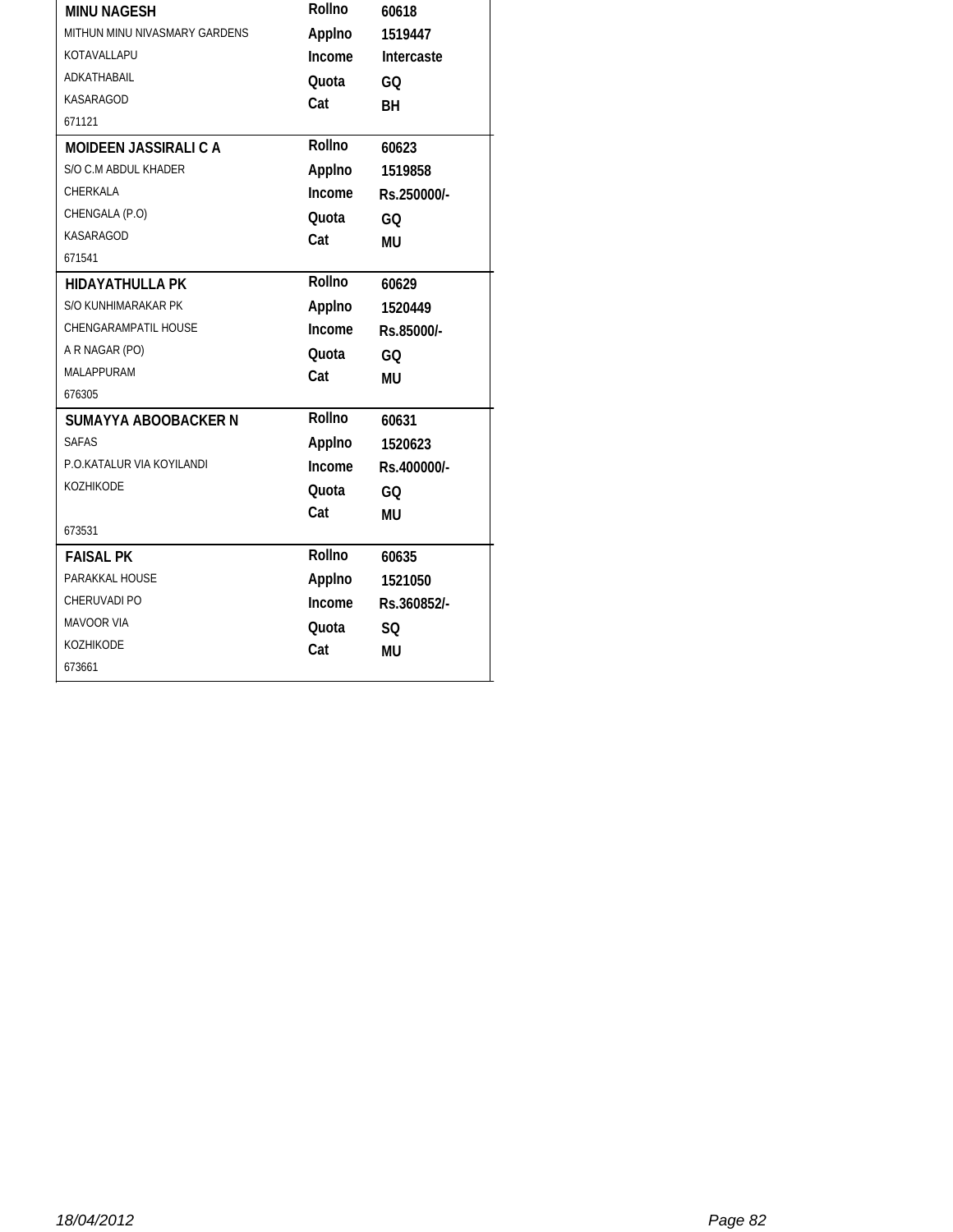| | | |
|---|---|---|
| **MINU NAGESH**<br>MITHUN MINU NIVASMARY GARDENS<br>KOTAVALLAPU<br>ADKATHABAIL<br>KASARAGOD<br>671121 | **Rollno**<br>**Applno**<br>**Income**<br>**Quota**<br>**Cat** | **60618**<br>**1519447**<br>**Intercaste**<br>**GQ**<br>**BH** |
| **MOIDEEN JASSIRALI C A**<br>S/O C.M ABDUL KHADER<br>CHERKALA<br>CHENGALA (P.O)<br>KASARAGOD<br>671541 | **Rollno**<br>**Applno**<br>**Income**<br>**Quota**<br>**Cat** | **60623**<br>**1519858**<br>**Rs.250000/-**<br>**GQ**<br>**MU** |
| **HIDAYATHULLA PK**<br>S/O KUNHIMARAKAR PK<br>CHENGARAMPATIL HOUSE<br>A R NAGAR (PO)<br>MALAPPURAM<br>676305 | **Rollno**<br>**Applno**<br>**Income**<br>**Quota**<br>**Cat** | **60629**<br>**1520449**<br>**Rs.85000/-**<br>**GQ**<br>**MU** |
| **SUMAYYA ABOOBACKER N**<br>SAFAS<br>P.O.KATALUR VIA KOYILANDI<br>KOZHIKODE<br>673531 | **Rollno**<br>**Applno**<br>**Income**<br>**Quota**<br>**Cat** | **60631**<br>**1520623**<br>**Rs.400000/-**<br>**GQ**<br>**MU** |
| **FAISAL PK**<br>PARAKKAL HOUSE<br>CHERUVADI PO<br>MAVOOR VIA<br>KOZHIKODE<br>673661 | **Rollno**<br>**Applno**<br>**Income**<br>**Quota**<br>**Cat** | **60635**<br>**1521050**<br>**Rs.360852/-**<br>**SQ**<br>**MU** |

*18/04/2012*